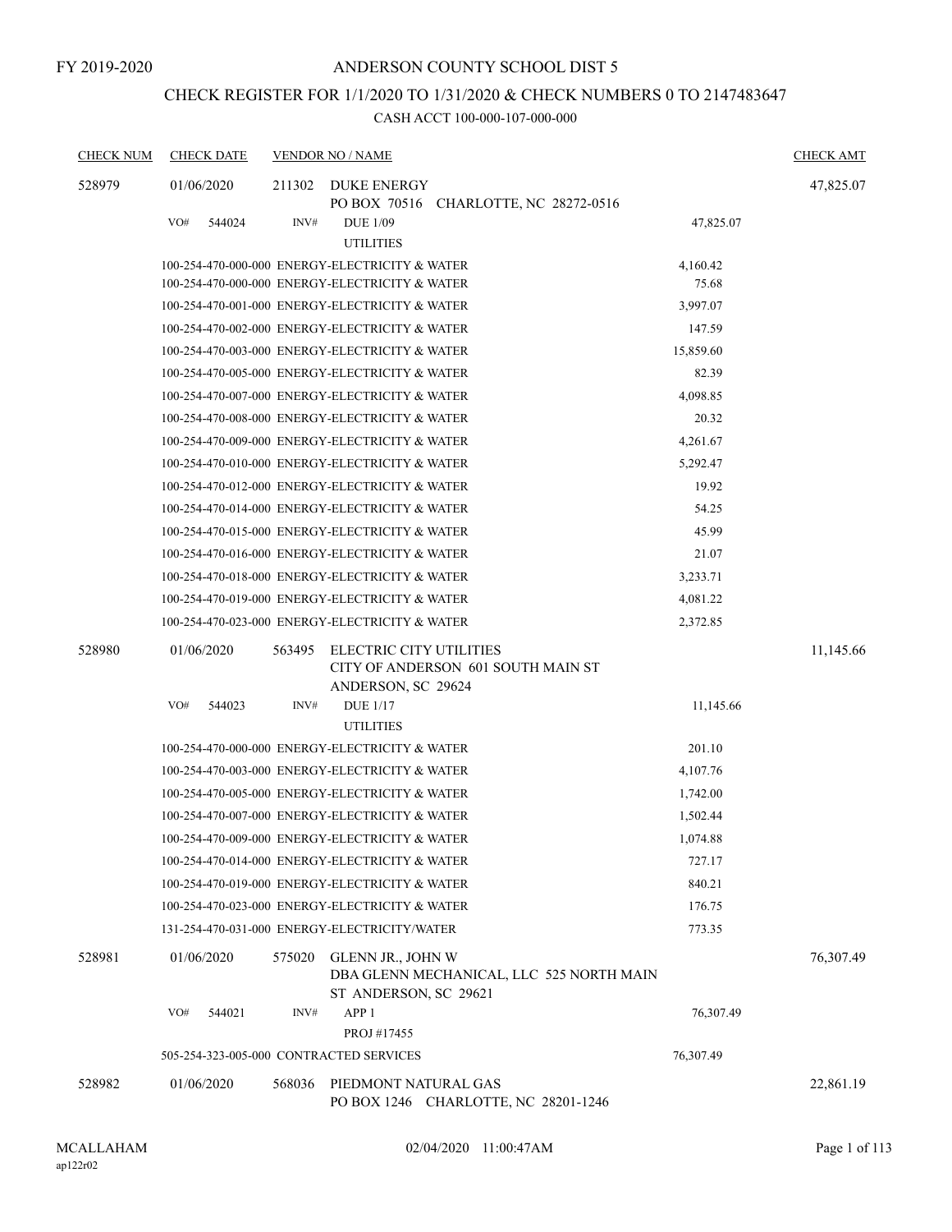FY 2019-2020

# ANDERSON COUNTY SCHOOL DIST 5

## CHECK REGISTER FOR 1/1/2020 TO 1/31/2020 & CHECK NUMBERS 0 TO 2147483647

### CASH ACCT 100-000-107-000-000

| CHECK NUM | CHECK DATE | VENDOR NO / NAME | | CHECK AMT |
|---|---|---|---|---|
| 528979 | 01/06/2020 | 211302 DUKE ENERGY<br>PO BOX 70516 CHARLOTTE, NC 28272-0516 | | 47,825.07 |
| | VO# 544024 | INV# DUE 1/09<br>UTILITIES | 47,825.07 | |
| | | 100-254-470-000-000 ENERGY-ELECTRICITY & WATER | 4,160.42 | |
| | | 100-254-470-000-000 ENERGY-ELECTRICITY & WATER | 75.68 | |
| | | 100-254-470-001-000 ENERGY-ELECTRICITY & WATER | 3,997.07 | |
| | | 100-254-470-002-000 ENERGY-ELECTRICITY & WATER | 147.59 | |
| | | 100-254-470-003-000 ENERGY-ELECTRICITY & WATER | 15,859.60 | |
| | | 100-254-470-005-000 ENERGY-ELECTRICITY & WATER | 82.39 | |
| | | 100-254-470-007-000 ENERGY-ELECTRICITY & WATER | 4,098.85 | |
| | | 100-254-470-008-000 ENERGY-ELECTRICITY & WATER | 20.32 | |
| | | 100-254-470-009-000 ENERGY-ELECTRICITY & WATER | 4,261.67 | |
| | | 100-254-470-010-000 ENERGY-ELECTRICITY & WATER | 5,292.47 | |
| | | 100-254-470-012-000 ENERGY-ELECTRICITY & WATER | 19.92 | |
| | | 100-254-470-014-000 ENERGY-ELECTRICITY & WATER | 54.25 | |
| | | 100-254-470-015-000 ENERGY-ELECTRICITY & WATER | 45.99 | |
| | | 100-254-470-016-000 ENERGY-ELECTRICITY & WATER | 21.07 | |
| | | 100-254-470-018-000 ENERGY-ELECTRICITY & WATER | 3,233.71 | |
| | | 100-254-470-019-000 ENERGY-ELECTRICITY & WATER | 4,081.22 | |
| | | 100-254-470-023-000 ENERGY-ELECTRICITY & WATER | 2,372.85 | |
| 528980 | 01/06/2020 | 563495 ELECTRIC CITY UTILITIES<br>CITY OF ANDERSON 601 SOUTH MAIN ST<br>ANDERSON, SC 29624 | | 11,145.66 |
| | VO# 544023 | INV# DUE 1/17<br>UTILITIES | 11,145.66 | |
| | | 100-254-470-000-000 ENERGY-ELECTRICITY & WATER | 201.10 | |
| | | 100-254-470-003-000 ENERGY-ELECTRICITY & WATER | 4,107.76 | |
| | | 100-254-470-005-000 ENERGY-ELECTRICITY & WATER | 1,742.00 | |
| | | 100-254-470-007-000 ENERGY-ELECTRICITY & WATER | 1,502.44 | |
| | | 100-254-470-009-000 ENERGY-ELECTRICITY & WATER | 1,074.88 | |
| | | 100-254-470-014-000 ENERGY-ELECTRICITY & WATER | 727.17 | |
| | | 100-254-470-019-000 ENERGY-ELECTRICITY & WATER | 840.21 | |
| | | 100-254-470-023-000 ENERGY-ELECTRICITY & WATER | 176.75 | |
| | | 131-254-470-031-000 ENERGY-ELECTRICITY/WATER | 773.35 | |
| 528981 | 01/06/2020 | 575020 GLENN JR., JOHN W<br>DBA GLENN MECHANICAL, LLC 525 NORTH MAIN<br>ST ANDERSON, SC 29621 | | 76,307.49 |
| | VO# 544021 | INV# APP 1<br>PROJ #17455 | 76,307.49 | |
| | | 505-254-323-005-000 CONTRACTED SERVICES | 76,307.49 | |
| 528982 | 01/06/2020 | 568036 PIEDMONT NATURAL GAS<br>PO BOX 1246 CHARLOTTE, NC 28201-1246 | | 22,861.19 |

MCALLAHAM
ap122r02

02/04/2020 11:00:47AM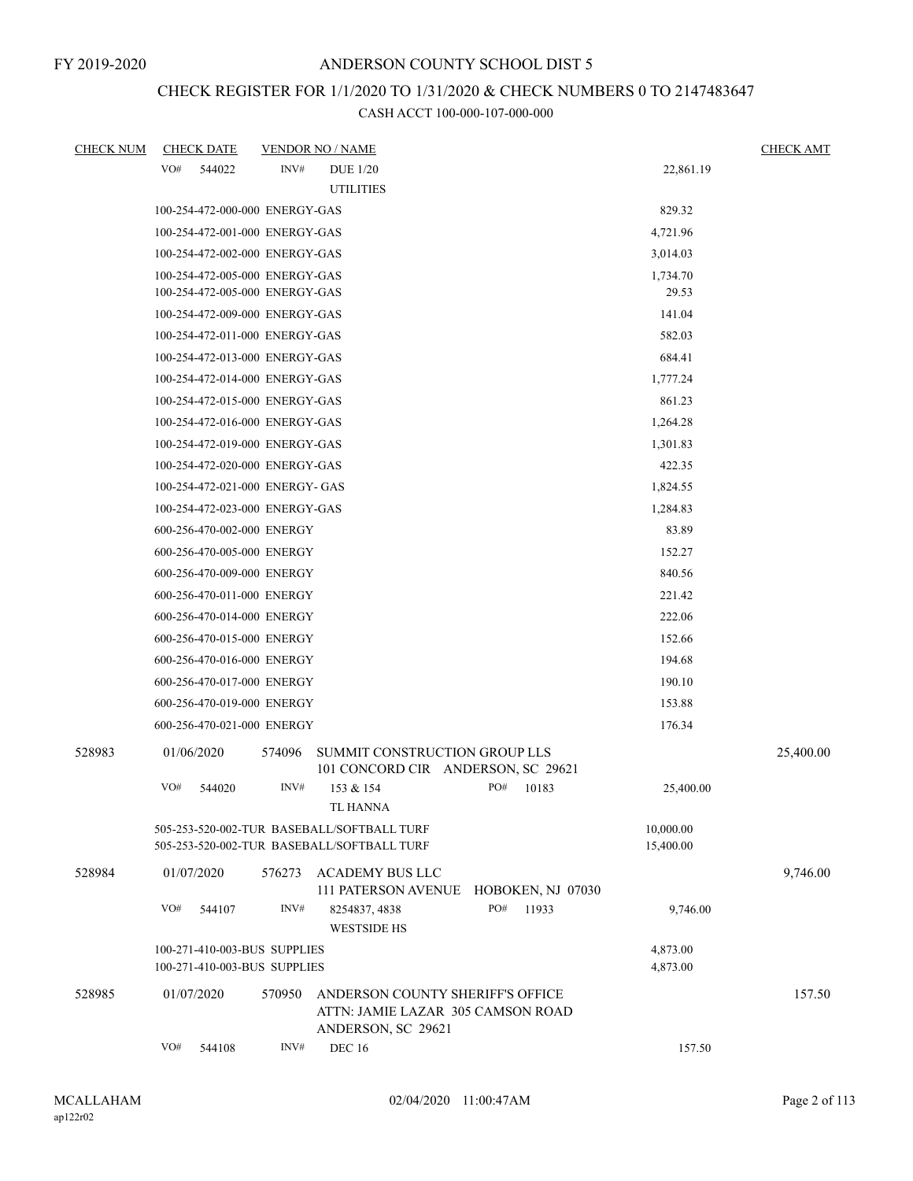FY 2019-2020

# ANDERSON COUNTY SCHOOL DIST 5

## CHECK REGISTER FOR 1/1/2020 TO 1/31/2020 & CHECK NUMBERS 0 TO 2147483647

### CASH ACCT 100-000-107-000-000

| CHECK NUM | CHECK DATE | VENDOR NO / NAME | | CHECK AMT |
|---|---|---|---|---|
| | VO# 544022 | INV# DUE 1/20 UTILITIES | 22,861.19 | |
| | | 100-254-472-000-000 ENERGY-GAS | 829.32 | |
| | | 100-254-472-001-000 ENERGY-GAS | 4,721.96 | |
| | | 100-254-472-002-000 ENERGY-GAS | 3,014.03 | |
| | | 100-254-472-005-000 ENERGY-GAS | 1,734.70 | |
| | | 100-254-472-005-000 ENERGY-GAS | 29.53 | |
| | | 100-254-472-009-000 ENERGY-GAS | 141.04 | |
| | | 100-254-472-011-000 ENERGY-GAS | 582.03 | |
| | | 100-254-472-013-000 ENERGY-GAS | 684.41 | |
| | | 100-254-472-014-000 ENERGY-GAS | 1,777.24 | |
| | | 100-254-472-015-000 ENERGY-GAS | 861.23 | |
| | | 100-254-472-016-000 ENERGY-GAS | 1,264.28 | |
| | | 100-254-472-019-000 ENERGY-GAS | 1,301.83 | |
| | | 100-254-472-020-000 ENERGY-GAS | 422.35 | |
| | | 100-254-472-021-000 ENERGY- GAS | 1,824.55 | |
| | | 100-254-472-023-000 ENERGY-GAS | 1,284.83 | |
| | | 600-256-470-002-000 ENERGY | 83.89 | |
| | | 600-256-470-005-000 ENERGY | 152.27 | |
| | | 600-256-470-009-000 ENERGY | 840.56 | |
| | | 600-256-470-011-000 ENERGY | 221.42 | |
| | | 600-256-470-014-000 ENERGY | 222.06 | |
| | | 600-256-470-015-000 ENERGY | 152.66 | |
| | | 600-256-470-016-000 ENERGY | 194.68 | |
| | | 600-256-470-017-000 ENERGY | 190.10 | |
| | | 600-256-470-019-000 ENERGY | 153.88 | |
| | | 600-256-470-021-000 ENERGY | 176.34 | |
| 528983 | 01/06/2020 | 574096 SUMMIT CONSTRUCTION GROUP LLS 101 CONCORD CIR ANDERSON, SC 29621 | | 25,400.00 |
| | VO# 544020 | INV# 153 & 154 PO# 10183 TL HANNA | 25,400.00 | |
| | | 505-253-520-002-TUR BASEBALL/SOFTBALL TURF | 10,000.00 | |
| | | 505-253-520-002-TUR BASEBALL/SOFTBALL TURF | 15,400.00 | |
| 528984 | 01/07/2020 | 576273 ACADEMY BUS LLC 111 PATERSON AVENUE HOBOKEN, NJ 07030 | | 9,746.00 |
| | VO# 544107 | INV# 8254837, 4838 PO# 11933 WESTSIDE HS | 9,746.00 | |
| | | 100-271-410-003-BUS SUPPLIES | 4,873.00 | |
| | | 100-271-410-003-BUS SUPPLIES | 4,873.00 | |
| 528985 | 01/07/2020 | 570950 ANDERSON COUNTY SHERIFF'S OFFICE ATTN: JAMIE LAZAR 305 CAMSON ROAD ANDERSON, SC 29621 | | 157.50 |
| | VO# 544108 | INV# DEC 16 | 157.50 | |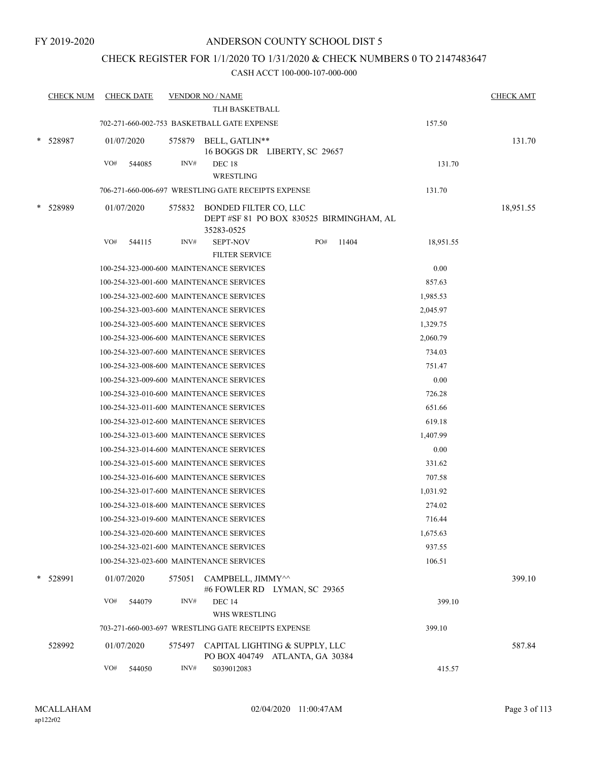FY 2019-2020

ANDERSON COUNTY SCHOOL DIST 5

CHECK REGISTER FOR 1/1/2020 TO 1/31/2020 & CHECK NUMBERS 0 TO 2147483647

CASH ACCT 100-000-107-000-000

| CHECK NUM | CHECK DATE | VENDOR NO / NAME | | CHECK AMT |
|---|---|---|---|---|
| | | TLH BASKETBALL | | |
| | | 702-271-660-002-753 BASKETBALL GATE EXPENSE | 157.50 | |
| * 528987 | 01/07/2020 | 575879 BELL, GATLIN** 16 BOGGS DR LIBERTY, SC 29657 | | 131.70 |
| | VO# 544085 | INV# DEC 18 WRESTLING | 131.70 | |
| | | 706-271-660-006-697 WRESTLING GATE RECEIPTS EXPENSE | 131.70 | |
| * 528989 | 01/07/2020 | 575832 BONDED FILTER CO, LLC DEPT #SF 81 PO BOX 830525 BIRMINGHAM, AL 35283-0525 | | 18,951.55 |
| | VO# 544115 | INV# SEPT-NOV PO# 11404 FILTER SERVICE | 18,951.55 | |
| | | 100-254-323-000-600 MAINTENANCE SERVICES | 0.00 | |
| | | 100-254-323-001-600 MAINTENANCE SERVICES | 857.63 | |
| | | 100-254-323-002-600 MAINTENANCE SERVICES | 1,985.53 | |
| | | 100-254-323-003-600 MAINTENANCE SERVICES | 2,045.97 | |
| | | 100-254-323-005-600 MAINTENANCE SERVICES | 1,329.75 | |
| | | 100-254-323-006-600 MAINTENANCE SERVICES | 2,060.79 | |
| | | 100-254-323-007-600 MAINTENANCE SERVICES | 734.03 | |
| | | 100-254-323-008-600 MAINTENANCE SERVICES | 751.47 | |
| | | 100-254-323-009-600 MAINTENANCE SERVICES | 0.00 | |
| | | 100-254-323-010-600 MAINTENANCE SERVICES | 726.28 | |
| | | 100-254-323-011-600 MAINTENANCE SERVICES | 651.66 | |
| | | 100-254-323-012-600 MAINTENANCE SERVICES | 619.18 | |
| | | 100-254-323-013-600 MAINTENANCE SERVICES | 1,407.99 | |
| | | 100-254-323-014-600 MAINTENANCE SERVICES | 0.00 | |
| | | 100-254-323-015-600 MAINTENANCE SERVICES | 331.62 | |
| | | 100-254-323-016-600 MAINTENANCE SERVICES | 707.58 | |
| | | 100-254-323-017-600 MAINTENANCE SERVICES | 1,031.92 | |
| | | 100-254-323-018-600 MAINTENANCE SERVICES | 274.02 | |
| | | 100-254-323-019-600 MAINTENANCE SERVICES | 716.44 | |
| | | 100-254-323-020-600 MAINTENANCE SERVICES | 1,675.63 | |
| | | 100-254-323-021-600 MAINTENANCE SERVICES | 937.55 | |
| | | 100-254-323-023-600 MAINTENANCE SERVICES | 106.51 | |
| * 528991 | 01/07/2020 | 575051 CAMPBELL, JIMMY^^ #6 FOWLER RD LYMAN, SC 29365 | | 399.10 |
| | VO# 544079 | INV# DEC 14 WHS WRESTLING | 399.10 | |
| | | 703-271-660-003-697 WRESTLING GATE RECEIPTS EXPENSE | 399.10 | |
| 528992 | 01/07/2020 | 575497 CAPITAL LIGHTING & SUPPLY, LLC PO BOX 404749 ATLANTA, GA 30384 | | 587.84 |
| | VO# 544050 | INV# S039012083 | 415.57 | |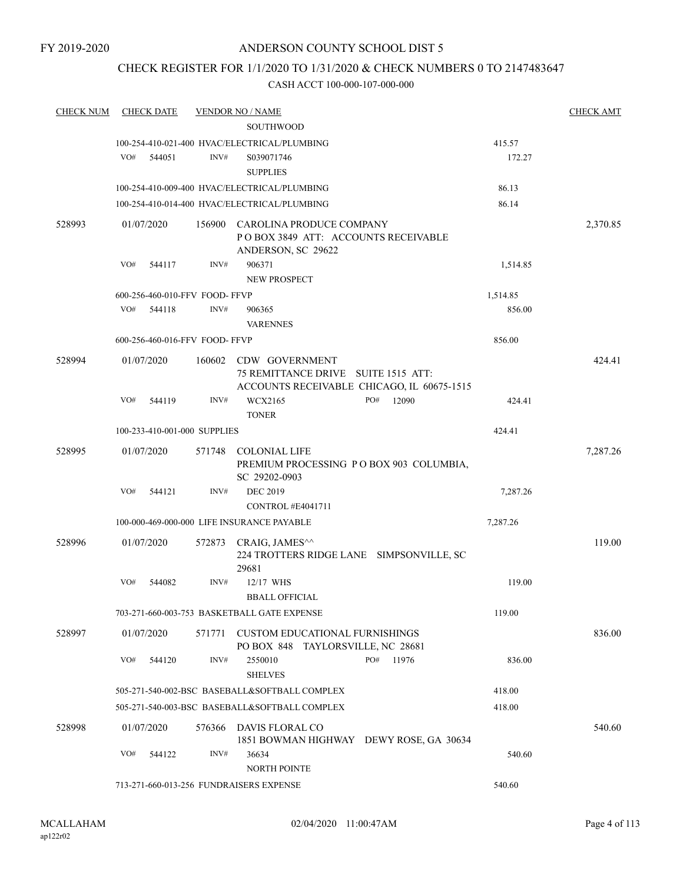FY 2019-2020

# ANDERSON COUNTY SCHOOL DIST 5

## CHECK REGISTER FOR 1/1/2020 TO 1/31/2020 & CHECK NUMBERS 0 TO 2147483647

CASH ACCT 100-000-107-000-000

| CHECK NUM | CHECK DATE | VENDOR NO / NAME | | CHECK AMT |
|---|---|---|---|---|
| | | SOUTHWOOD | | |
| | | 100-254-410-021-400 HVAC/ELECTRICAL/PLUMBING | 415.57 | |
| | VO# 544051 | INV# S039071746 SUPPLIES | 172.27 | |
| | | 100-254-410-009-400 HVAC/ELECTRICAL/PLUMBING | 86.13 | |
| | | 100-254-410-014-400 HVAC/ELECTRICAL/PLUMBING | 86.14 | |
| 528993 | 01/07/2020 | 156900 CAROLINA PRODUCE COMPANY P O BOX 3849 ATT: ACCOUNTS RECEIVABLE ANDERSON, SC 29622 | | 2,370.85 |
| | VO# 544117 | INV# 906371 NEW PROSPECT | 1,514.85 | |
| | | 600-256-460-010-FFV FOOD- FFVP | 1,514.85 | |
| | VO# 544118 | INV# 906365 VARENNES | 856.00 | |
| | | 600-256-460-016-FFV FOOD- FFVP | 856.00 | |
| 528994 | 01/07/2020 | 160602 CDW GOVERNMENT 75 REMITTANCE DRIVE SUITE 1515 ATT: ACCOUNTS RECEIVABLE CHICAGO, IL 60675-1515 | | 424.41 |
| | VO# 544119 | INV# WCX2165 PO# 12090 TONER | 424.41 | |
| | | 100-233-410-001-000 SUPPLIES | 424.41 | |
| 528995 | 01/07/2020 | 571748 COLONIAL LIFE PREMIUM PROCESSING P O BOX 903 COLUMBIA, SC 29202-0903 | | 7,287.26 |
| | VO# 544121 | INV# DEC 2019 CONTROL #E4041711 | 7,287.26 | |
| | | 100-000-469-000-000 LIFE INSURANCE PAYABLE | 7,287.26 | |
| 528996 | 01/07/2020 | 572873 CRAIG, JAMES^^ 224 TROTTERS RIDGE LANE SIMPSONVILLE, SC 29681 | | 119.00 |
| | VO# 544082 | INV# 12/17 WHS BBALL OFFICIAL | 119.00 | |
| | | 703-271-660-003-753 BASKETBALL GATE EXPENSE | 119.00 | |
| 528997 | 01/07/2020 | 571771 CUSTOM EDUCATIONAL FURNISHINGS PO BOX 848 TAYLORSVILLE, NC 28681 | | 836.00 |
| | VO# 544120 | INV# 2550010 PO# 11976 SHELVES | 836.00 | |
| | | 505-271-540-002-BSC BASEBALL&SOFTBALL COMPLEX | 418.00 | |
| | | 505-271-540-003-BSC BASEBALL&SOFTBALL COMPLEX | 418.00 | |
| 528998 | 01/07/2020 | 576366 DAVIS FLORAL CO 1851 BOWMAN HIGHWAY DEWY ROSE, GA 30634 | | 540.60 |
| | VO# 544122 | INV# 36634 NORTH POINTE | 540.60 | |
| | | 713-271-660-013-256 FUNDRAISERS EXPENSE | 540.60 | |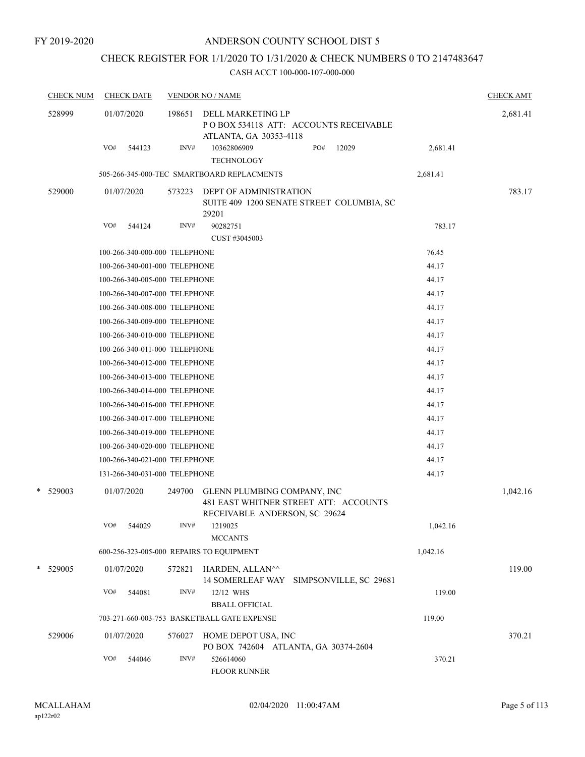FY 2019-2020

# ANDERSON COUNTY SCHOOL DIST 5

## CHECK REGISTER FOR 1/1/2020 TO 1/31/2020 & CHECK NUMBERS 0 TO 2147483647

### CASH ACCT 100-000-107-000-000

| CHECK NUM | CHECK DATE | VENDOR NO / NAME | | CHECK AMT |
|---|---|---|---|---|
| 528999 | 01/07/2020 | 198651 DELL MARKETING LP<br>P O BOX 534118 ATT: ACCOUNTS RECEIVABLE<br>ATLANTA, GA 30353-4118 | | 2,681.41 |
| | VO# 544123 | INV# 10362806909 PO# 12029<br>TECHNOLOGY | 2,681.41 | |
| | 505-266-345-000-TEC SMARTBOARD REPLACMENTS | | 2,681.41 | |
| 529000 | 01/07/2020 | 573223 DEPT OF ADMINISTRATION<br>SUITE 409 1200 SENATE STREET COLUMBIA, SC 29201 | | 783.17 |
| | VO# 544124 | INV# 90282751<br>CUST #3045003 | 783.17 | |
| | 100-266-340-000-000 TELEPHONE | | 76.45 | |
| | 100-266-340-001-000 TELEPHONE | | 44.17 | |
| | 100-266-340-005-000 TELEPHONE | | 44.17 | |
| | 100-266-340-007-000 TELEPHONE | | 44.17 | |
| | 100-266-340-008-000 TELEPHONE | | 44.17 | |
| | 100-266-340-009-000 TELEPHONE | | 44.17 | |
| | 100-266-340-010-000 TELEPHONE | | 44.17 | |
| | 100-266-340-011-000 TELEPHONE | | 44.17 | |
| | 100-266-340-012-000 TELEPHONE | | 44.17 | |
| | 100-266-340-013-000 TELEPHONE | | 44.17 | |
| | 100-266-340-014-000 TELEPHONE | | 44.17 | |
| | 100-266-340-016-000 TELEPHONE | | 44.17 | |
| | 100-266-340-017-000 TELEPHONE | | 44.17 | |
| | 100-266-340-019-000 TELEPHONE | | 44.17 | |
| | 100-266-340-020-000 TELEPHONE | | 44.17 | |
| | 100-266-340-021-000 TELEPHONE | | 44.17 | |
| | 131-266-340-031-000 TELEPHONE | | 44.17 | |
| * 529003 | 01/07/2020 | 249700 GLENN PLUMBING COMPANY, INC<br>481 EAST WHITNER STREET ATT: ACCOUNTS RECEIVABLE ANDERSON, SC 29624 | | 1,042.16 |
| | VO# 544029 | INV# 1219025<br>MCCANTS | 1,042.16 | |
| | 600-256-323-005-000 REPAIRS TO EQUIPMENT | | 1,042.16 | |
| * 529005 | 01/07/2020 | 572821 HARDEN, ALLAN^^<br>14 SOMERLEAF WAY SIMPSONVILLE, SC 29681 | | 119.00 |
| | VO# 544081 | INV# 12/12 WHS<br>BBALL OFFICIAL | 119.00 | |
| | 703-271-660-003-753 BASKETBALL GATE EXPENSE | | 119.00 | |
| 529006 | 01/07/2020 | 576027 HOME DEPOT USA, INC<br>PO BOX 742604 ATLANTA, GA 30374-2604 | | 370.21 |
| | VO# 544046 | INV# 526614060<br>FLOOR RUNNER | 370.21 | |

MCALLAHAM
ap122r02

02/04/2020 11:00:47AM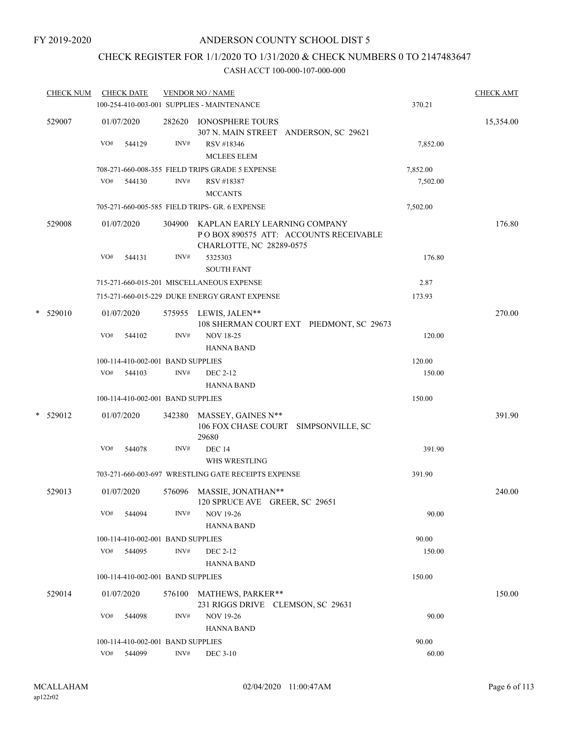FY 2019-2020

# ANDERSON COUNTY SCHOOL DIST 5

## CHECK REGISTER FOR 1/1/2020 TO 1/31/2020 & CHECK NUMBERS 0 TO 2147483647

### CASH ACCT 100-000-107-000-000

| CHECK NUM | CHECK DATE | VENDOR NO / NAME | | CHECK AMT |
|---|---|---|---|---|
| | 100-254-410-003-001 SUPPLIES - MAINTENANCE | | 370.21 | |
| 529007 | 01/07/2020 | 282620 IONOSPHERE TOURS<br>307 N. MAIN STREET ANDERSON, SC 29621 | | 15,354.00 |
| | VO# 544129 | INV# RSV #18346<br>MCLEES ELEM | 7,852.00 | |
| | 708-271-660-008-355 FIELD TRIPS GRADE 5 EXPENSE | | 7,852.00 | |
| | VO# 544130 | INV# RSV #18387<br>MCCANTS | 7,502.00 | |
| | 705-271-660-005-585 FIELD TRIPS- GR. 6 EXPENSE | | 7,502.00 | |
| 529008 | 01/07/2020 | 304900 KAPLAN EARLY LEARNING COMPANY<br>P O BOX 890575 ATT: ACCOUNTS RECEIVABLE<br>CHARLOTTE, NC 28289-0575 | | 176.80 |
| | VO# 544131 | INV# 5325303<br>SOUTH FANT | 176.80 | |
| | 715-271-660-015-201 MISCELLANEOUS EXPENSE | | 2.87 | |
| | 715-271-660-015-229 DUKE ENERGY GRANT EXPENSE | | 173.93 | |
| * 529010 | 01/07/2020 | 575955 LEWIS, JALEN**<br>108 SHERMAN COURT EXT PIEDMONT, SC 29673 | | 270.00 |
| | VO# 544102 | INV# NOV 18-25<br>HANNA BAND | 120.00 | |
| | 100-114-410-002-001 BAND SUPPLIES | | 120.00 | |
| | VO# 544103 | INV# DEC 2-12<br>HANNA BAND | 150.00 | |
| | 100-114-410-002-001 BAND SUPPLIES | | 150.00 | |
| * 529012 | 01/07/2020 | 342380 MASSEY, GAINES N**<br>106 FOX CHASE COURT SIMPSONVILLE, SC 29680 | | 391.90 |
| | VO# 544078 | INV# DEC 14<br>WHS WRESTLING | 391.90 | |
| | 703-271-660-003-697 WRESTLING GATE RECEIPTS EXPENSE | | 391.90 | |
| 529013 | 01/07/2020 | 576096 MASSIE, JONATHAN**<br>120 SPRUCE AVE GREER, SC 29651 | | 240.00 |
| | VO# 544094 | INV# NOV 19-26<br>HANNA BAND | 90.00 | |
| | 100-114-410-002-001 BAND SUPPLIES | | 90.00 | |
| | VO# 544095 | INV# DEC 2-12<br>HANNA BAND | 150.00 | |
| | 100-114-410-002-001 BAND SUPPLIES | | 150.00 | |
| 529014 | 01/07/2020 | 576100 MATHEWS, PARKER**<br>231 RIGGS DRIVE CLEMSON, SC 29631 | | 150.00 |
| | VO# 544098 | INV# NOV 19-26<br>HANNA BAND | 90.00 | |
| | 100-114-410-002-001 BAND SUPPLIES | | 90.00 | |
| | VO# 544099 | INV# DEC 3-10 | 60.00 | |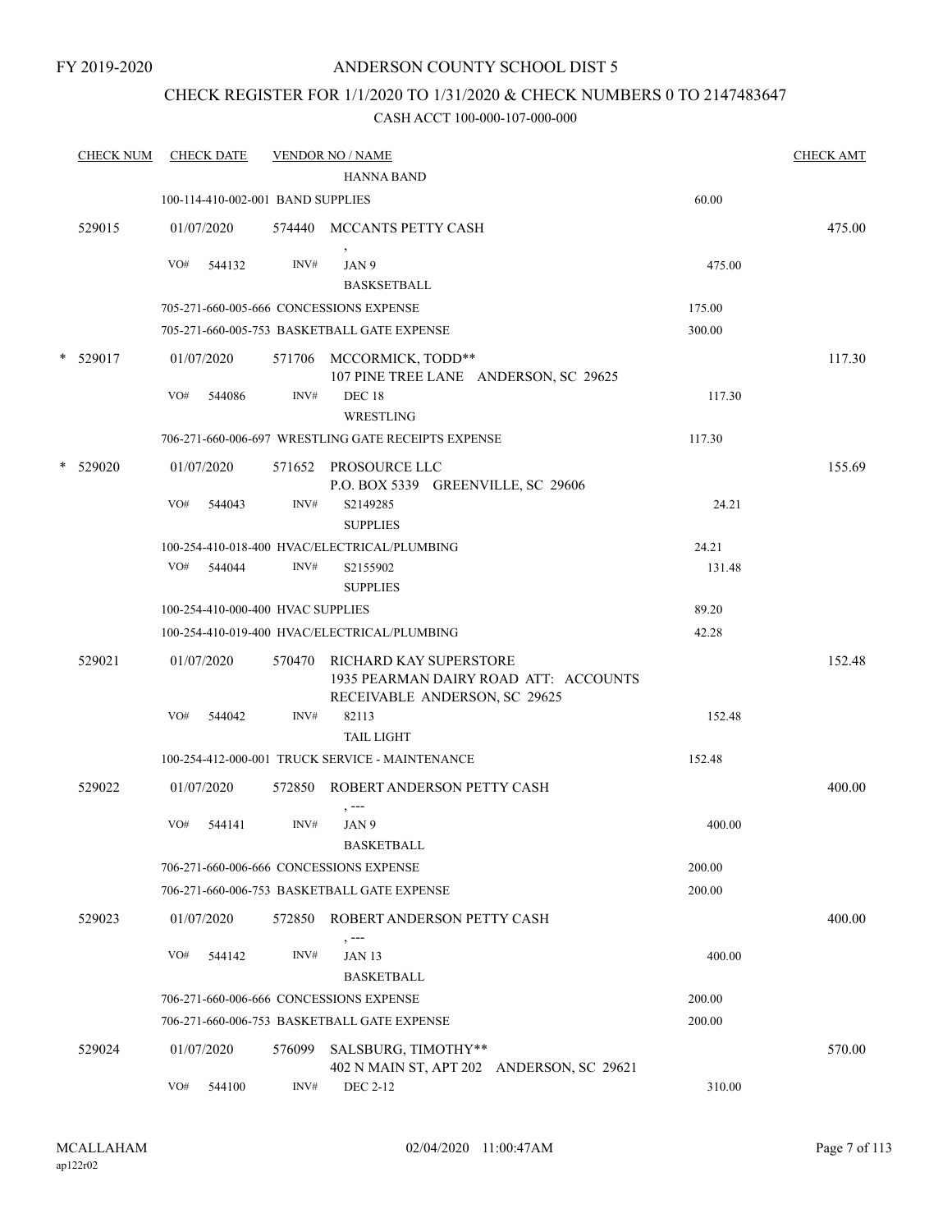FY 2019-2020

# ANDERSON COUNTY SCHOOL DIST 5

## CHECK REGISTER FOR 1/1/2020 TO 1/31/2020 & CHECK NUMBERS 0 TO 2147483647

### CASH ACCT 100-000-107-000-000

| CHECK NUM | CHECK DATE | VENDOR NO / NAME | | CHECK AMT |
|---|---|---|---|---|
| | | HANNA BAND | | |
| | 100-114-410-002-001 BAND SUPPLIES | | 60.00 | |
| 529015 | 01/07/2020 | 574440 MCCANTS PETTY CASH<br>, | | 475.00 |
| | VO# 544132 | INV# JAN 9<br>BASKSETBALL | 475.00 | |
| | 705-271-660-005-666 CONCESSIONS EXPENSE | | 175.00 | |
| | 705-271-660-005-753 BASKETBALL GATE EXPENSE | | 300.00 | |
| * 529017 | 01/07/2020 | 571706 MCCORMICK, TODD**<br>107 PINE TREE LANE ANDERSON, SC 29625 | | 117.30 |
| | VO# 544086 | INV# DEC 18<br>WRESTLING | 117.30 | |
| | 706-271-660-006-697 WRESTLING GATE RECEIPTS EXPENSE | | 117.30 | |
| * 529020 | 01/07/2020 | 571652 PROSOURCE LLC<br>P.O. BOX 5339 GREENVILLE, SC 29606 | | 155.69 |
| | VO# 544043 | INV# S2149285<br>SUPPLIES | 24.21 | |
| | 100-254-410-018-400 HVAC/ELECTRICAL/PLUMBING | | 24.21 | |
| | VO# 544044 | INV# S2155902<br>SUPPLIES | 131.48 | |
| | 100-254-410-000-400 HVAC SUPPLIES | | 89.20 | |
| | 100-254-410-019-400 HVAC/ELECTRICAL/PLUMBING | | 42.28 | |
| 529021 | 01/07/2020 | 570470 RICHARD KAY SUPERSTORE<br>1935 PEARMAN DAIRY ROAD ATT: ACCOUNTS RECEIVABLE ANDERSON, SC 29625 | | 152.48 |
| | VO# 544042 | INV# 82113<br>TAIL LIGHT | 152.48 | |
| | 100-254-412-000-001 TRUCK SERVICE - MAINTENANCE | | 152.48 | |
| 529022 | 01/07/2020 | 572850 ROBERT ANDERSON PETTY CASH<br>, --- | | 400.00 |
| | VO# 544141 | INV# JAN 9<br>BASKETBALL | 400.00 | |
| | 706-271-660-006-666 CONCESSIONS EXPENSE | | 200.00 | |
| | 706-271-660-006-753 BASKETBALL GATE EXPENSE | | 200.00 | |
| 529023 | 01/07/2020 | 572850 ROBERT ANDERSON PETTY CASH<br>, --- | | 400.00 |
| | VO# 544142 | INV# JAN 13<br>BASKETBALL | 400.00 | |
| | 706-271-660-006-666 CONCESSIONS EXPENSE | | 200.00 | |
| | 706-271-660-006-753 BASKETBALL GATE EXPENSE | | 200.00 | |
| 529024 | 01/07/2020 | 576099 SALSBURG, TIMOTHY**<br>402 N MAIN ST, APT 202 ANDERSON, SC 29621 | | 570.00 |
| | VO# 544100 | INV# DEC 2-12 | 310.00 | |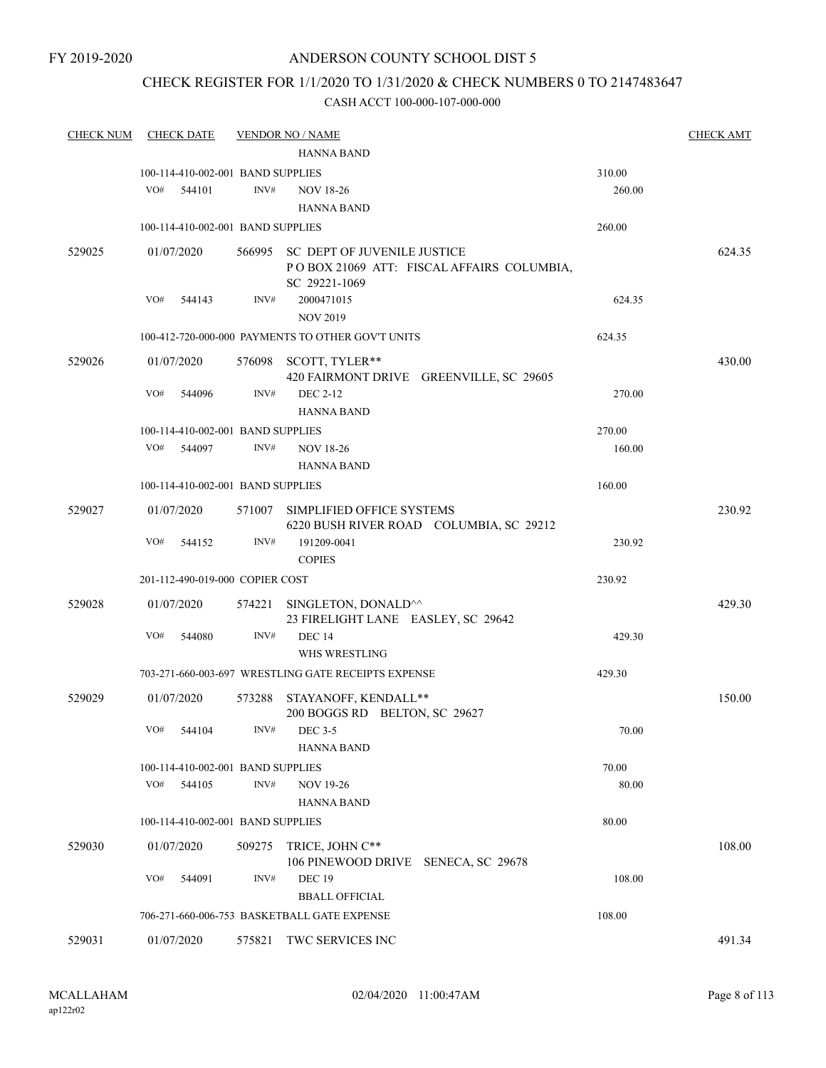FY 2019-2020

# ANDERSON COUNTY SCHOOL DIST 5

## CHECK REGISTER FOR 1/1/2020 TO 1/31/2020 & CHECK NUMBERS 0 TO 2147483647

CASH ACCT 100-000-107-000-000

| CHECK NUM | CHECK DATE | VENDOR NO / NAME | | CHECK AMT |
|---|---|---|---|---|
| | | HANNA BAND | | |
| | 100-114-410-002-001 BAND SUPPLIES | | 310.00 | |
| | VO# 544101 | INV# NOV 18-26<br>HANNA BAND | 260.00 | |
| | 100-114-410-002-001 BAND SUPPLIES | | 260.00 | |
| 529025 | 01/07/2020 | 566995 SC DEPT OF JUVENILE JUSTICE<br>P O BOX 21069 ATT: FISCAL AFFAIRS COLUMBIA, SC 29221-1069 | | 624.35 |
| | VO# 544143 | INV# 2000471015<br>NOV 2019 | 624.35 | |
| | 100-412-720-000-000 PAYMENTS TO OTHER GOV'T UNITS | | 624.35 | |
| 529026 | 01/07/2020 | 576098 SCOTT, TYLER**<br>420 FAIRMONT DRIVE GREENVILLE, SC 29605 | | 430.00 |
| | VO# 544096 | INV# DEC 2-12<br>HANNA BAND | 270.00 | |
| | 100-114-410-002-001 BAND SUPPLIES | | 270.00 | |
| | VO# 544097 | INV# NOV 18-26<br>HANNA BAND | 160.00 | |
| | 100-114-410-002-001 BAND SUPPLIES | | 160.00 | |
| 529027 | 01/07/2020 | 571007 SIMPLIFIED OFFICE SYSTEMS<br>6220 BUSH RIVER ROAD COLUMBIA, SC 29212 | | 230.92 |
| | VO# 544152 | INV# 191209-0041<br>COPIES | 230.92 | |
| | 201-112-490-019-000 COPIER COST | | 230.92 | |
| 529028 | 01/07/2020 | 574221 SINGLETON, DONALD^^<br>23 FIRELIGHT LANE EASLEY, SC 29642 | | 429.30 |
| | VO# 544080 | INV# DEC 14<br>WHS WRESTLING | 429.30 | |
| | 703-271-660-003-697 WRESTLING GATE RECEIPTS EXPENSE | | 429.30 | |
| 529029 | 01/07/2020 | 573288 STAYANOFF, KENDALL**<br>200 BOGGS RD BELTON, SC 29627 | | 150.00 |
| | VO# 544104 | INV# DEC 3-5<br>HANNA BAND | 70.00 | |
| | 100-114-410-002-001 BAND SUPPLIES | | 70.00 | |
| | VO# 544105 | INV# NOV 19-26<br>HANNA BAND | 80.00 | |
| | 100-114-410-002-001 BAND SUPPLIES | | 80.00 | |
| 529030 | 01/07/2020 | 509275 TRICE, JOHN C**<br>106 PINEWOOD DRIVE SENECA, SC 29678 | | 108.00 |
| | VO# 544091 | INV# DEC 19<br>BBALL OFFICIAL | 108.00 | |
| | 706-271-660-006-753 BASKETBALL GATE EXPENSE | | 108.00 | |
| 529031 | 01/07/2020 | 575821 TWC SERVICES INC | | 491.34 |

MCALLAHAM
ap122r02

02/04/2020 11:00:47AM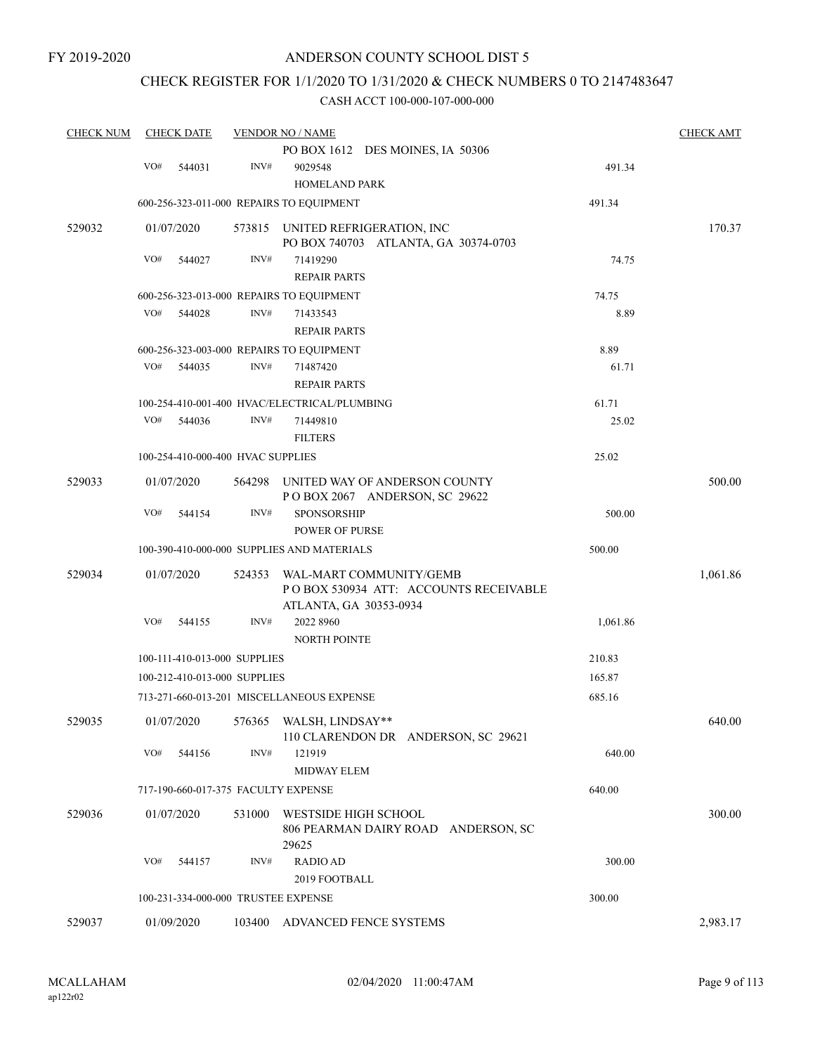FY 2019-2020

ANDERSON COUNTY SCHOOL DIST 5

CHECK REGISTER FOR 1/1/2020 TO 1/31/2020 & CHECK NUMBERS 0 TO 2147483647

CASH ACCT 100-000-107-000-000

| CHECK NUM | CHECK DATE | VENDOR NO / NAME | | CHECK AMT |
|---|---|---|---|---|
| | | PO BOX 1612 DES MOINES, IA 50306 | | |
| | VO# 544031 | INV# 9029548 HOMELAND PARK | 491.34 | |
| | 600-256-323-011-000 REPAIRS TO EQUIPMENT | | 491.34 | |
| 529032 | 01/07/2020 | 573815 UNITED REFRIGERATION, INC PO BOX 740703 ATLANTA, GA 30374-0703 | | 170.37 |
| | VO# 544027 | INV# 71419290 REPAIR PARTS | 74.75 | |
| | 600-256-323-013-000 REPAIRS TO EQUIPMENT | | 74.75 | |
| | VO# 544028 | INV# 71433543 REPAIR PARTS | 8.89 | |
| | 600-256-323-003-000 REPAIRS TO EQUIPMENT | | 8.89 | |
| | VO# 544035 | INV# 71487420 REPAIR PARTS | 61.71 | |
| | 100-254-410-001-400 HVAC/ELECTRICAL/PLUMBING | | 61.71 | |
| | VO# 544036 | INV# 71449810 FILTERS | 25.02 | |
| | 100-254-410-000-400 HVAC SUPPLIES | | 25.02 | |
| 529033 | 01/07/2020 | 564298 UNITED WAY OF ANDERSON COUNTY P O BOX 2067 ANDERSON, SC 29622 | | 500.00 |
| | VO# 544154 | INV# SPONSORSHIP POWER OF PURSE | 500.00 | |
| | 100-390-410-000-000 SUPPLIES AND MATERIALS | | 500.00 | |
| 529034 | 01/07/2020 | 524353 WAL-MART COMMUNITY/GEMB P O BOX 530934 ATT: ACCOUNTS RECEIVABLE ATLANTA, GA 30353-0934 | | 1,061.86 |
| | VO# 544155 | INV# 2022 8960 NORTH POINTE | 1,061.86 | |
| | 100-111-410-013-000 SUPPLIES | | 210.83 | |
| | 100-212-410-013-000 SUPPLIES | | 165.87 | |
| | 713-271-660-013-201 MISCELLANEOUS EXPENSE | | 685.16 | |
| 529035 | 01/07/2020 | 576365 WALSH, LINDSAY** 110 CLARENDON DR ANDERSON, SC 29621 | | 640.00 |
| | VO# 544156 | INV# 121919 MIDWAY ELEM | 640.00 | |
| | 717-190-660-017-375 FACULTY EXPENSE | | 640.00 | |
| 529036 | 01/07/2020 | 531000 WESTSIDE HIGH SCHOOL 806 PEARMAN DAIRY ROAD ANDERSON, SC 29625 | | 300.00 |
| | VO# 544157 | INV# RADIO AD 2019 FOOTBALL | 300.00 | |
| | 100-231-334-000-000 TRUSTEE EXPENSE | | 300.00 | |
| 529037 | 01/09/2020 | 103400 ADVANCED FENCE SYSTEMS | | 2,983.17 |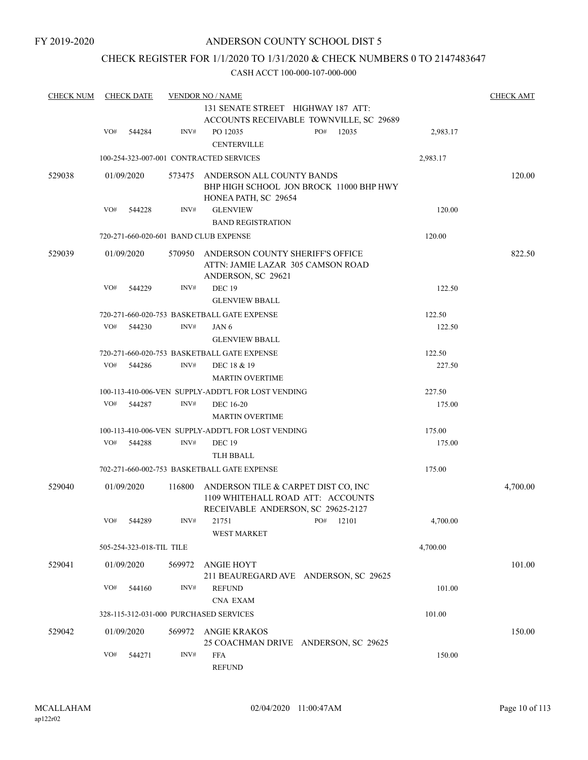FY 2019-2020

# ANDERSON COUNTY SCHOOL DIST 5

## CHECK REGISTER FOR 1/1/2020 TO 1/31/2020 & CHECK NUMBERS 0 TO 2147483647

### CASH ACCT 100-000-107-000-000

| CHECK NUM | CHECK DATE | VENDOR NO / NAME | | | CHECK AMT |
|---|---|---|---|---|---|
| | | | 131 SENATE STREET HIGHWAY 187 ATT: ACCOUNTS RECEIVABLE TOWNVILLE, SC 29689 | | |
| | VO# 544284 | INV# | PO 12035 CENTERVILLE | PO# 12035 2,983.17 | |
| | 100-254-323-007-001 CONTRACTED SERVICES | | | 2,983.17 | |
| 529038 | 01/09/2020 | 573475 | ANDERSON ALL COUNTY BANDS BHP HIGH SCHOOL JON BROCK 11000 BHP HWY HONEA PATH, SC 29654 | | 120.00 |
| | VO# 544228 | INV# | GLENVIEW BAND REGISTRATION | 120.00 | |
| | 720-271-660-020-601 BAND CLUB EXPENSE | | | 120.00 | |
| 529039 | 01/09/2020 | 570950 | ANDERSON COUNTY SHERIFF'S OFFICE ATTN: JAMIE LAZAR 305 CAMSON ROAD ANDERSON, SC 29621 | | 822.50 |
| | VO# 544229 | INV# | DEC 19 GLENVIEW BBALL | 122.50 | |
| | 720-271-660-020-753 BASKETBALL GATE EXPENSE | | | 122.50 | |
| | VO# 544230 | INV# | JAN 6 GLENVIEW BBALL | 122.50 | |
| | 720-271-660-020-753 BASKETBALL GATE EXPENSE | | | 122.50 | |
| | VO# 544286 | INV# | DEC 18 & 19 MARTIN OVERTIME | 227.50 | |
| | 100-113-410-006-VEN SUPPLY-ADDT'L FOR LOST VENDING | | | 227.50 | |
| | VO# 544287 | INV# | DEC 16-20 MARTIN OVERTIME | 175.00 | |
| | 100-113-410-006-VEN SUPPLY-ADDT'L FOR LOST VENDING | | | 175.00 | |
| | VO# 544288 | INV# | DEC 19 TLH BBALL | 175.00 | |
| | 702-271-660-002-753 BASKETBALL GATE EXPENSE | | | 175.00 | |
| 529040 | 01/09/2020 | 116800 | ANDERSON TILE & CARPET DIST CO, INC 1109 WHITEHALL ROAD ATT: ACCOUNTS RECEIVABLE ANDERSON, SC 29625-2127 | | 4,700.00 |
| | VO# 544289 | INV# | 21751 WEST MARKET | PO# 12101 4,700.00 | |
| | 505-254-323-018-TIL TILE | | | 4,700.00 | |
| 529041 | 01/09/2020 | 569972 | ANGIE HOYT 211 BEAUREGARD AVE ANDERSON, SC 29625 | | 101.00 |
| | VO# 544160 | INV# | REFUND CNA EXAM | 101.00 | |
| | 328-115-312-031-000 PURCHASED SERVICES | | | 101.00 | |
| 529042 | 01/09/2020 | 569972 | ANGIE KRAKOS 25 COACHMAN DRIVE ANDERSON, SC 29625 | | 150.00 |
| | VO# 544271 | INV# | FFA REFUND | 150.00 | |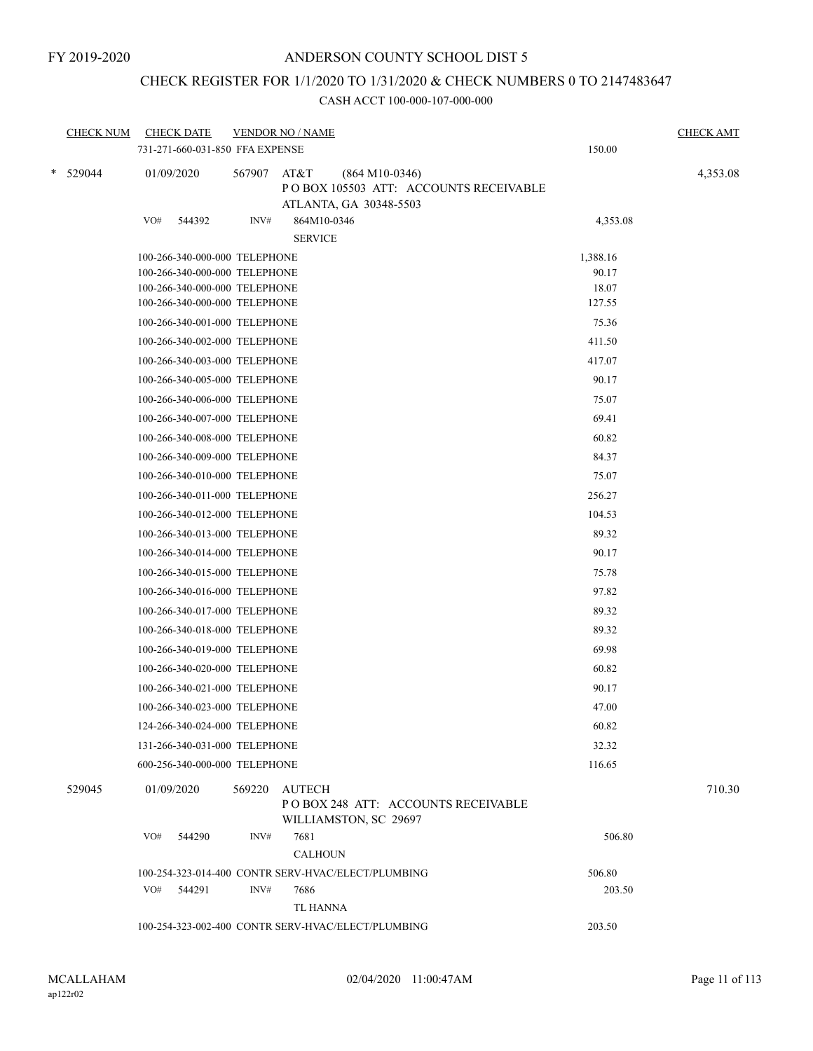FY 2019-2020

# ANDERSON COUNTY SCHOOL DIST 5

## CHECK REGISTER FOR 1/1/2020 TO 1/31/2020 & CHECK NUMBERS 0 TO 2147483647

### CASH ACCT 100-000-107-000-000

| CHECK NUM | CHECK DATE | VENDOR NO / NAME | | CHECK AMT |
|---|---|---|---|---|
| | 731-271-660-031-850 FFA EXPENSE | | 150.00 | |
| * 529044 | 01/09/2020 | 567907 AT&T (864 M10-0346) P O BOX 105503 ATT: ACCOUNTS RECEIVABLE ATLANTA, GA 30348-5503 | | 4,353.08 |
| | VO# 544392 | INV# 864M10-0346 SERVICE | 4,353.08 | |
| | 100-266-340-000-000 TELEPHONE | | 1,388.16 | |
| | 100-266-340-000-000 TELEPHONE | | 90.17 | |
| | 100-266-340-000-000 TELEPHONE | | 18.07 | |
| | 100-266-340-000-000 TELEPHONE | | 127.55 | |
| | 100-266-340-001-000 TELEPHONE | | 75.36 | |
| | 100-266-340-002-000 TELEPHONE | | 411.50 | |
| | 100-266-340-003-000 TELEPHONE | | 417.07 | |
| | 100-266-340-005-000 TELEPHONE | | 90.17 | |
| | 100-266-340-006-000 TELEPHONE | | 75.07 | |
| | 100-266-340-007-000 TELEPHONE | | 69.41 | |
| | 100-266-340-008-000 TELEPHONE | | 60.82 | |
| | 100-266-340-009-000 TELEPHONE | | 84.37 | |
| | 100-266-340-010-000 TELEPHONE | | 75.07 | |
| | 100-266-340-011-000 TELEPHONE | | 256.27 | |
| | 100-266-340-012-000 TELEPHONE | | 104.53 | |
| | 100-266-340-013-000 TELEPHONE | | 89.32 | |
| | 100-266-340-014-000 TELEPHONE | | 90.17 | |
| | 100-266-340-015-000 TELEPHONE | | 75.78 | |
| | 100-266-340-016-000 TELEPHONE | | 97.82 | |
| | 100-266-340-017-000 TELEPHONE | | 89.32 | |
| | 100-266-340-018-000 TELEPHONE | | 89.32 | |
| | 100-266-340-019-000 TELEPHONE | | 69.98 | |
| | 100-266-340-020-000 TELEPHONE | | 60.82 | |
| | 100-266-340-021-000 TELEPHONE | | 90.17 | |
| | 100-266-340-023-000 TELEPHONE | | 47.00 | |
| | 124-266-340-024-000 TELEPHONE | | 60.82 | |
| | 131-266-340-031-000 TELEPHONE | | 32.32 | |
| | 600-256-340-000-000 TELEPHONE | | 116.65 | |
| 529045 | 01/09/2020 | 569220 AUTECH P O BOX 248 ATT: ACCOUNTS RECEIVABLE WILLIAMSTON, SC 29697 | | 710.30 |
| | VO# 544290 | INV# 7681 CALHOUN | 506.80 | |
| | 100-254-323-014-400 CONTR SERV-HVAC/ELECT/PLUMBING | | 506.80 | |
| | VO# 544291 | INV# 7686 TL HANNA | 203.50 | |
| | 100-254-323-002-400 CONTR SERV-HVAC/ELECT/PLUMBING | | 203.50 | |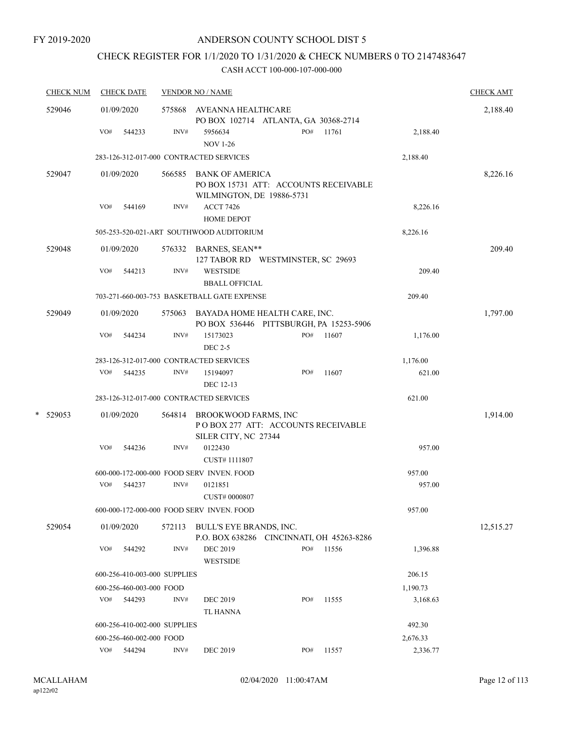FY 2019-2020

# ANDERSON COUNTY SCHOOL DIST 5

## CHECK REGISTER FOR 1/1/2020 TO 1/31/2020 & CHECK NUMBERS 0 TO 2147483647

CASH ACCT 100-000-107-000-000

| CHECK NUM | CHECK DATE | VENDOR NO / NAME | | | CHECK AMT |
|---|---|---|---|---|---|
| 529046 | 01/09/2020 | 575868 AVEANNA HEALTHCARE<br>PO BOX 102714 ATLANTA, GA 30368-2714 | | | 2,188.40 |
| | VO# 544233 | INV# 5956634<br>NOV 1-26 | PO# 11761 | 2,188.40 | |
| | 283-126-312-017-000 CONTRACTED SERVICES | | | 2,188.40 | |
| 529047 | 01/09/2020 | 566585 BANK OF AMERICA<br>PO BOX 15731 ATT: ACCOUNTS RECEIVABLE<br>WILMINGTON, DE 19886-5731 | | | 8,226.16 |
| | VO# 544169 | INV# ACCT 7426<br>HOME DEPOT | | 8,226.16 | |
| | 505-253-520-021-ART SOUTHWOOD AUDITORIUM | | | 8,226.16 | |
| 529048 | 01/09/2020 | 576332 BARNES, SEAN**<br>127 TABOR RD WESTMINSTER, SC 29693 | | | 209.40 |
| | VO# 544213 | INV# WESTSIDE<br>BBALL OFFICIAL | | 209.40 | |
| | 703-271-660-003-753 BASKETBALL GATE EXPENSE | | | 209.40 | |
| 529049 | 01/09/2020 | 575063 BAYADA HOME HEALTH CARE, INC.<br>PO BOX 536446 PITTSBURGH, PA 15253-5906 | | | 1,797.00 |
| | VO# 544234 | INV# 15173023<br>DEC 2-5 | PO# 11607 | 1,176.00 | |
| | 283-126-312-017-000 CONTRACTED SERVICES | | | 1,176.00 | |
| | VO# 544235 | INV# 15194097<br>DEC 12-13 | PO# 11607 | 621.00 | |
| | 283-126-312-017-000 CONTRACTED SERVICES | | | 621.00 | |
| * 529053 | 01/09/2020 | 564814 BROOKWOOD FARMS, INC<br>P O BOX 277 ATT: ACCOUNTS RECEIVABLE<br>SILER CITY, NC 27344 | | | 1,914.00 |
| | VO# 544236 | INV# 0122430<br>CUST# 1111807 | | 957.00 | |
| | 600-000-172-000-000 FOOD SERV INVEN. FOOD | | | 957.00 | |
| | VO# 544237 | INV# 0121851<br>CUST# 0000807 | | 957.00 | |
| | 600-000-172-000-000 FOOD SERV INVEN. FOOD | | | 957.00 | |
| 529054 | 01/09/2020 | 572113 BULL'S EYE BRANDS, INC.<br>P.O. BOX 638286 CINCINNATI, OH 45263-8286 | | | 12,515.27 |
| | VO# 544292 | INV# DEC 2019<br>WESTSIDE | PO# 11556 | 1,396.88 | |
| | 600-256-410-003-000 SUPPLIES | | | 206.15 | |
| | 600-256-460-003-000 FOOD | | | 1,190.73 | |
| | VO# 544293 | INV# DEC 2019<br>TL HANNA | PO# 11555 | 3,168.63 | |
| | 600-256-410-002-000 SUPPLIES | | | 492.30 | |
| | 600-256-460-002-000 FOOD | | | 2,676.33 | |
| | VO# 544294 | INV# DEC 2019 | PO# 11557 | 2,336.77 | |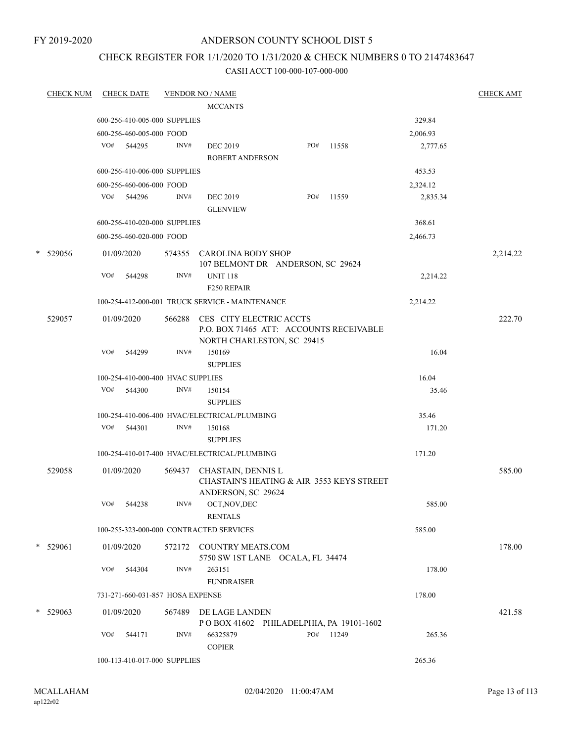FY 2019-2020

# ANDERSON COUNTY SCHOOL DIST 5

## CHECK REGISTER FOR 1/1/2020 TO 1/31/2020 & CHECK NUMBERS 0 TO 2147483647

### CASH ACCT 100-000-107-000-000

| CHECK NUM | CHECK DATE | VENDOR NO / NAME | | CHECK AMT |
|---|---|---|---|---|
| | | MCCANTS | | |
| | 600-256-410-005-000 SUPPLIES | | 329.84 | |
| | 600-256-460-005-000 FOOD | | 2,006.93 | |
| | VO# 544295 | INV# DEC 2019 ROBERT ANDERSON PO# 11558 | 2,777.65 | |
| | 600-256-410-006-000 SUPPLIES | | 453.53 | |
| | 600-256-460-006-000 FOOD | | 2,324.12 | |
| | VO# 544296 | INV# DEC 2019 GLENVIEW PO# 11559 | 2,835.34 | |
| | 600-256-410-020-000 SUPPLIES | | 368.61 | |
| | 600-256-460-020-000 FOOD | | 2,466.73 | |
| * 529056 | 01/09/2020 | 574355 CAROLINA BODY SHOP 107 BELMONT DR ANDERSON, SC 29624 | | 2,214.22 |
| | VO# 544298 | INV# UNIT 118 F250 REPAIR | 2,214.22 | |
| | 100-254-412-000-001 TRUCK SERVICE - MAINTENANCE | | 2,214.22 | |
| 529057 | 01/09/2020 | 566288 CES CITY ELECTRIC ACCTS P.O. BOX 71465 ATT: ACCOUNTS RECEIVABLE NORTH CHARLESTON, SC 29415 | | 222.70 |
| | VO# 544299 | INV# 150169 SUPPLIES | 16.04 | |
| | 100-254-410-000-400 HVAC SUPPLIES | | 16.04 | |
| | VO# 544300 | INV# 150154 SUPPLIES | 35.46 | |
| | 100-254-410-006-400 HVAC/ELECTRICAL/PLUMBING | | 35.46 | |
| | VO# 544301 | INV# 150168 SUPPLIES | 171.20 | |
| | 100-254-410-017-400 HVAC/ELECTRICAL/PLUMBING | | 171.20 | |
| 529058 | 01/09/2020 | 569437 CHASTAIN, DENNIS L CHASTAIN'S HEATING & AIR 3553 KEYS STREET ANDERSON, SC 29624 | | 585.00 |
| | VO# 544238 | INV# OCT,NOV,DEC RENTALS | 585.00 | |
| | 100-255-323-000-000 CONTRACTED SERVICES | | 585.00 | |
| * 529061 | 01/09/2020 | 572172 COUNTRY MEATS.COM 5750 SW 1ST LANE OCALA, FL 34474 | | 178.00 |
| | VO# 544304 | INV# 263151 FUNDRAISER | 178.00 | |
| | 731-271-660-031-857 HOSA EXPENSE | | 178.00 | |
| * 529063 | 01/09/2020 | 567489 DE LAGE LANDEN P O BOX 41602 PHILADELPHIA, PA 19101-1602 | | 421.58 |
| | VO# 544171 | INV# 66325879 COPIER PO# 11249 | 265.36 | |
| | 100-113-410-017-000 SUPPLIES | | 265.36 | |

MCALLAHAM
ap122r02 02/04/2020 11:00:47AM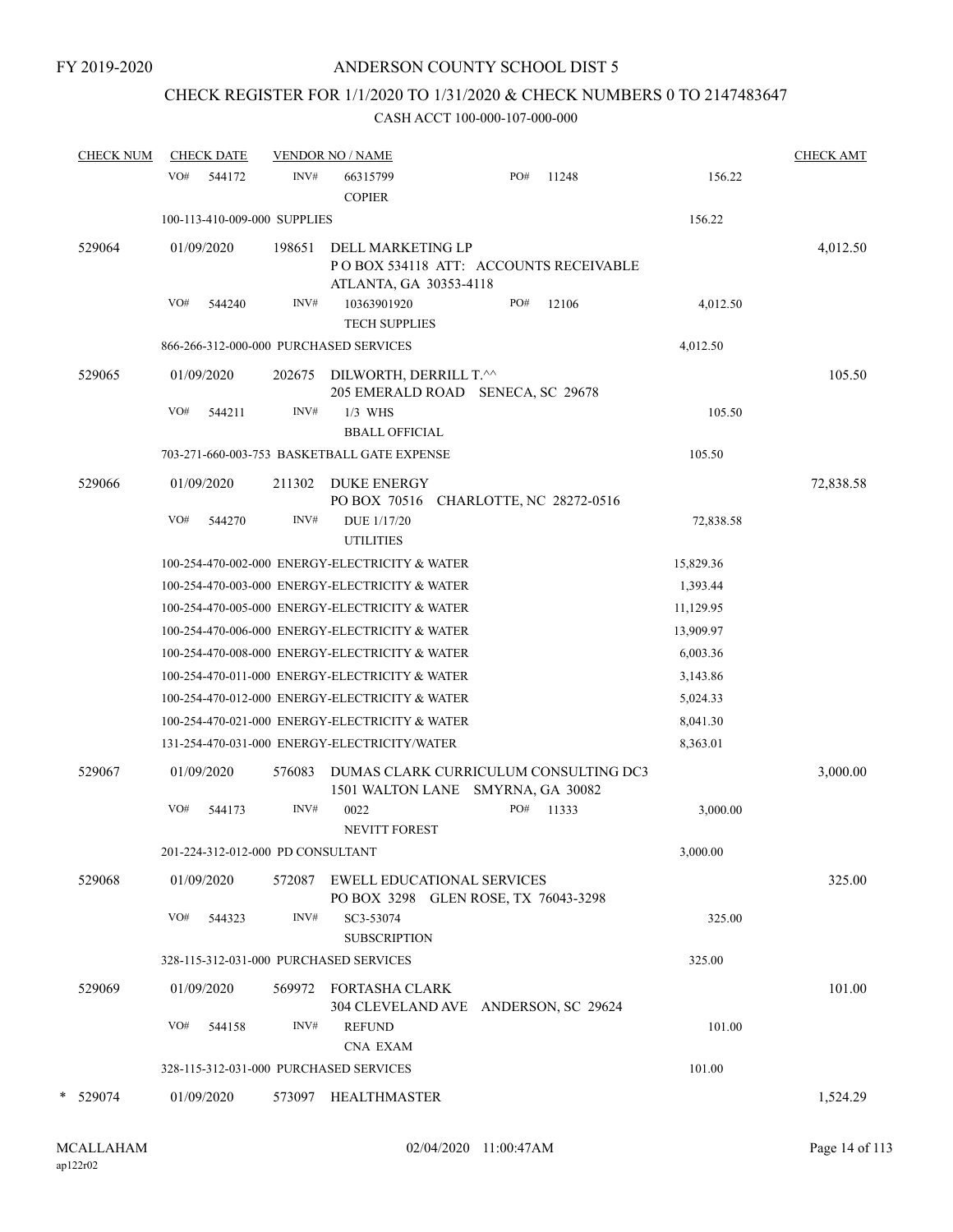FY 2019-2020

# ANDERSON COUNTY SCHOOL DIST 5

## CHECK REGISTER FOR 1/1/2020 TO 1/31/2020 & CHECK NUMBERS 0 TO 2147483647

### CASH ACCT 100-000-107-000-000

| CHECK NUM | CHECK DATE | VENDOR NO / NAME | | | CHECK AMT |
|---|---|---|---|---|---|
| | VO# 544172 | INV# 66315799 COPIER | PO# 11248 | 156.22 | |
| | 100-113-410-009-000 SUPPLIES | | | 156.22 | |
| 529064 | 01/09/2020 | 198651 DELL MARKETING LP P O BOX 534118 ATT: ACCOUNTS RECEIVABLE ATLANTA, GA 30353-4118 | | | 4,012.50 |
| | VO# 544240 | INV# 10363901920 TECH SUPPLIES | PO# 12106 | 4,012.50 | |
| | 866-266-312-000-000 PURCHASED SERVICES | | | 4,012.50 | |
| 529065 | 01/09/2020 | 202675 DILWORTH, DERRILL T.^^ 205 EMERALD ROAD SENECA, SC 29678 | | | 105.50 |
| | VO# 544211 | INV# 1/3 WHS BBALL OFFICIAL | | 105.50 | |
| | 703-271-660-003-753 BASKETBALL GATE EXPENSE | | | 105.50 | |
| 529066 | 01/09/2020 | 211302 DUKE ENERGY PO BOX 70516 CHARLOTTE, NC 28272-0516 | | | 72,838.58 |
| | VO# 544270 | INV# DUE 1/17/20 UTILITIES | | 72,838.58 | |
| | 100-254-470-002-000 ENERGY-ELECTRICITY & WATER | | | 15,829.36 | |
| | 100-254-470-003-000 ENERGY-ELECTRICITY & WATER | | | 1,393.44 | |
| | 100-254-470-005-000 ENERGY-ELECTRICITY & WATER | | | 11,129.95 | |
| | 100-254-470-006-000 ENERGY-ELECTRICITY & WATER | | | 13,909.97 | |
| | 100-254-470-008-000 ENERGY-ELECTRICITY & WATER | | | 6,003.36 | |
| | 100-254-470-011-000 ENERGY-ELECTRICITY & WATER | | | 3,143.86 | |
| | 100-254-470-012-000 ENERGY-ELECTRICITY & WATER | | | 5,024.33 | |
| | 100-254-470-021-000 ENERGY-ELECTRICITY & WATER | | | 8,041.30 | |
| | 131-254-470-031-000 ENERGY-ELECTRICITY/WATER | | | 8,363.01 | |
| 529067 | 01/09/2020 | 576083 DUMAS CLARK CURRICULUM CONSULTING DC3 1501 WALTON LANE SMYRNA, GA 30082 | | | 3,000.00 |
| | VO# 544173 | INV# 0022 NEVITT FOREST | PO# 11333 | 3,000.00 | |
| | 201-224-312-012-000 PD CONSULTANT | | | 3,000.00 | |
| 529068 | 01/09/2020 | 572087 EWELL EDUCATIONAL SERVICES PO BOX 3298 GLEN ROSE, TX 76043-3298 | | | 325.00 |
| | VO# 544323 | INV# SC3-53074 SUBSCRIPTION | | 325.00 | |
| | 328-115-312-031-000 PURCHASED SERVICES | | | 325.00 | |
| 529069 | 01/09/2020 | 569972 FORTASHA CLARK 304 CLEVELAND AVE ANDERSON, SC 29624 | | | 101.00 |
| | VO# 544158 | INV# REFUND CNA EXAM | | 101.00 | |
| | 328-115-312-031-000 PURCHASED SERVICES | | | 101.00 | |
| * 529074 | 01/09/2020 | 573097 HEALTHMASTER | | | 1,524.29 |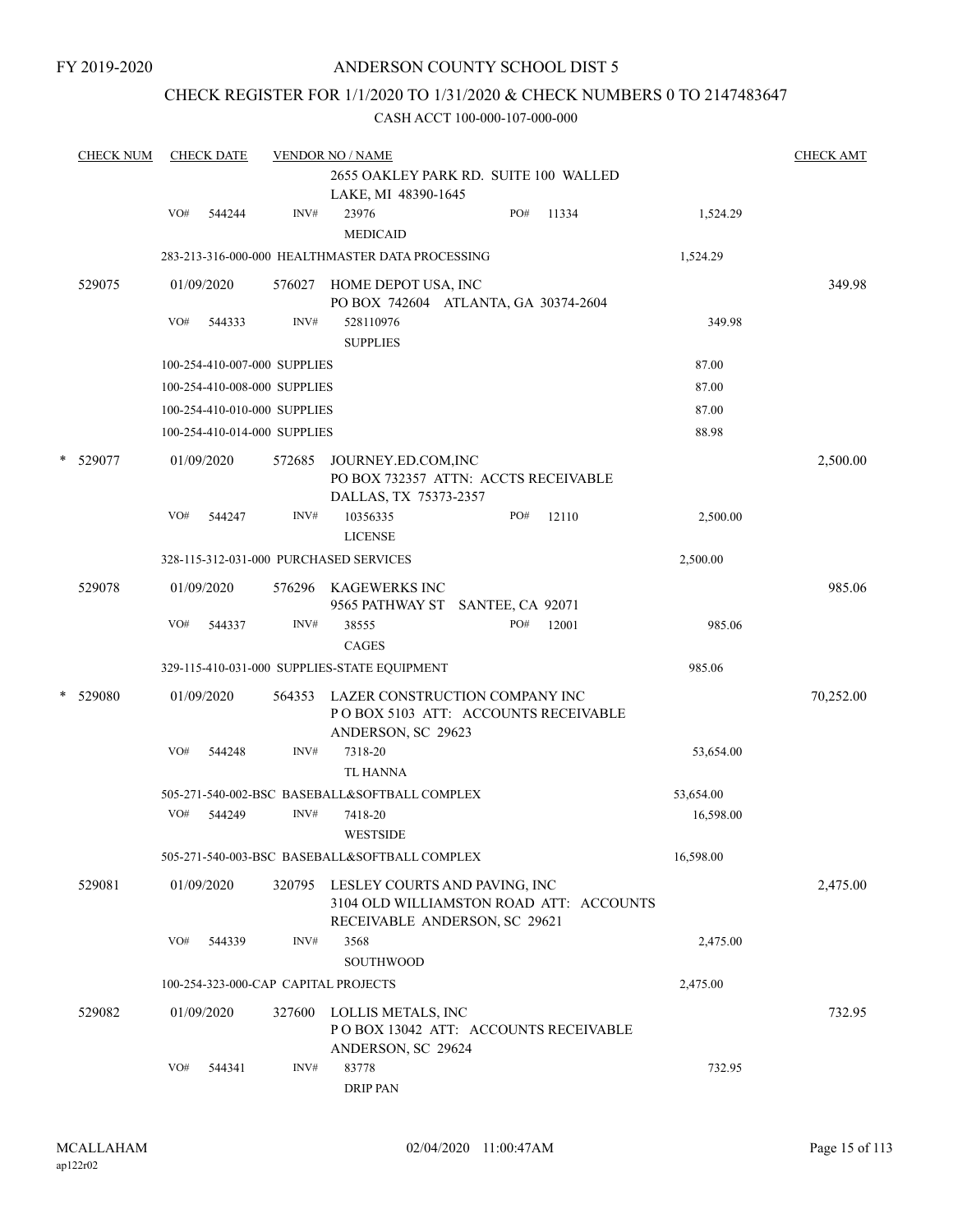FY 2019-2020

# ANDERSON COUNTY SCHOOL DIST 5

## CHECK REGISTER FOR 1/1/2020 TO 1/31/2020 & CHECK NUMBERS 0 TO 2147483647

### CASH ACCT 100-000-107-000-000

| CHECK NUM | CHECK DATE | VENDOR NO / NAME | | | CHECK AMT |
|---|---|---|---|---|---|
| | | | 2655 OAKLEY PARK RD. SUITE 100 WALLED LAKE, MI 48390-1645 | | |
| | VO# 544244 | INV# | 23976 MEDICAID | PO# 11334 1,524.29 | |
| | 283-213-316-000-000 HEALTHMASTER DATA PROCESSING | | | 1,524.29 | |
| 529075 | 01/09/2020 | 576027 | HOME DEPOT USA, INC PO BOX 742604 ATLANTA, GA 30374-2604 | | 349.98 |
| | VO# 544333 | INV# | 528110976 SUPPLIES | 349.98 | |
| | 100-254-410-007-000 SUPPLIES | | | 87.00 | |
| | 100-254-410-008-000 SUPPLIES | | | 87.00 | |
| | 100-254-410-010-000 SUPPLIES | | | 87.00 | |
| | 100-254-410-014-000 SUPPLIES | | | 88.98 | |
| * 529077 | 01/09/2020 | 572685 | JOURNEY.ED.COM,INC PO BOX 732357 ATTN: ACCTS RECEIVABLE DALLAS, TX 75373-2357 | | 2,500.00 |
| | VO# 544247 | INV# | 10356335 LICENSE | PO# 12110 2,500.00 | |
| | 328-115-312-031-000 PURCHASED SERVICES | | | 2,500.00 | |
| 529078 | 01/09/2020 | 576296 | KAGEWERKS INC 9565 PATHWAY ST SANTEE, CA 92071 | | 985.06 |
| | VO# 544337 | INV# | 38555 CAGES | PO# 12001 985.06 | |
| | 329-115-410-031-000 SUPPLIES-STATE EQUIPMENT | | | 985.06 | |
| * 529080 | 01/09/2020 | 564353 | LAZER CONSTRUCTION COMPANY INC P O BOX 5103 ATT: ACCOUNTS RECEIVABLE ANDERSON, SC 29623 | | 70,252.00 |
| | VO# 544248 | INV# | 7318-20 TL HANNA | 53,654.00 | |
| | 505-271-540-002-BSC BASEBALL&SOFTBALL COMPLEX | | | 53,654.00 | |
| | VO# 544249 | INV# | 7418-20 WESTSIDE | 16,598.00 | |
| | 505-271-540-003-BSC BASEBALL&SOFTBALL COMPLEX | | | 16,598.00 | |
| 529081 | 01/09/2020 | 320795 | LESLEY COURTS AND PAVING, INC 3104 OLD WILLIAMSTON ROAD ATT: ACCOUNTS RECEIVABLE ANDERSON, SC 29621 | | 2,475.00 |
| | VO# 544339 | INV# | 3568 SOUTHWOOD | 2,475.00 | |
| | 100-254-323-000-CAP CAPITAL PROJECTS | | | 2,475.00 | |
| 529082 | 01/09/2020 | 327600 | LOLLIS METALS, INC P O BOX 13042 ATT: ACCOUNTS RECEIVABLE ANDERSON, SC 29624 | | 732.95 |
| | VO# 544341 | INV# | 83778 DRIP PAN | 732.95 | |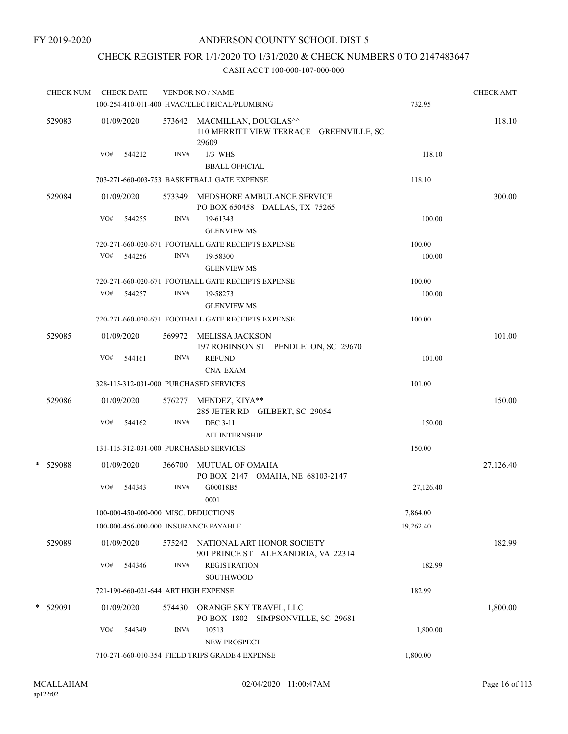FY 2019-2020

# ANDERSON COUNTY SCHOOL DIST 5

## CHECK REGISTER FOR 1/1/2020 TO 1/31/2020 & CHECK NUMBERS 0 TO 2147483647

### CASH ACCT 100-000-107-000-000

| CHECK NUM | CHECK DATE | VENDOR NO / NAME | | CHECK AMT |
|---|---|---|---|---|
| | | 100-254-410-011-400 HVAC/ELECTRICAL/PLUMBING | 732.95 | |
| 529083 | 01/09/2020 | 573642 MACMILLAN, DOUGLAS^^ 110 MERRITT VIEW TERRACE GREENVILLE, SC 29609 | | 118.10 |
| | VO# 544212 | INV# 1/3 WHS BBALL OFFICIAL | 118.10 | |
| | | 703-271-660-003-753 BASKETBALL GATE EXPENSE | 118.10 | |
| 529084 | 01/09/2020 | 573349 MEDSHORE AMBULANCE SERVICE PO BOX 650458 DALLAS, TX 75265 | | 300.00 |
| | VO# 544255 | INV# 19-61343 GLENVIEW MS | 100.00 | |
| | | 720-271-660-020-671 FOOTBALL GATE RECEIPTS EXPENSE | 100.00 | |
| | VO# 544256 | INV# 19-58300 GLENVIEW MS | 100.00 | |
| | | 720-271-660-020-671 FOOTBALL GATE RECEIPTS EXPENSE | 100.00 | |
| | VO# 544257 | INV# 19-58273 GLENVIEW MS | 100.00 | |
| | | 720-271-660-020-671 FOOTBALL GATE RECEIPTS EXPENSE | 100.00 | |
| 529085 | 01/09/2020 | 569972 MELISSA JACKSON 197 ROBINSON ST PENDLETON, SC 29670 | | 101.00 |
| | VO# 544161 | INV# REFUND CNA EXAM | 101.00 | |
| | | 328-115-312-031-000 PURCHASED SERVICES | 101.00 | |
| 529086 | 01/09/2020 | 576277 MENDEZ, KIYA** 285 JETER RD GILBERT, SC 29054 | | 150.00 |
| | VO# 544162 | INV# DEC 3-11 AIT INTERNSHIP | 150.00 | |
| | | 131-115-312-031-000 PURCHASED SERVICES | 150.00 | |
| * 529088 | 01/09/2020 | 366700 MUTUAL OF OMAHA PO BOX 2147 OMAHA, NE 68103-2147 | | 27,126.40 |
| | VO# 544343 | INV# G00018B5 0001 | 27,126.40 | |
| | | 100-000-450-000-000 MISC. DEDUCTIONS | 7,864.00 | |
| | | 100-000-456-000-000 INSURANCE PAYABLE | 19,262.40 | |
| 529089 | 01/09/2020 | 575242 NATIONAL ART HONOR SOCIETY 901 PRINCE ST ALEXANDRIA, VA 22314 | | 182.99 |
| | VO# 544346 | INV# REGISTRATION SOUTHWOOD | 182.99 | |
| | | 721-190-660-021-644 ART HIGH EXPENSE | 182.99 | |
| * 529091 | 01/09/2020 | 574430 ORANGE SKY TRAVEL, LLC PO BOX 1802 SIMPSONVILLE, SC 29681 | | 1,800.00 |
| | VO# 544349 | INV# 10513 NEW PROSPECT | 1,800.00 | |
| | | 710-271-660-010-354 FIELD TRIPS GRADE 4 EXPENSE | 1,800.00 | |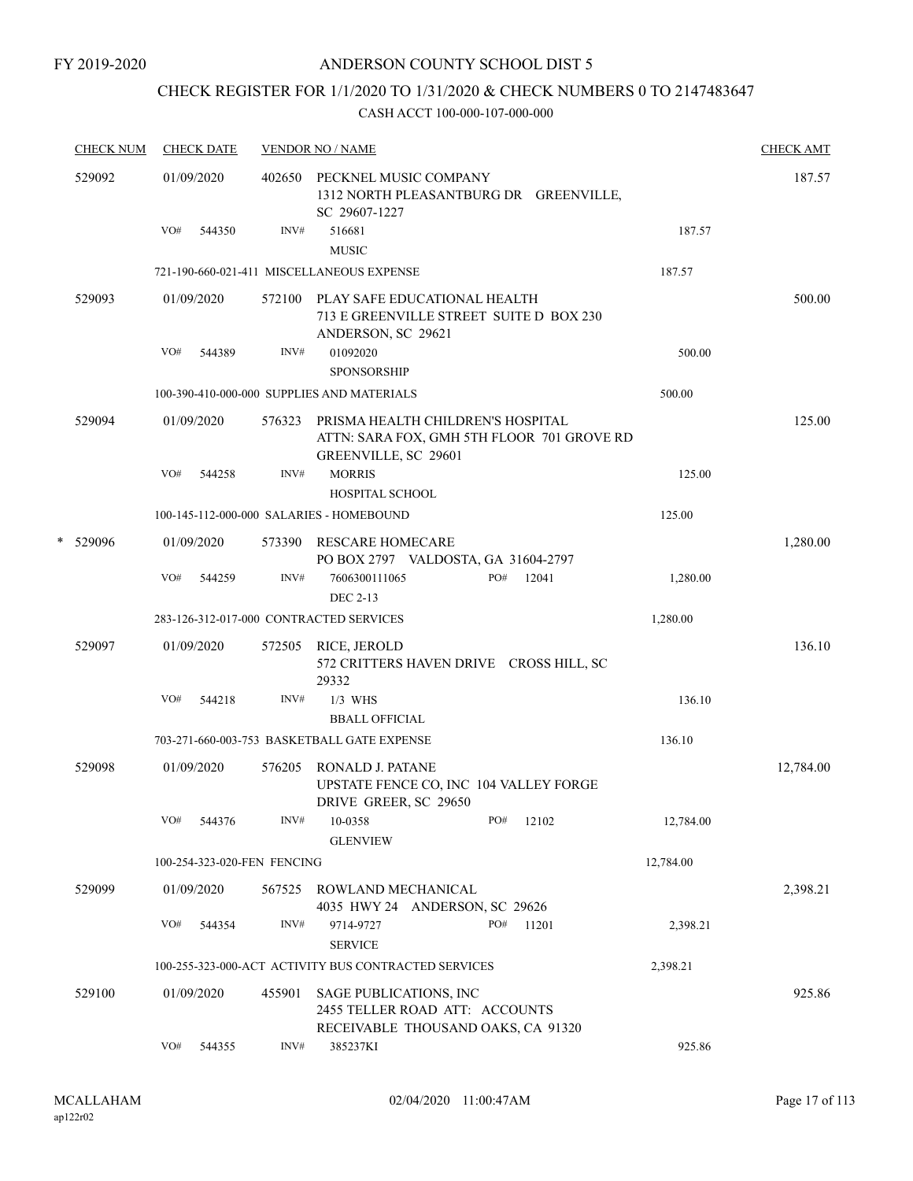FY 2019-2020

# ANDERSON COUNTY SCHOOL DIST 5

## CHECK REGISTER FOR 1/1/2020 TO 1/31/2020 & CHECK NUMBERS 0 TO 2147483647

### CASH ACCT 100-000-107-000-000

| CHECK NUM | CHECK DATE | VENDOR NO / NAME | | | CHECK AMT |
|---|---|---|---|---|---|
| 529092 | 01/09/2020 | 402650 | PECKNEL MUSIC COMPANY<br>1312 NORTH PLEASANTBURG DR GREENVILLE, SC 29607-1227 | | 187.57 |
| | VO# 544350 | INV# | 516681<br>MUSIC | 187.57 | |
| | 721-190-660-021-411 MISCELLANEOUS EXPENSE | | | 187.57 | |
| 529093 | 01/09/2020 | 572100 | PLAY SAFE EDUCATIONAL HEALTH<br>713 E GREENVILLE STREET SUITE D BOX 230 ANDERSON, SC 29621 | | 500.00 |
| | VO# 544389 | INV# | 01092020<br>SPONSORSHIP | 500.00 | |
| | 100-390-410-000-000 SUPPLIES AND MATERIALS | | | 500.00 | |
| 529094 | 01/09/2020 | 576323 | PRISMA HEALTH CHILDREN'S HOSPITAL<br>ATTN: SARA FOX, GMH 5TH FLOOR 701 GROVE RD GREENVILLE, SC 29601 | | 125.00 |
| | VO# 544258 | INV# | MORRIS<br>HOSPITAL SCHOOL | 125.00 | |
| | 100-145-112-000-000 SALARIES - HOMEBOUND | | | 125.00 | |
| * 529096 | 01/09/2020 | 573390 | RESCARE HOMECARE<br>PO BOX 2797 VALDOSTA, GA 31604-2797 | | 1,280.00 |
| | VO# 544259 | INV# | 7606300111065 PO# 12041<br>DEC 2-13 | 1,280.00 | |
| | 283-126-312-017-000 CONTRACTED SERVICES | | | 1,280.00 | |
| 529097 | 01/09/2020 | 572505 | RICE, JEROLD<br>572 CRITTERS HAVEN DRIVE CROSS HILL, SC 29332 | | 136.10 |
| | VO# 544218 | INV# | 1/3 WHS<br>BBALL OFFICIAL | 136.10 | |
| | 703-271-660-003-753 BASKETBALL GATE EXPENSE | | | 136.10 | |
| 529098 | 01/09/2020 | 576205 | RONALD J. PATANE<br>UPSTATE FENCE CO, INC 104 VALLEY FORGE DRIVE GREER, SC 29650 | | 12,784.00 |
| | VO# 544376 | INV# | 10-0358 PO# 12102<br>GLENVIEW | 12,784.00 | |
| | 100-254-323-020-FEN FENCING | | | 12,784.00 | |
| 529099 | 01/09/2020 | 567525 | ROWLAND MECHANICAL<br>4035 HWY 24 ANDERSON, SC 29626 | | 2,398.21 |
| | VO# 544354 | INV# | 9714-9727 PO# 11201<br>SERVICE | 2,398.21 | |
| | 100-255-323-000-ACT ACTIVITY BUS CONTRACTED SERVICES | | | 2,398.21 | |
| 529100 | 01/09/2020 | 455901 | SAGE PUBLICATIONS, INC<br>2455 TELLER ROAD ATT: ACCOUNTS RECEIVABLE THOUSAND OAKS, CA 91320 | | 925.86 |
| | VO# 544355 | INV# | 385237KI | 925.86 | |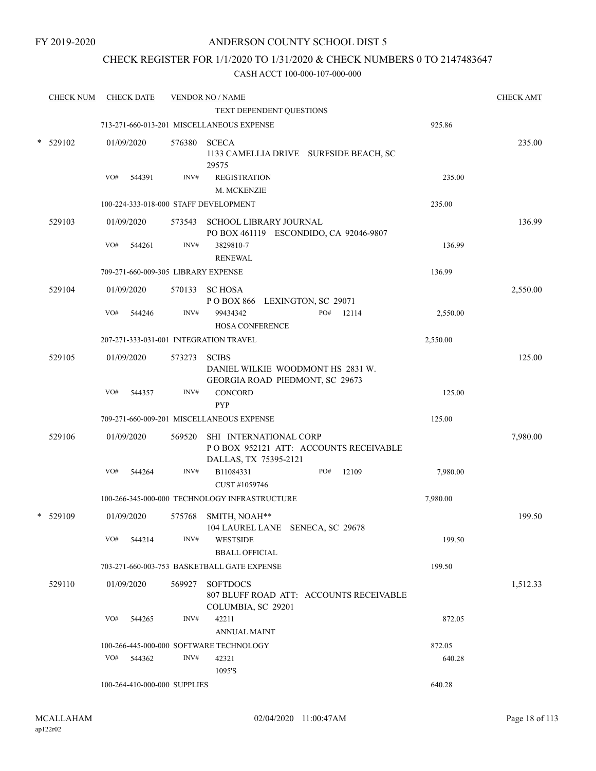FY 2019-2020

# ANDERSON COUNTY SCHOOL DIST 5

## CHECK REGISTER FOR 1/1/2020 TO 1/31/2020 & CHECK NUMBERS 0 TO 2147483647

CASH ACCT 100-000-107-000-000

| CHECK NUM | CHECK DATE | VENDOR NO / NAME | | CHECK AMT |
|---|---|---|---|---|
| | | TEXT DEPENDENT QUESTIONS | | |
| | 713-271-660-013-201 MISCELLANEOUS EXPENSE | | 925.86 | |
| * 529102 | 01/09/2020 | 576380 SCECA<br>1133 CAMELLIA DRIVE SURFSIDE BEACH, SC 29575 | | 235.00 |
| | VO# 544391 | INV# REGISTRATION<br>M. MCKENZIE | 235.00 | |
| | 100-224-333-018-000 STAFF DEVELOPMENT | | 235.00 | |
| 529103 | 01/09/2020 | 573543 SCHOOL LIBRARY JOURNAL<br>PO BOX 461119 ESCONDIDO, CA 92046-9807 | | 136.99 |
| | VO# 544261 | INV# 3829810-7<br>RENEWAL | 136.99 | |
| | 709-271-660-009-305 LIBRARY EXPENSE | | 136.99 | |
| 529104 | 01/09/2020 | 570133 SC HOSA<br>P O BOX 866 LEXINGTON, SC 29071 | | 2,550.00 |
| | VO# 544246 | INV# 99434342 PO# 12114<br>HOSA CONFERENCE | 2,550.00 | |
| | 207-271-333-031-001 INTEGRATION TRAVEL | | 2,550.00 | |
| 529105 | 01/09/2020 | 573273 SCIBS<br>DANIEL WILKIE WOODMONT HS 2831 W. GEORGIA ROAD PIEDMONT, SC 29673 | | 125.00 |
| | VO# 544357 | INV# CONCORD<br>PYP | 125.00 | |
| | 709-271-660-009-201 MISCELLANEOUS EXPENSE | | 125.00 | |
| 529106 | 01/09/2020 | 569520 SHI INTERNATIONAL CORP<br>P O BOX 952121 ATT: ACCOUNTS RECEIVABLE DALLAS, TX 75395-2121 | | 7,980.00 |
| | VO# 544264 | INV# B11084331 PO# 12109<br>CUST #1059746 | 7,980.00 | |
| | 100-266-345-000-000 TECHNOLOGY INFRASTRUCTURE | | 7,980.00 | |
| * 529109 | 01/09/2020 | 575768 SMITH, NOAH**<br>104 LAUREL LANE SENECA, SC 29678 | | 199.50 |
| | VO# 544214 | INV# WESTSIDE<br>BBALL OFFICIAL | 199.50 | |
| | 703-271-660-003-753 BASKETBALL GATE EXPENSE | | 199.50 | |
| 529110 | 01/09/2020 | 569927 SOFTDOCS<br>807 BLUFF ROAD ATT: ACCOUNTS RECEIVABLE COLUMBIA, SC 29201 | | 1,512.33 |
| | VO# 544265 | INV# 42211<br>ANNUAL MAINT | 872.05 | |
| | 100-266-445-000-000 SOFTWARE TECHNOLOGY | | 872.05 | |
| | VO# 544362 | INV# 42321<br>1095'S | 640.28 | |
| | 100-264-410-000-000 SUPPLIES | | 640.28 | |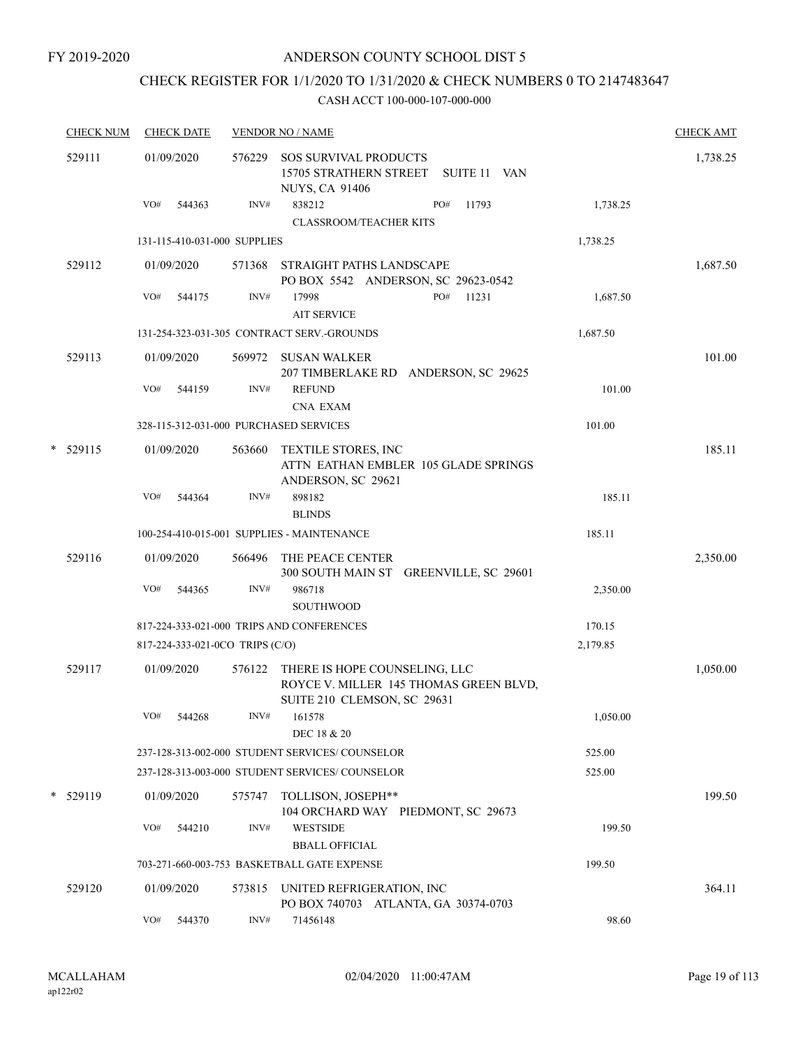FY 2019-2020

# ANDERSON COUNTY SCHOOL DIST 5

## CHECK REGISTER FOR 1/1/2020 TO 1/31/2020 & CHECK NUMBERS 0 TO 2147483647

### CASH ACCT 100-000-107-000-000

| CHECK NUM | CHECK DATE | VENDOR NO / NAME | | CHECK AMT |
|---|---|---|---|---|
| 529111 | 01/09/2020 | 576229 SOS SURVIVAL PRODUCTS 15705 STRATHERN STREET SUITE 11 VAN NUYS, CA 91406 | | 1,738.25 |
| | VO# 544363 | INV# 838212 PO# 11793 CLASSROOM/TEACHER KITS | 1,738.25 | |
| | 131-115-410-031-000 SUPPLIES | | 1,738.25 | |
| 529112 | 01/09/2020 | 571368 STRAIGHT PATHS LANDSCAPE PO BOX 5542 ANDERSON, SC 29623-0542 | | 1,687.50 |
| | VO# 544175 | INV# 17998 PO# 11231 AIT SERVICE | 1,687.50 | |
| | 131-254-323-031-305 CONTRACT SERV.-GROUNDS | | 1,687.50 | |
| 529113 | 01/09/2020 | 569972 SUSAN WALKER 207 TIMBERLAKE RD ANDERSON, SC 29625 | | 101.00 |
| | VO# 544159 | INV# REFUND CNA EXAM | 101.00 | |
| | 328-115-312-031-000 PURCHASED SERVICES | | 101.00 | |
| * 529115 | 01/09/2020 | 563660 TEXTILE STORES, INC ATTN EATHAN EMBLER 105 GLADE SPRINGS ANDERSON, SC 29621 | | 185.11 |
| | VO# 544364 | INV# 898182 BLINDS | 185.11 | |
| | 100-254-410-015-001 SUPPLIES - MAINTENANCE | | 185.11 | |
| 529116 | 01/09/2020 | 566496 THE PEACE CENTER 300 SOUTH MAIN ST GREENVILLE, SC 29601 | | 2,350.00 |
| | VO# 544365 | INV# 986718 SOUTHWOOD | 2,350.00 | |
| | 817-224-333-021-000 TRIPS AND CONFERENCES | | 170.15 | |
| | 817-224-333-021-0CO TRIPS (C/O) | | 2,179.85 | |
| 529117 | 01/09/2020 | 576122 THERE IS HOPE COUNSELING, LLC ROYCE V. MILLER 145 THOMAS GREEN BLVD, SUITE 210 CLEMSON, SC 29631 | | 1,050.00 |
| | VO# 544268 | INV# 161578 DEC 18 & 20 | 1,050.00 | |
| | 237-128-313-002-000 STUDENT SERVICES/ COUNSELOR | | 525.00 | |
| | 237-128-313-003-000 STUDENT SERVICES/ COUNSELOR | | 525.00 | |
| * 529119 | 01/09/2020 | 575747 TOLLISON, JOSEPH** 104 ORCHARD WAY PIEDMONT, SC 29673 | | 199.50 |
| | VO# 544210 | INV# WESTSIDE BBALL OFFICIAL | 199.50 | |
| | 703-271-660-003-753 BASKETBALL GATE EXPENSE | | 199.50 | |
| 529120 | 01/09/2020 | 573815 UNITED REFRIGERATION, INC PO BOX 740703 ATLANTA, GA 30374-0703 | | 364.11 |
| | VO# 544370 | INV# 71456148 | 98.60 | |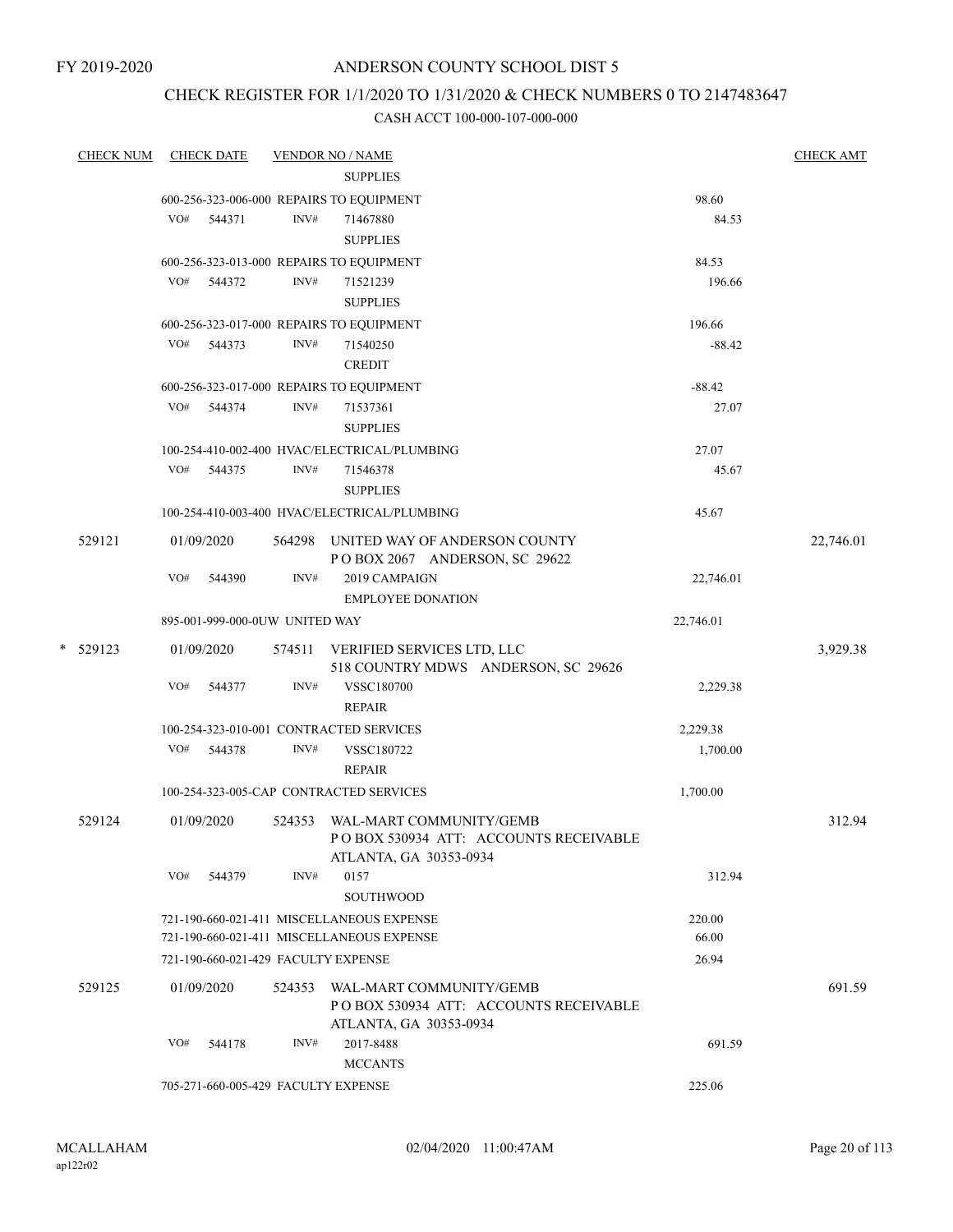FY 2019-2020

# ANDERSON COUNTY SCHOOL DIST 5

## CHECK REGISTER FOR 1/1/2020 TO 1/31/2020 & CHECK NUMBERS 0 TO 2147483647

### CASH ACCT 100-000-107-000-000

| CHECK NUM | CHECK DATE | VENDOR NO / NAME | | CHECK AMT |
|---|---|---|---|---|
| | | SUPPLIES | | |
| | 600-256-323-006-000 REPAIRS TO EQUIPMENT | | 98.60 | |
| | VO# 544371 | INV# 71467880<br>SUPPLIES | 84.53 | |
| | 600-256-323-013-000 REPAIRS TO EQUIPMENT | | 84.53 | |
| | VO# 544372 | INV# 71521239<br>SUPPLIES | 196.66 | |
| | 600-256-323-017-000 REPAIRS TO EQUIPMENT | | 196.66 | |
| | VO# 544373 | INV# 71540250<br>CREDIT | -88.42 | |
| | 600-256-323-017-000 REPAIRS TO EQUIPMENT | | -88.42 | |
| | VO# 544374 | INV# 71537361<br>SUPPLIES | 27.07 | |
| | 100-254-410-002-400 HVAC/ELECTRICAL/PLUMBING | | 27.07 | |
| | VO# 544375 | INV# 71546378<br>SUPPLIES | 45.67 | |
| | 100-254-410-003-400 HVAC/ELECTRICAL/PLUMBING | | 45.67 | |
| 529121 | 01/09/2020 | 564298 UNITED WAY OF ANDERSON COUNTY<br>P O BOX 2067 ANDERSON, SC 29622 | | 22,746.01 |
| | VO# 544390 | INV# 2019 CAMPAIGN<br>EMPLOYEE DONATION | 22,746.01 | |
| | 895-001-999-000-0UW UNITED WAY | | 22,746.01 | |
| * 529123 | 01/09/2020 | 574511 VERIFIED SERVICES LTD, LLC<br>518 COUNTRY MDWS ANDERSON, SC 29626 | | 3,929.38 |
| | VO# 544377 | INV# VSSC180700<br>REPAIR | 2,229.38 | |
| | 100-254-323-010-001 CONTRACTED SERVICES | | 2,229.38 | |
| | VO# 544378 | INV# VSSC180722<br>REPAIR | 1,700.00 | |
| | 100-254-323-005-CAP CONTRACTED SERVICES | | 1,700.00 | |
| 529124 | 01/09/2020 | 524353 WAL-MART COMMUNITY/GEMB<br>P O BOX 530934 ATT: ACCOUNTS RECEIVABLE<br>ATLANTA, GA 30353-0934 | | 312.94 |
| | VO# 544379 | INV# 0157<br>SOUTHWOOD | 312.94 | |
| | 721-190-660-021-411 MISCELLANEOUS EXPENSE | | 220.00 | |
| | 721-190-660-021-411 MISCELLANEOUS EXPENSE | | 66.00 | |
| | 721-190-660-021-429 FACULTY EXPENSE | | 26.94 | |
| 529125 | 01/09/2020 | 524353 WAL-MART COMMUNITY/GEMB<br>P O BOX 530934 ATT: ACCOUNTS RECEIVABLE<br>ATLANTA, GA 30353-0934 | | 691.59 |
| | VO# 544178 | INV# 2017-8488<br>MCCANTS | 691.59 | |
| | 705-271-660-005-429 FACULTY EXPENSE | | 225.06 | |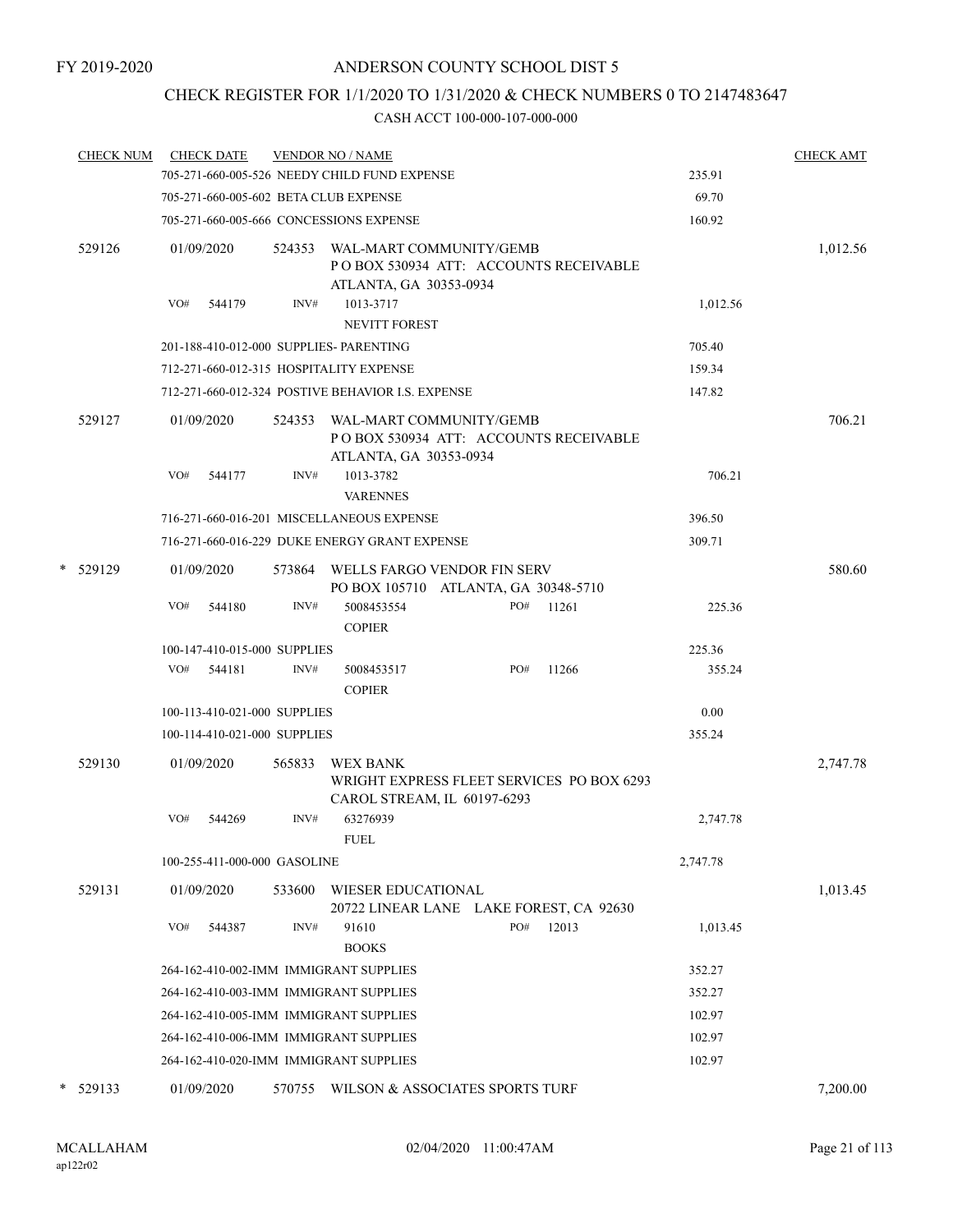FY 2019-2020

# ANDERSON COUNTY SCHOOL DIST 5

## CHECK REGISTER FOR 1/1/2020 TO 1/31/2020 & CHECK NUMBERS 0 TO 2147483647

### CASH ACCT 100-000-107-000-000

| CHECK NUM | CHECK DATE | VENDOR NO / NAME | | CHECK AMT |
|---|---|---|---|---|
| | 705-271-660-005-526 NEEDY CHILD FUND EXPENSE | | 235.91 | |
| | 705-271-660-005-602 BETA CLUB EXPENSE | | 69.70 | |
| | 705-271-660-005-666 CONCESSIONS EXPENSE | | 160.92 | |
| 529126 | 01/09/2020 | 524353 WAL-MART COMMUNITY/GEMB<br>P O BOX 530934 ATT: ACCOUNTS RECEIVABLE<br>ATLANTA, GA 30353-0934 | | 1,012.56 |
| | VO# 544179 | INV# 1013-3717<br>NEVITT FOREST | 1,012.56 | |
| | 201-188-410-012-000 SUPPLIES- PARENTING | | 705.40 | |
| | 712-271-660-012-315 HOSPITALITY EXPENSE | | 159.34 | |
| | 712-271-660-012-324 POSTIVE BEHAVIOR I.S. EXPENSE | | 147.82 | |
| 529127 | 01/09/2020 | 524353 WAL-MART COMMUNITY/GEMB<br>P O BOX 530934 ATT: ACCOUNTS RECEIVABLE<br>ATLANTA, GA 30353-0934 | | 706.21 |
| | VO# 544177 | INV# 1013-3782<br>VARENNES | 706.21 | |
| | 716-271-660-016-201 MISCELLANEOUS EXPENSE | | 396.50 | |
| | 716-271-660-016-229 DUKE ENERGY GRANT EXPENSE | | 309.71 | |
| * 529129 | 01/09/2020 | 573864 WELLS FARGO VENDOR FIN SERV<br>PO BOX 105710 ATLANTA, GA 30348-5710 | | 580.60 |
| | VO# 544180 | INV# 5008453554 PO# 11261<br>COPIER | 225.36 | |
| | 100-147-410-015-000 SUPPLIES | | 225.36 | |
| | VO# 544181 | INV# 5008453517 PO# 11266<br>COPIER | 355.24 | |
| | 100-113-410-021-000 SUPPLIES | | 0.00 | |
| | 100-114-410-021-000 SUPPLIES | | 355.24 | |
| 529130 | 01/09/2020 | 565833 WEX BANK<br>WRIGHT EXPRESS FLEET SERVICES PO BOX 6293<br>CAROL STREAM, IL 60197-6293 | | 2,747.78 |
| | VO# 544269 | INV# 63276939<br>FUEL | 2,747.78 | |
| | 100-255-411-000-000 GASOLINE | | 2,747.78 | |
| 529131 | 01/09/2020 | 533600 WIESER EDUCATIONAL<br>20722 LINEAR LANE LAKE FOREST, CA 92630 | | 1,013.45 |
| | VO# 544387 | INV# 91610 PO# 12013<br>BOOKS | 1,013.45 | |
| | 264-162-410-002-IMM IMMIGRANT SUPPLIES | | 352.27 | |
| | 264-162-410-003-IMM IMMIGRANT SUPPLIES | | 352.27 | |
| | 264-162-410-005-IMM IMMIGRANT SUPPLIES | | 102.97 | |
| | 264-162-410-006-IMM IMMIGRANT SUPPLIES | | 102.97 | |
| | 264-162-410-020-IMM IMMIGRANT SUPPLIES | | 102.97 | |
| * 529133 | 01/09/2020 | 570755 WILSON & ASSOCIATES SPORTS TURF | | 7,200.00 |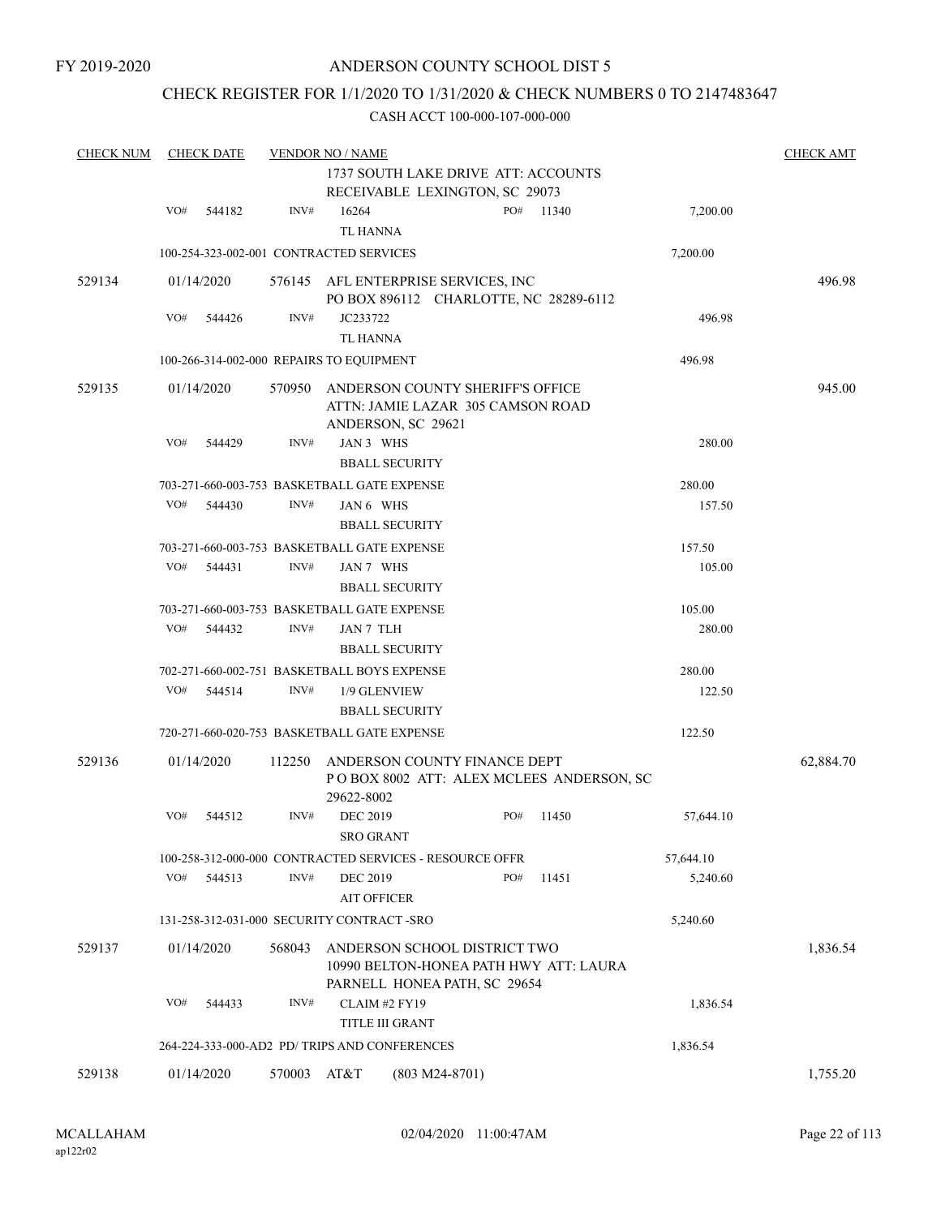FY 2019-2020

# ANDERSON COUNTY SCHOOL DIST 5

## CHECK REGISTER FOR 1/1/2020 TO 1/31/2020 & CHECK NUMBERS 0 TO 2147483647

### CASH ACCT 100-000-107-000-000

| CHECK NUM | CHECK DATE | VENDOR NO / NAME | | | CHECK AMT |
|---|---|---|---|---|---|
| | | | 1737 SOUTH LAKE DRIVE ATT: ACCOUNTS RECEIVABLE LEXINGTON, SC 29073 | | |
| | VO# 544182 | INV# | 16264 TL HANNA | PO# 11340 | 7,200.00 | |
| | | 100-254-323-002-001 CONTRACTED SERVICES | | 7,200.00 | |
| 529134 | 01/14/2020 | 576145 | AFL ENTERPRISE SERVICES, INC PO BOX 896112 CHARLOTTE, NC 28289-6112 | | 496.98 |
| | VO# 544426 | INV# | JC233722 TL HANNA | 496.98 | |
| | | 100-266-314-002-000 REPAIRS TO EQUIPMENT | | 496.98 | |
| 529135 | 01/14/2020 | 570950 | ANDERSON COUNTY SHERIFF'S OFFICE ATTN: JAMIE LAZAR 305 CAMSON ROAD ANDERSON, SC 29621 | | 945.00 |
| | VO# 544429 | INV# | JAN 3 WHS BBALL SECURITY | 280.00 | |
| | | 703-271-660-003-753 BASKETBALL GATE EXPENSE | | 280.00 | |
| | VO# 544430 | INV# | JAN 6 WHS BBALL SECURITY | 157.50 | |
| | | 703-271-660-003-753 BASKETBALL GATE EXPENSE | | 157.50 | |
| | VO# 544431 | INV# | JAN 7 WHS BBALL SECURITY | 105.00 | |
| | | 703-271-660-003-753 BASKETBALL GATE EXPENSE | | 105.00 | |
| | VO# 544432 | INV# | JAN 7 TLH BBALL SECURITY | 280.00 | |
| | | 702-271-660-002-751 BASKETBALL BOYS EXPENSE | | 280.00 | |
| | VO# 544514 | INV# | 1/9 GLENVIEW BBALL SECURITY | 122.50 | |
| | | 720-271-660-020-753 BASKETBALL GATE EXPENSE | | 122.50 | |
| 529136 | 01/14/2020 | 112250 | ANDERSON COUNTY FINANCE DEPT P O BOX 8002 ATT: ALEX MCLEES ANDERSON, SC 29622-8002 | | 62,884.70 |
| | VO# 544512 | INV# | DEC 2019 SRO GRANT | PO# 11450 | 57,644.10 | |
| | | 100-258-312-000-000 CONTRACTED SERVICES - RESOURCE OFFR | | 57,644.10 | |
| | VO# 544513 | INV# | DEC 2019 AIT OFFICER | PO# 11451 | 5,240.60 | |
| | | 131-258-312-031-000 SECURITY CONTRACT -SRO | | 5,240.60 | |
| 529137 | 01/14/2020 | 568043 | ANDERSON SCHOOL DISTRICT TWO 10990 BELTON-HONEA PATH HWY ATT: LAURA PARNELL HONEA PATH, SC 29654 | | 1,836.54 |
| | VO# 544433 | INV# | CLAIM #2 FY19 TITLE III GRANT | 1,836.54 | |
| | | 264-224-333-000-AD2 PD/ TRIPS AND CONFERENCES | | 1,836.54 | |
| 529138 | 01/14/2020 | 570003 | AT&T (803 M24-8701) | | 1,755.20 |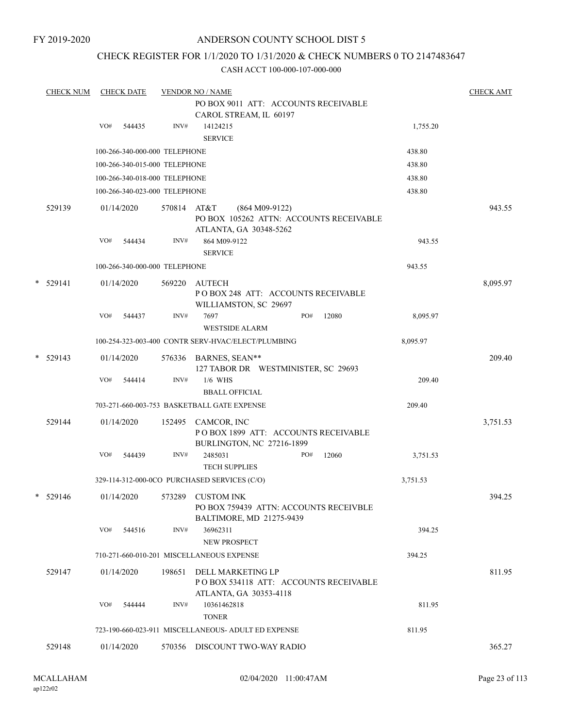FY 2019-2020

# ANDERSON COUNTY SCHOOL DIST 5

## CHECK REGISTER FOR 1/1/2020 TO 1/31/2020 & CHECK NUMBERS 0 TO 2147483647

CASH ACCT 100-000-107-000-000

| CHECK NUM | CHECK DATE | VENDOR NO / NAME | | CHECK AMT |
|---|---|---|---|---|
| | | PO BOX 9011 ATT: ACCOUNTS RECEIVABLE<br>CAROL STREAM, IL 60197 | | |
| | VO# 544435 | INV# 14124215<br>SERVICE | 1,755.20 | |
| | 100-266-340-000-000 TELEPHONE | | 438.80 | |
| | 100-266-340-015-000 TELEPHONE | | 438.80 | |
| | 100-266-340-018-000 TELEPHONE | | 438.80 | |
| | 100-266-340-023-000 TELEPHONE | | 438.80 | |
| 529139 | 01/14/2020 | 570814 AT&T (864 M09-9122)<br>PO BOX 105262 ATTN: ACCOUNTS RECEIVABLE<br>ATLANTA, GA 30348-5262 | | 943.55 |
| | VO# 544434 | INV# 864 M09-9122<br>SERVICE | 943.55 | |
| | 100-266-340-000-000 TELEPHONE | | 943.55 | |
| * 529141 | 01/14/2020 | 569220 AUTECH<br>P O BOX 248 ATT: ACCOUNTS RECEIVABLE<br>WILLIAMSTON, SC 29697 | | 8,095.97 |
| | VO# 544437 | INV# 7697 PO# 12080<br>WESTSIDE ALARM | 8,095.97 | |
| | 100-254-323-003-400 CONTR SERV-HVAC/ELECT/PLUMBING | | 8,095.97 | |
| * 529143 | 01/14/2020 | 576336 BARNES, SEAN**<br>127 TABOR DR WESTMINISTER, SC 29693 | | 209.40 |
| | VO# 544414 | INV# 1/6 WHS<br>BBALL OFFICIAL | 209.40 | |
| | 703-271-660-003-753 BASKETBALL GATE EXPENSE | | 209.40 | |
| 529144 | 01/14/2020 | 152495 CAMCOR, INC<br>P O BOX 1899 ATT: ACCOUNTS RECEIVABLE<br>BURLINGTON, NC 27216-1899 | | 3,751.53 |
| | VO# 544439 | INV# 2485031 PO# 12060<br>TECH SUPPLIES | 3,751.53 | |
| | 329-114-312-000-0CO PURCHASED SERVICES (C/O) | | 3,751.53 | |
| * 529146 | 01/14/2020 | 573289 CUSTOM INK<br>PO BOX 759439 ATTN: ACCOUNTS RECEIVBLE<br>BALTIMORE, MD 21275-9439 | | 394.25 |
| | VO# 544516 | INV# 36962311<br>NEW PROSPECT | 394.25 | |
| | 710-271-660-010-201 MISCELLANEOUS EXPENSE | | 394.25 | |
| 529147 | 01/14/2020 | 198651 DELL MARKETING LP<br>P O BOX 534118 ATT: ACCOUNTS RECEIVABLE<br>ATLANTA, GA 30353-4118 | | 811.95 |
| | VO# 544444 | INV# 10361462818<br>TONER | 811.95 | |
| | 723-190-660-023-911 MISCELLANEOUS- ADULT ED EXPENSE | | 811.95 | |
| 529148 | 01/14/2020 | 570356 DISCOUNT TWO-WAY RADIO | | 365.27 |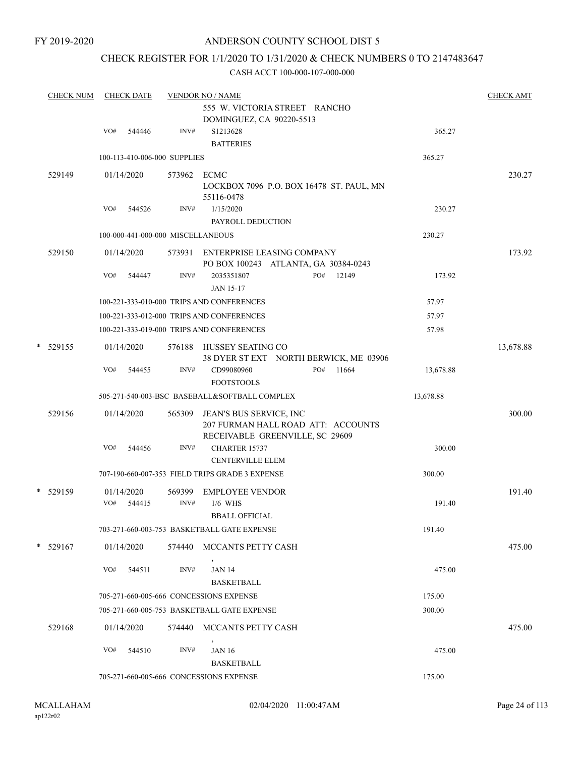FY 2019-2020

ANDERSON COUNTY SCHOOL DIST 5

CHECK REGISTER FOR 1/1/2020 TO 1/31/2020 & CHECK NUMBERS 0 TO 2147483647

CASH ACCT 100-000-107-000-000

| CHECK NUM | CHECK DATE | VENDOR NO / NAME | | CHECK AMT |
|---|---|---|---|---|
| | | 555 W. VICTORIA STREET RANCHO DOMINGUEZ, CA 90220-5513 | | |
| | VO# 544446 | INV# S1213628 BATTERIES | 365.27 | |
| | 100-113-410-006-000 SUPPLIES | | 365.27 | |
| 529149 | 01/14/2020 | 573962 ECMC LOCKBOX 7096 P.O. BOX 16478 ST. PAUL, MN 55116-0478 | | 230.27 |
| | VO# 544526 | INV# 1/15/2020 PAYROLL DEDUCTION | 230.27 | |
| | 100-000-441-000-000 MISCELLANEOUS | | 230.27 | |
| 529150 | 01/14/2020 | 573931 ENTERPRISE LEASING COMPANY PO BOX 100243 ATLANTA, GA 30384-0243 | | 173.92 |
| | VO# 544447 | INV# 2035351807 PO# 12149 JAN 15-17 | 173.92 | |
| | 100-221-333-010-000 TRIPS AND CONFERENCES | | 57.97 | |
| | 100-221-333-012-000 TRIPS AND CONFERENCES | | 57.97 | |
| | 100-221-333-019-000 TRIPS AND CONFERENCES | | 57.98 | |
| * 529155 | 01/14/2020 | 576188 HUSSEY SEATING CO 38 DYER ST EXT NORTH BERWICK, ME 03906 | | 13,678.88 |
| | VO# 544455 | INV# CD99080960 PO# 11664 FOOTSTOOLS | 13,678.88 | |
| | 505-271-540-003-BSC BASEBALL&SOFTBALL COMPLEX | | 13,678.88 | |
| 529156 | 01/14/2020 | 565309 JEAN'S BUS SERVICE, INC 207 FURMAN HALL ROAD ATT: ACCOUNTS RECEIVABLE GREENVILLE, SC 29609 | | 300.00 |
| | VO# 544456 | INV# CHARTER 15737 CENTERVILLE ELEM | 300.00 | |
| | 707-190-660-007-353 FIELD TRIPS GRADE 3 EXPENSE | | 300.00 | |
| * 529159 | 01/14/2020 | 569399 EMPLOYEE VENDOR | | 191.40 |
| | VO# 544415 | INV# 1/6 WHS BBALL OFFICIAL | 191.40 | |
| | 703-271-660-003-753 BASKETBALL GATE EXPENSE | | 191.40 | |
| * 529167 | 01/14/2020 | 574440 MCCANTS PETTY CASH , | | 475.00 |
| | VO# 544511 | INV# JAN 14 BASKETBALL | 475.00 | |
| | 705-271-660-005-666 CONCESSIONS EXPENSE | | 175.00 | |
| | 705-271-660-005-753 BASKETBALL GATE EXPENSE | | 300.00 | |
| 529168 | 01/14/2020 | 574440 MCCANTS PETTY CASH , | | 475.00 |
| | VO# 544510 | INV# JAN 16 BASKETBALL | 475.00 | |
| | 705-271-660-005-666 CONCESSIONS EXPENSE | | 175.00 | |

MCALLAHAM ap122r02 02/04/2020 11:00:47AM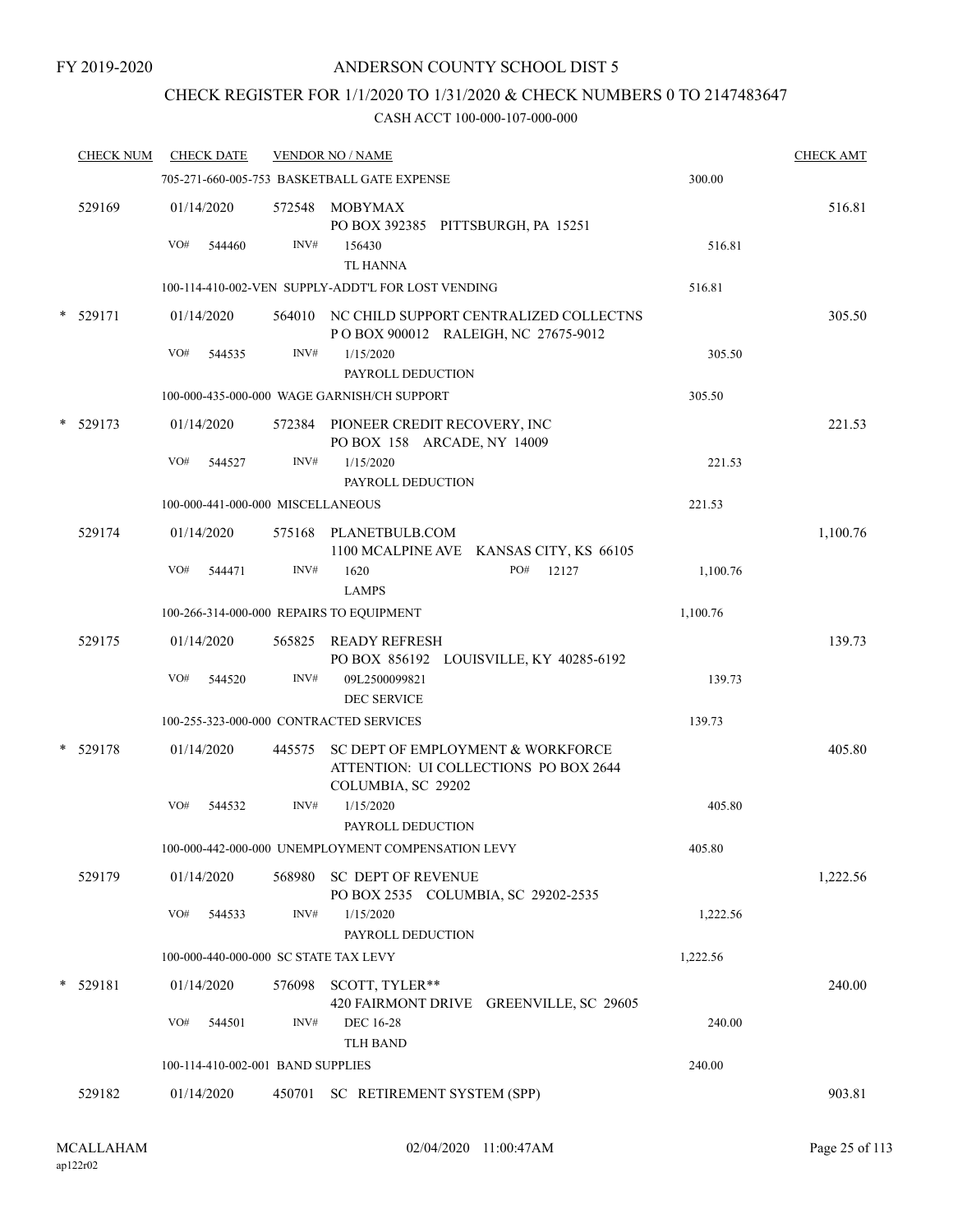FY 2019-2020

# ANDERSON COUNTY SCHOOL DIST 5

## CHECK REGISTER FOR 1/1/2020 TO 1/31/2020 & CHECK NUMBERS 0 TO 2147483647

CASH ACCT 100-000-107-000-000

| CHECK NUM | CHECK DATE | VENDOR NO / NAME | | CHECK AMT |
|---|---|---|---|---|
| | 705-271-660-005-753 BASKETBALL GATE EXPENSE | | 300.00 | |
| 529169 | 01/14/2020 | 572548 MOBYMAX<br>PO BOX 392385 PITTSBURGH, PA 15251 | | 516.81 |
| | VO# 544460 | INV# 156430<br>TL HANNA | 516.81 | |
| | 100-114-410-002-VEN SUPPLY-ADDT'L FOR LOST VENDING | | 516.81 | |
| * 529171 | 01/14/2020 | 564010 NC CHILD SUPPORT CENTRALIZED COLLECTNS<br>P O BOX 900012 RALEIGH, NC 27675-9012 | | 305.50 |
| | VO# 544535 | INV# 1/15/2020<br>PAYROLL DEDUCTION | 305.50 | |
| | 100-000-435-000-000 WAGE GARNISH/CH SUPPORT | | 305.50 | |
| * 529173 | 01/14/2020 | 572384 PIONEER CREDIT RECOVERY, INC<br>PO BOX 158 ARCADE, NY 14009 | | 221.53 |
| | VO# 544527 | INV# 1/15/2020<br>PAYROLL DEDUCTION | 221.53 | |
| | 100-000-441-000-000 MISCELLANEOUS | | 221.53 | |
| 529174 | 01/14/2020 | 575168 PLANETBULB.COM<br>1100 MCALPINE AVE KANSAS CITY, KS 66105 | | 1,100.76 |
| | VO# 544471 | INV# 1620 PO# 12127<br>LAMPS | 1,100.76 | |
| | 100-266-314-000-000 REPAIRS TO EQUIPMENT | | 1,100.76 | |
| 529175 | 01/14/2020 | 565825 READY REFRESH<br>PO BOX 856192 LOUISVILLE, KY 40285-6192 | | 139.73 |
| | VO# 544520 | INV# 09L2500099821<br>DEC SERVICE | 139.73 | |
| | 100-255-323-000-000 CONTRACTED SERVICES | | 139.73 | |
| * 529178 | 01/14/2020 | 445575 SC DEPT OF EMPLOYMENT & WORKFORCE<br>ATTENTION: UI COLLECTIONS PO BOX 2644<br>COLUMBIA, SC 29202 | | 405.80 |
| | VO# 544532 | INV# 1/15/2020<br>PAYROLL DEDUCTION | 405.80 | |
| | 100-000-442-000-000 UNEMPLOYMENT COMPENSATION LEVY | | 405.80 | |
| 529179 | 01/14/2020 | 568980 SC DEPT OF REVENUE<br>PO BOX 2535 COLUMBIA, SC 29202-2535 | | 1,222.56 |
| | VO# 544533 | INV# 1/15/2020<br>PAYROLL DEDUCTION | 1,222.56 | |
| | 100-000-440-000-000 SC STATE TAX LEVY | | 1,222.56 | |
| * 529181 | 01/14/2020 | 576098 SCOTT, TYLER**<br>420 FAIRMONT DRIVE GREENVILLE, SC 29605 | | 240.00 |
| | VO# 544501 | INV# DEC 16-28<br>TLH BAND | 240.00 | |
| | 100-114-410-002-001 BAND SUPPLIES | | 240.00 | |
| 529182 | 01/14/2020 | 450701 SC RETIREMENT SYSTEM (SPP) | | 903.81 |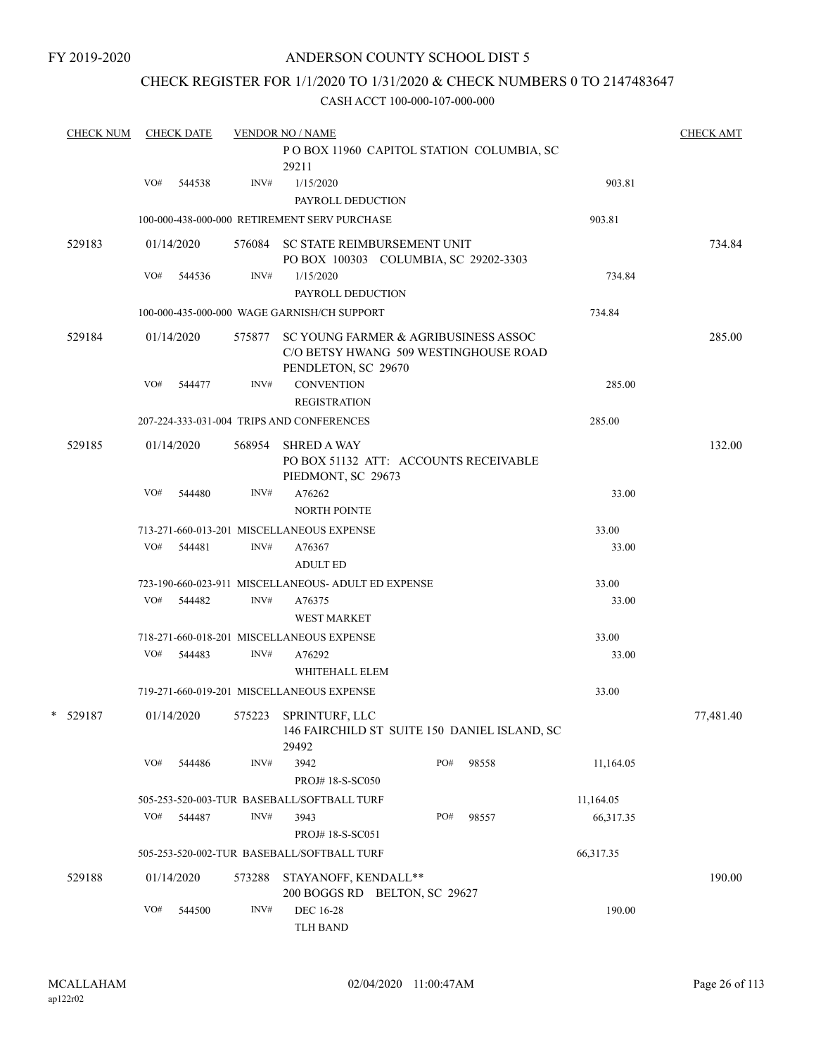FY 2019-2020

# ANDERSON COUNTY SCHOOL DIST 5

## CHECK REGISTER FOR 1/1/2020 TO 1/31/2020 & CHECK NUMBERS 0 TO 2147483647

CASH ACCT 100-000-107-000-000

| CHECK NUM | CHECK DATE | VENDOR NO / NAME | | | CHECK AMT |
|---|---|---|---|---|---|
| | | | P O BOX 11960 CAPITOL STATION COLUMBIA, SC 29211 | | |
| | VO# 544538 | INV# | 1/15/2020 PAYROLL DEDUCTION | 903.81 | |
| | | 100-000-438-000-000 RETIREMENT SERV PURCHASE | | 903.81 | |
| 529183 | 01/14/2020 | 576084 | SC STATE REIMBURSEMENT UNIT PO BOX 100303 COLUMBIA, SC 29202-3303 | | 734.84 |
| | VO# 544536 | INV# | 1/15/2020 PAYROLL DEDUCTION | 734.84 | |
| | | 100-000-435-000-000 WAGE GARNISH/CH SUPPORT | | 734.84 | |
| 529184 | 01/14/2020 | 575877 | SC YOUNG FARMER & AGRIBUSINESS ASSOC C/O BETSY HWANG 509 WESTINGHOUSE ROAD PENDLETON, SC 29670 | | 285.00 |
| | VO# 544477 | INV# | CONVENTION REGISTRATION | 285.00 | |
| | | 207-224-333-031-004 TRIPS AND CONFERENCES | | 285.00 | |
| 529185 | 01/14/2020 | 568954 | SHRED A WAY PO BOX 51132 ATT: ACCOUNTS RECEIVABLE PIEDMONT, SC 29673 | | 132.00 |
| | VO# 544480 | INV# | A76262 NORTH POINTE | 33.00 | |
| | | 713-271-660-013-201 MISCELLANEOUS EXPENSE | | 33.00 | |
| | VO# 544481 | INV# | A76367 ADULT ED | 33.00 | |
| | | 723-190-660-023-911 MISCELLANEOUS- ADULT ED EXPENSE | | 33.00 | |
| | VO# 544482 | INV# | A76375 WEST MARKET | 33.00 | |
| | | 718-271-660-018-201 MISCELLANEOUS EXPENSE | | 33.00 | |
| | VO# 544483 | INV# | A76292 WHITEHALL ELEM | 33.00 | |
| | | 719-271-660-019-201 MISCELLANEOUS EXPENSE | | 33.00 | |
| * 529187 | 01/14/2020 | 575223 | SPRINTURF, LLC 146 FAIRCHILD ST SUITE 150 DANIEL ISLAND, SC 29492 | | 77,481.40 |
| | VO# 544486 | INV# | 3942 PO# 98558 PROJ# 18-S-SC050 | 11,164.05 | |
| | | 505-253-520-003-TUR BASEBALL/SOFTBALL TURF | | 11,164.05 | |
| | VO# 544487 | INV# | 3943 PO# 98557 PROJ# 18-S-SC051 | 66,317.35 | |
| | | 505-253-520-002-TUR BASEBALL/SOFTBALL TURF | | 66,317.35 | |
| 529188 | 01/14/2020 | 573288 | STAYANOFF, KENDALL** 200 BOGGS RD BELTON, SC 29627 | | 190.00 |
| | VO# 544500 | INV# | DEC 16-28 TLH BAND | 190.00 | |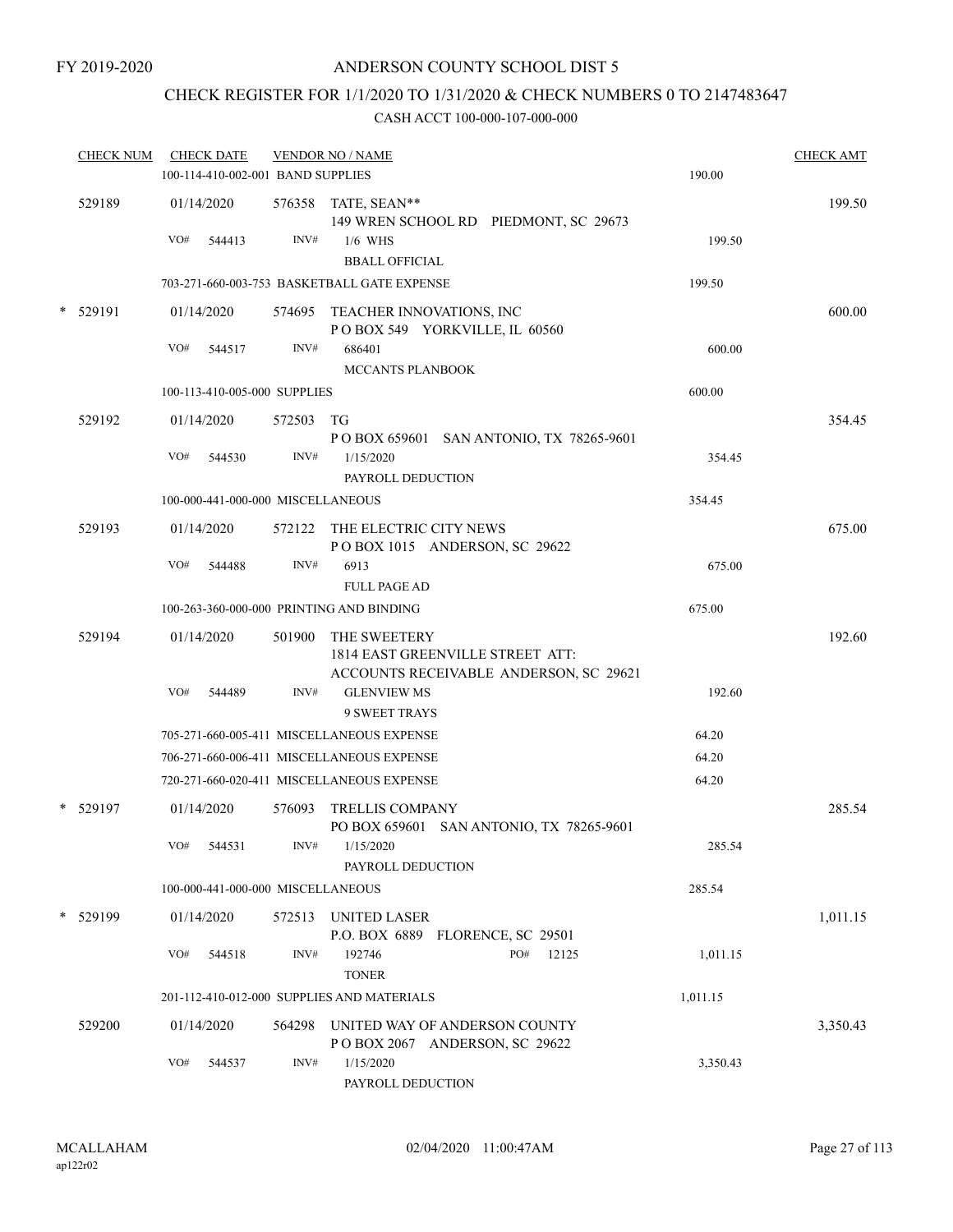FY 2019-2020

# ANDERSON COUNTY SCHOOL DIST 5

## CHECK REGISTER FOR 1/1/2020 TO 1/31/2020 & CHECK NUMBERS 0 TO 2147483647

### CASH ACCT 100-000-107-000-000

| CHECK NUM | CHECK DATE | VENDOR NO / NAME | | CHECK AMT |
|---|---|---|---|---|
| | 100-114-410-002-001 BAND SUPPLIES | | 190.00 | |
| 529189 | 01/14/2020 | 576358 TATE, SEAN** 149 WREN SCHOOL RD PIEDMONT, SC 29673 | | 199.50 |
| | VO# 544413 | INV# 1/6 WHS BBALL OFFICIAL | 199.50 | |
| | 703-271-660-003-753 BASKETBALL GATE EXPENSE | | 199.50 | |
| * 529191 | 01/14/2020 | 574695 TEACHER INNOVATIONS, INC P O BOX 549 YORKVILLE, IL 60560 | | 600.00 |
| | VO# 544517 | INV# 686401 MCCANTS PLANBOOK | 600.00 | |
| | 100-113-410-005-000 SUPPLIES | | 600.00 | |
| 529192 | 01/14/2020 | 572503 TG P O BOX 659601 SAN ANTONIO, TX 78265-9601 | | 354.45 |
| | VO# 544530 | INV# 1/15/2020 PAYROLL DEDUCTION | 354.45 | |
| | 100-000-441-000-000 MISCELLANEOUS | | 354.45 | |
| 529193 | 01/14/2020 | 572122 THE ELECTRIC CITY NEWS P O BOX 1015 ANDERSON, SC 29622 | | 675.00 |
| | VO# 544488 | INV# 6913 FULL PAGE AD | 675.00 | |
| | 100-263-360-000-000 PRINTING AND BINDING | | 675.00 | |
| 529194 | 01/14/2020 | 501900 THE SWEETERY 1814 EAST GREENVILLE STREET ATT: ACCOUNTS RECEIVABLE ANDERSON, SC 29621 | | 192.60 |
| | VO# 544489 | INV# GLENVIEW MS 9 SWEET TRAYS | 192.60 | |
| | 705-271-660-005-411 MISCELLANEOUS EXPENSE | | 64.20 | |
| | 706-271-660-006-411 MISCELLANEOUS EXPENSE | | 64.20 | |
| | 720-271-660-020-411 MISCELLANEOUS EXPENSE | | 64.20 | |
| * 529197 | 01/14/2020 | 576093 TRELLIS COMPANY PO BOX 659601 SAN ANTONIO, TX 78265-9601 | | 285.54 |
| | VO# 544531 | INV# 1/15/2020 PAYROLL DEDUCTION | 285.54 | |
| | 100-000-441-000-000 MISCELLANEOUS | | 285.54 | |
| * 529199 | 01/14/2020 | 572513 UNITED LASER P.O. BOX 6889 FLORENCE, SC 29501 | | 1,011.15 |
| | VO# 544518 | INV# 192746 PO# 12125 TONER | 1,011.15 | |
| | 201-112-410-012-000 SUPPLIES AND MATERIALS | | 1,011.15 | |
| 529200 | 01/14/2020 | 564298 UNITED WAY OF ANDERSON COUNTY P O BOX 2067 ANDERSON, SC 29622 | | 3,350.43 |
| | VO# 544537 | INV# 1/15/2020 PAYROLL DEDUCTION | 3,350.43 | |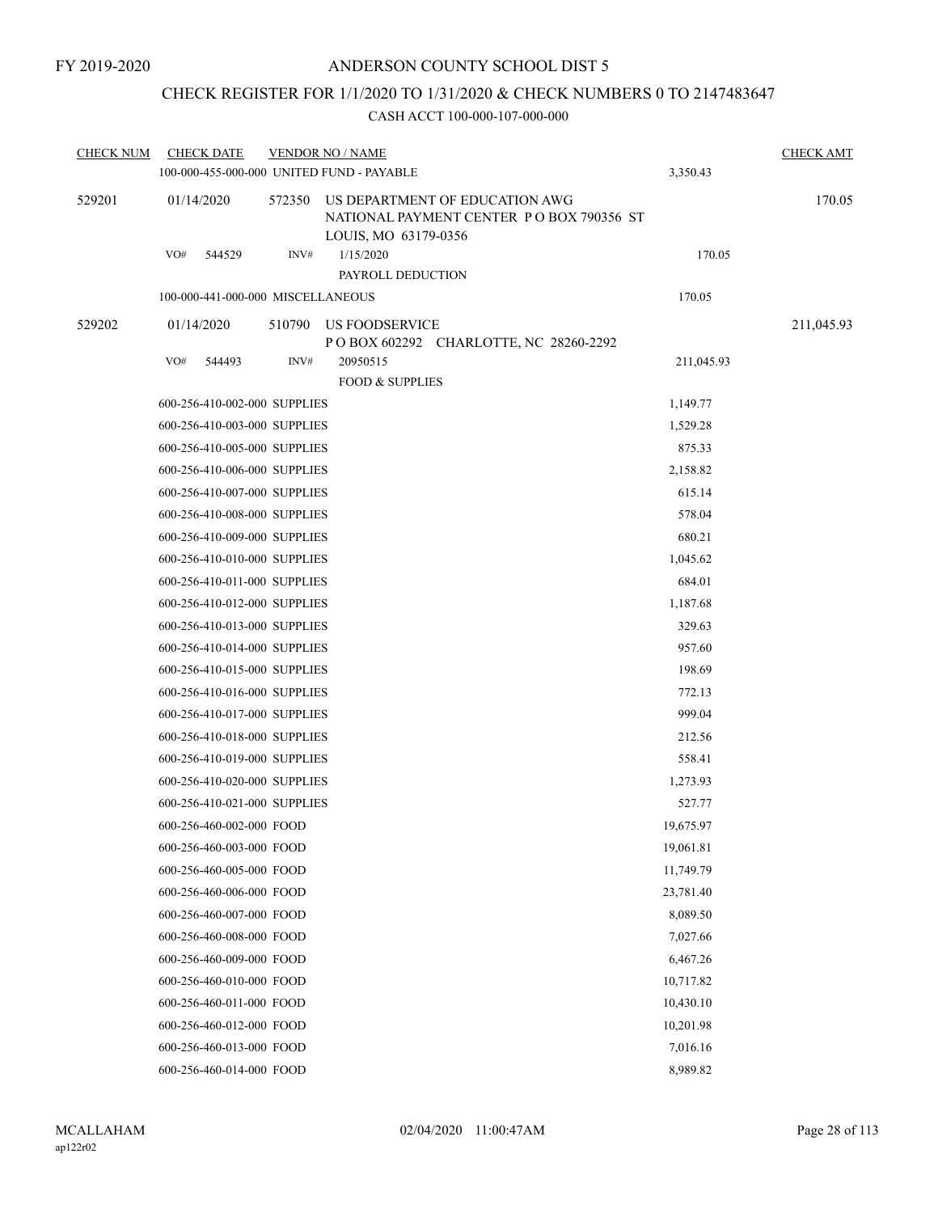FY 2019-2020

# ANDERSON COUNTY SCHOOL DIST 5

## CHECK REGISTER FOR 1/1/2020 TO 1/31/2020 & CHECK NUMBERS 0 TO 2147483647

### CASH ACCT 100-000-107-000-000

| CHECK NUM | CHECK DATE | VENDOR NO / NAME | | CHECK AMT |
|---|---|---|---|---|
| | 100-000-455-000-000 UNITED FUND - PAYABLE | | 3,350.43 | |
| 529201 | 01/14/2020 | 572350 US DEPARTMENT OF EDUCATION AWG NATIONAL PAYMENT CENTER P O BOX 790356 ST LOUIS, MO 63179-0356 | | 170.05 |
| | VO# 544529 | INV# 1/15/2020 PAYROLL DEDUCTION | 170.05 | |
| | 100-000-441-000-000 MISCELLANEOUS | | 170.05 | |
| 529202 | 01/14/2020 | 510790 US FOODSERVICE P O BOX 602292 CHARLOTTE, NC 28260-2292 | | 211,045.93 |
| | VO# 544493 | INV# 20950515 FOOD & SUPPLIES | 211,045.93 | |
| | 600-256-410-002-000 SUPPLIES | | 1,149.77 | |
| | 600-256-410-003-000 SUPPLIES | | 1,529.28 | |
| | 600-256-410-005-000 SUPPLIES | | 875.33 | |
| | 600-256-410-006-000 SUPPLIES | | 2,158.82 | |
| | 600-256-410-007-000 SUPPLIES | | 615.14 | |
| | 600-256-410-008-000 SUPPLIES | | 578.04 | |
| | 600-256-410-009-000 SUPPLIES | | 680.21 | |
| | 600-256-410-010-000 SUPPLIES | | 1,045.62 | |
| | 600-256-410-011-000 SUPPLIES | | 684.01 | |
| | 600-256-410-012-000 SUPPLIES | | 1,187.68 | |
| | 600-256-410-013-000 SUPPLIES | | 329.63 | |
| | 600-256-410-014-000 SUPPLIES | | 957.60 | |
| | 600-256-410-015-000 SUPPLIES | | 198.69 | |
| | 600-256-410-016-000 SUPPLIES | | 772.13 | |
| | 600-256-410-017-000 SUPPLIES | | 999.04 | |
| | 600-256-410-018-000 SUPPLIES | | 212.56 | |
| | 600-256-410-019-000 SUPPLIES | | 558.41 | |
| | 600-256-410-020-000 SUPPLIES | | 1,273.93 | |
| | 600-256-410-021-000 SUPPLIES | | 527.77 | |
| | 600-256-460-002-000 FOOD | | 19,675.97 | |
| | 600-256-460-003-000 FOOD | | 19,061.81 | |
| | 600-256-460-005-000 FOOD | | 11,749.79 | |
| | 600-256-460-006-000 FOOD | | 23,781.40 | |
| | 600-256-460-007-000 FOOD | | 8,089.50 | |
| | 600-256-460-008-000 FOOD | | 7,027.66 | |
| | 600-256-460-009-000 FOOD | | 6,467.26 | |
| | 600-256-460-010-000 FOOD | | 10,717.82 | |
| | 600-256-460-011-000 FOOD | | 10,430.10 | |
| | 600-256-460-012-000 FOOD | | 10,201.98 | |
| | 600-256-460-013-000 FOOD | | 7,016.16 | |
| | 600-256-460-014-000 FOOD | | 8,989.82 | |

MCALLAHAM
ap122r02
02/04/2020 11:00:47AM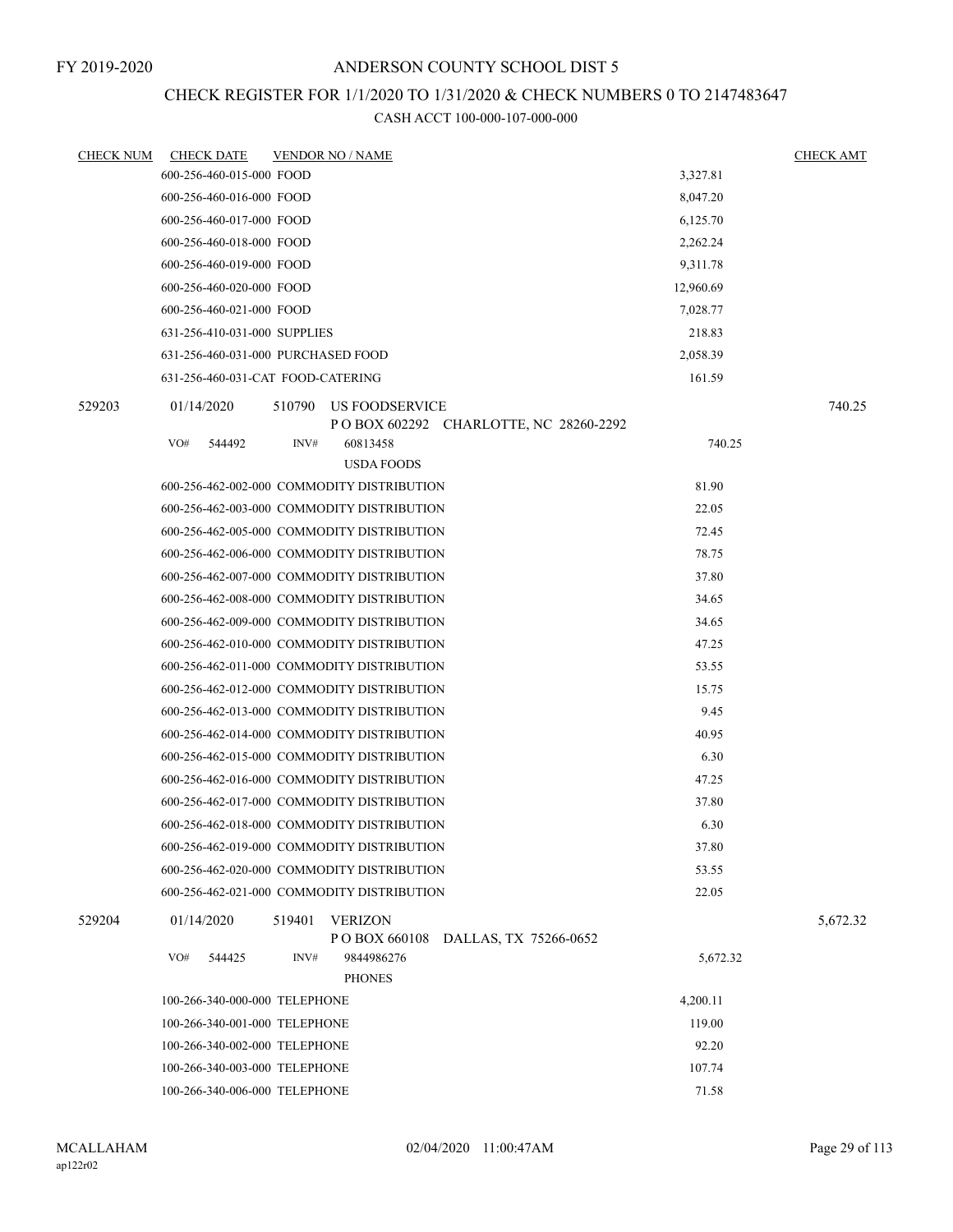FY 2019-2020

# ANDERSON COUNTY SCHOOL DIST 5

## CHECK REGISTER FOR 1/1/2020 TO 1/31/2020 & CHECK NUMBERS 0 TO 2147483647

### CASH ACCT 100-000-107-000-000

| CHECK NUM | CHECK DATE | VENDOR NO / NAME | | CHECK AMT |
|---|---|---|---|---|
| | 600-256-460-015-000 FOOD | | 3,327.81 | |
| | 600-256-460-016-000 FOOD | | 8,047.20 | |
| | 600-256-460-017-000 FOOD | | 6,125.70 | |
| | 600-256-460-018-000 FOOD | | 2,262.24 | |
| | 600-256-460-019-000 FOOD | | 9,311.78 | |
| | 600-256-460-020-000 FOOD | | 12,960.69 | |
| | 600-256-460-021-000 FOOD | | 7,028.77 | |
| | 631-256-410-031-000 SUPPLIES | | 218.83 | |
| | 631-256-460-031-000 PURCHASED FOOD | | 2,058.39 | |
| | 631-256-460-031-CAT FOOD-CATERING | | 161.59 | |
| 529203 | 01/14/2020 | 510790 US FOODSERVICE<br>P O BOX 602292 CHARLOTTE, NC 28260-2292 | | 740.25 |
| | VO# 544492 | INV# 60813458<br>USDA FOODS | 740.25 | |
| | 600-256-462-002-000 COMMODITY DISTRIBUTION | | 81.90 | |
| | 600-256-462-003-000 COMMODITY DISTRIBUTION | | 22.05 | |
| | 600-256-462-005-000 COMMODITY DISTRIBUTION | | 72.45 | |
| | 600-256-462-006-000 COMMODITY DISTRIBUTION | | 78.75 | |
| | 600-256-462-007-000 COMMODITY DISTRIBUTION | | 37.80 | |
| | 600-256-462-008-000 COMMODITY DISTRIBUTION | | 34.65 | |
| | 600-256-462-009-000 COMMODITY DISTRIBUTION | | 34.65 | |
| | 600-256-462-010-000 COMMODITY DISTRIBUTION | | 47.25 | |
| | 600-256-462-011-000 COMMODITY DISTRIBUTION | | 53.55 | |
| | 600-256-462-012-000 COMMODITY DISTRIBUTION | | 15.75 | |
| | 600-256-462-013-000 COMMODITY DISTRIBUTION | | 9.45 | |
| | 600-256-462-014-000 COMMODITY DISTRIBUTION | | 40.95 | |
| | 600-256-462-015-000 COMMODITY DISTRIBUTION | | 6.30 | |
| | 600-256-462-016-000 COMMODITY DISTRIBUTION | | 47.25 | |
| | 600-256-462-017-000 COMMODITY DISTRIBUTION | | 37.80 | |
| | 600-256-462-018-000 COMMODITY DISTRIBUTION | | 6.30 | |
| | 600-256-462-019-000 COMMODITY DISTRIBUTION | | 37.80 | |
| | 600-256-462-020-000 COMMODITY DISTRIBUTION | | 53.55 | |
| | 600-256-462-021-000 COMMODITY DISTRIBUTION | | 22.05 | |
| 529204 | 01/14/2020 | 519401 VERIZON<br>P O BOX 660108 DALLAS, TX 75266-0652 | | 5,672.32 |
| | VO# 544425 | INV# 9844986276<br>PHONES | 5,672.32 | |
| | 100-266-340-000-000 TELEPHONE | | 4,200.11 | |
| | 100-266-340-001-000 TELEPHONE | | 119.00 | |
| | 100-266-340-002-000 TELEPHONE | | 92.20 | |
| | 100-266-340-003-000 TELEPHONE | | 107.74 | |
| | 100-266-340-006-000 TELEPHONE | | 71.58 | |

MCALLAHAM
ap122r02

02/04/2020 11:00:47AM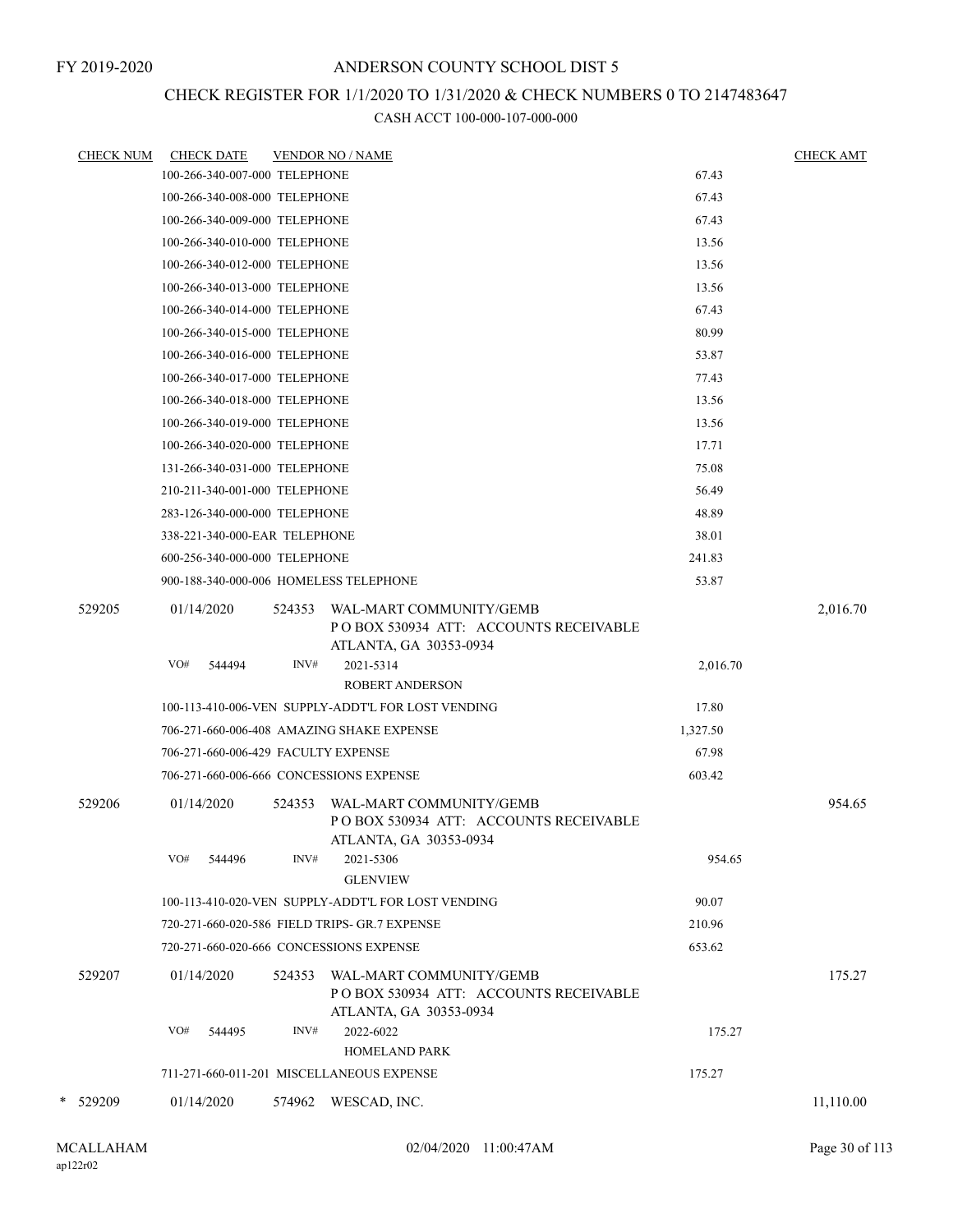FY 2019-2020

# ANDERSON COUNTY SCHOOL DIST 5

## CHECK REGISTER FOR 1/1/2020 TO 1/31/2020 & CHECK NUMBERS 0 TO 2147483647

### CASH ACCT 100-000-107-000-000

| CHECK NUM | CHECK DATE | VENDOR NO / NAME | | CHECK AMT |
|---|---|---|---|---|
| | 100-266-340-007-000 TELEPHONE | | 67.43 | |
| | 100-266-340-008-000 TELEPHONE | | 67.43 | |
| | 100-266-340-009-000 TELEPHONE | | 67.43 | |
| | 100-266-340-010-000 TELEPHONE | | 13.56 | |
| | 100-266-340-012-000 TELEPHONE | | 13.56 | |
| | 100-266-340-013-000 TELEPHONE | | 13.56 | |
| | 100-266-340-014-000 TELEPHONE | | 67.43 | |
| | 100-266-340-015-000 TELEPHONE | | 80.99 | |
| | 100-266-340-016-000 TELEPHONE | | 53.87 | |
| | 100-266-340-017-000 TELEPHONE | | 77.43 | |
| | 100-266-340-018-000 TELEPHONE | | 13.56 | |
| | 100-266-340-019-000 TELEPHONE | | 13.56 | |
| | 100-266-340-020-000 TELEPHONE | | 17.71 | |
| | 131-266-340-031-000 TELEPHONE | | 75.08 | |
| | 210-211-340-001-000 TELEPHONE | | 56.49 | |
| | 283-126-340-000-000 TELEPHONE | | 48.89 | |
| | 338-221-340-000-EAR TELEPHONE | | 38.01 | |
| | 600-256-340-000-000 TELEPHONE | | 241.83 | |
| | 900-188-340-000-006 HOMELESS TELEPHONE | | 53.87 | |
| 529205 | 01/14/2020 | 524353 WAL-MART COMMUNITY/GEMB<br>P O BOX 530934 ATT: ACCOUNTS RECEIVABLE<br>ATLANTA, GA 30353-0934 | | 2,016.70 |
| | VO# 544494 | INV# 2021-5314<br>ROBERT ANDERSON | 2,016.70 | |
| | 100-113-410-006-VEN SUPPLY-ADDT'L FOR LOST VENDING | | 17.80 | |
| | 706-271-660-006-408 AMAZING SHAKE EXPENSE | | 1,327.50 | |
| | 706-271-660-006-429 FACULTY EXPENSE | | 67.98 | |
| | 706-271-660-006-666 CONCESSIONS EXPENSE | | 603.42 | |
| 529206 | 01/14/2020 | 524353 WAL-MART COMMUNITY/GEMB<br>P O BOX 530934 ATT: ACCOUNTS RECEIVABLE<br>ATLANTA, GA 30353-0934 | | 954.65 |
| | VO# 544496 | INV# 2021-5306<br>GLENVIEW | 954.65 | |
| | 100-113-410-020-VEN SUPPLY-ADDT'L FOR LOST VENDING | | 90.07 | |
| | 720-271-660-020-586 FIELD TRIPS- GR.7 EXPENSE | | 210.96 | |
| | 720-271-660-020-666 CONCESSIONS EXPENSE | | 653.62 | |
| 529207 | 01/14/2020 | 524353 WAL-MART COMMUNITY/GEMB<br>P O BOX 530934 ATT: ACCOUNTS RECEIVABLE<br>ATLANTA, GA 30353-0934 | | 175.27 |
| | VO# 544495 | INV# 2022-6022<br>HOMELAND PARK | 175.27 | |
| | 711-271-660-011-201 MISCELLANEOUS EXPENSE | | 175.27 | |
| * 529209 | 01/14/2020 | 574962 WESCAD, INC. | | 11,110.00 |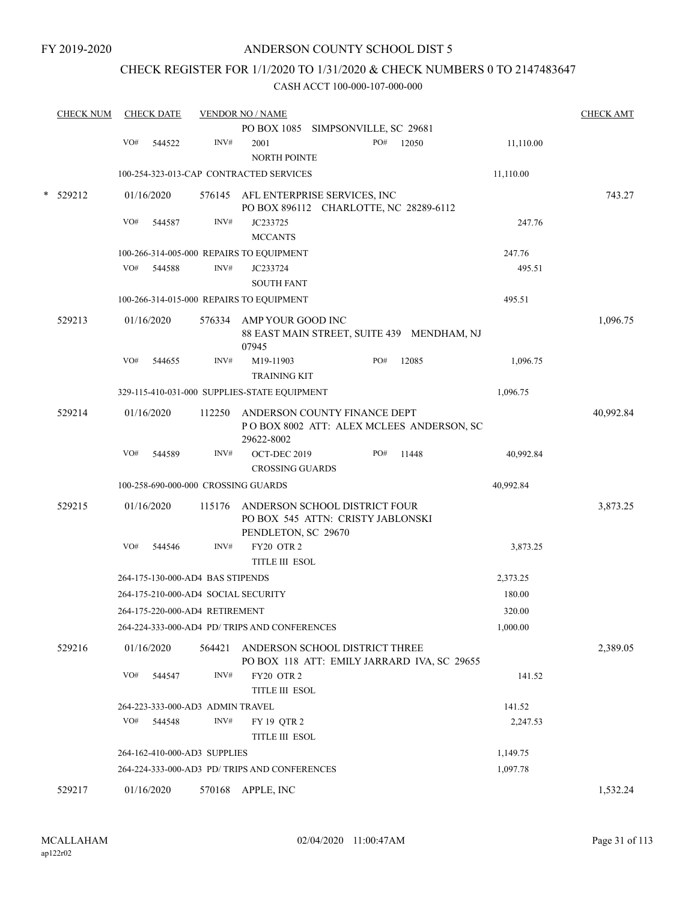FY 2019-2020

# ANDERSON COUNTY SCHOOL DIST 5

## CHECK REGISTER FOR 1/1/2020 TO 1/31/2020 & CHECK NUMBERS 0 TO 2147483647

### CASH ACCT 100-000-107-000-000

| CHECK NUM | CHECK DATE | VENDOR NO / NAME | | | CHECK AMT |
|---|---|---|---|---|---|
| | | PO BOX 1085 SIMPSONVILLE, SC 29681 | | | |
| | VO# 544522 | INV# 2001 NORTH POINTE | PO# 12050 | 11,110.00 | |
| | 100-254-323-013-CAP CONTRACTED SERVICES | | | 11,110.00 | |
| * 529212 | 01/16/2020 | 576145 AFL ENTERPRISE SERVICES, INC PO BOX 896112 CHARLOTTE, NC 28289-6112 | | | 743.27 |
| | VO# 544587 | INV# JC233725 MCCANTS | | 247.76 | |
| | 100-266-314-005-000 REPAIRS TO EQUIPMENT | | | 247.76 | |
| | VO# 544588 | INV# JC233724 SOUTH FANT | | 495.51 | |
| | 100-266-314-015-000 REPAIRS TO EQUIPMENT | | | 495.51 | |
| 529213 | 01/16/2020 | 576334 AMP YOUR GOOD INC 88 EAST MAIN STREET, SUITE 439 MENDHAM, NJ 07945 | | | 1,096.75 |
| | VO# 544655 | INV# M19-11903 TRAINING KIT | PO# 12085 | 1,096.75 | |
| | 329-115-410-031-000 SUPPLIES-STATE EQUIPMENT | | | 1,096.75 | |
| 529214 | 01/16/2020 | 112250 ANDERSON COUNTY FINANCE DEPT P O BOX 8002 ATT: ALEX MCLEES ANDERSON, SC 29622-8002 | | | 40,992.84 |
| | VO# 544589 | INV# OCT-DEC 2019 CROSSING GUARDS | PO# 11448 | 40,992.84 | |
| | 100-258-690-000-000 CROSSING GUARDS | | | 40,992.84 | |
| 529215 | 01/16/2020 | 115176 ANDERSON SCHOOL DISTRICT FOUR PO BOX 545 ATTN: CRISTY JABLONSKI PENDLETON, SC 29670 | | | 3,873.25 |
| | VO# 544546 | INV# FY20 OTR 2 TITLE III ESOL | | 3,873.25 | |
| | 264-175-130-000-AD4 BAS STIPENDS | | | 2,373.25 | |
| | 264-175-210-000-AD4 SOCIAL SECURITY | | | 180.00 | |
| | 264-175-220-000-AD4 RETIREMENT | | | 320.00 | |
| | 264-224-333-000-AD4 PD/ TRIPS AND CONFERENCES | | | 1,000.00 | |
| 529216 | 01/16/2020 | 564421 ANDERSON SCHOOL DISTRICT THREE PO BOX 118 ATT: EMILY JARRARD IVA, SC 29655 | | | 2,389.05 |
| | VO# 544547 | INV# FY20 OTR 2 TITLE III ESOL | | 141.52 | |
| | 264-223-333-000-AD3 ADMIN TRAVEL | | | 141.52 | |
| | VO# 544548 | INV# FY 19 QTR 2 TITLE III ESOL | | 2,247.53 | |
| | 264-162-410-000-AD3 SUPPLIES | | | 1,149.75 | |
| | 264-224-333-000-AD3 PD/ TRIPS AND CONFERENCES | | | 1,097.78 | |
| 529217 | 01/16/2020 | 570168 APPLE, INC | | | 1,532.24 |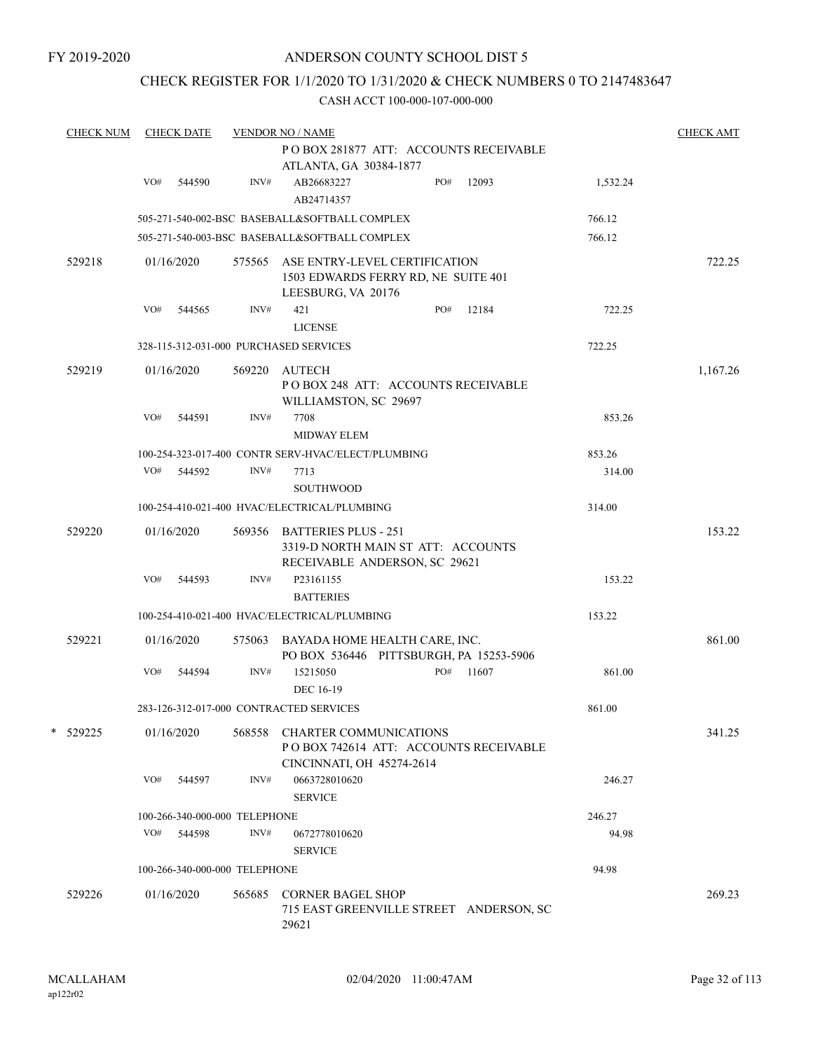FY 2019-2020

# ANDERSON COUNTY SCHOOL DIST 5

## CHECK REGISTER FOR 1/1/2020 TO 1/31/2020 & CHECK NUMBERS 0 TO 2147483647

### CASH ACCT 100-000-107-000-000

| CHECK NUM | CHECK DATE | VENDOR NO / NAME | | | CHECK AMT |
|---|---|---|---|---|---|
| | | | P O BOX 281877 ATT: ACCOUNTS RECEIVABLE ATLANTA, GA 30384-1877 | | |
| | VO# 544590 | INV# | AB26683227 AB24714357 PO# 12093 | 1,532.24 | |
| | | | 505-271-540-002-BSC BASEBALL&SOFTBALL COMPLEX | 766.12 | |
| | | | 505-271-540-003-BSC BASEBALL&SOFTBALL COMPLEX | 766.12 | |
| 529218 | 01/16/2020 | 575565 | ASE ENTRY-LEVEL CERTIFICATION 1503 EDWARDS FERRY RD, NE SUITE 401 LEESBURG, VA 20176 | | 722.25 |
| | VO# 544565 | INV# | 421 LICENSE PO# 12184 | 722.25 | |
| | | | 328-115-312-031-000 PURCHASED SERVICES | 722.25 | |
| 529219 | 01/16/2020 | 569220 | AUTECH P O BOX 248 ATT: ACCOUNTS RECEIVABLE WILLIAMSTON, SC 29697 | | 1,167.26 |
| | VO# 544591 | INV# | 7708 MIDWAY ELEM | 853.26 | |
| | | | 100-254-323-017-400 CONTR SERV-HVAC/ELECT/PLUMBING | 853.26 | |
| | VO# 544592 | INV# | 7713 SOUTHWOOD | 314.00 | |
| | | | 100-254-410-021-400 HVAC/ELECTRICAL/PLUMBING | 314.00 | |
| 529220 | 01/16/2020 | 569356 | BATTERIES PLUS - 251 3319-D NORTH MAIN ST ATT: ACCOUNTS RECEIVABLE ANDERSON, SC 29621 | | 153.22 |
| | VO# 544593 | INV# | P23161155 BATTERIES | 153.22 | |
| | | | 100-254-410-021-400 HVAC/ELECTRICAL/PLUMBING | 153.22 | |
| 529221 | 01/16/2020 | 575063 | BAYADA HOME HEALTH CARE, INC. PO BOX 536446 PITTSBURGH, PA 15253-5906 | | 861.00 |
| | VO# 544594 | INV# | 15215050 DEC 16-19 PO# 11607 | 861.00 | |
| | | | 283-126-312-017-000 CONTRACTED SERVICES | 861.00 | |
| * 529225 | 01/16/2020 | 568558 | CHARTER COMMUNICATIONS P O BOX 742614 ATT: ACCOUNTS RECEIVABLE CINCINNATI, OH 45274-2614 | | 341.25 |
| | VO# 544597 | INV# | 0663728010620 SERVICE | 246.27 | |
| | | | 100-266-340-000-000 TELEPHONE | 246.27 | |
| | VO# 544598 | INV# | 0672778010620 SERVICE | 94.98 | |
| | | | 100-266-340-000-000 TELEPHONE | 94.98 | |
| 529226 | 01/16/2020 | 565685 | CORNER BAGEL SHOP 715 EAST GREENVILLE STREET ANDERSON, SC 29621 | | 269.23 |

MCALLAHAM ap122r02 02/04/2020 11:00:47AM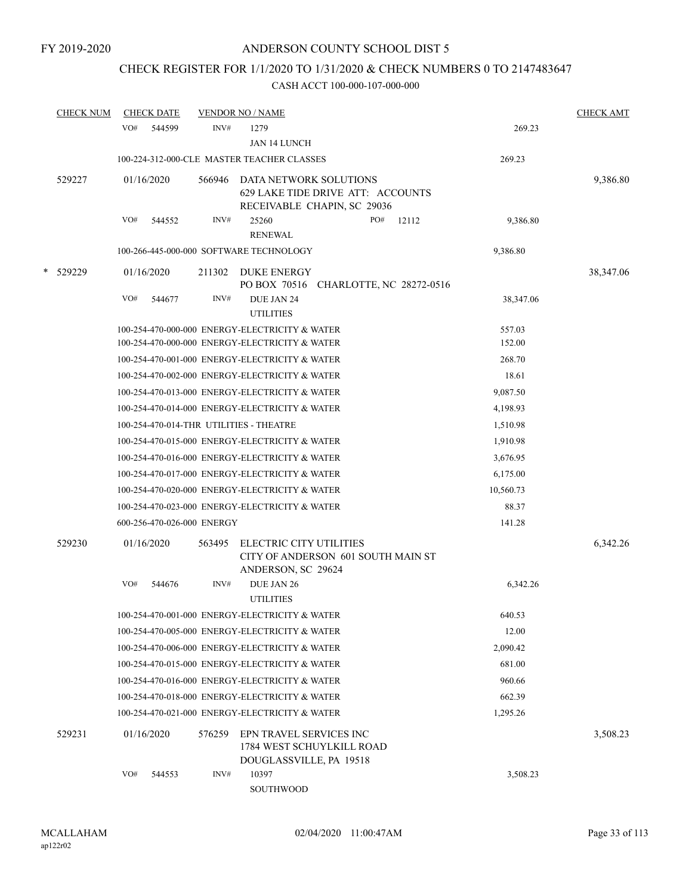FY 2019-2020

# ANDERSON COUNTY SCHOOL DIST 5

## CHECK REGISTER FOR 1/1/2020 TO 1/31/2020 & CHECK NUMBERS 0 TO 2147483647

CASH ACCT 100-000-107-000-000

| CHECK NUM | CHECK DATE | VENDOR NO / NAME | | CHECK AMT |
|---|---|---|---|---|
| | VO# 544599 | INV# 1279<br>JAN 14 LUNCH | 269.23 | |
| | 100-224-312-000-CLE MASTER TEACHER CLASSES | | 269.23 | |
| 529227 | 01/16/2020 | 566946 DATA NETWORK SOLUTIONS<br>629 LAKE TIDE DRIVE ATT: ACCOUNTS RECEIVABLE CHAPIN, SC 29036 | | 9,386.80 |
| | VO# 544552 | INV# 25260 PO# 12112<br>RENEWAL | 9,386.80 | |
| | 100-266-445-000-000 SOFTWARE TECHNOLOGY | | 9,386.80 | |
| * 529229 | 01/16/2020 | 211302 DUKE ENERGY<br>PO BOX 70516 CHARLOTTE, NC 28272-0516 | | 38,347.06 |
| | VO# 544677 | INV# DUE JAN 24<br>UTILITIES | 38,347.06 | |
| | 100-254-470-000-000 ENERGY-ELECTRICITY & WATER | | 557.03 | |
| | 100-254-470-000-000 ENERGY-ELECTRICITY & WATER | | 152.00 | |
| | 100-254-470-001-000 ENERGY-ELECTRICITY & WATER | | 268.70 | |
| | 100-254-470-002-000 ENERGY-ELECTRICITY & WATER | | 18.61 | |
| | 100-254-470-013-000 ENERGY-ELECTRICITY & WATER | | 9,087.50 | |
| | 100-254-470-014-000 ENERGY-ELECTRICITY & WATER | | 4,198.93 | |
| | 100-254-470-014-THR UTILITIES - THEATRE | | 1,510.98 | |
| | 100-254-470-015-000 ENERGY-ELECTRICITY & WATER | | 1,910.98 | |
| | 100-254-470-016-000 ENERGY-ELECTRICITY & WATER | | 3,676.95 | |
| | 100-254-470-017-000 ENERGY-ELECTRICITY & WATER | | 6,175.00 | |
| | 100-254-470-020-000 ENERGY-ELECTRICITY & WATER | | 10,560.73 | |
| | 100-254-470-023-000 ENERGY-ELECTRICITY & WATER | | 88.37 | |
| | 600-256-470-026-000 ENERGY | | 141.28 | |
| 529230 | 01/16/2020 | 563495 ELECTRIC CITY UTILITIES<br>CITY OF ANDERSON 601 SOUTH MAIN ST ANDERSON, SC 29624 | | 6,342.26 |
| | VO# 544676 | INV# DUE JAN 26<br>UTILITIES | 6,342.26 | |
| | 100-254-470-001-000 ENERGY-ELECTRICITY & WATER | | 640.53 | |
| | 100-254-470-005-000 ENERGY-ELECTRICITY & WATER | | 12.00 | |
| | 100-254-470-006-000 ENERGY-ELECTRICITY & WATER | | 2,090.42 | |
| | 100-254-470-015-000 ENERGY-ELECTRICITY & WATER | | 681.00 | |
| | 100-254-470-016-000 ENERGY-ELECTRICITY & WATER | | 960.66 | |
| | 100-254-470-018-000 ENERGY-ELECTRICITY & WATER | | 662.39 | |
| | 100-254-470-021-000 ENERGY-ELECTRICITY & WATER | | 1,295.26 | |
| 529231 | 01/16/2020 | 576259 EPN TRAVEL SERVICES INC<br>1784 WEST SCHUYLKILL ROAD DOUGLASSVILLE, PA 19518 | | 3,508.23 |
| | VO# 544553 | INV# 10397<br>SOUTHWOOD | 3,508.23 | |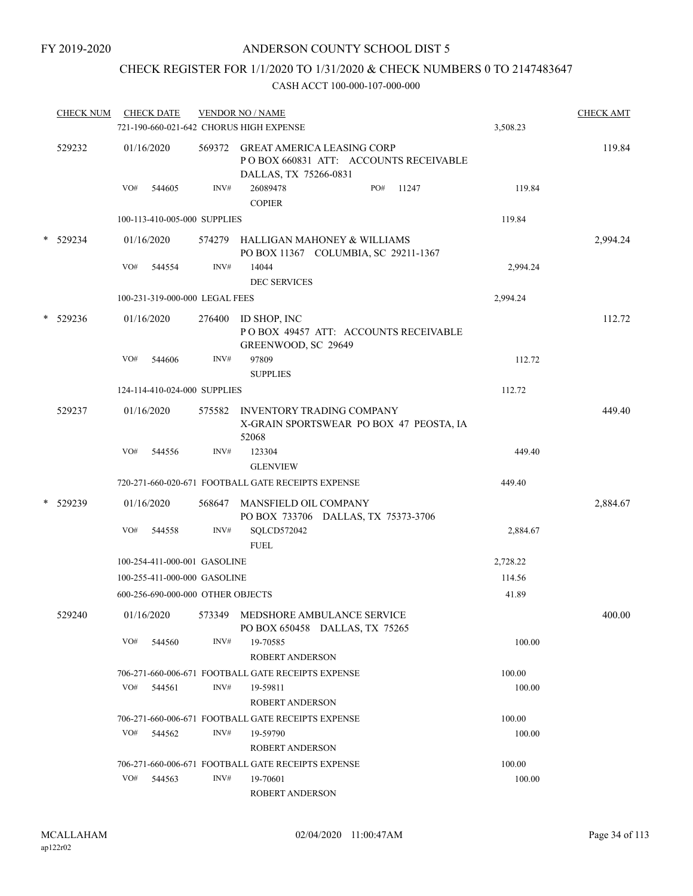FY 2019-2020

# ANDERSON COUNTY SCHOOL DIST 5

## CHECK REGISTER FOR 1/1/2020 TO 1/31/2020 & CHECK NUMBERS 0 TO 2147483647

CASH ACCT 100-000-107-000-000

| CHECK NUM | CHECK DATE | VENDOR NO / NAME | | CHECK AMT |
|---|---|---|---|---|
| | 721-190-660-021-642 CHORUS HIGH EXPENSE | | 3,508.23 | |
| 529232 | 01/16/2020 | 569372 GREAT AMERICA LEASING CORP<br>P O BOX 660831 ATT: ACCOUNTS RECEIVABLE<br>DALLAS, TX 75266-0831 | | 119.84 |
| | VO# 544605 | INV# 26089478 PO# 11247<br>COPIER | 119.84 | |
| | 100-113-410-005-000 SUPPLIES | | 119.84 | |
| * 529234 | 01/16/2020 | 574279 HALLIGAN MAHONEY & WILLIAMS<br>PO BOX 11367 COLUMBIA, SC 29211-1367 | | 2,994.24 |
| | VO# 544554 | INV# 14044<br>DEC SERVICES | 2,994.24 | |
| | 100-231-319-000-000 LEGAL FEES | | 2,994.24 | |
| * 529236 | 01/16/2020 | 276400 ID SHOP, INC<br>P O BOX 49457 ATT: ACCOUNTS RECEIVABLE<br>GREENWOOD, SC 29649 | | 112.72 |
| | VO# 544606 | INV# 97809<br>SUPPLIES | 112.72 | |
| | 124-114-410-024-000 SUPPLIES | | 112.72 | |
| 529237 | 01/16/2020 | 575582 INVENTORY TRADING COMPANY<br>X-GRAIN SPORTSWEAR PO BOX 47 PEOSTA, IA 52068 | | 449.40 |
| | VO# 544556 | INV# 123304<br>GLENVIEW | 449.40 | |
| | 720-271-660-020-671 FOOTBALL GATE RECEIPTS EXPENSE | | 449.40 | |
| * 529239 | 01/16/2020 | 568647 MANSFIELD OIL COMPANY<br>PO BOX 733706 DALLAS, TX 75373-3706 | | 2,884.67 |
| | VO# 544558 | INV# SQLCD572042<br>FUEL | 2,884.67 | |
| | 100-254-411-000-001 GASOLINE | | 2,728.22 | |
| | 100-255-411-000-000 GASOLINE | | 114.56 | |
| | 600-256-690-000-000 OTHER OBJECTS | | 41.89 | |
| 529240 | 01/16/2020 | 573349 MEDSHORE AMBULANCE SERVICE<br>PO BOX 650458 DALLAS, TX 75265 | | 400.00 |
| | VO# 544560 | INV# 19-70585<br>ROBERT ANDERSON | 100.00 | |
| | 706-271-660-006-671 FOOTBALL GATE RECEIPTS EXPENSE | | 100.00 | |
| | VO# 544561 | INV# 19-59811<br>ROBERT ANDERSON | 100.00 | |
| | 706-271-660-006-671 FOOTBALL GATE RECEIPTS EXPENSE | | 100.00 | |
| | VO# 544562 | INV# 19-59790<br>ROBERT ANDERSON | 100.00 | |
| | 706-271-660-006-671 FOOTBALL GATE RECEIPTS EXPENSE | | 100.00 | |
| | VO# 544563 | INV# 19-70601<br>ROBERT ANDERSON | 100.00 | |

MCALLAHAM
ap122r02

02/04/2020 11:00:47AM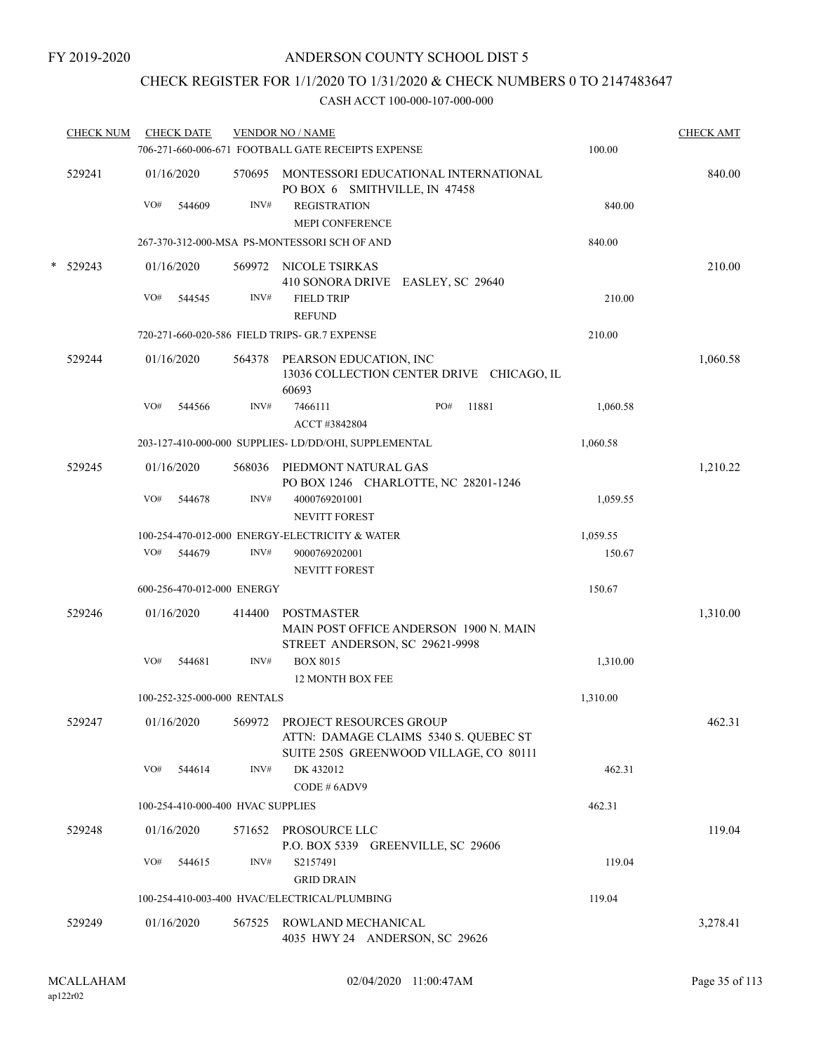FY 2019-2020

# ANDERSON COUNTY SCHOOL DIST 5

## CHECK REGISTER FOR 1/1/2020 TO 1/31/2020 & CHECK NUMBERS 0 TO 2147483647

CASH ACCT 100-000-107-000-000

| CHECK NUM | CHECK DATE | VENDOR NO / NAME | | CHECK AMT |
|---|---|---|---|---|
| | | 706-271-660-006-671 FOOTBALL GATE RECEIPTS EXPENSE | 100.00 | |
| 529241 | 01/16/2020 | 570695 MONTESSORI EDUCATIONAL INTERNATIONAL<br>PO BOX 6 SMITHVILLE, IN 47458 | | 840.00 |
| | VO# 544609 | INV# REGISTRATION<br>MEPI CONFERENCE | 840.00 | |
| | | 267-370-312-000-MSA PS-MONTESSORI SCH OF AND | 840.00 | |
| * 529243 | 01/16/2020 | 569972 NICOLE TSIRKAS<br>410 SONORA DRIVE EASLEY, SC 29640 | | 210.00 |
| | VO# 544545 | INV# FIELD TRIP<br>REFUND | 210.00 | |
| | | 720-271-660-020-586 FIELD TRIPS- GR.7 EXPENSE | 210.00 | |
| 529244 | 01/16/2020 | 564378 PEARSON EDUCATION, INC<br>13036 COLLECTION CENTER DRIVE CHICAGO, IL 60693 | | 1,060.58 |
| | VO# 544566 | INV# 7466111 PO# 11881<br>ACCT #3842804 | 1,060.58 | |
| | | 203-127-410-000-000 SUPPLIES- LD/DD/OHI, SUPPLEMENTAL | 1,060.58 | |
| 529245 | 01/16/2020 | 568036 PIEDMONT NATURAL GAS<br>PO BOX 1246 CHARLOTTE, NC 28201-1246 | | 1,210.22 |
| | VO# 544678 | INV# 4000769201001<br>NEVITT FOREST | 1,059.55 | |
| | | 100-254-470-012-000 ENERGY-ELECTRICITY & WATER | 1,059.55 | |
| | VO# 544679 | INV# 9000769202001<br>NEVITT FOREST | 150.67 | |
| | | 600-256-470-012-000 ENERGY | 150.67 | |
| 529246 | 01/16/2020 | 414400 POSTMASTER<br>MAIN POST OFFICE ANDERSON 1900 N. MAIN STREET ANDERSON, SC 29621-9998 | | 1,310.00 |
| | VO# 544681 | INV# BOX 8015<br>12 MONTH BOX FEE | 1,310.00 | |
| | | 100-252-325-000-000 RENTALS | 1,310.00 | |
| 529247 | 01/16/2020 | 569972 PROJECT RESOURCES GROUP<br>ATTN: DAMAGE CLAIMS 5340 S. QUEBEC ST SUITE 250S GREENWOOD VILLAGE, CO 80111 | | 462.31 |
| | VO# 544614 | INV# DK 432012<br>CODE # 6ADV9 | 462.31 | |
| | | 100-254-410-000-400 HVAC SUPPLIES | 462.31 | |
| 529248 | 01/16/2020 | 571652 PROSOURCE LLC<br>P.O. BOX 5339 GREENVILLE, SC 29606 | | 119.04 |
| | VO# 544615 | INV# S2157491<br>GRID DRAIN | 119.04 | |
| | | 100-254-410-003-400 HVAC/ELECTRICAL/PLUMBING | 119.04 | |
| 529249 | 01/16/2020 | 567525 ROWLAND MECHANICAL<br>4035 HWY 24 ANDERSON, SC 29626 | | 3,278.41 |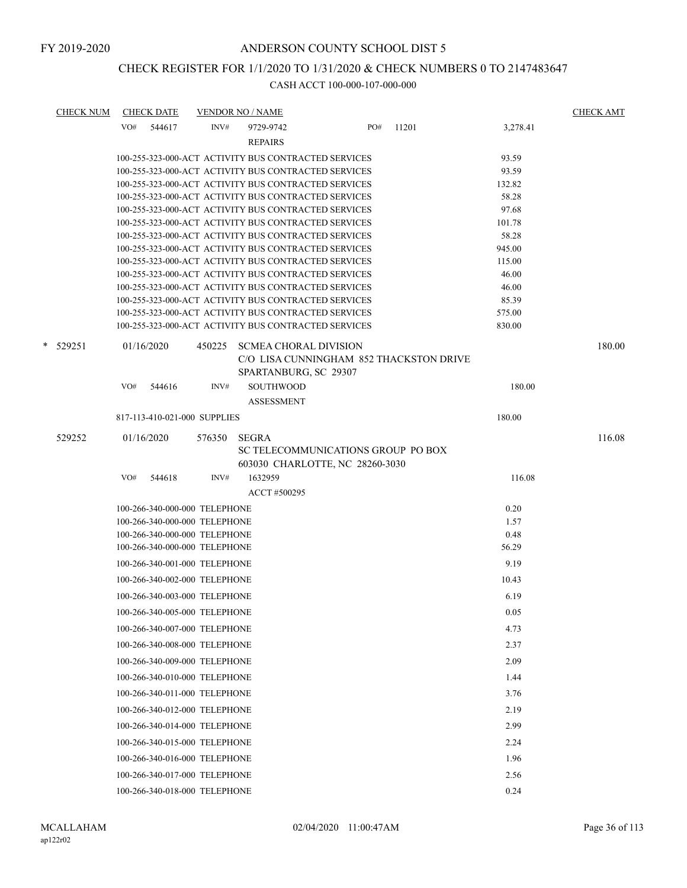FY 2019-2020

# ANDERSON COUNTY SCHOOL DIST 5

## CHECK REGISTER FOR 1/1/2020 TO 1/31/2020 & CHECK NUMBERS 0 TO 2147483647

### CASH ACCT 100-000-107-000-000

| CHECK NUM | CHECK DATE | VENDOR NO / NAME | | | CHECK AMT |
|---|---|---|---|---|---|
| | VO# 544617 | INV# 9729-9742 | PO# 11201 | 3,278.41 | |
| | | REPAIRS | | | |
| | 100-255-323-000-ACT ACTIVITY BUS CONTRACTED SERVICES | | | 93.59 | |
| | 100-255-323-000-ACT ACTIVITY BUS CONTRACTED SERVICES | | | 93.59 | |
| | 100-255-323-000-ACT ACTIVITY BUS CONTRACTED SERVICES | | | 132.82 | |
| | 100-255-323-000-ACT ACTIVITY BUS CONTRACTED SERVICES | | | 58.28 | |
| | 100-255-323-000-ACT ACTIVITY BUS CONTRACTED SERVICES | | | 97.68 | |
| | 100-255-323-000-ACT ACTIVITY BUS CONTRACTED SERVICES | | | 101.78 | |
| | 100-255-323-000-ACT ACTIVITY BUS CONTRACTED SERVICES | | | 58.28 | |
| | 100-255-323-000-ACT ACTIVITY BUS CONTRACTED SERVICES | | | 945.00 | |
| | 100-255-323-000-ACT ACTIVITY BUS CONTRACTED SERVICES | | | 115.00 | |
| | 100-255-323-000-ACT ACTIVITY BUS CONTRACTED SERVICES | | | 46.00 | |
| | 100-255-323-000-ACT ACTIVITY BUS CONTRACTED SERVICES | | | 46.00 | |
| | 100-255-323-000-ACT ACTIVITY BUS CONTRACTED SERVICES | | | 85.39 | |
| | 100-255-323-000-ACT ACTIVITY BUS CONTRACTED SERVICES | | | 575.00 | |
| | 100-255-323-000-ACT ACTIVITY BUS CONTRACTED SERVICES | | | 830.00 | |
| * 529251 | 01/16/2020 | 450225 SCMEA CHORAL DIVISION<br>C/O LISA CUNNINGHAM 852 THACKSTON DRIVE<br>SPARTANBURG, SC 29307 | | | 180.00 |
| | VO# 544616 | INV# SOUTHWOOD | | 180.00 | |
| | | ASSESSMENT | | | |
| | 817-113-410-021-000 SUPPLIES | | | 180.00 | |
| 529252 | 01/16/2020 | 576350 SEGRA<br>SC TELECOMMUNICATIONS GROUP PO BOX<br>603030 CHARLOTTE, NC 28260-3030 | | | 116.08 |
| | VO# 544618 | INV# 1632959 | | 116.08 | |
| | | ACCT #500295 | | | |
| | 100-266-340-000-000 TELEPHONE | | | 0.20 | |
| | 100-266-340-000-000 TELEPHONE | | | 1.57 | |
| | 100-266-340-000-000 TELEPHONE | | | 0.48 | |
| | 100-266-340-000-000 TELEPHONE | | | 56.29 | |
| | 100-266-340-001-000 TELEPHONE | | | 9.19 | |
| | 100-266-340-002-000 TELEPHONE | | | 10.43 | |
| | 100-266-340-003-000 TELEPHONE | | | 6.19 | |
| | 100-266-340-005-000 TELEPHONE | | | 0.05 | |
| | 100-266-340-007-000 TELEPHONE | | | 4.73 | |
| | 100-266-340-008-000 TELEPHONE | | | 2.37 | |
| | 100-266-340-009-000 TELEPHONE | | | 2.09 | |
| | 100-266-340-010-000 TELEPHONE | | | 1.44 | |
| | 100-266-340-011-000 TELEPHONE | | | 3.76 | |
| | 100-266-340-012-000 TELEPHONE | | | 2.19 | |
| | 100-266-340-014-000 TELEPHONE | | | 2.99 | |
| | 100-266-340-015-000 TELEPHONE | | | 2.24 | |
| | 100-266-340-016-000 TELEPHONE | | | 1.96 | |
| | 100-266-340-017-000 TELEPHONE | | | 2.56 | |
| | 100-266-340-018-000 TELEPHONE | | | 0.24 | |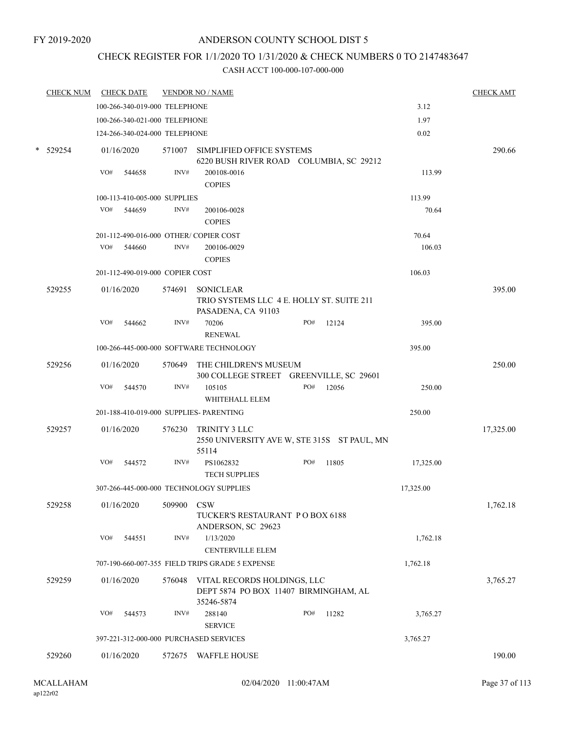FY 2019-2020

# ANDERSON COUNTY SCHOOL DIST 5

## CHECK REGISTER FOR 1/1/2020 TO 1/31/2020 & CHECK NUMBERS 0 TO 2147483647

### CASH ACCT 100-000-107-000-000

| CHECK NUM | CHECK DATE | VENDOR NO / NAME | | CHECK AMT |
|---|---|---|---|---|
| | 100-266-340-019-000 TELEPHONE | | 3.12 | |
| | 100-266-340-021-000 TELEPHONE | | 1.97 | |
| | 124-266-340-024-000 TELEPHONE | | 0.02 | |
| * 529254 | 01/16/2020 | 571007 SIMPLIFIED OFFICE SYSTEMS<br>6220 BUSH RIVER ROAD COLUMBIA, SC 29212 | | 290.66 |
| | VO# 544658 | INV# 200108-0016<br>COPIES | 113.99 | |
| | 100-113-410-005-000 SUPPLIES | | 113.99 | |
| | VO# 544659 | INV# 200106-0028<br>COPIES | 70.64 | |
| | 201-112-490-016-000 OTHER/ COPIER COST | | 70.64 | |
| | VO# 544660 | INV# 200106-0029<br>COPIES | 106.03 | |
| | 201-112-490-019-000 COPIER COST | | 106.03 | |
| 529255 | 01/16/2020 | 574691 SONICLEAR<br>TRIO SYSTEMS LLC 4 E. HOLLY ST. SUITE 211<br>PASADENA, CA 91103 | | 395.00 |
| | VO# 544662 | INV# 70206 PO# 12124<br>RENEWAL | 395.00 | |
| | 100-266-445-000-000 SOFTWARE TECHNOLOGY | | 395.00 | |
| 529256 | 01/16/2020 | 570649 THE CHILDREN'S MUSEUM<br>300 COLLEGE STREET GREENVILLE, SC 29601 | | 250.00 |
| | VO# 544570 | INV# 105105 PO# 12056<br>WHITEHALL ELEM | 250.00 | |
| | 201-188-410-019-000 SUPPLIES- PARENTING | | 250.00 | |
| 529257 | 01/16/2020 | 576230 TRINITY 3 LLC<br>2550 UNIVERSITY AVE W, STE 315S ST PAUL, MN 55114 | | 17,325.00 |
| | VO# 544572 | INV# PS1062832 PO# 11805<br>TECH SUPPLIES | 17,325.00 | |
| | 307-266-445-000-000 TECHNOLOGY SUPPLIES | | 17,325.00 | |
| 529258 | 01/16/2020 | 509900 CSW<br>TUCKER'S RESTAURANT P O BOX 6188<br>ANDERSON, SC 29623 | | 1,762.18 |
| | VO# 544551 | INV# 1/13/2020<br>CENTERVILLE ELEM | 1,762.18 | |
| | 707-190-660-007-355 FIELD TRIPS GRADE 5 EXPENSE | | 1,762.18 | |
| 529259 | 01/16/2020 | 576048 VITAL RECORDS HOLDINGS, LLC<br>DEPT 5874 PO BOX 11407 BIRMINGHAM, AL 35246-5874 | | 3,765.27 |
| | VO# 544573 | INV# 288140 PO# 11282<br>SERVICE | 3,765.27 | |
| | 397-221-312-000-000 PURCHASED SERVICES | | 3,765.27 | |
| 529260 | 01/16/2020 | 572675 WAFFLE HOUSE | | 190.00 |

MCALLAHAM
ap122r02

02/04/2020 11:00:47AM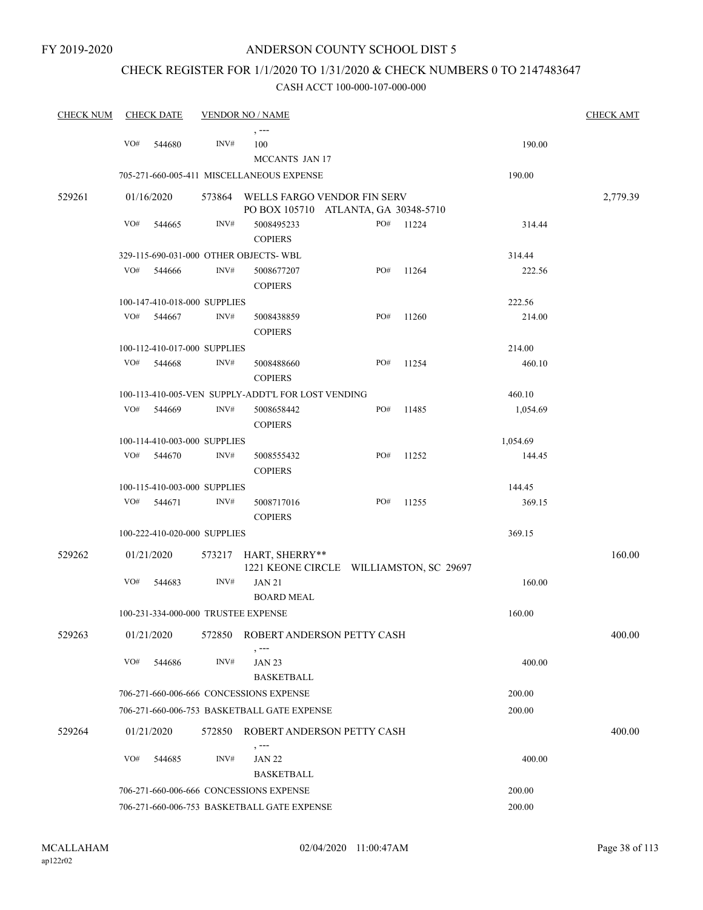FY 2019-2020

# ANDERSON COUNTY SCHOOL DIST 5

## CHECK REGISTER FOR 1/1/2020 TO 1/31/2020 & CHECK NUMBERS 0 TO 2147483647

### CASH ACCT 100-000-107-000-000

| CHECK NUM | CHECK DATE | VENDOR NO / NAME | | | CHECK AMT |
|---|---|---|---|---|---|
| | | , --- | | | |
| | VO# 544680 | INV# 100 MCCANTS JAN 17 | | 190.00 | |
| | 705-271-660-005-411 MISCELLANEOUS EXPENSE | | | 190.00 | |
| 529261 | 01/16/2020 | 573864 WELLS FARGO VENDOR FIN SERV PO BOX 105710 ATLANTA, GA 30348-5710 | | | 2,779.39 |
| | VO# 544665 | INV# 5008495233 COPIERS | PO# 11224 | 314.44 | |
| | 329-115-690-031-000 OTHER OBJECTS- WBL | | | 314.44 | |
| | VO# 544666 | INV# 5008677207 COPIERS | PO# 11264 | 222.56 | |
| | 100-147-410-018-000 SUPPLIES | | | 222.56 | |
| | VO# 544667 | INV# 5008438859 COPIERS | PO# 11260 | 214.00 | |
| | 100-112-410-017-000 SUPPLIES | | | 214.00 | |
| | VO# 544668 | INV# 5008488660 COPIERS | PO# 11254 | 460.10 | |
| | 100-113-410-005-VEN SUPPLY-ADDT'L FOR LOST VENDING | | | 460.10 | |
| | VO# 544669 | INV# 5008658442 COPIERS | PO# 11485 | 1,054.69 | |
| | 100-114-410-003-000 SUPPLIES | | | 1,054.69 | |
| | VO# 544670 | INV# 5008555432 COPIERS | PO# 11252 | 144.45 | |
| | 100-115-410-003-000 SUPPLIES | | | 144.45 | |
| | VO# 544671 | INV# 5008717016 COPIERS | PO# 11255 | 369.15 | |
| | 100-222-410-020-000 SUPPLIES | | | 369.15 | |
| 529262 | 01/21/2020 | 573217 HART, SHERRY** 1221 KEONE CIRCLE WILLIAMSTON, SC 29697 | | | 160.00 |
| | VO# 544683 | INV# JAN 21 BOARD MEAL | | 160.00 | |
| | 100-231-334-000-000 TRUSTEE EXPENSE | | | 160.00 | |
| 529263 | 01/21/2020 | 572850 ROBERT ANDERSON PETTY CASH , --- | | | 400.00 |
| | VO# 544686 | INV# JAN 23 BASKETBALL | | 400.00 | |
| | 706-271-660-006-666 CONCESSIONS EXPENSE | | | 200.00 | |
| | 706-271-660-006-753 BASKETBALL GATE EXPENSE | | | 200.00 | |
| 529264 | 01/21/2020 | 572850 ROBERT ANDERSON PETTY CASH , --- | | | 400.00 |
| | VO# 544685 | INV# JAN 22 BASKETBALL | | 400.00 | |
| | 706-271-660-006-666 CONCESSIONS EXPENSE | | | 200.00 | |
| | 706-271-660-006-753 BASKETBALL GATE EXPENSE | | | 200.00 | |

MCALLAHAM
ap122r02

02/04/2020 11:00:47AM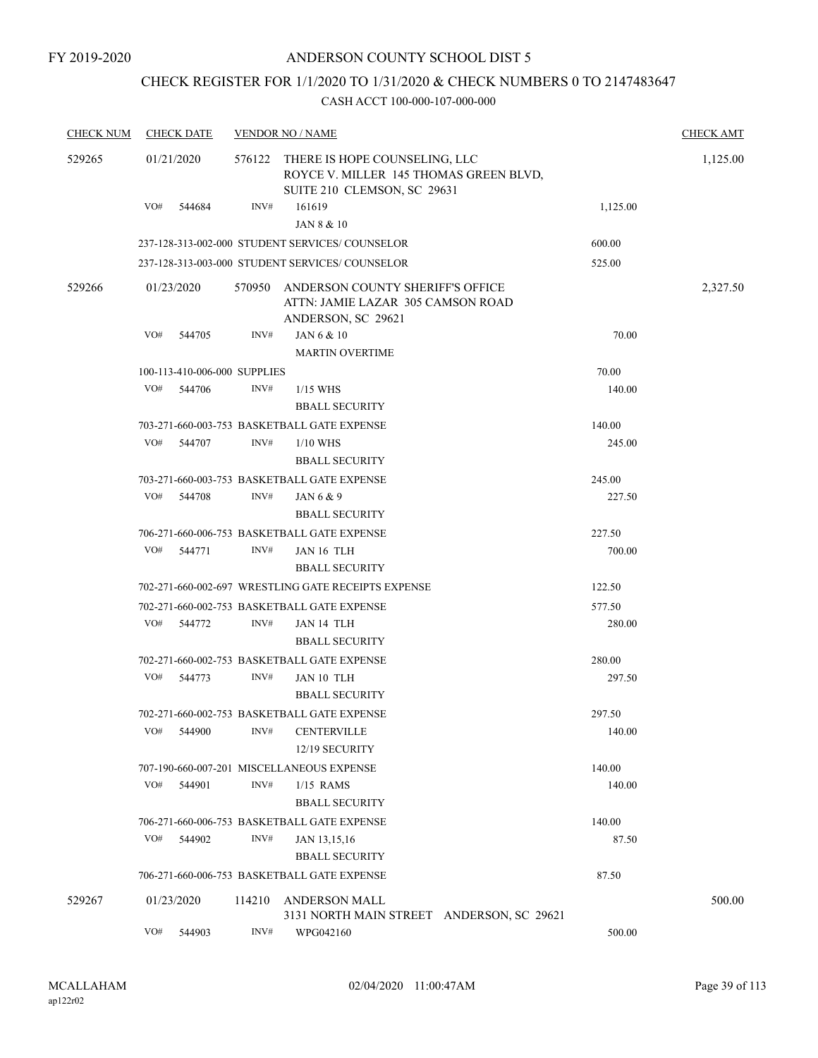FY 2019-2020

# ANDERSON COUNTY SCHOOL DIST 5

## CHECK REGISTER FOR 1/1/2020 TO 1/31/2020 & CHECK NUMBERS 0 TO 2147483647

CASH ACCT 100-000-107-000-000

| CHECK NUM | CHECK DATE | VENDOR NO / NAME | | CHECK AMT |
|---|---|---|---|---|
| 529265 | 01/21/2020 | 576122 THERE IS HOPE COUNSELING, LLC<br>ROYCE V. MILLER 145 THOMAS GREEN BLVD,<br>SUITE 210 CLEMSON, SC 29631 | | 1,125.00 |
| | VO# 544684 | INV# 161619<br>JAN 8 & 10 | 1,125.00 | |
| | | 237-128-313-002-000 STUDENT SERVICES/ COUNSELOR | 600.00 | |
| | | 237-128-313-003-000 STUDENT SERVICES/ COUNSELOR | 525.00 | |
| 529266 | 01/23/2020 | 570950 ANDERSON COUNTY SHERIFF'S OFFICE<br>ATTN: JAMIE LAZAR 305 CAMSON ROAD<br>ANDERSON, SC 29621 | | 2,327.50 |
| | VO# 544705 | INV# JAN 6 & 10<br>MARTIN OVERTIME | 70.00 | |
| | | 100-113-410-006-000 SUPPLIES | 70.00 | |
| | VO# 544706 | INV# 1/15 WHS<br>BBALL SECURITY | 140.00 | |
| | | 703-271-660-003-753 BASKETBALL GATE EXPENSE | 140.00 | |
| | VO# 544707 | INV# 1/10 WHS<br>BBALL SECURITY | 245.00 | |
| | | 703-271-660-003-753 BASKETBALL GATE EXPENSE | 245.00 | |
| | VO# 544708 | INV# JAN 6 & 9<br>BBALL SECURITY | 227.50 | |
| | | 706-271-660-006-753 BASKETBALL GATE EXPENSE | 227.50 | |
| | VO# 544771 | INV# JAN 16 TLH<br>BBALL SECURITY | 700.00 | |
| | | 702-271-660-002-697 WRESTLING GATE RECEIPTS EXPENSE | 122.50 | |
| | | 702-271-660-002-753 BASKETBALL GATE EXPENSE | 577.50 | |
| | VO# 544772 | INV# JAN 14 TLH<br>BBALL SECURITY | 280.00 | |
| | | 702-271-660-002-753 BASKETBALL GATE EXPENSE | 280.00 | |
| | VO# 544773 | INV# JAN 10 TLH<br>BBALL SECURITY | 297.50 | |
| | | 702-271-660-002-753 BASKETBALL GATE EXPENSE | 297.50 | |
| | VO# 544900 | INV# CENTERVILLE<br>12/19 SECURITY | 140.00 | |
| | | 707-190-660-007-201 MISCELLANEOUS EXPENSE | 140.00 | |
| | VO# 544901 | INV# 1/15 RAMS<br>BBALL SECURITY | 140.00 | |
| | | 706-271-660-006-753 BASKETBALL GATE EXPENSE | 140.00 | |
| | VO# 544902 | INV# JAN 13,15,16<br>BBALL SECURITY | 87.50 | |
| | | 706-271-660-006-753 BASKETBALL GATE EXPENSE | 87.50 | |
| 529267 | 01/23/2020 | 114210 ANDERSON MALL<br>3131 NORTH MAIN STREET ANDERSON, SC 29621 | | 500.00 |
| | VO# 544903 | INV# WPG042160 | 500.00 | |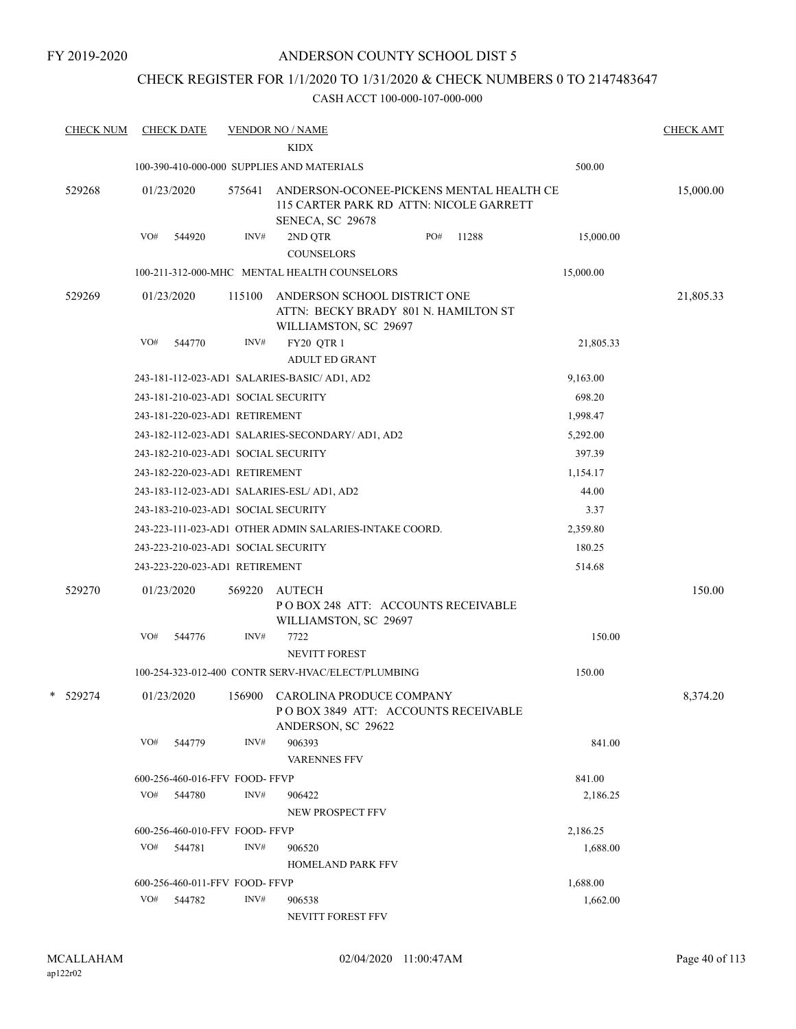FY 2019-2020

# ANDERSON COUNTY SCHOOL DIST 5

## CHECK REGISTER FOR 1/1/2020 TO 1/31/2020 & CHECK NUMBERS 0 TO 2147483647

### CASH ACCT 100-000-107-000-000

| CHECK NUM | CHECK DATE | VENDOR NO / NAME | | CHECK AMT |
|---|---|---|---|---|
| | | KIDX | | |
| | | 100-390-410-000-000 SUPPLIES AND MATERIALS | 500.00 | |
| 529268 | 01/23/2020 | 575641 ANDERSON-OCONEE-PICKENS MENTAL HEALTH CE<br>115 CARTER PARK RD ATTN: NICOLE GARRETT<br>SENECA, SC 29678 | | 15,000.00 |
| | VO# 544920 | INV# 2ND QTR PO# 11288<br>COUNSELORS | 15,000.00 | |
| | | 100-211-312-000-MHC MENTAL HEALTH COUNSELORS | 15,000.00 | |
| 529269 | 01/23/2020 | 115100 ANDERSON SCHOOL DISTRICT ONE<br>ATTN: BECKY BRADY 801 N. HAMILTON ST<br>WILLIAMSTON, SC 29697 | | 21,805.33 |
| | VO# 544770 | INV# FY20 QTR 1<br>ADULT ED GRANT | 21,805.33 | |
| | | 243-181-112-023-AD1 SALARIES-BASIC/ AD1, AD2 | 9,163.00 | |
| | | 243-181-210-023-AD1 SOCIAL SECURITY | 698.20 | |
| | | 243-181-220-023-AD1 RETIREMENT | 1,998.47 | |
| | | 243-182-112-023-AD1 SALARIES-SECONDARY/ AD1, AD2 | 5,292.00 | |
| | | 243-182-210-023-AD1 SOCIAL SECURITY | 397.39 | |
| | | 243-182-220-023-AD1 RETIREMENT | 1,154.17 | |
| | | 243-183-112-023-AD1 SALARIES-ESL/ AD1, AD2 | 44.00 | |
| | | 243-183-210-023-AD1 SOCIAL SECURITY | 3.37 | |
| | | 243-223-111-023-AD1 OTHER ADMIN SALARIES-INTAKE COORD. | 2,359.80 | |
| | | 243-223-210-023-AD1 SOCIAL SECURITY | 180.25 | |
| | | 243-223-220-023-AD1 RETIREMENT | 514.68 | |
| 529270 | 01/23/2020 | 569220 AUTECH<br>P O BOX 248 ATT: ACCOUNTS RECEIVABLE<br>WILLIAMSTON, SC 29697 | | 150.00 |
| | VO# 544776 | INV# 7722<br>NEVITT FOREST | 150.00 | |
| | | 100-254-323-012-400 CONTR SERV-HVAC/ELECT/PLUMBING | 150.00 | |
| * 529274 | 01/23/2020 | 156900 CAROLINA PRODUCE COMPANY<br>P O BOX 3849 ATT: ACCOUNTS RECEIVABLE<br>ANDERSON, SC 29622 | | 8,374.20 |
| | VO# 544779 | INV# 906393<br>VARENNES FFV | 841.00 | |
| | | 600-256-460-016-FFV FOOD- FFVP | 841.00 | |
| | VO# 544780 | INV# 906422<br>NEW PROSPECT FFV | 2,186.25 | |
| | | 600-256-460-010-FFV FOOD- FFVP | 2,186.25 | |
| | VO# 544781 | INV# 906520<br>HOMELAND PARK FFV | 1,688.00 | |
| | | 600-256-460-011-FFV FOOD- FFVP | 1,688.00 | |
| | VO# 544782 | INV# 906538<br>NEVITT FOREST FFV | 1,662.00 | |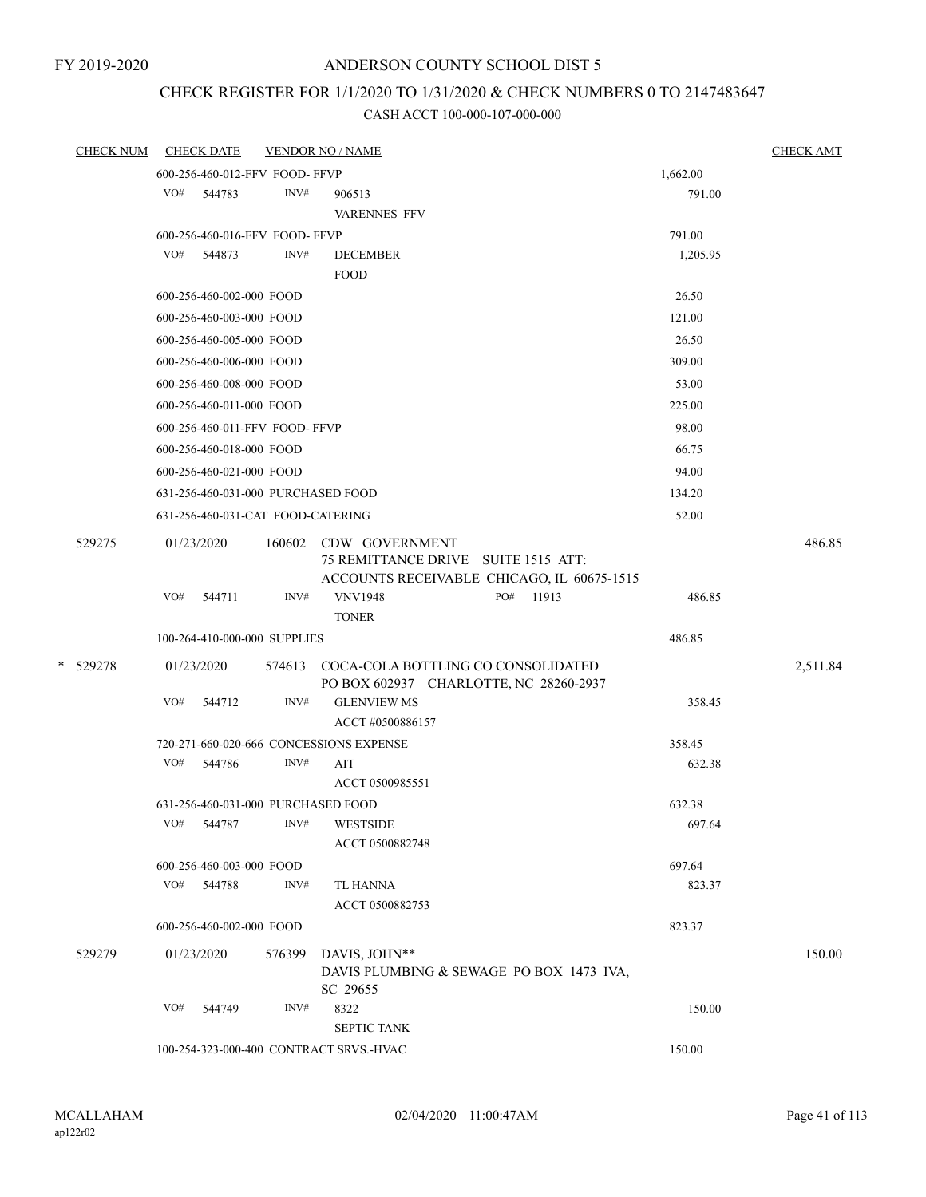FY 2019-2020

# ANDERSON COUNTY SCHOOL DIST 5

## CHECK REGISTER FOR 1/1/2020 TO 1/31/2020 & CHECK NUMBERS 0 TO 2147483647

### CASH ACCT 100-000-107-000-000

| CHECK NUM | CHECK DATE | VENDOR NO / NAME | | CHECK AMT |
|---|---|---|---|---|
| | 600-256-460-012-FFV FOOD- FFVP | | 1,662.00 | |
| | VO# 544783 | INV# 906513 VARENNES FFV | 791.00 | |
| | 600-256-460-016-FFV FOOD- FFVP | | 791.00 | |
| | VO# 544873 | INV# DECEMBER FOOD | 1,205.95 | |
| | 600-256-460-002-000 FOOD | | 26.50 | |
| | 600-256-460-003-000 FOOD | | 121.00 | |
| | 600-256-460-005-000 FOOD | | 26.50 | |
| | 600-256-460-006-000 FOOD | | 309.00 | |
| | 600-256-460-008-000 FOOD | | 53.00 | |
| | 600-256-460-011-000 FOOD | | 225.00 | |
| | 600-256-460-011-FFV FOOD- FFVP | | 98.00 | |
| | 600-256-460-018-000 FOOD | | 66.75 | |
| | 600-256-460-021-000 FOOD | | 94.00 | |
| | 631-256-460-031-000 PURCHASED FOOD | | 134.20 | |
| | 631-256-460-031-CAT FOOD-CATERING | | 52.00 | |
| 529275 | 01/23/2020 | 160602 CDW GOVERNMENT 75 REMITTANCE DRIVE SUITE 1515 ATT: ACCOUNTS RECEIVABLE CHICAGO, IL 60675-1515 | | 486.85 |
| | VO# 544711 | INV# VNV1948 PO# 11913 TONER | 486.85 | |
| | 100-264-410-000-000 SUPPLIES | | 486.85 | |
| * 529278 | 01/23/2020 | 574613 COCA-COLA BOTTLING CO CONSOLIDATED PO BOX 602937 CHARLOTTE, NC 28260-2937 | | 2,511.84 |
| | VO# 544712 | INV# GLENVIEW MS ACCT #0500886157 | 358.45 | |
| | 720-271-660-020-666 CONCESSIONS EXPENSE | | 358.45 | |
| | VO# 544786 | INV# AIT ACCT 0500985551 | 632.38 | |
| | 631-256-460-031-000 PURCHASED FOOD | | 632.38 | |
| | VO# 544787 | INV# WESTSIDE ACCT 0500882748 | 697.64 | |
| | 600-256-460-003-000 FOOD | | 697.64 | |
| | VO# 544788 | INV# TL HANNA ACCT 0500882753 | 823.37 | |
| | 600-256-460-002-000 FOOD | | 823.37 | |
| 529279 | 01/23/2020 | 576399 DAVIS, JOHN** DAVIS PLUMBING & SEWAGE PO BOX 1473 IVA, SC 29655 | | 150.00 |
| | VO# 544749 | INV# 8322 SEPTIC TANK | 150.00 | |
| | 100-254-323-000-400 CONTRACT SRVS.-HVAC | | 150.00 | |

MCALLAHAM ap122r02 02/04/2020 11:00:47AM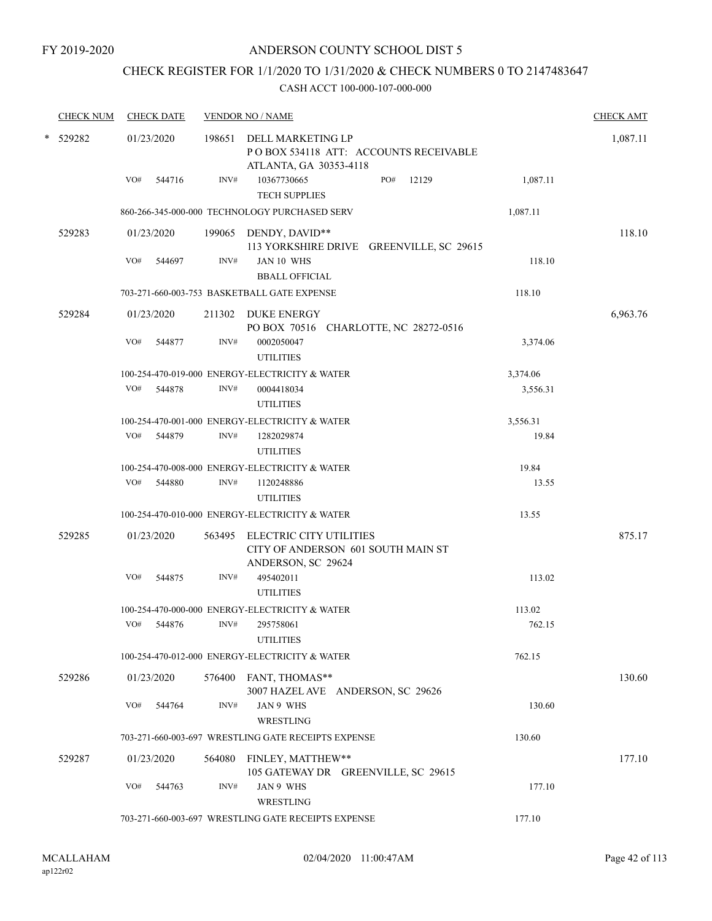FY 2019-2020

# ANDERSON COUNTY SCHOOL DIST 5

## CHECK REGISTER FOR 1/1/2020 TO 1/31/2020 & CHECK NUMBERS 0 TO 2147483647

CASH ACCT 100-000-107-000-000

| CHECK NUM | CHECK DATE | VENDOR NO / NAME | | CHECK AMT |
|---|---|---|---|---|
| * 529282 | 01/23/2020 | 198651 DELL MARKETING LP<br>P O BOX 534118 ATT: ACCOUNTS RECEIVABLE<br>ATLANTA, GA 30353-4118 | | 1,087.11 |
| | VO# 544716 | INV# 10367730665 PO# 12129<br>TECH SUPPLIES | 1,087.11 | |
| | | 860-266-345-000-000 TECHNOLOGY PURCHASED SERV | 1,087.11 | |
| 529283 | 01/23/2020 | 199065 DENDY, DAVID**<br>113 YORKSHIRE DRIVE GREENVILLE, SC 29615 | | 118.10 |
| | VO# 544697 | INV# JAN 10 WHS<br>BBALL OFFICIAL | 118.10 | |
| | | 703-271-660-003-753 BASKETBALL GATE EXPENSE | 118.10 | |
| 529284 | 01/23/2020 | 211302 DUKE ENERGY<br>PO BOX 70516 CHARLOTTE, NC 28272-0516 | | 6,963.76 |
| | VO# 544877 | INV# 0002050047<br>UTILITIES | 3,374.06 | |
| | | 100-254-470-019-000 ENERGY-ELECTRICITY & WATER | 3,374.06 | |
| | VO# 544878 | INV# 0004418034<br>UTILITIES | 3,556.31 | |
| | | 100-254-470-001-000 ENERGY-ELECTRICITY & WATER | 3,556.31 | |
| | VO# 544879 | INV# 1282029874<br>UTILITIES | 19.84 | |
| | | 100-254-470-008-000 ENERGY-ELECTRICITY & WATER | 19.84 | |
| | VO# 544880 | INV# 1120248886<br>UTILITIES | 13.55 | |
| | | 100-254-470-010-000 ENERGY-ELECTRICITY & WATER | 13.55 | |
| 529285 | 01/23/2020 | 563495 ELECTRIC CITY UTILITIES<br>CITY OF ANDERSON 601 SOUTH MAIN ST<br>ANDERSON, SC 29624 | | 875.17 |
| | VO# 544875 | INV# 495402011<br>UTILITIES | 113.02 | |
| | | 100-254-470-000-000 ENERGY-ELECTRICITY & WATER | 113.02 | |
| | VO# 544876 | INV# 295758061<br>UTILITIES | 762.15 | |
| | | 100-254-470-012-000 ENERGY-ELECTRICITY & WATER | 762.15 | |
| 529286 | 01/23/2020 | 576400 FANT, THOMAS**<br>3007 HAZEL AVE ANDERSON, SC 29626 | | 130.60 |
| | VO# 544764 | INV# JAN 9 WHS<br>WRESTLING | 130.60 | |
| | | 703-271-660-003-697 WRESTLING GATE RECEIPTS EXPENSE | 130.60 | |
| 529287 | 01/23/2020 | 564080 FINLEY, MATTHEW**<br>105 GATEWAY DR GREENVILLE, SC 29615 | | 177.10 |
| | VO# 544763 | INV# JAN 9 WHS<br>WRESTLING | 177.10 | |
| | | 703-271-660-003-697 WRESTLING GATE RECEIPTS EXPENSE | 177.10 | |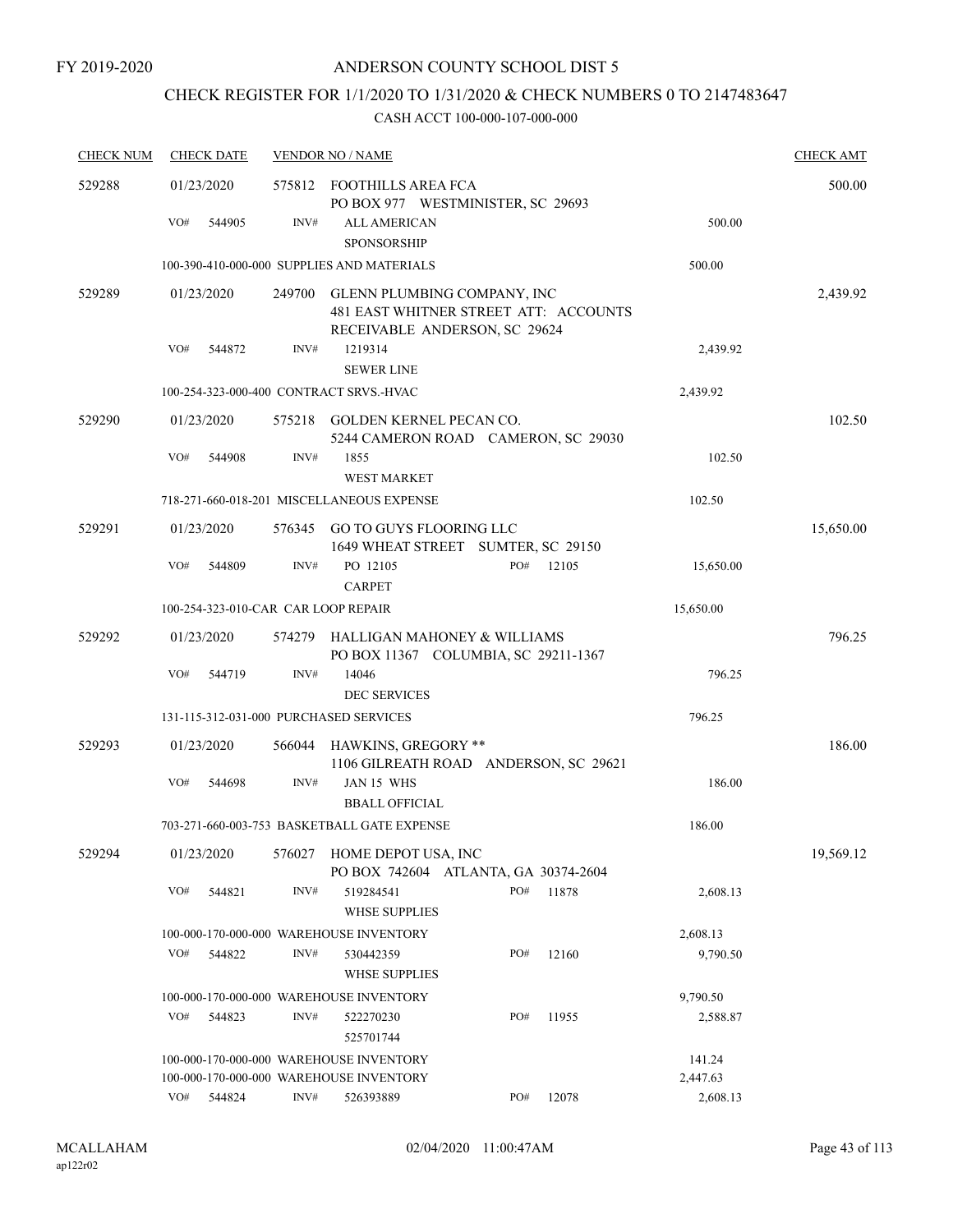FY 2019-2020

# ANDERSON COUNTY SCHOOL DIST 5

## CHECK REGISTER FOR 1/1/2020 TO 1/31/2020 & CHECK NUMBERS 0 TO 2147483647

CASH ACCT 100-000-107-000-000

| CHECK NUM | CHECK DATE | VENDOR NO / NAME | | | CHECK AMT |
|---|---|---|---|---|---|
| 529288 | 01/23/2020 | 575812 FOOTHILLS AREA FCA<br>PO BOX 977 WESTMINISTER, SC 29693 | | | 500.00 |
| | VO# 544905 | INV# ALL AMERICAN<br>SPONSORSHIP | | 500.00 | |
| | 100-390-410-000-000 SUPPLIES AND MATERIALS | | | 500.00 | |
| 529289 | 01/23/2020 | 249700 GLENN PLUMBING COMPANY, INC<br>481 EAST WHITNER STREET ATT: ACCOUNTS<br>RECEIVABLE ANDERSON, SC 29624 | | | 2,439.92 |
| | VO# 544872 | INV# 1219314<br>SEWER LINE | | 2,439.92 | |
| | 100-254-323-000-400 CONTRACT SRVS.-HVAC | | | 2,439.92 | |
| 529290 | 01/23/2020 | 575218 GOLDEN KERNEL PECAN CO.<br>5244 CAMERON ROAD CAMERON, SC 29030 | | | 102.50 |
| | VO# 544908 | INV# 1855<br>WEST MARKET | | 102.50 | |
| | 718-271-660-018-201 MISCELLANEOUS EXPENSE | | | 102.50 | |
| 529291 | 01/23/2020 | 576345 GO TO GUYS FLOORING LLC<br>1649 WHEAT STREET SUMTER, SC 29150 | | | 15,650.00 |
| | VO# 544809 | INV# PO 12105<br>CARPET | PO# 12105 | 15,650.00 | |
| | 100-254-323-010-CAR CAR LOOP REPAIR | | | 15,650.00 | |
| 529292 | 01/23/2020 | 574279 HALLIGAN MAHONEY & WILLIAMS<br>PO BOX 11367 COLUMBIA, SC 29211-1367 | | | 796.25 |
| | VO# 544719 | INV# 14046<br>DEC SERVICES | | 796.25 | |
| | 131-115-312-031-000 PURCHASED SERVICES | | | 796.25 | |
| 529293 | 01/23/2020 | 566044 HAWKINS, GREGORY **<br>1106 GILREATH ROAD ANDERSON, SC 29621 | | | 186.00 |
| | VO# 544698 | INV# JAN 15 WHS<br>BBALL OFFICIAL | | 186.00 | |
| | 703-271-660-003-753 BASKETBALL GATE EXPENSE | | | 186.00 | |
| 529294 | 01/23/2020 | 576027 HOME DEPOT USA, INC<br>PO BOX 742604 ATLANTA, GA 30374-2604 | | | 19,569.12 |
| | VO# 544821 | INV# 519284541<br>WHSE SUPPLIES | PO# 11878 | 2,608.13 | |
| | 100-000-170-000-000 WAREHOUSE INVENTORY | | | 2,608.13 | |
| | VO# 544822 | INV# 530442359<br>WHSE SUPPLIES | PO# 12160 | 9,790.50 | |
| | 100-000-170-000-000 WAREHOUSE INVENTORY | | | 9,790.50 | |
| | VO# 544823 | INV# 522270230<br>525701744 | PO# 11955 | 2,588.87 | |
| | 100-000-170-000-000 WAREHOUSE INVENTORY | | | 141.24 | |
| | 100-000-170-000-000 WAREHOUSE INVENTORY | | | 2,447.63 | |
| | VO# 544824 | INV# 526393889 | PO# 12078 | 2,608.13 | |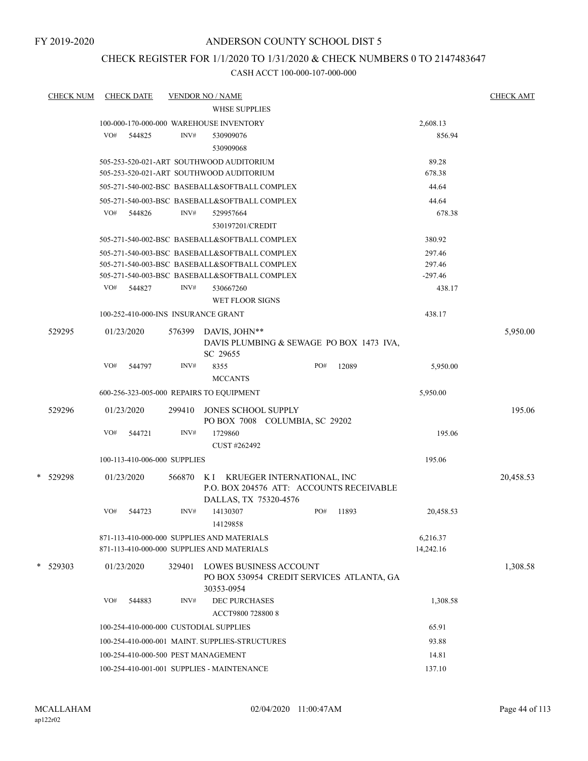FY 2019-2020

# ANDERSON COUNTY SCHOOL DIST 5

## CHECK REGISTER FOR 1/1/2020 TO 1/31/2020 & CHECK NUMBERS 0 TO 2147483647

### CASH ACCT 100-000-107-000-000

| CHECK NUM | CHECK DATE | VENDOR NO / NAME | | CHECK AMT |
|---|---|---|---|---|
| | | WHSE SUPPLIES | | |
| | | 100-000-170-000-000 WAREHOUSE INVENTORY | 2,608.13 | |
| | VO# 544825 | INV# 530909076<br>530909068 | 856.94 | |
| | | 505-253-520-021-ART SOUTHWOOD AUDITORIUM | 89.28 | |
| | | 505-253-520-021-ART SOUTHWOOD AUDITORIUM | 678.38 | |
| | | 505-271-540-002-BSC BASEBALL&SOFTBALL COMPLEX | 44.64 | |
| | | 505-271-540-003-BSC BASEBALL&SOFTBALL COMPLEX | 44.64 | |
| | VO# 544826 | INV# 529957664<br>530197201/CREDIT | 678.38 | |
| | | 505-271-540-002-BSC BASEBALL&SOFTBALL COMPLEX | 380.92 | |
| | | 505-271-540-003-BSC BASEBALL&SOFTBALL COMPLEX | 297.46 | |
| | | 505-271-540-003-BSC BASEBALL&SOFTBALL COMPLEX | 297.46 | |
| | | 505-271-540-003-BSC BASEBALL&SOFTBALL COMPLEX | -297.46 | |
| | VO# 544827 | INV# 530667260<br>WET FLOOR SIGNS | 438.17 | |
| | | 100-252-410-000-INS INSURANCE GRANT | 438.17 | |
| 529295 | 01/23/2020 | 576399 DAVIS, JOHN**<br>DAVIS PLUMBING & SEWAGE PO BOX 1473 IVA, SC 29655 | | 5,950.00 |
| | VO# 544797 | INV# 8355 PO# 12089<br>MCCANTS | 5,950.00 | |
| | | 600-256-323-005-000 REPAIRS TO EQUIPMENT | 5,950.00 | |
| 529296 | 01/23/2020 | 299410 JONES SCHOOL SUPPLY<br>PO BOX 7008 COLUMBIA, SC 29202 | | 195.06 |
| | VO# 544721 | INV# 1729860<br>CUST #262492 | 195.06 | |
| | | 100-113-410-006-000 SUPPLIES | 195.06 | |
| * 529298 | 01/23/2020 | 566870 K I KRUEGER INTERNATIONAL, INC<br>P.O. BOX 204576 ATT: ACCOUNTS RECEIVABLE DALLAS, TX 75320-4576 | | 20,458.53 |
| | VO# 544723 | INV# 14130307 PO# 11893<br>14129858 | 20,458.53 | |
| | | 871-113-410-000-000 SUPPLIES AND MATERIALS | 6,216.37 | |
| | | 871-113-410-000-000 SUPPLIES AND MATERIALS | 14,242.16 | |
| * 529303 | 01/23/2020 | 329401 LOWES BUSINESS ACCOUNT<br>PO BOX 530954 CREDIT SERVICES ATLANTA, GA 30353-0954 | | 1,308.58 |
| | VO# 544883 | INV# DEC PURCHASES<br>ACCT9800 728800 8 | 1,308.58 | |
| | | 100-254-410-000-000 CUSTODIAL SUPPLIES | 65.91 | |
| | | 100-254-410-000-001 MAINT. SUPPLIES-STRUCTURES | 93.88 | |
| | | 100-254-410-000-500 PEST MANAGEMENT | 14.81 | |
| | | 100-254-410-001-001 SUPPLIES - MAINTENANCE | 137.10 | |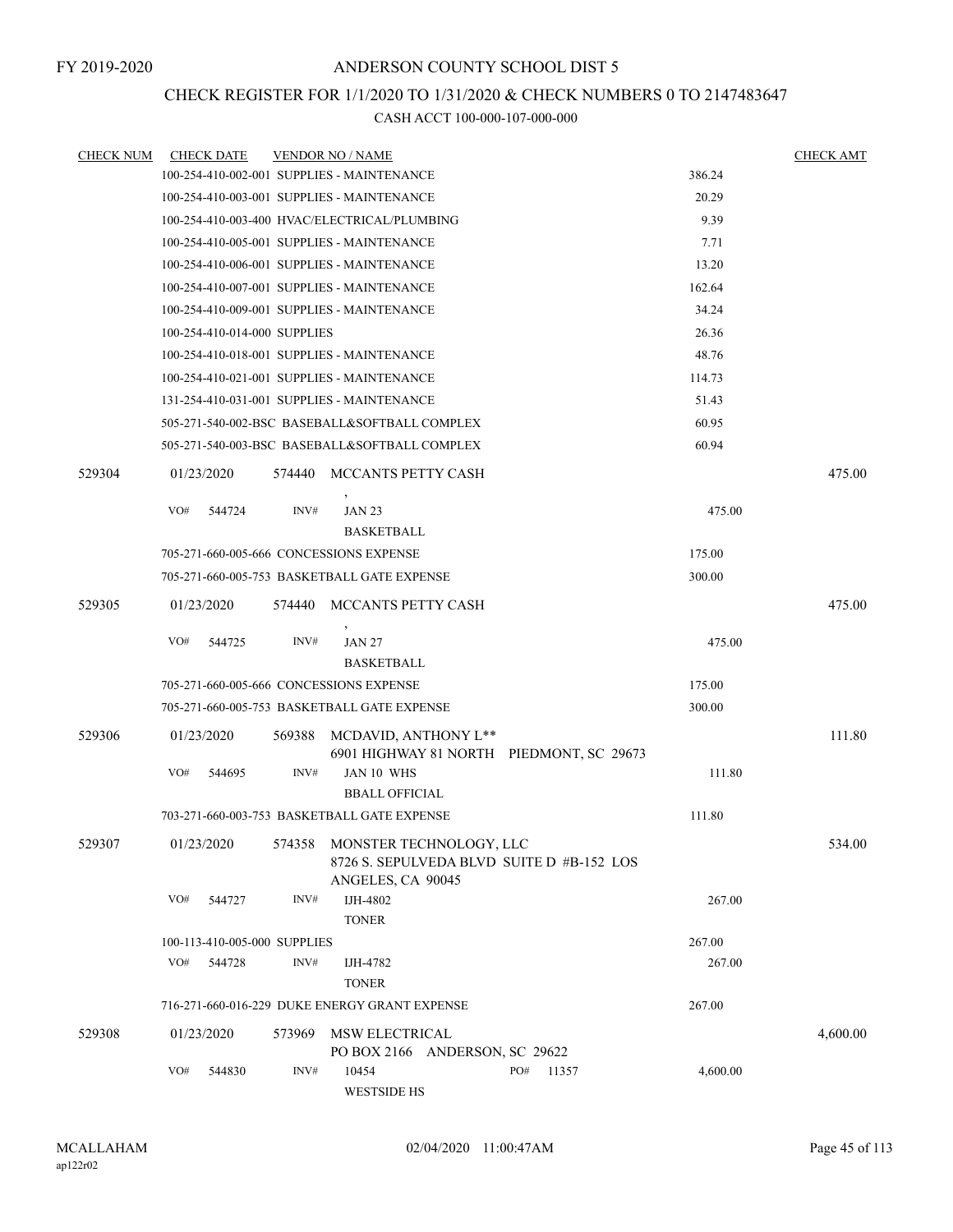FY 2019-2020

# ANDERSON COUNTY SCHOOL DIST 5

## CHECK REGISTER FOR 1/1/2020 TO 1/31/2020 & CHECK NUMBERS 0 TO 2147483647

CASH ACCT 100-000-107-000-000

| CHECK NUM | CHECK DATE | VENDOR NO / NAME | | CHECK AMT |
|---|---|---|---|---|
| | 100-254-410-002-001 SUPPLIES - MAINTENANCE | | 386.24 | |
| | 100-254-410-003-001 SUPPLIES - MAINTENANCE | | 20.29 | |
| | 100-254-410-003-400 HVAC/ELECTRICAL/PLUMBING | | 9.39 | |
| | 100-254-410-005-001 SUPPLIES - MAINTENANCE | | 7.71 | |
| | 100-254-410-006-001 SUPPLIES - MAINTENANCE | | 13.20 | |
| | 100-254-410-007-001 SUPPLIES - MAINTENANCE | | 162.64 | |
| | 100-254-410-009-001 SUPPLIES - MAINTENANCE | | 34.24 | |
| | 100-254-410-014-000 SUPPLIES | | 26.36 | |
| | 100-254-410-018-001 SUPPLIES - MAINTENANCE | | 48.76 | |
| | 100-254-410-021-001 SUPPLIES - MAINTENANCE | | 114.73 | |
| | 131-254-410-031-001 SUPPLIES - MAINTENANCE | | 51.43 | |
| | 505-271-540-002-BSC BASEBALL&SOFTBALL COMPLEX | | 60.95 | |
| | 505-271-540-003-BSC BASEBALL&SOFTBALL COMPLEX | | 60.94 | |
| 529304 | 01/23/2020 | 574440 MCCANTS PETTY CASH<br>, | | 475.00 |
| | VO# 544724 | INV# JAN 23<br>BASKETBALL | 475.00 | |
| | 705-271-660-005-666 CONCESSIONS EXPENSE | | 175.00 | |
| | 705-271-660-005-753 BASKETBALL GATE EXPENSE | | 300.00 | |
| 529305 | 01/23/2020 | 574440 MCCANTS PETTY CASH<br>, | | 475.00 |
| | VO# 544725 | INV# JAN 27<br>BASKETBALL | 475.00 | |
| | 705-271-660-005-666 CONCESSIONS EXPENSE | | 175.00 | |
| | 705-271-660-005-753 BASKETBALL GATE EXPENSE | | 300.00 | |
| 529306 | 01/23/2020 | 569388 MCDAVID, ANTHONY L**<br>6901 HIGHWAY 81 NORTH PIEDMONT, SC 29673 | | 111.80 |
| | VO# 544695 | INV# JAN 10 WHS<br>BBALL OFFICIAL | 111.80 | |
| | 703-271-660-003-753 BASKETBALL GATE EXPENSE | | 111.80 | |
| 529307 | 01/23/2020 | 574358 MONSTER TECHNOLOGY, LLC<br>8726 S. SEPULVEDA BLVD SUITE D #B-152 LOS ANGELES, CA 90045 | | 534.00 |
| | VO# 544727 | INV# IJH-4802<br>TONER | 267.00 | |
| | 100-113-410-005-000 SUPPLIES | | 267.00 | |
| | VO# 544728 | INV# IJH-4782<br>TONER | 267.00 | |
| | 716-271-660-016-229 DUKE ENERGY GRANT EXPENSE | | 267.00 | |
| 529308 | 01/23/2020 | 573969 MSW ELECTRICAL<br>PO BOX 2166 ANDERSON, SC 29622 | | 4,600.00 |
| | VO# 544830 | INV# 10454 PO# 11357<br>WESTSIDE HS | 4,600.00 | |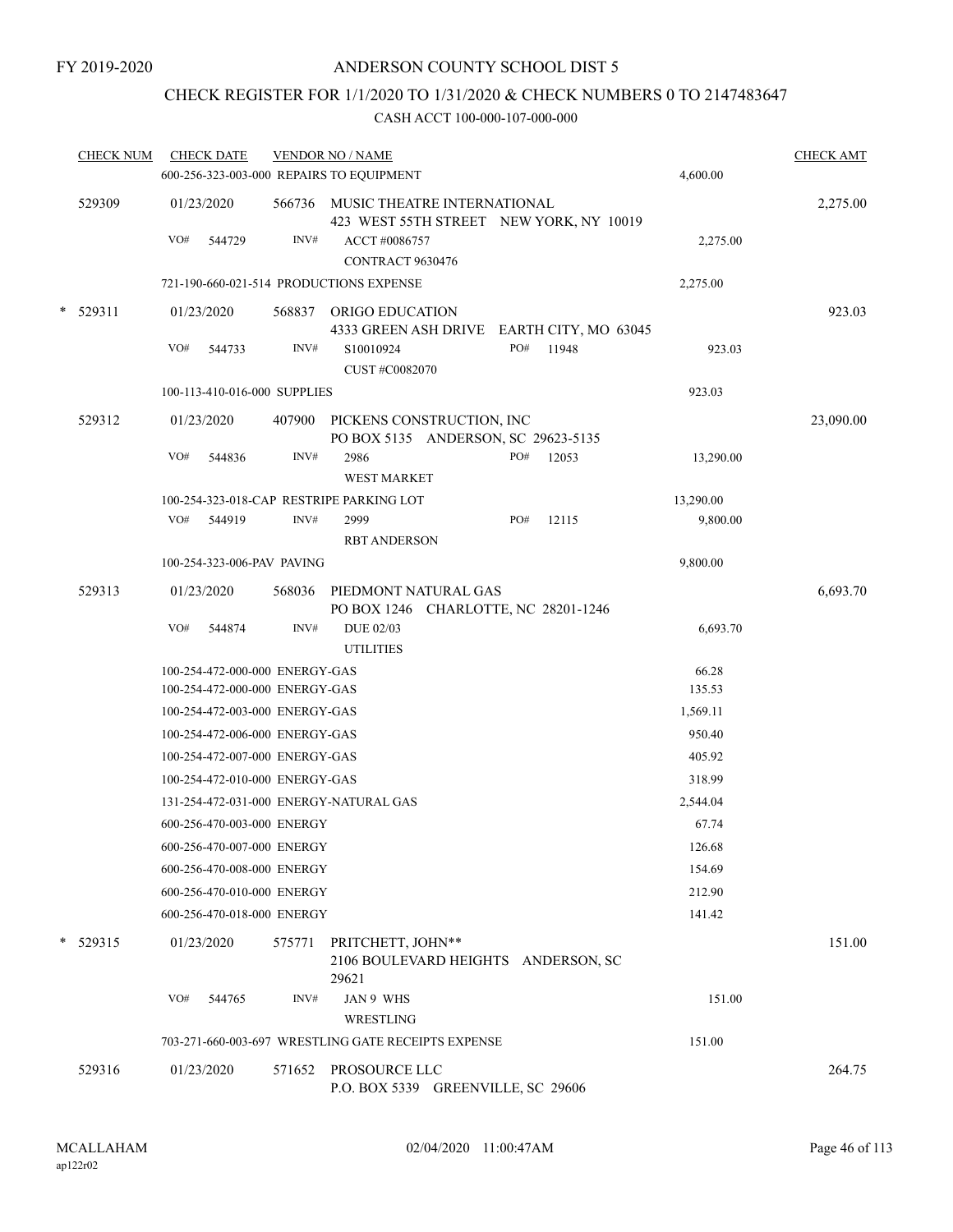FY 2019-2020

# ANDERSON COUNTY SCHOOL DIST 5

## CHECK REGISTER FOR 1/1/2020 TO 1/31/2020 & CHECK NUMBERS 0 TO 2147483647

CASH ACCT 100-000-107-000-000

| CHECK NUM | CHECK DATE | VENDOR NO / NAME | | CHECK AMT |
|---|---|---|---|---|
| | 600-256-323-003-000 REPAIRS TO EQUIPMENT | | 4,600.00 | |
| 529309 | 01/23/2020 | 566736 MUSIC THEATRE INTERNATIONAL 423 WEST 55TH STREET NEW YORK, NY 10019 | | 2,275.00 |
| | VO# 544729 | INV# ACCT #0086757 CONTRACT 9630476 | 2,275.00 | |
| | 721-190-660-021-514 PRODUCTIONS EXPENSE | | 2,275.00 | |
| * 529311 | 01/23/2020 | 568837 ORIGO EDUCATION 4333 GREEN ASH DRIVE EARTH CITY, MO 63045 | | 923.03 |
| | VO# 544733 | INV# S10010924 CUST #C0082070 PO# 11948 | 923.03 | |
| | 100-113-410-016-000 SUPPLIES | | 923.03 | |
| 529312 | 01/23/2020 | 407900 PICKENS CONSTRUCTION, INC PO BOX 5135 ANDERSON, SC 29623-5135 | | 23,090.00 |
| | VO# 544836 | INV# 2986 WEST MARKET PO# 12053 | 13,290.00 | |
| | 100-254-323-018-CAP RESTRIPE PARKING LOT | | 13,290.00 | |
| | VO# 544919 | INV# 2999 RBT ANDERSON PO# 12115 | 9,800.00 | |
| | 100-254-323-006-PAV PAVING | | 9,800.00 | |
| 529313 | 01/23/2020 | 568036 PIEDMONT NATURAL GAS PO BOX 1246 CHARLOTTE, NC 28201-1246 | | 6,693.70 |
| | VO# 544874 | INV# DUE 02/03 UTILITIES | 6,693.70 | |
| | 100-254-472-000-000 ENERGY-GAS | | 66.28 | |
| | 100-254-472-000-000 ENERGY-GAS | | 135.53 | |
| | 100-254-472-003-000 ENERGY-GAS | | 1,569.11 | |
| | 100-254-472-006-000 ENERGY-GAS | | 950.40 | |
| | 100-254-472-007-000 ENERGY-GAS | | 405.92 | |
| | 100-254-472-010-000 ENERGY-GAS | | 318.99 | |
| | 131-254-472-031-000 ENERGY-NATURAL GAS | | 2,544.04 | |
| | 600-256-470-003-000 ENERGY | | 67.74 | |
| | 600-256-470-007-000 ENERGY | | 126.68 | |
| | 600-256-470-008-000 ENERGY | | 154.69 | |
| | 600-256-470-010-000 ENERGY | | 212.90 | |
| | 600-256-470-018-000 ENERGY | | 141.42 | |
| * 529315 | 01/23/2020 | 575771 PRITCHETT, JOHN** 2106 BOULEVARD HEIGHTS ANDERSON, SC 29621 | | 151.00 |
| | VO# 544765 | INV# JAN 9 WHS WRESTLING | 151.00 | |
| | 703-271-660-003-697 WRESTLING GATE RECEIPTS EXPENSE | | 151.00 | |
| 529316 | 01/23/2020 | 571652 PROSOURCE LLC P.O. BOX 5339 GREENVILLE, SC 29606 | | 264.75 |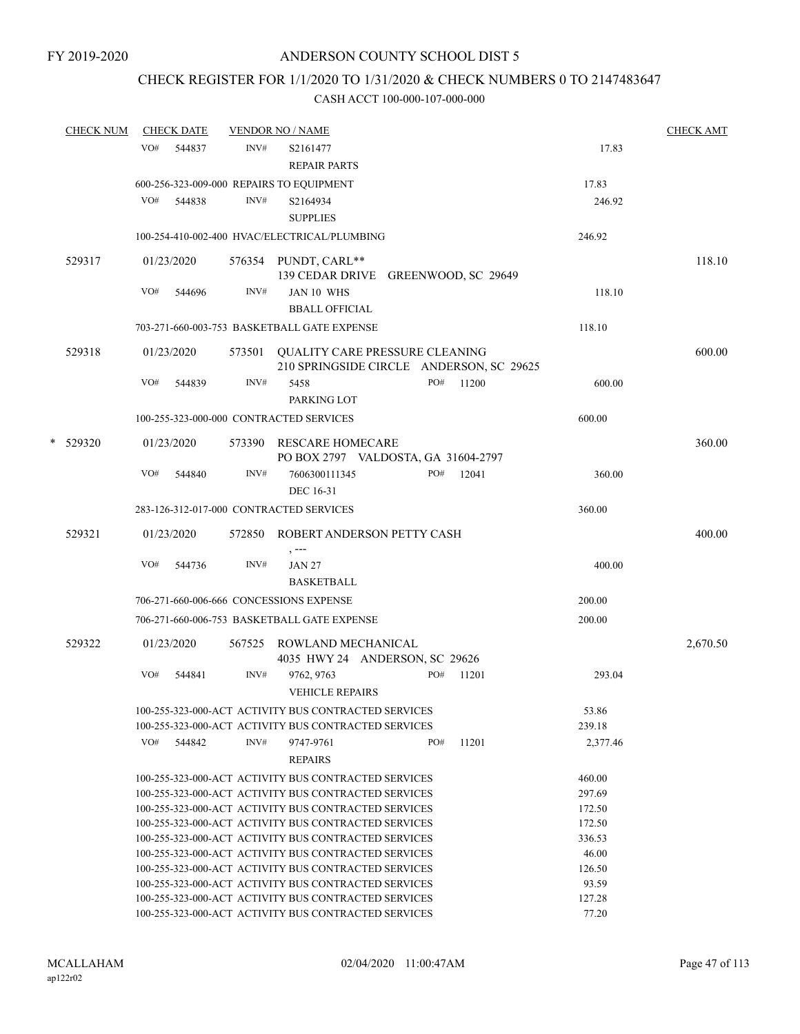FY 2019-2020

# ANDERSON COUNTY SCHOOL DIST 5

## CHECK REGISTER FOR 1/1/2020 TO 1/31/2020 & CHECK NUMBERS 0 TO 2147483647

### CASH ACCT 100-000-107-000-000

| CHECK NUM | CHECK DATE | VENDOR NO / NAME | | | CHECK AMT |
|---|---|---|---|---|---|
| | VO# 544837 | INV# S2161477 REPAIR PARTS | | 17.83 | |
| | 600-256-323-009-000 REPAIRS TO EQUIPMENT | | | 17.83 | |
| | VO# 544838 | INV# S2164934 SUPPLIES | | 246.92 | |
| | 100-254-410-002-400 HVAC/ELECTRICAL/PLUMBING | | | 246.92 | |
| 529317 | 01/23/2020 | 576354 PUNDT, CARL** 139 CEDAR DRIVE GREENWOOD, SC 29649 | | | 118.10 |
| | VO# 544696 | INV# JAN 10 WHS BBALL OFFICIAL | | 118.10 | |
| | 703-271-660-003-753 BASKETBALL GATE EXPENSE | | | 118.10 | |
| 529318 | 01/23/2020 | 573501 QUALITY CARE PRESSURE CLEANING 210 SPRINGSIDE CIRCLE ANDERSON, SC 29625 | | | 600.00 |
| | VO# 544839 | INV# 5458 PARKING LOT | PO# 11200 | 600.00 | |
| | 100-255-323-000-000 CONTRACTED SERVICES | | | 600.00 | |
| * 529320 | 01/23/2020 | 573390 RESCARE HOMECARE PO BOX 2797 VALDOSTA, GA 31604-2797 | | | 360.00 |
| | VO# 544840 | INV# 7606300111345 DEC 16-31 | PO# 12041 | 360.00 | |
| | 283-126-312-017-000 CONTRACTED SERVICES | | | 360.00 | |
| 529321 | 01/23/2020 | 572850 ROBERT ANDERSON PETTY CASH , --- | | | 400.00 |
| | VO# 544736 | INV# JAN 27 BASKETBALL | | 400.00 | |
| | 706-271-660-006-666 CONCESSIONS EXPENSE | | | 200.00 | |
| | 706-271-660-006-753 BASKETBALL GATE EXPENSE | | | 200.00 | |
| 529322 | 01/23/2020 | 567525 ROWLAND MECHANICAL 4035 HWY 24 ANDERSON, SC 29626 | | | 2,670.50 |
| | VO# 544841 | INV# 9762, 9763 VEHICLE REPAIRS | PO# 11201 | 293.04 | |
| | 100-255-323-000-ACT ACTIVITY BUS CONTRACTED SERVICES | | | 53.86 | |
| | 100-255-323-000-ACT ACTIVITY BUS CONTRACTED SERVICES | | | 239.18 | |
| | VO# 544842 | INV# 9747-9761 REPAIRS | PO# 11201 | 2,377.46 | |
| | 100-255-323-000-ACT ACTIVITY BUS CONTRACTED SERVICES | | | 460.00 | |
| | 100-255-323-000-ACT ACTIVITY BUS CONTRACTED SERVICES | | | 297.69 | |
| | 100-255-323-000-ACT ACTIVITY BUS CONTRACTED SERVICES | | | 172.50 | |
| | 100-255-323-000-ACT ACTIVITY BUS CONTRACTED SERVICES | | | 172.50 | |
| | 100-255-323-000-ACT ACTIVITY BUS CONTRACTED SERVICES | | | 336.53 | |
| | 100-255-323-000-ACT ACTIVITY BUS CONTRACTED SERVICES | | | 46.00 | |
| | 100-255-323-000-ACT ACTIVITY BUS CONTRACTED SERVICES | | | 126.50 | |
| | 100-255-323-000-ACT ACTIVITY BUS CONTRACTED SERVICES | | | 93.59 | |
| | 100-255-323-000-ACT ACTIVITY BUS CONTRACTED SERVICES | | | 127.28 | |
| | 100-255-323-000-ACT ACTIVITY BUS CONTRACTED SERVICES | | | 77.20 | |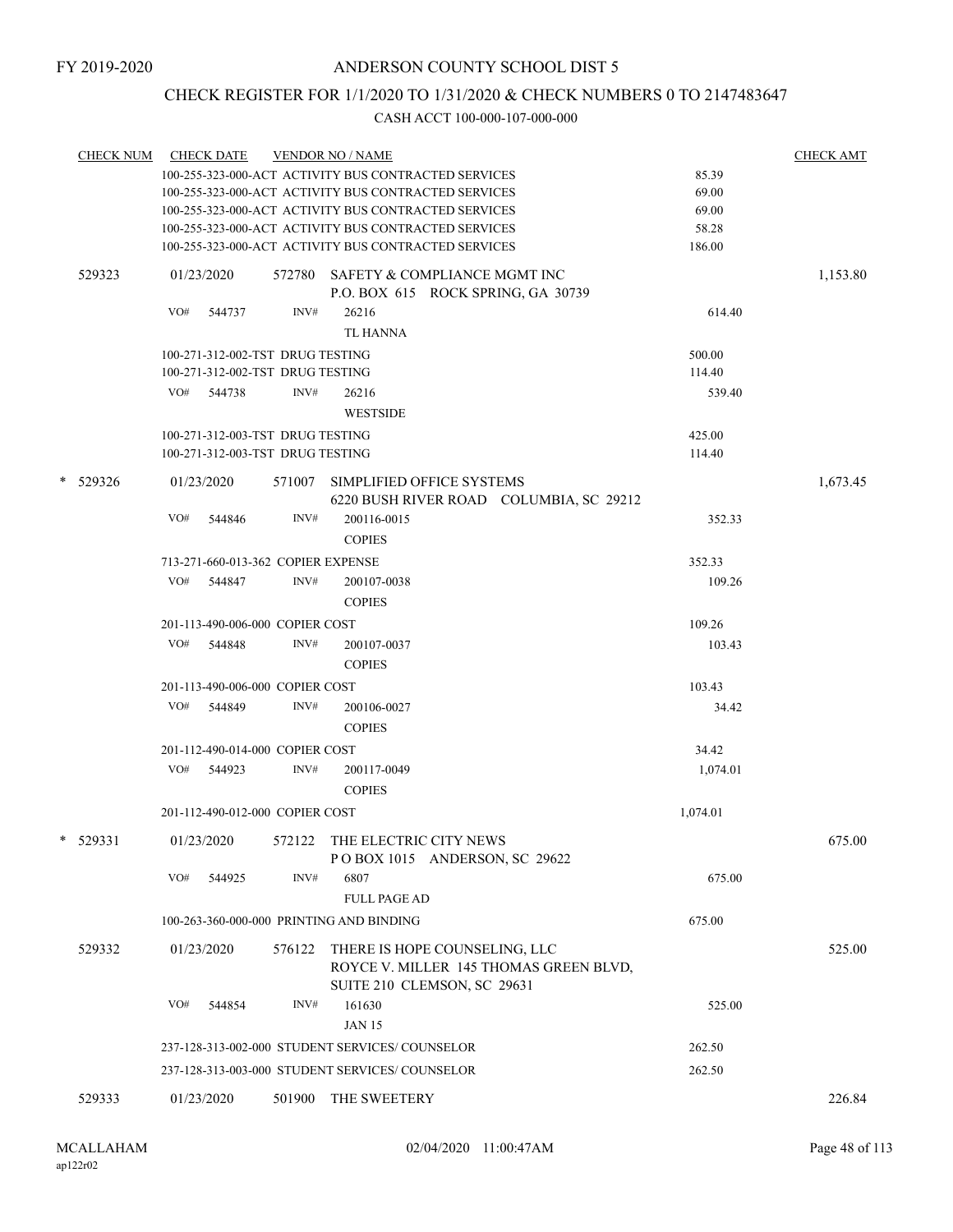FY 2019-2020

# ANDERSON COUNTY SCHOOL DIST 5

## CHECK REGISTER FOR 1/1/2020 TO 1/31/2020 & CHECK NUMBERS 0 TO 2147483647

### CASH ACCT 100-000-107-000-000

| CHECK NUM | CHECK DATE | VENDOR NO / NAME | | CHECK AMT |
|---|---|---|---|---|
| | | 100-255-323-000-ACT ACTIVITY BUS CONTRACTED SERVICES | 85.39 | |
| | | 100-255-323-000-ACT ACTIVITY BUS CONTRACTED SERVICES | 69.00 | |
| | | 100-255-323-000-ACT ACTIVITY BUS CONTRACTED SERVICES | 69.00 | |
| | | 100-255-323-000-ACT ACTIVITY BUS CONTRACTED SERVICES | 58.28 | |
| | | 100-255-323-000-ACT ACTIVITY BUS CONTRACTED SERVICES | 186.00 | |
| 529323 | 01/23/2020 | 572780 SAFETY & COMPLIANCE MGMT INC<br>P.O. BOX 615 ROCK SPRING, GA 30739 | | 1,153.80 |
| | VO# 544737 | INV# 26216<br>TL HANNA | 614.40 | |
| | | 100-271-312-002-TST DRUG TESTING | 500.00 | |
| | | 100-271-312-002-TST DRUG TESTING | 114.40 | |
| | VO# 544738 | INV# 26216<br>WESTSIDE | 539.40 | |
| | | 100-271-312-003-TST DRUG TESTING | 425.00 | |
| | | 100-271-312-003-TST DRUG TESTING | 114.40 | |
| * 529326 | 01/23/2020 | 571007 SIMPLIFIED OFFICE SYSTEMS<br>6220 BUSH RIVER ROAD COLUMBIA, SC 29212 | | 1,673.45 |
| | VO# 544846 | INV# 200116-0015<br>COPIES | 352.33 | |
| | | 713-271-660-013-362 COPIER EXPENSE | 352.33 | |
| | VO# 544847 | INV# 200107-0038<br>COPIES | 109.26 | |
| | | 201-113-490-006-000 COPIER COST | 109.26 | |
| | VO# 544848 | INV# 200107-0037<br>COPIES | 103.43 | |
| | | 201-113-490-006-000 COPIER COST | 103.43 | |
| | VO# 544849 | INV# 200106-0027<br>COPIES | 34.42 | |
| | | 201-112-490-014-000 COPIER COST | 34.42 | |
| | VO# 544923 | INV# 200117-0049<br>COPIES | 1,074.01 | |
| | | 201-112-490-012-000 COPIER COST | 1,074.01 | |
| * 529331 | 01/23/2020 | 572122 THE ELECTRIC CITY NEWS<br>P O BOX 1015 ANDERSON, SC 29622 | | 675.00 |
| | VO# 544925 | INV# 6807<br>FULL PAGE AD | 675.00 | |
| | | 100-263-360-000-000 PRINTING AND BINDING | 675.00 | |
| 529332 | 01/23/2020 | 576122 THERE IS HOPE COUNSELING, LLC<br>ROYCE V. MILLER 145 THOMAS GREEN BLVD,<br>SUITE 210 CLEMSON, SC 29631 | | 525.00 |
| | VO# 544854 | INV# 161630<br>JAN 15 | 525.00 | |
| | | 237-128-313-002-000 STUDENT SERVICES/ COUNSELOR | 262.50 | |
| | | 237-128-313-003-000 STUDENT SERVICES/ COUNSELOR | 262.50 | |
| 529333 | 01/23/2020 | 501900 THE SWEETERY | | 226.84 |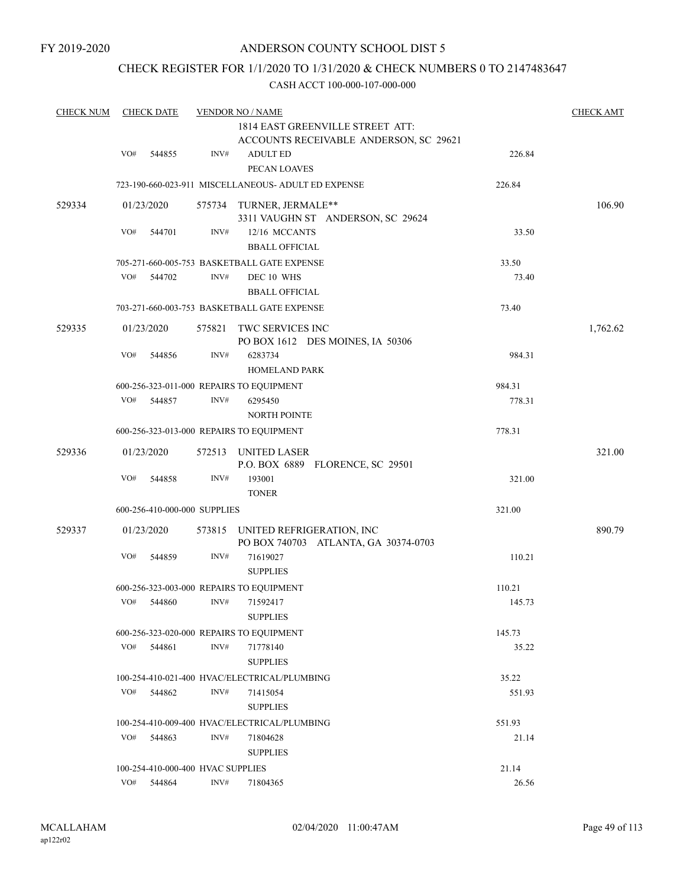FY 2019-2020

# ANDERSON COUNTY SCHOOL DIST 5

## CHECK REGISTER FOR 1/1/2020 TO 1/31/2020 & CHECK NUMBERS 0 TO 2147483647

### CASH ACCT 100-000-107-000-000

| CHECK NUM | CHECK DATE | VENDOR NO / NAME | | CHECK AMT |
|---|---|---|---|---|
| | | 1814 EAST GREENVILLE STREET ATT: ACCOUNTS RECEIVABLE ANDERSON, SC 29621 | | |
| | VO# 544855 | INV# ADULT ED PECAN LOAVES | 226.84 | |
| | | 723-190-660-023-911 MISCELLANEOUS- ADULT ED EXPENSE | 226.84 | |
| 529334 | 01/23/2020 | 575734 TURNER, JERMALE** 3311 VAUGHN ST ANDERSON, SC 29624 | | 106.90 |
| | VO# 544701 | INV# 12/16 MCCANTS BBALL OFFICIAL | 33.50 | |
| | | 705-271-660-005-753 BASKETBALL GATE EXPENSE | 33.50 | |
| | VO# 544702 | INV# DEC 10 WHS BBALL OFFICIAL | 73.40 | |
| | | 703-271-660-003-753 BASKETBALL GATE EXPENSE | 73.40 | |
| 529335 | 01/23/2020 | 575821 TWC SERVICES INC PO BOX 1612 DES MOINES, IA 50306 | | 1,762.62 |
| | VO# 544856 | INV# 6283734 HOMELAND PARK | 984.31 | |
| | | 600-256-323-011-000 REPAIRS TO EQUIPMENT | 984.31 | |
| | VO# 544857 | INV# 6295450 NORTH POINTE | 778.31 | |
| | | 600-256-323-013-000 REPAIRS TO EQUIPMENT | 778.31 | |
| 529336 | 01/23/2020 | 572513 UNITED LASER P.O. BOX 6889 FLORENCE, SC 29501 | | 321.00 |
| | VO# 544858 | INV# 193001 TONER | 321.00 | |
| | | 600-256-410-000-000 SUPPLIES | 321.00 | |
| 529337 | 01/23/2020 | 573815 UNITED REFRIGERATION, INC PO BOX 740703 ATLANTA, GA 30374-0703 | | 890.79 |
| | VO# 544859 | INV# 71619027 SUPPLIES | 110.21 | |
| | | 600-256-323-003-000 REPAIRS TO EQUIPMENT | 110.21 | |
| | VO# 544860 | INV# 71592417 SUPPLIES | 145.73 | |
| | | 600-256-323-020-000 REPAIRS TO EQUIPMENT | 145.73 | |
| | VO# 544861 | INV# 71778140 SUPPLIES | 35.22 | |
| | | 100-254-410-021-400 HVAC/ELECTRICAL/PLUMBING | 35.22 | |
| | VO# 544862 | INV# 71415054 SUPPLIES | 551.93 | |
| | | 100-254-410-009-400 HVAC/ELECTRICAL/PLUMBING | 551.93 | |
| | VO# 544863 | INV# 71804628 SUPPLIES | 21.14 | |
| | | 100-254-410-000-400 HVAC SUPPLIES | 21.14 | |
| | VO# 544864 | INV# 71804365 | 26.56 | |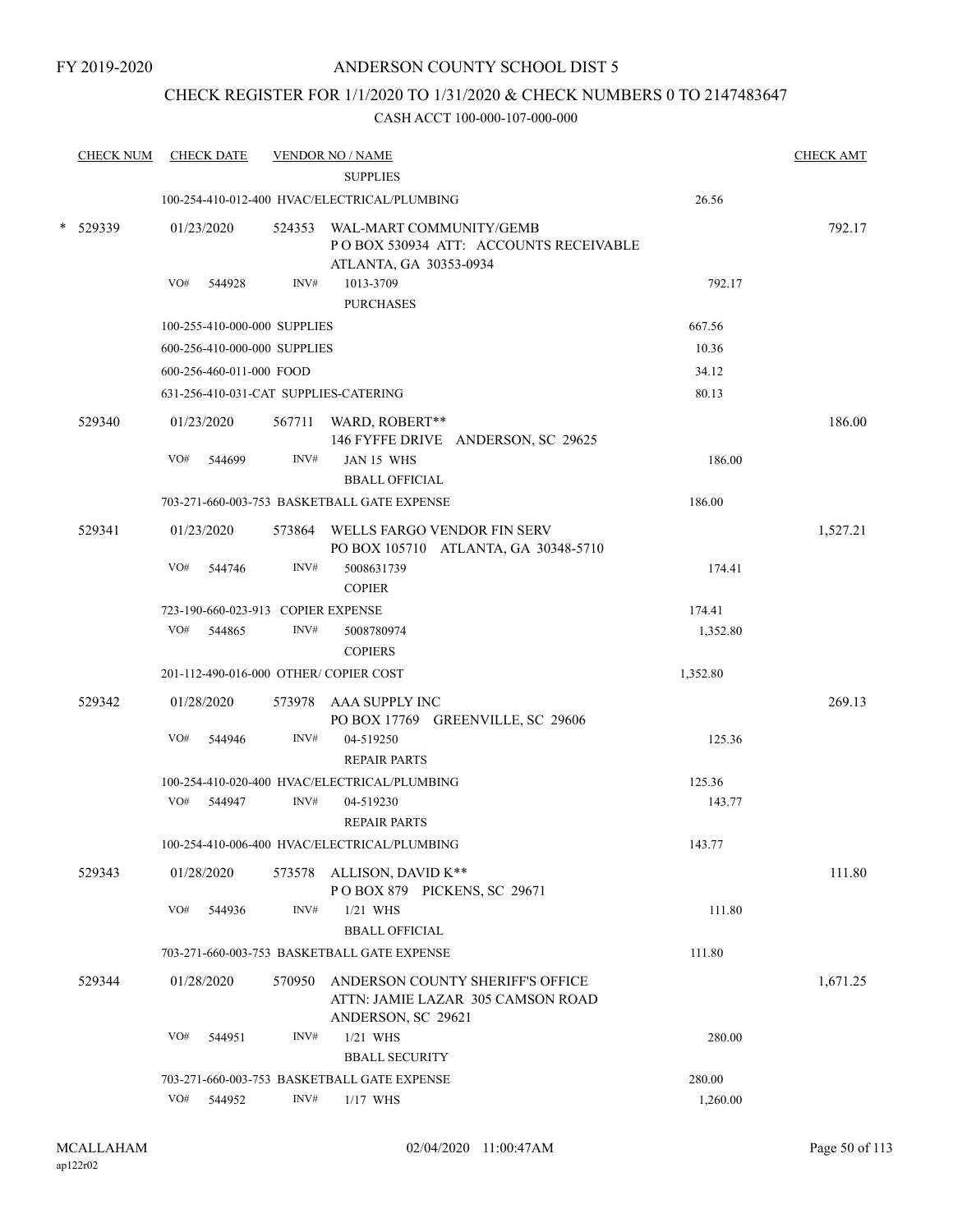FY 2019-2020

# ANDERSON COUNTY SCHOOL DIST 5

## CHECK REGISTER FOR 1/1/2020 TO 1/31/2020 & CHECK NUMBERS 0 TO 2147483647

### CASH ACCT 100-000-107-000-000

| CHECK NUM | CHECK DATE | VENDOR NO / NAME | | CHECK AMT |
|---|---|---|---|---|
| | | SUPPLIES | | |
| | 100-254-410-012-400 HVAC/ELECTRICAL/PLUMBING | | 26.56 | |
| * 529339 | 01/23/2020 | 524353 WAL-MART COMMUNITY/GEMB<br>P O BOX 530934 ATT: ACCOUNTS RECEIVABLE<br>ATLANTA, GA 30353-0934 | | 792.17 |
| | VO# 544928 | INV# 1013-3709<br>PURCHASES | 792.17 | |
| | 100-255-410-000-000 SUPPLIES | | 667.56 | |
| | 600-256-410-000-000 SUPPLIES | | 10.36 | |
| | 600-256-460-011-000 FOOD | | 34.12 | |
| | 631-256-410-031-CAT SUPPLIES-CATERING | | 80.13 | |
| 529340 | 01/23/2020 | 567711 WARD, ROBERT**<br>146 FYFFE DRIVE ANDERSON, SC 29625 | | 186.00 |
| | VO# 544699 | INV# JAN 15 WHS<br>BBALL OFFICIAL | 186.00 | |
| | 703-271-660-003-753 BASKETBALL GATE EXPENSE | | 186.00 | |
| 529341 | 01/23/2020 | 573864 WELLS FARGO VENDOR FIN SERV<br>PO BOX 105710 ATLANTA, GA 30348-5710 | | 1,527.21 |
| | VO# 544746 | INV# 5008631739<br>COPIER | 174.41 | |
| | 723-190-660-023-913 COPIER EXPENSE | | 174.41 | |
| | VO# 544865 | INV# 5008780974<br>COPIERS | 1,352.80 | |
| | 201-112-490-016-000 OTHER/ COPIER COST | | 1,352.80 | |
| 529342 | 01/28/2020 | 573978 AAA SUPPLY INC<br>PO BOX 17769 GREENVILLE, SC 29606 | | 269.13 |
| | VO# 544946 | INV# 04-519250<br>REPAIR PARTS | 125.36 | |
| | 100-254-410-020-400 HVAC/ELECTRICAL/PLUMBING | | 125.36 | |
| | VO# 544947 | INV# 04-519230<br>REPAIR PARTS | 143.77 | |
| | 100-254-410-006-400 HVAC/ELECTRICAL/PLUMBING | | 143.77 | |
| 529343 | 01/28/2020 | 573578 ALLISON, DAVID K**<br>P O BOX 879 PICKENS, SC 29671 | | 111.80 |
| | VO# 544936 | INV# 1/21 WHS<br>BBALL OFFICIAL | 111.80 | |
| | 703-271-660-003-753 BASKETBALL GATE EXPENSE | | 111.80 | |
| 529344 | 01/28/2020 | 570950 ANDERSON COUNTY SHERIFF'S OFFICE<br>ATTN: JAMIE LAZAR 305 CAMSON ROAD<br>ANDERSON, SC 29621 | | 1,671.25 |
| | VO# 544951 | INV# 1/21 WHS<br>BBALL SECURITY | 280.00 | |
| | 703-271-660-003-753 BASKETBALL GATE EXPENSE | | 280.00 | |
| | VO# 544952 | INV# 1/17 WHS | 1,260.00 | |

MCALLAHAM
ap122r02

02/04/2020 11:00:47AM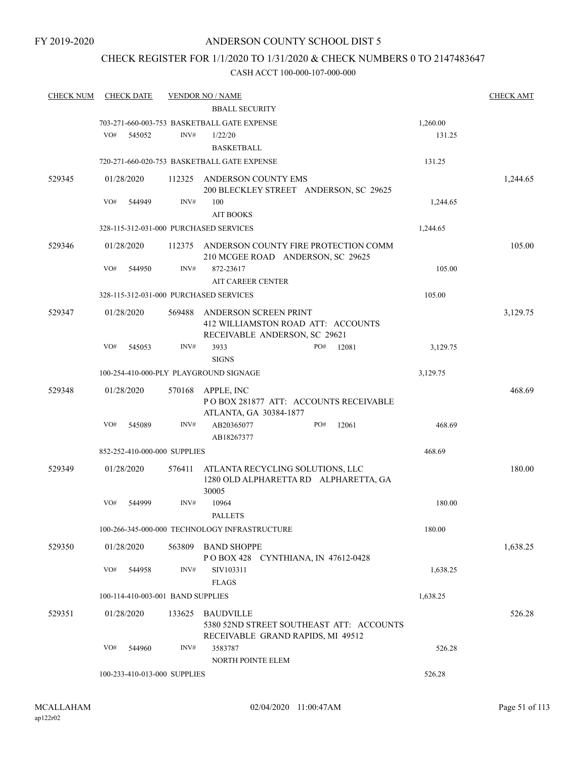FY 2019-2020

# ANDERSON COUNTY SCHOOL DIST 5

## CHECK REGISTER FOR 1/1/2020 TO 1/31/2020 & CHECK NUMBERS 0 TO 2147483647

### CASH ACCT 100-000-107-000-000

| CHECK NUM | CHECK DATE | VENDOR NO / NAME | | CHECK AMT |
|---|---|---|---|---|
| | | BBALL SECURITY | | |
| | | 703-271-660-003-753 BASKETBALL GATE EXPENSE | 1,260.00 | |
| | VO# 545052 | INV# 1/22/20<br>BASKETBALL | 131.25 | |
| | | 720-271-660-020-753 BASKETBALL GATE EXPENSE | 131.25 | |
| 529345 | 01/28/2020 | 112325 ANDERSON COUNTY EMS<br>200 BLECKLEY STREET ANDERSON, SC 29625 | | 1,244.65 |
| | VO# 544949 | INV# 100<br>AIT BOOKS | 1,244.65 | |
| | | 328-115-312-031-000 PURCHASED SERVICES | 1,244.65 | |
| 529346 | 01/28/2020 | 112375 ANDERSON COUNTY FIRE PROTECTION COMM<br>210 MCGEE ROAD ANDERSON, SC 29625 | | 105.00 |
| | VO# 544950 | INV# 872-23617<br>AIT CAREER CENTER | 105.00 | |
| | | 328-115-312-031-000 PURCHASED SERVICES | 105.00 | |
| 529347 | 01/28/2020 | 569488 ANDERSON SCREEN PRINT<br>412 WILLIAMSTON ROAD ATT: ACCOUNTS RECEIVABLE ANDERSON, SC 29621 | | 3,129.75 |
| | VO# 545053 | INV# 3933 PO# 12081<br>SIGNS | 3,129.75 | |
| | | 100-254-410-000-PLY PLAYGROUND SIGNAGE | 3,129.75 | |
| 529348 | 01/28/2020 | 570168 APPLE, INC<br>P O BOX 281877 ATT: ACCOUNTS RECEIVABLE ATLANTA, GA 30384-1877 | | 468.69 |
| | VO# 545089 | INV# AB20365077 PO# 12061<br>AB18267377 | 468.69 | |
| | | 852-252-410-000-000 SUPPLIES | 468.69 | |
| 529349 | 01/28/2020 | 576411 ATLANTA RECYCLING SOLUTIONS, LLC<br>1280 OLD ALPHARETTA RD ALPHARETTA, GA 30005 | | 180.00 |
| | VO# 544999 | INV# 10964<br>PALLETS | 180.00 | |
| | | 100-266-345-000-000 TECHNOLOGY INFRASTRUCTURE | 180.00 | |
| 529350 | 01/28/2020 | 563809 BAND SHOPPE<br>P O BOX 428 CYNTHIANA, IN 47612-0428 | | 1,638.25 |
| | VO# 544958 | INV# SIV103311<br>FLAGS | 1,638.25 | |
| | | 100-114-410-003-001 BAND SUPPLIES | 1,638.25 | |
| 529351 | 01/28/2020 | 133625 BAUDVILLE<br>5380 52ND STREET SOUTHEAST ATT: ACCOUNTS RECEIVABLE GRAND RAPIDS, MI 49512 | | 526.28 |
| | VO# 544960 | INV# 3583787<br>NORTH POINTE ELEM | 526.28 | |
| | | 100-233-410-013-000 SUPPLIES | 526.28 | |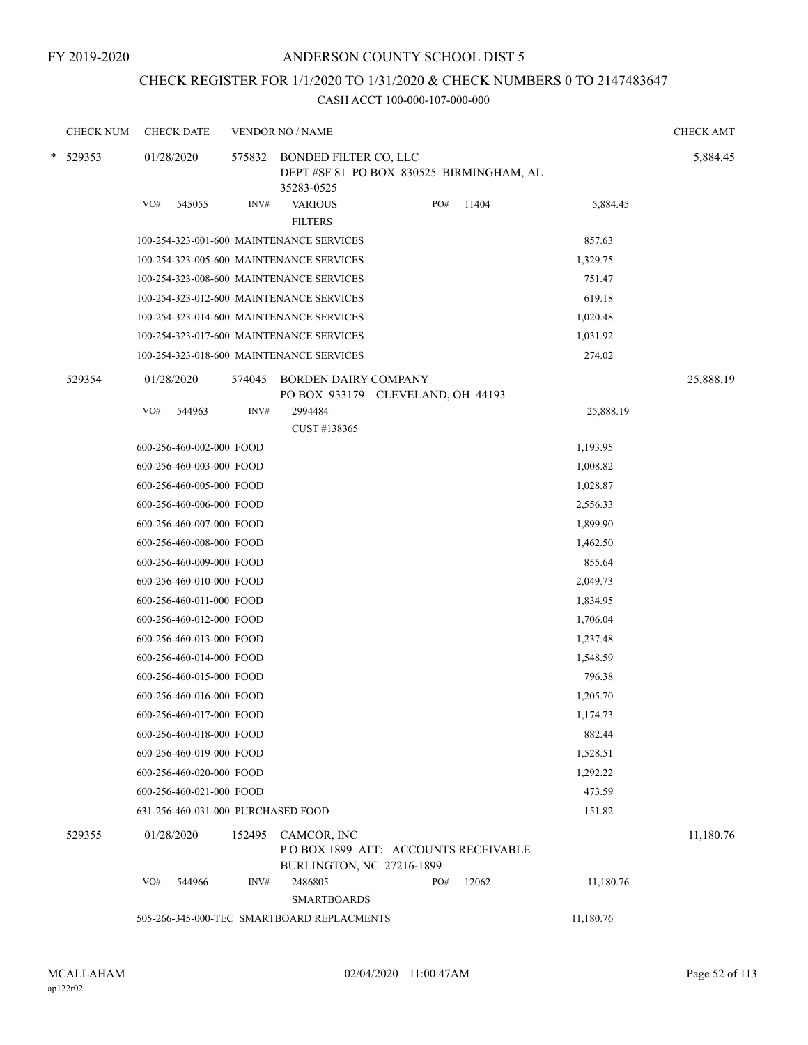FY 2019-2020

# ANDERSON COUNTY SCHOOL DIST 5

## CHECK REGISTER FOR 1/1/2020 TO 1/31/2020 & CHECK NUMBERS 0 TO 2147483647

CASH ACCT 100-000-107-000-000

| CHECK NUM | CHECK DATE | VENDOR NO / NAME | | CHECK AMT |
|---|---|---|---|---|
| * 529353 | 01/28/2020 | 575832 BONDED FILTER CO, LLC<br>DEPT #SF 81 PO BOX 830525 BIRMINGHAM, AL 35283-0525 | | 5,884.45 |
| | VO# 545055 | INV# VARIOUS<br>FILTERS | PO# 11404 5,884.45 | |
| | 100-254-323-001-600 MAINTENANCE SERVICES | | 857.63 | |
| | 100-254-323-005-600 MAINTENANCE SERVICES | | 1,329.75 | |
| | 100-254-323-008-600 MAINTENANCE SERVICES | | 751.47 | |
| | 100-254-323-012-600 MAINTENANCE SERVICES | | 619.18 | |
| | 100-254-323-014-600 MAINTENANCE SERVICES | | 1,020.48 | |
| | 100-254-323-017-600 MAINTENANCE SERVICES | | 1,031.92 | |
| | 100-254-323-018-600 MAINTENANCE SERVICES | | 274.02 | |
| 529354 | 01/28/2020 | 574045 BORDEN DAIRY COMPANY<br>PO BOX 933179 CLEVELAND, OH 44193 | | 25,888.19 |
| | VO# 544963 | INV# 2994484<br>CUST #138365 | 25,888.19 | |
| | 600-256-460-002-000 FOOD | | 1,193.95 | |
| | 600-256-460-003-000 FOOD | | 1,008.82 | |
| | 600-256-460-005-000 FOOD | | 1,028.87 | |
| | 600-256-460-006-000 FOOD | | 2,556.33 | |
| | 600-256-460-007-000 FOOD | | 1,899.90 | |
| | 600-256-460-008-000 FOOD | | 1,462.50 | |
| | 600-256-460-009-000 FOOD | | 855.64 | |
| | 600-256-460-010-000 FOOD | | 2,049.73 | |
| | 600-256-460-011-000 FOOD | | 1,834.95 | |
| | 600-256-460-012-000 FOOD | | 1,706.04 | |
| | 600-256-460-013-000 FOOD | | 1,237.48 | |
| | 600-256-460-014-000 FOOD | | 1,548.59 | |
| | 600-256-460-015-000 FOOD | | 796.38 | |
| | 600-256-460-016-000 FOOD | | 1,205.70 | |
| | 600-256-460-017-000 FOOD | | 1,174.73 | |
| | 600-256-460-018-000 FOOD | | 882.44 | |
| | 600-256-460-019-000 FOOD | | 1,528.51 | |
| | 600-256-460-020-000 FOOD | | 1,292.22 | |
| | 600-256-460-021-000 FOOD | | 473.59 | |
| | 631-256-460-031-000 PURCHASED FOOD | | 151.82 | |
| 529355 | 01/28/2020 | 152495 CAMCOR, INC<br>P O BOX 1899 ATT: ACCOUNTS RECEIVABLE BURLINGTON, NC 27216-1899 | | 11,180.76 |
| | VO# 544966 | INV# 2486805<br>SMARTBOARDS | PO# 12062 11,180.76 | |
| | 505-266-345-000-TEC SMARTBOARD REPLACMENTS | | 11,180.76 | |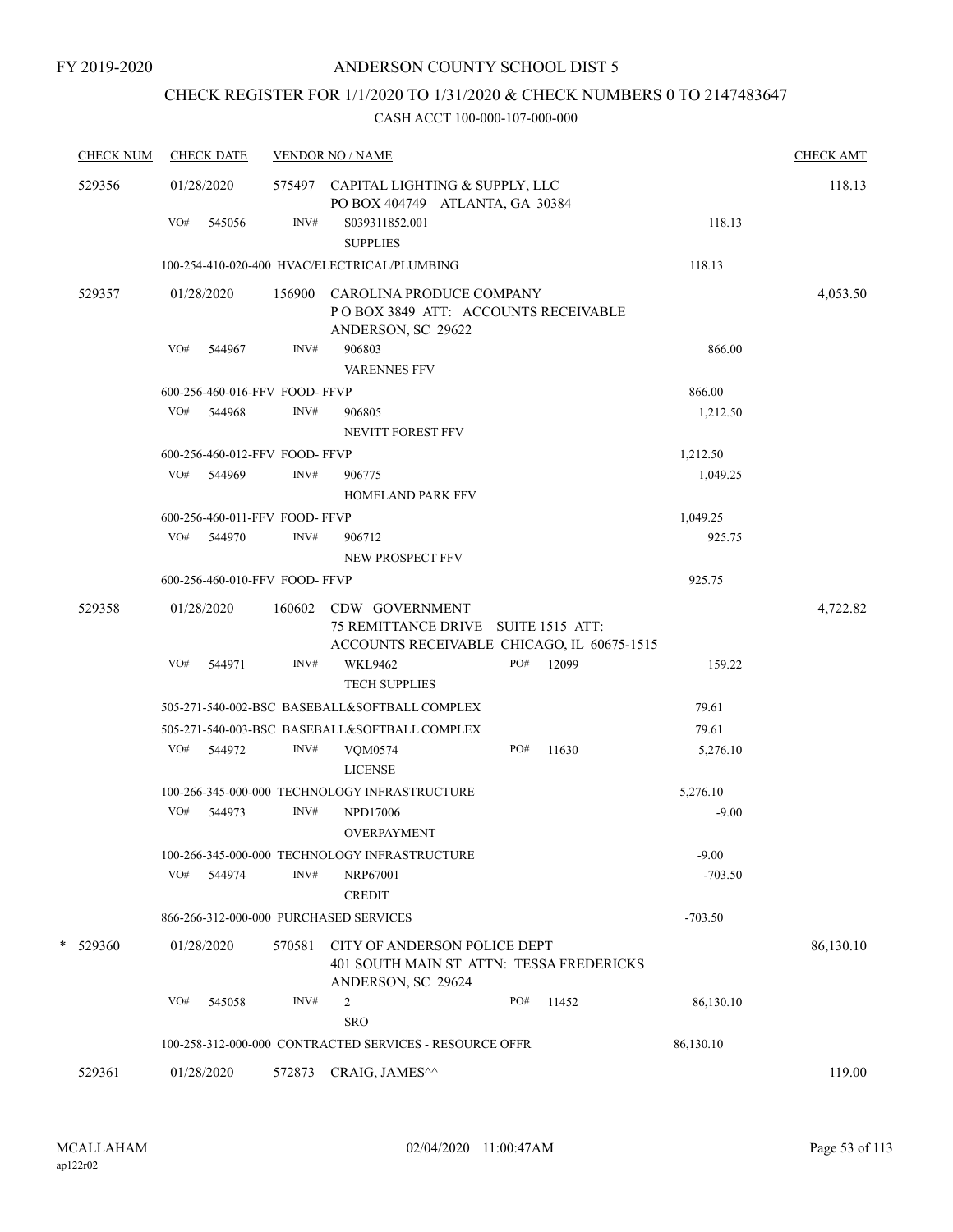FY 2019-2020

ANDERSON COUNTY SCHOOL DIST 5

CHECK REGISTER FOR 1/1/2020 TO 1/31/2020 & CHECK NUMBERS 0 TO 2147483647

CASH ACCT 100-000-107-000-000

| CHECK NUM | CHECK DATE | VENDOR NO / NAME | | CHECK AMT |
|---|---|---|---|---|
| 529356 | 01/28/2020 | 575497 CAPITAL LIGHTING & SUPPLY, LLC<br>PO BOX 404749 ATLANTA, GA 30384 | | 118.13 |
| | VO# 545056 | INV# S039311852.001<br>SUPPLIES | 118.13 | |
| | | 100-254-410-020-400 HVAC/ELECTRICAL/PLUMBING | 118.13 | |
| 529357 | 01/28/2020 | 156900 CAROLINA PRODUCE COMPANY<br>P O BOX 3849 ATT: ACCOUNTS RECEIVABLE<br>ANDERSON, SC 29622 | | 4,053.50 |
| | VO# 544967 | INV# 906803<br>VARENNES FFV | 866.00 | |
| | | 600-256-460-016-FFV FOOD- FFVP | 866.00 | |
| | VO# 544968 | INV# 906805<br>NEVITT FOREST FFV | 1,212.50 | |
| | | 600-256-460-012-FFV FOOD- FFVP | 1,212.50 | |
| | VO# 544969 | INV# 906775<br>HOMELAND PARK FFV | 1,049.25 | |
| | | 600-256-460-011-FFV FOOD- FFVP | 1,049.25 | |
| | VO# 544970 | INV# 906712<br>NEW PROSPECT FFV | 925.75 | |
| | | 600-256-460-010-FFV FOOD- FFVP | 925.75 | |
| 529358 | 01/28/2020 | 160602 CDW GOVERNMENT<br>75 REMITTANCE DRIVE SUITE 1515 ATT:<br>ACCOUNTS RECEIVABLE CHICAGO, IL 60675-1515 | | 4,722.82 |
| | VO# 544971 | INV# WKL9462 PO# 12099<br>TECH SUPPLIES | 159.22 | |
| | | 505-271-540-002-BSC BASEBALL&SOFTBALL COMPLEX | 79.61 | |
| | | 505-271-540-003-BSC BASEBALL&SOFTBALL COMPLEX | 79.61 | |
| | VO# 544972 | INV# VQM0574 PO# 11630<br>LICENSE | 5,276.10 | |
| | | 100-266-345-000-000 TECHNOLOGY INFRASTRUCTURE | 5,276.10 | |
| | VO# 544973 | INV# NPD17006<br>OVERPAYMENT | -9.00 | |
| | | 100-266-345-000-000 TECHNOLOGY INFRASTRUCTURE | -9.00 | |
| | VO# 544974 | INV# NRP67001<br>CREDIT | -703.50 | |
| | | 866-266-312-000-000 PURCHASED SERVICES | -703.50 | |
| * 529360 | 01/28/2020 | 570581 CITY OF ANDERSON POLICE DEPT<br>401 SOUTH MAIN ST ATTN: TESSA FREDERICKS<br>ANDERSON, SC 29624 | | 86,130.10 |
| | VO# 545058 | INV# 2 PO# 11452<br>SRO | 86,130.10 | |
| | | 100-258-312-000-000 CONTRACTED SERVICES - RESOURCE OFFR | 86,130.10 | |
| 529361 | 01/28/2020 | 572873 CRAIG, JAMES^^ | | 119.00 |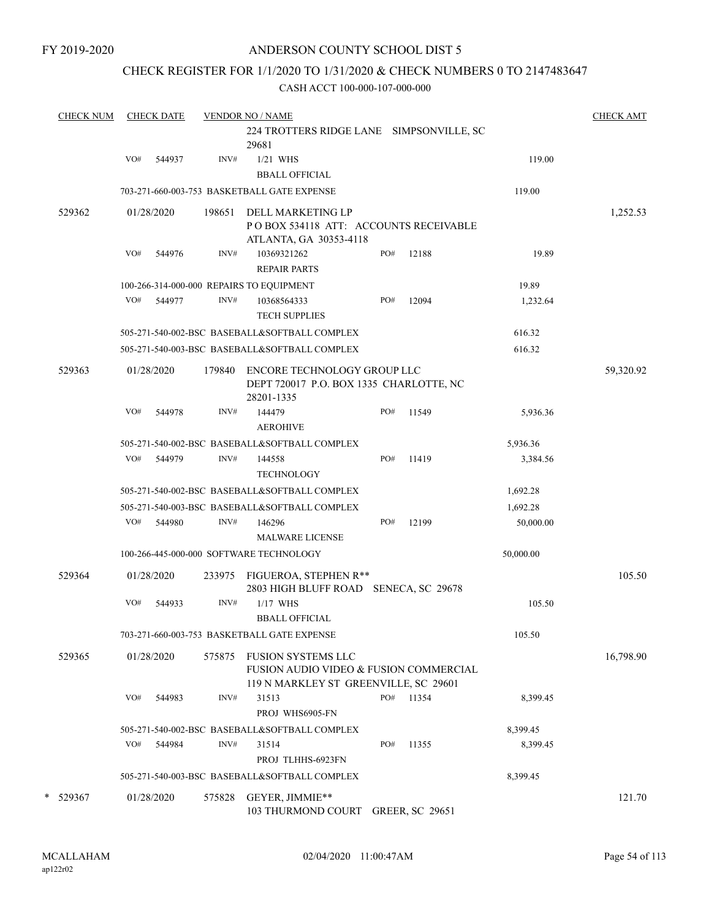FY 2019-2020

# ANDERSON COUNTY SCHOOL DIST 5

## CHECK REGISTER FOR 1/1/2020 TO 1/31/2020 & CHECK NUMBERS 0 TO 2147483647

CASH ACCT 100-000-107-000-000

| CHECK NUM | CHECK DATE | VENDOR NO / NAME | | | | CHECK AMT |
|---|---|---|---|---|---|---|
| | | | 224 TROTTERS RIDGE LANE SIMPSONVILLE, SC 29681 | | | |
| | VO# 544937 | INV# | 1/21 WHS<br>BBALL OFFICIAL | | 119.00 | |
| | 703-271-660-003-753 BASKETBALL GATE EXPENSE | | | | 119.00 | |
| 529362 | 01/28/2020 | 198651 | DELL MARKETING LP<br>P O BOX 534118 ATT: ACCOUNTS RECEIVABLE<br>ATLANTA, GA 30353-4118 | | | 1,252.53 |
| | VO# 544976 | INV# | 10369321262<br>REPAIR PARTS | PO# 12188 | 19.89 | |
| | 100-266-314-000-000 REPAIRS TO EQUIPMENT | | | | 19.89 | |
| | VO# 544977 | INV# | 10368564333<br>TECH SUPPLIES | PO# 12094 | 1,232.64 | |
| | 505-271-540-002-BSC BASEBALL&SOFTBALL COMPLEX | | | | 616.32 | |
| | 505-271-540-003-BSC BASEBALL&SOFTBALL COMPLEX | | | | 616.32 | |
| 529363 | 01/28/2020 | 179840 | ENCORE TECHNOLOGY GROUP LLC<br>DEPT 720017 P.O. BOX 1335 CHARLOTTE, NC 28201-1335 | | | 59,320.92 |
| | VO# 544978 | INV# | 144479<br>AEROHIVE | PO# 11549 | 5,936.36 | |
| | 505-271-540-002-BSC BASEBALL&SOFTBALL COMPLEX | | | | 5,936.36 | |
| | VO# 544979 | INV# | 144558<br>TECHNOLOGY | PO# 11419 | 3,384.56 | |
| | 505-271-540-002-BSC BASEBALL&SOFTBALL COMPLEX | | | | 1,692.28 | |
| | 505-271-540-003-BSC BASEBALL&SOFTBALL COMPLEX | | | | 1,692.28 | |
| | VO# 544980 | INV# | 146296<br>MALWARE LICENSE | PO# 12199 | 50,000.00 | |
| | 100-266-445-000-000 SOFTWARE TECHNOLOGY | | | | 50,000.00 | |
| 529364 | 01/28/2020 | 233975 | FIGUEROA, STEPHEN R**<br>2803 HIGH BLUFF ROAD SENECA, SC 29678 | | | 105.50 |
| | VO# 544933 | INV# | 1/17 WHS<br>BBALL OFFICIAL | | 105.50 | |
| | 703-271-660-003-753 BASKETBALL GATE EXPENSE | | | | 105.50 | |
| 529365 | 01/28/2020 | 575875 | FUSION SYSTEMS LLC<br>FUSION AUDIO VIDEO & FUSION COMMERCIAL<br>119 N MARKLEY ST GREENVILLE, SC 29601 | | | 16,798.90 |
| | VO# 544983 | INV# | 31513<br>PROJ WHS6905-FN | PO# 11354 | 8,399.45 | |
| | 505-271-540-002-BSC BASEBALL&SOFTBALL COMPLEX | | | | 8,399.45 | |
| | VO# 544984 | INV# | 31514<br>PROJ TLHHS-6923FN | PO# 11355 | 8,399.45 | |
| | 505-271-540-003-BSC BASEBALL&SOFTBALL COMPLEX | | | | 8,399.45 | |
| * 529367 | 01/28/2020 | 575828 | GEYER, JIMMIE**<br>103 THURMOND COURT GREER, SC 29651 | | | 121.70 |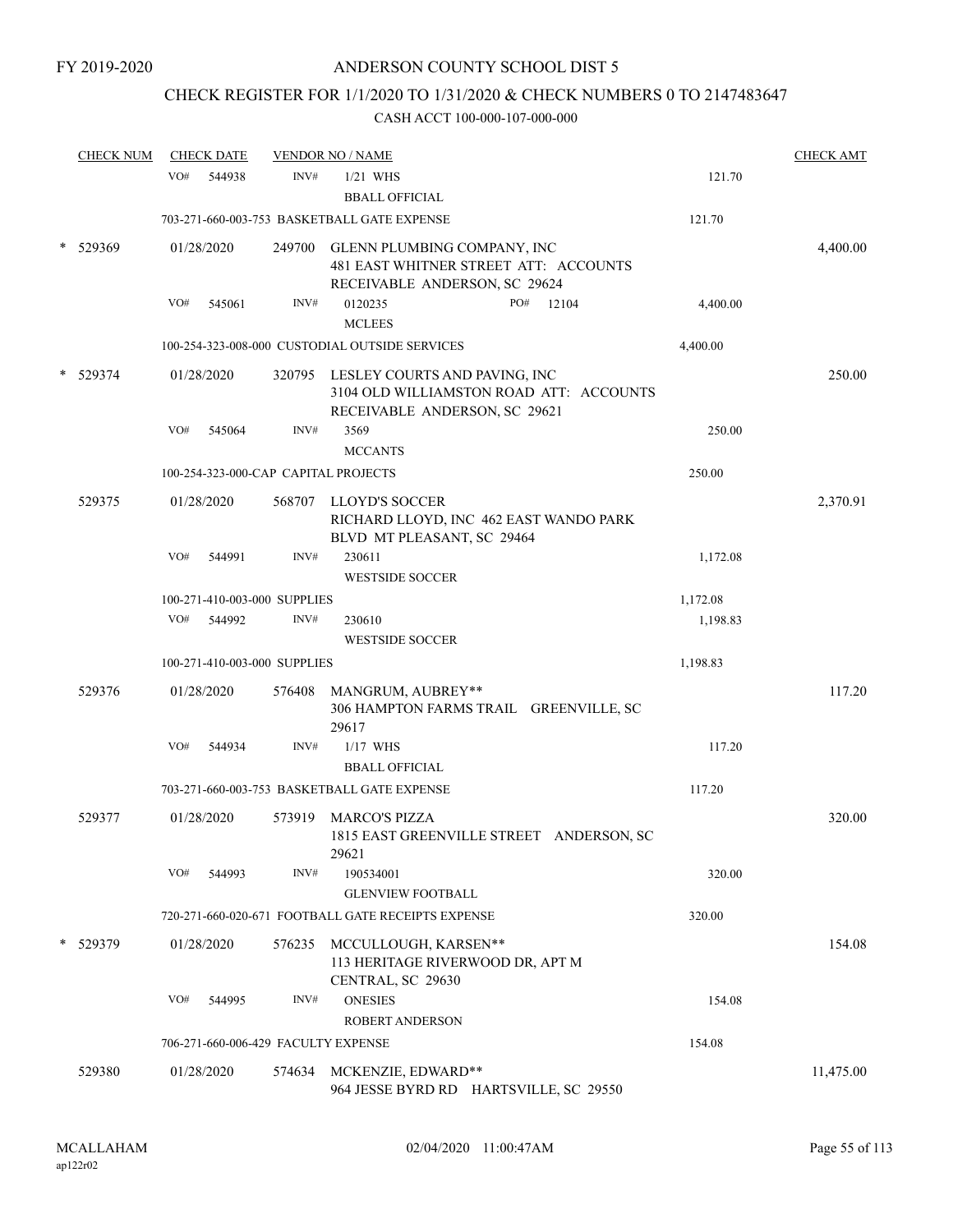FY 2019-2020

# ANDERSON COUNTY SCHOOL DIST 5

## CHECK REGISTER FOR 1/1/2020 TO 1/31/2020 & CHECK NUMBERS 0 TO 2147483647

### CASH ACCT 100-000-107-000-000

| CHECK NUM | CHECK DATE | VENDOR NO / NAME | | CHECK AMT |
|---|---|---|---|---|
| | VO# 544938 | INV# 1/21 WHS<br>BBALL OFFICIAL | 121.70 | |
| | 703-271-660-003-753 BASKETBALL GATE EXPENSE | | 121.70 | |
| * 529369 | 01/28/2020 | 249700 GLENN PLUMBING COMPANY, INC<br>481 EAST WHITNER STREET ATT: ACCOUNTS RECEIVABLE ANDERSON, SC 29624 | | 4,400.00 |
| | VO# 545061 | INV# 0120235 PO# 12104<br>MCLEES | 4,400.00 | |
| | 100-254-323-008-000 CUSTODIAL OUTSIDE SERVICES | | 4,400.00 | |
| * 529374 | 01/28/2020 | 320795 LESLEY COURTS AND PAVING, INC<br>3104 OLD WILLIAMSTON ROAD ATT: ACCOUNTS RECEIVABLE ANDERSON, SC 29621 | | 250.00 |
| | VO# 545064 | INV# 3569<br>MCCANTS | 250.00 | |
| | 100-254-323-000-CAP CAPITAL PROJECTS | | 250.00 | |
| 529375 | 01/28/2020 | 568707 LLOYD'S SOCCER<br>RICHARD LLOYD, INC 462 EAST WANDO PARK BLVD MT PLEASANT, SC 29464 | | 2,370.91 |
| | VO# 544991 | INV# 230611<br>WESTSIDE SOCCER | 1,172.08 | |
| | 100-271-410-003-000 SUPPLIES | | 1,172.08 | |
| | VO# 544992 | INV# 230610<br>WESTSIDE SOCCER | 1,198.83 | |
| | 100-271-410-003-000 SUPPLIES | | 1,198.83 | |
| 529376 | 01/28/2020 | 576408 MANGRUM, AUBREY**<br>306 HAMPTON FARMS TRAIL GREENVILLE, SC 29617 | | 117.20 |
| | VO# 544934 | INV# 1/17 WHS<br>BBALL OFFICIAL | 117.20 | |
| | 703-271-660-003-753 BASKETBALL GATE EXPENSE | | 117.20 | |
| 529377 | 01/28/2020 | 573919 MARCO'S PIZZA<br>1815 EAST GREENVILLE STREET ANDERSON, SC 29621 | | 320.00 |
| | VO# 544993 | INV# 190534001<br>GLENVIEW FOOTBALL | 320.00 | |
| | 720-271-660-020-671 FOOTBALL GATE RECEIPTS EXPENSE | | 320.00 | |
| * 529379 | 01/28/2020 | 576235 MCCULLOUGH, KARSEN**<br>113 HERITAGE RIVERWOOD DR, APT M CENTRAL, SC 29630 | | 154.08 |
| | VO# 544995 | INV# ONESIES<br>ROBERT ANDERSON | 154.08 | |
| | 706-271-660-006-429 FACULTY EXPENSE | | 154.08 | |
| 529380 | 01/28/2020 | 574634 MCKENZIE, EDWARD**<br>964 JESSE BYRD RD HARTSVILLE, SC 29550 | | 11,475.00 |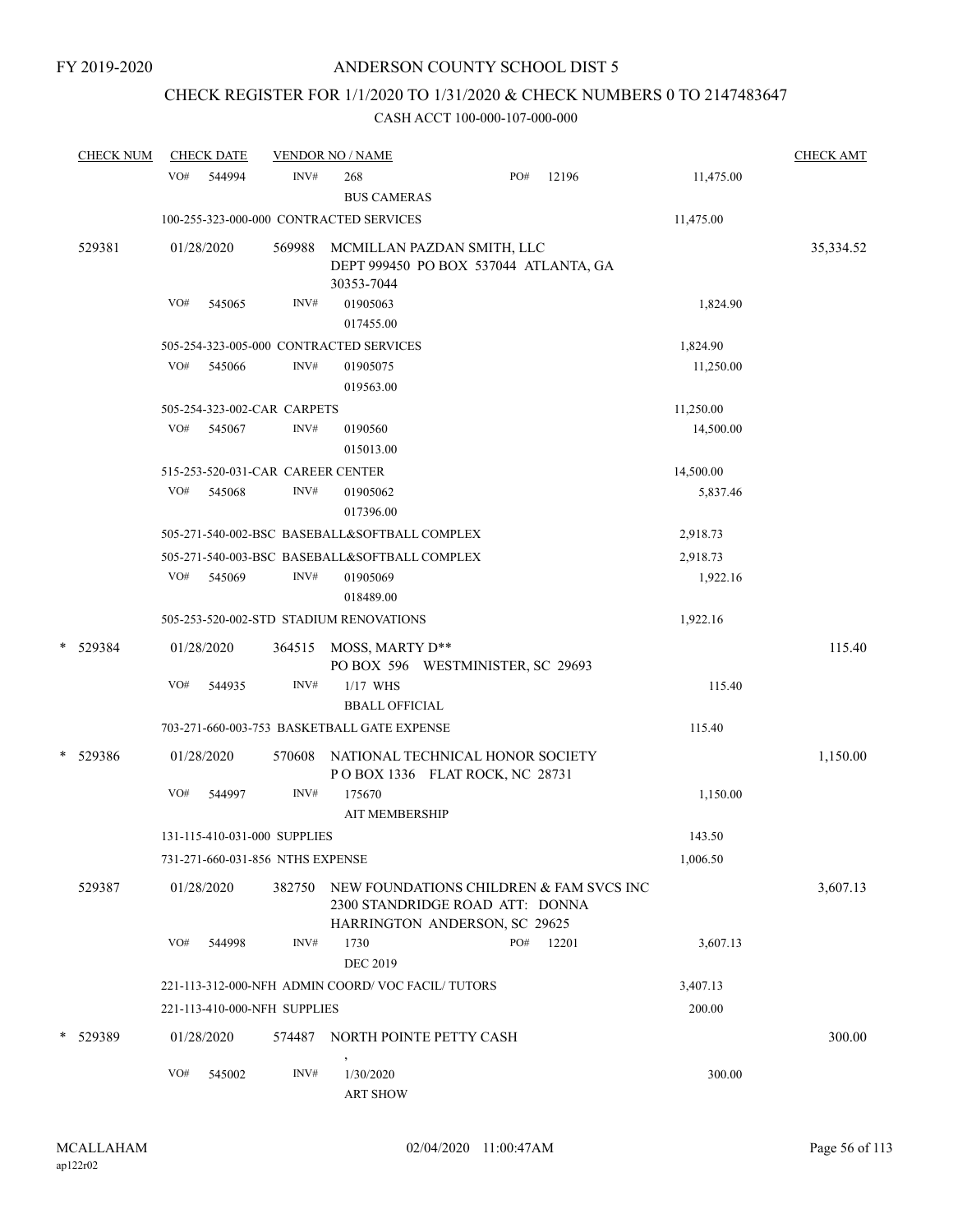FY 2019-2020

# ANDERSON COUNTY SCHOOL DIST 5

## CHECK REGISTER FOR 1/1/2020 TO 1/31/2020 & CHECK NUMBERS 0 TO 2147483647

### CASH ACCT 100-000-107-000-000

| CHECK NUM | CHECK DATE | VENDOR NO / NAME | | CHECK AMT |
|---|---|---|---|---|
| | VO# 544994 INV# 268 PO# 12196 | BUS CAMERAS | 11,475.00 | |
| | 100-255-323-000-000 CONTRACTED SERVICES | | 11,475.00 | |
| 529381 | 01/28/2020 | 569988 MCMILLAN PAZDAN SMITH, LLC<br>DEPT 999450 PO BOX 537044 ATLANTA, GA 30353-7044 | | 35,334.52 |
| | VO# 545065 INV# 01905063 | 017455.00 | 1,824.90 | |
| | 505-254-323-005-000 CONTRACTED SERVICES | | 1,824.90 | |
| | VO# 545066 INV# 01905075 | 019563.00 | 11,250.00 | |
| | 505-254-323-002-CAR CARPETS | | 11,250.00 | |
| | VO# 545067 INV# 0190560 | 015013.00 | 14,500.00 | |
| | 515-253-520-031-CAR CAREER CENTER | | 14,500.00 | |
| | VO# 545068 INV# 01905062 | 017396.00 | 5,837.46 | |
| | 505-271-540-002-BSC BASEBALL&SOFTBALL COMPLEX | | 2,918.73 | |
| | 505-271-540-003-BSC BASEBALL&SOFTBALL COMPLEX | | 2,918.73 | |
| | VO# 545069 INV# 01905069 | 018489.00 | 1,922.16 | |
| | 505-253-520-002-STD STADIUM RENOVATIONS | | 1,922.16 | |
| * 529384 | 01/28/2020 | 364515 MOSS, MARTY D**<br>PO BOX 596 WESTMINISTER, SC 29693 | | 115.40 |
| | VO# 544935 INV# 1/17 WHS | BBALL OFFICIAL | 115.40 | |
| | 703-271-660-003-753 BASKETBALL GATE EXPENSE | | 115.40 | |
| * 529386 | 01/28/2020 | 570608 NATIONAL TECHNICAL HONOR SOCIETY<br>P O BOX 1336 FLAT ROCK, NC 28731 | | 1,150.00 |
| | VO# 544997 INV# 175670 | AIT MEMBERSHIP | 1,150.00 | |
| | 131-115-410-031-000 SUPPLIES | | 143.50 | |
| | 731-271-660-031-856 NTHS EXPENSE | | 1,006.50 | |
| 529387 | 01/28/2020 | 382750 NEW FOUNDATIONS CHILDREN & FAM SVCS INC<br>2300 STANDRIDGE ROAD ATT: DONNA HARRINGTON ANDERSON, SC 29625 | | 3,607.13 |
| | VO# 544998 INV# 1730 PO# 12201 | DEC 2019 | 3,607.13 | |
| | 221-113-312-000-NFH ADMIN COORD/ VOC FACIL/ TUTORS | | 3,407.13 | |
| | 221-113-410-000-NFH SUPPLIES | | 200.00 | |
| * 529389 | 01/28/2020 | 574487 NORTH POINTE PETTY CASH<br>, | | 300.00 |
| | VO# 545002 INV# 1/30/2020 | ART SHOW | 300.00 | |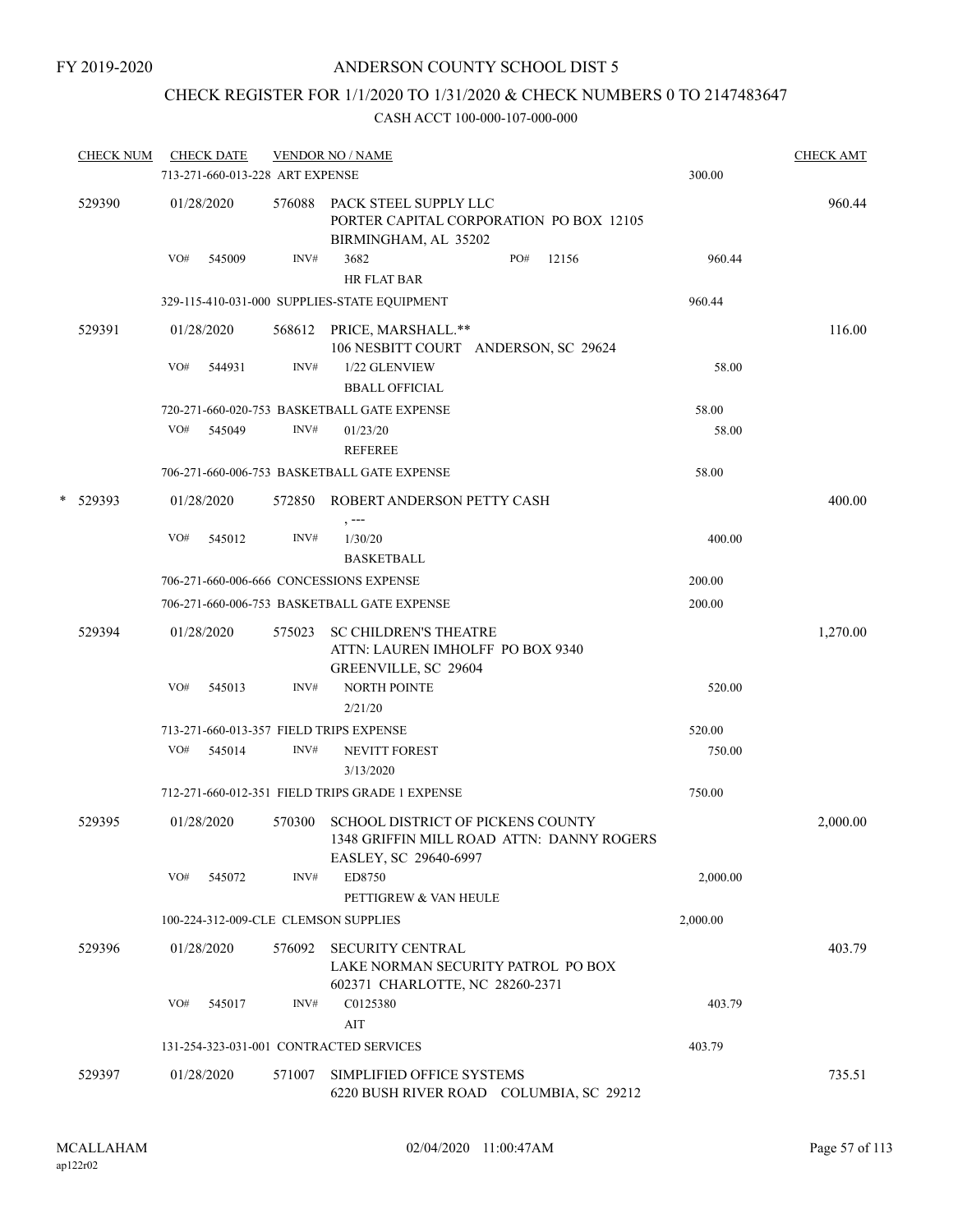FY 2019-2020

# ANDERSON COUNTY SCHOOL DIST 5

## CHECK REGISTER FOR 1/1/2020 TO 1/31/2020 & CHECK NUMBERS 0 TO 2147483647

### CASH ACCT 100-000-107-000-000

| CHECK NUM | CHECK DATE | VENDOR NO / NAME | | CHECK AMT |
|---|---|---|---|---|
| | 713-271-660-013-228 ART EXPENSE | | 300.00 | |
| 529390 | 01/28/2020 | 576088 PACK STEEL SUPPLY LLC<br>PORTER CAPITAL CORPORATION PO BOX 12105<br>BIRMINGHAM, AL 35202 | | 960.44 |
| | VO# 545009 | INV# 3682 PO# 12156<br>HR FLAT BAR | 960.44 | |
| | 329-115-410-031-000 SUPPLIES-STATE EQUIPMENT | | 960.44 | |
| 529391 | 01/28/2020 | 568612 PRICE, MARSHALL.**<br>106 NESBITT COURT ANDERSON, SC 29624 | | 116.00 |
| | VO# 544931 | INV# 1/22 GLENVIEW<br>BBALL OFFICIAL | 58.00 | |
| | 720-271-660-020-753 BASKETBALL GATE EXPENSE | | 58.00 | |
| | VO# 545049 | INV# 01/23/20<br>REFEREE | 58.00 | |
| | 706-271-660-006-753 BASKETBALL GATE EXPENSE | | 58.00 | |
| * 529393 | 01/28/2020 | 572850 ROBERT ANDERSON PETTY CASH<br>, --- | | 400.00 |
| | VO# 545012 | INV# 1/30/20<br>BASKETBALL | 400.00 | |
| | 706-271-660-006-666 CONCESSIONS EXPENSE | | 200.00 | |
| | 706-271-660-006-753 BASKETBALL GATE EXPENSE | | 200.00 | |
| 529394 | 01/28/2020 | 575023 SC CHILDREN'S THEATRE<br>ATTN: LAUREN IMHOLFF PO BOX 9340<br>GREENVILLE, SC 29604 | | 1,270.00 |
| | VO# 545013 | INV# NORTH POINTE<br>2/21/20 | 520.00 | |
| | 713-271-660-013-357 FIELD TRIPS EXPENSE | | 520.00 | |
| | VO# 545014 | INV# NEVITT FOREST<br>3/13/2020 | 750.00 | |
| | 712-271-660-012-351 FIELD TRIPS GRADE 1 EXPENSE | | 750.00 | |
| 529395 | 01/28/2020 | 570300 SCHOOL DISTRICT OF PICKENS COUNTY<br>1348 GRIFFIN MILL ROAD ATTN: DANNY ROGERS<br>EASLEY, SC 29640-6997 | | 2,000.00 |
| | VO# 545072 | INV# ED8750<br>PETTIGREW & VAN HEULE | 2,000.00 | |
| | 100-224-312-009-CLE CLEMSON SUPPLIES | | 2,000.00 | |
| 529396 | 01/28/2020 | 576092 SECURITY CENTRAL<br>LAKE NORMAN SECURITY PATROL PO BOX<br>602371 CHARLOTTE, NC 28260-2371 | | 403.79 |
| | VO# 545017 | INV# C0125380<br>AIT | 403.79 | |
| | 131-254-323-031-001 CONTRACTED SERVICES | | 403.79 | |
| 529397 | 01/28/2020 | 571007 SIMPLIFIED OFFICE SYSTEMS<br>6220 BUSH RIVER ROAD COLUMBIA, SC 29212 | | 735.51 |

MCALLAHAM
ap122r02

02/04/2020 11:00:47AM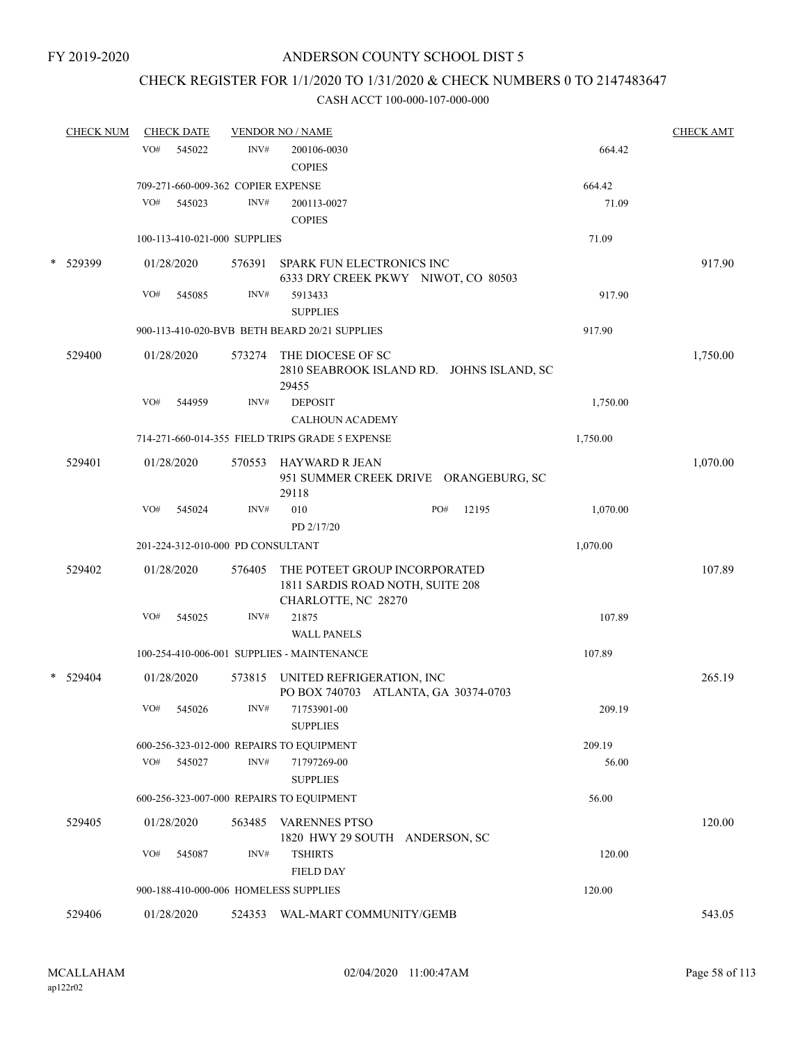FY 2019-2020

ANDERSON COUNTY SCHOOL DIST 5

CHECK REGISTER FOR 1/1/2020 TO 1/31/2020 & CHECK NUMBERS 0 TO 2147483647

CASH ACCT 100-000-107-000-000

| CHECK NUM | CHECK DATE | VENDOR NO / NAME | | CHECK AMT |
|---|---|---|---|---|
| | VO# 545022 | INV# 200106-0030 COPIES | 664.42 | |
| | 709-271-660-009-362 COPIER EXPENSE | | 664.42 | |
| | VO# 545023 | INV# 200113-0027 COPIES | 71.09 | |
| | 100-113-410-021-000 SUPPLIES | | 71.09 | |
| * 529399 | 01/28/2020 | 576391 SPARK FUN ELECTRONICS INC 6333 DRY CREEK PKWY NIWOT, CO 80503 | | 917.90 |
| | VO# 545085 | INV# 5913433 SUPPLIES | 917.90 | |
| | 900-113-410-020-BVB BETH BEARD 20/21 SUPPLIES | | 917.90 | |
| 529400 | 01/28/2020 | 573274 THE DIOCESE OF SC 2810 SEABROOK ISLAND RD. JOHNS ISLAND, SC 29455 | | 1,750.00 |
| | VO# 544959 | INV# DEPOSIT CALHOUN ACADEMY | 1,750.00 | |
| | 714-271-660-014-355 FIELD TRIPS GRADE 5 EXPENSE | | 1,750.00 | |
| 529401 | 01/28/2020 | 570553 HAYWARD R JEAN 951 SUMMER CREEK DRIVE ORANGEBURG, SC 29118 | | 1,070.00 |
| | VO# 545024 | INV# 010 PO# 12195 PD 2/17/20 | 1,070.00 | |
| | 201-224-312-010-000 PD CONSULTANT | | 1,070.00 | |
| 529402 | 01/28/2020 | 576405 THE POTEET GROUP INCORPORATED 1811 SARDIS ROAD NOTH, SUITE 208 CHARLOTTE, NC 28270 | | 107.89 |
| | VO# 545025 | INV# 21875 WALL PANELS | 107.89 | |
| | 100-254-410-006-001 SUPPLIES - MAINTENANCE | | 107.89 | |
| * 529404 | 01/28/2020 | 573815 UNITED REFRIGERATION, INC PO BOX 740703 ATLANTA, GA 30374-0703 | | 265.19 |
| | VO# 545026 | INV# 71753901-00 SUPPLIES | 209.19 | |
| | 600-256-323-012-000 REPAIRS TO EQUIPMENT | | 209.19 | |
| | VO# 545027 | INV# 71797269-00 SUPPLIES | 56.00 | |
| | 600-256-323-007-000 REPAIRS TO EQUIPMENT | | 56.00 | |
| 529405 | 01/28/2020 | 563485 VARENNES PTSO 1820 HWY 29 SOUTH ANDERSON, SC | | 120.00 |
| | VO# 545087 | INV# TSHIRTS FIELD DAY | 120.00 | |
| | 900-188-410-000-006 HOMELESS SUPPLIES | | 120.00 | |
| 529406 | 01/28/2020 | 524353 WAL-MART COMMUNITY/GEMB | | 543.05 |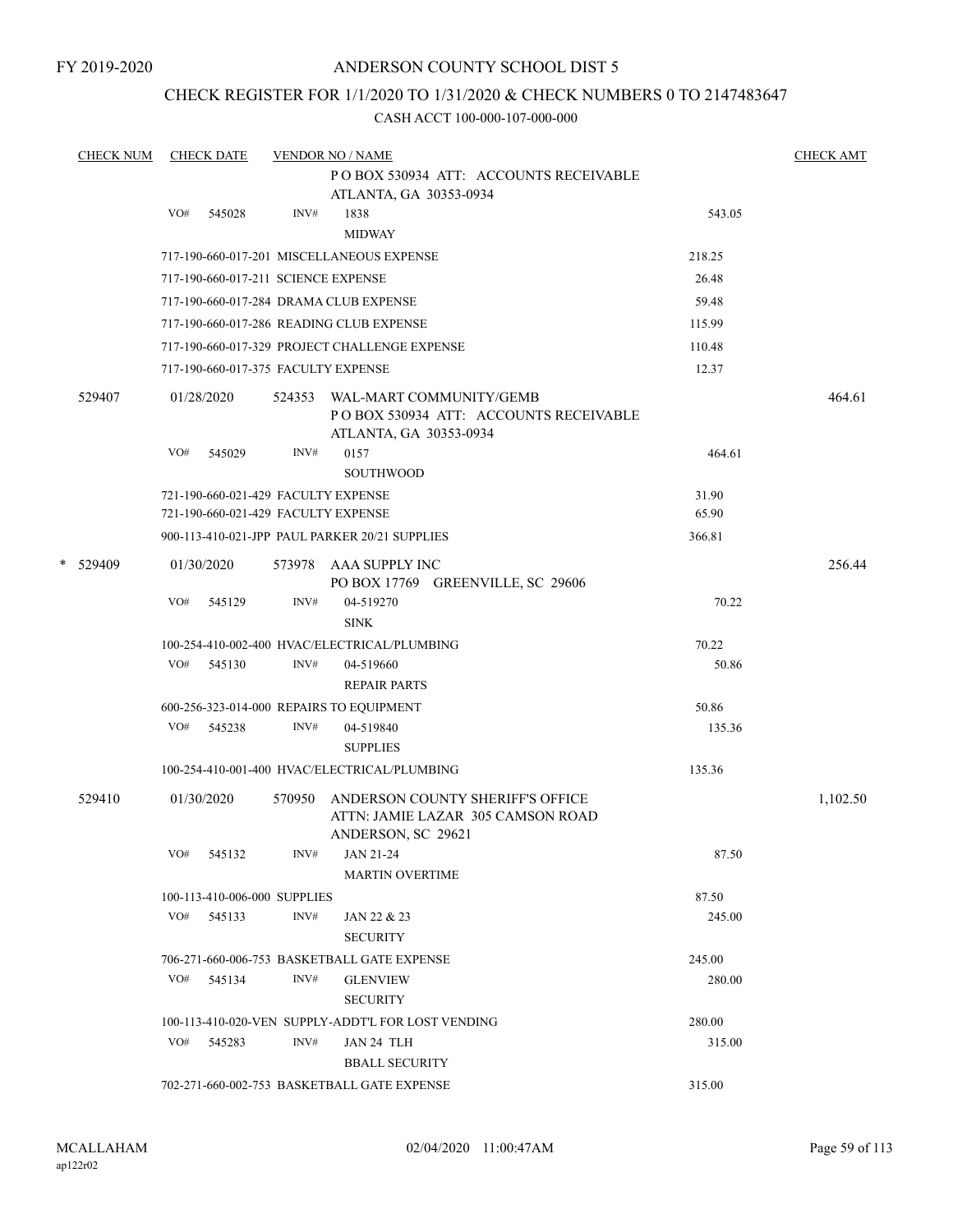FY 2019-2020

# ANDERSON COUNTY SCHOOL DIST 5

## CHECK REGISTER FOR 1/1/2020 TO 1/31/2020 & CHECK NUMBERS 0 TO 2147483647

### CASH ACCT 100-000-107-000-000

| CHECK NUM | CHECK DATE | VENDOR NO / NAME | | CHECK AMT |
|---|---|---|---|---|
| | | P O BOX 530934 ATT: ACCOUNTS RECEIVABLE<br>ATLANTA, GA 30353-0934 | | |
| | VO# 545028 | INV# 1838<br>MIDWAY | 543.05 | |
| | | 717-190-660-017-201 MISCELLANEOUS EXPENSE | 218.25 | |
| | | 717-190-660-017-211 SCIENCE EXPENSE | 26.48 | |
| | | 717-190-660-017-284 DRAMA CLUB EXPENSE | 59.48 | |
| | | 717-190-660-017-286 READING CLUB EXPENSE | 115.99 | |
| | | 717-190-660-017-329 PROJECT CHALLENGE EXPENSE | 110.48 | |
| | | 717-190-660-017-375 FACULTY EXPENSE | 12.37 | |
| 529407 | 01/28/2020 | 524353 WAL-MART COMMUNITY/GEMB<br>P O BOX 530934 ATT: ACCOUNTS RECEIVABLE<br>ATLANTA, GA 30353-0934 | | 464.61 |
| | VO# 545029 | INV# 0157<br>SOUTHWOOD | 464.61 | |
| | | 721-190-660-021-429 FACULTY EXPENSE | 31.90 | |
| | | 721-190-660-021-429 FACULTY EXPENSE | 65.90 | |
| | | 900-113-410-021-JPP PAUL PARKER 20/21 SUPPLIES | 366.81 | |
| * 529409 | 01/30/2020 | 573978 AAA SUPPLY INC<br>PO BOX 17769 GREENVILLE, SC 29606 | | 256.44 |
| | VO# 545129 | INV# 04-519270<br>SINK | 70.22 | |
| | | 100-254-410-002-400 HVAC/ELECTRICAL/PLUMBING | 70.22 | |
| | VO# 545130 | INV# 04-519660<br>REPAIR PARTS | 50.86 | |
| | | 600-256-323-014-000 REPAIRS TO EQUIPMENT | 50.86 | |
| | VO# 545238 | INV# 04-519840<br>SUPPLIES | 135.36 | |
| | | 100-254-410-001-400 HVAC/ELECTRICAL/PLUMBING | 135.36 | |
| 529410 | 01/30/2020 | 570950 ANDERSON COUNTY SHERIFF'S OFFICE<br>ATTN: JAMIE LAZAR 305 CAMSON ROAD<br>ANDERSON, SC 29621 | | 1,102.50 |
| | VO# 545132 | INV# JAN 21-24<br>MARTIN OVERTIME | 87.50 | |
| | | 100-113-410-006-000 SUPPLIES | 87.50 | |
| | VO# 545133 | INV# JAN 22 & 23<br>SECURITY | 245.00 | |
| | | 706-271-660-006-753 BASKETBALL GATE EXPENSE | 245.00 | |
| | VO# 545134 | INV# GLENVIEW<br>SECURITY | 280.00 | |
| | | 100-113-410-020-VEN SUPPLY-ADDT'L FOR LOST VENDING | 280.00 | |
| | VO# 545283 | INV# JAN 24 TLH<br>BBALL SECURITY | 315.00 | |
| | | 702-271-660-002-753 BASKETBALL GATE EXPENSE | 315.00 | |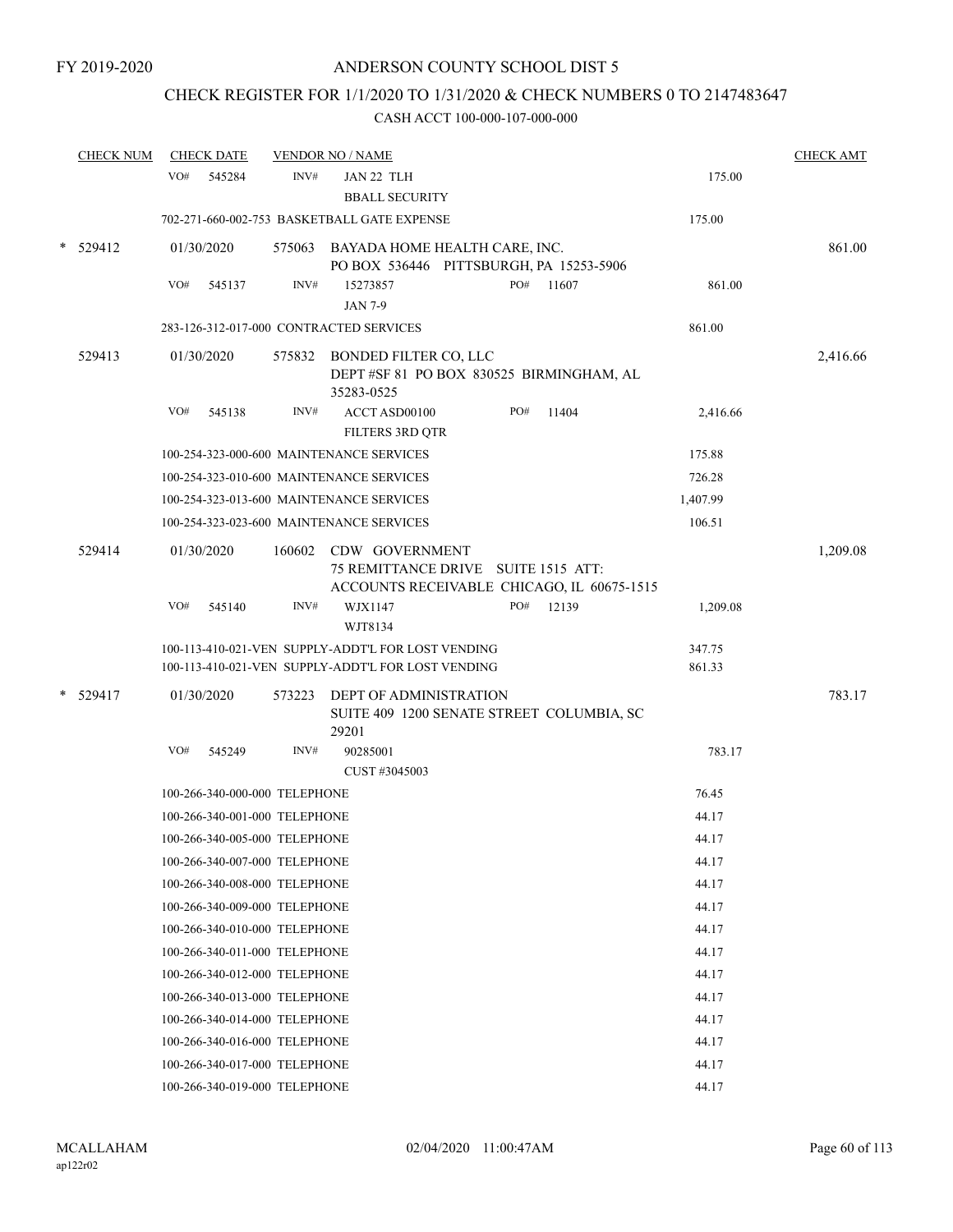FY 2019-2020

# ANDERSON COUNTY SCHOOL DIST 5

## CHECK REGISTER FOR 1/1/2020 TO 1/31/2020 & CHECK NUMBERS 0 TO 2147483647

### CASH ACCT 100-000-107-000-000

| CHECK NUM | CHECK DATE | VENDOR NO / NAME | | CHECK AMT |
|---|---|---|---|---|
| | VO# 545284 | INV# JAN 22 TLH BBALL SECURITY | 175.00 | |
| | | 702-271-660-002-753 BASKETBALL GATE EXPENSE | 175.00 | |
| * 529412 | 01/30/2020 | 575063 BAYADA HOME HEALTH CARE, INC. PO BOX 536446 PITTSBURGH, PA 15253-5906 | | 861.00 |
| | VO# 545137 | INV# 15273857 JAN 7-9 PO# 11607 | 861.00 | |
| | | 283-126-312-017-000 CONTRACTED SERVICES | 861.00 | |
| 529413 | 01/30/2020 | 575832 BONDED FILTER CO, LLC DEPT #SF 81 PO BOX 830525 BIRMINGHAM, AL 35283-0525 | | 2,416.66 |
| | VO# 545138 | INV# ACCT ASD00100 FILTERS 3RD QTR PO# 11404 | 2,416.66 | |
| | | 100-254-323-000-600 MAINTENANCE SERVICES | 175.88 | |
| | | 100-254-323-010-600 MAINTENANCE SERVICES | 726.28 | |
| | | 100-254-323-013-600 MAINTENANCE SERVICES | 1,407.99 | |
| | | 100-254-323-023-600 MAINTENANCE SERVICES | 106.51 | |
| 529414 | 01/30/2020 | 160602 CDW GOVERNMENT 75 REMITTANCE DRIVE SUITE 1515 ATT: ACCOUNTS RECEIVABLE CHICAGO, IL 60675-1515 | | 1,209.08 |
| | VO# 545140 | INV# WJX1147 WJT8134 PO# 12139 | 1,209.08 | |
| | | 100-113-410-021-VEN SUPPLY-ADDT'L FOR LOST VENDING | 347.75 | |
| | | 100-113-410-021-VEN SUPPLY-ADDT'L FOR LOST VENDING | 861.33 | |
| * 529417 | 01/30/2020 | 573223 DEPT OF ADMINISTRATION SUITE 409 1200 SENATE STREET COLUMBIA, SC 29201 | | 783.17 |
| | VO# 545249 | INV# 90285001 CUST #3045003 | 783.17 | |
| | | 100-266-340-000-000 TELEPHONE | 76.45 | |
| | | 100-266-340-001-000 TELEPHONE | 44.17 | |
| | | 100-266-340-005-000 TELEPHONE | 44.17 | |
| | | 100-266-340-007-000 TELEPHONE | 44.17 | |
| | | 100-266-340-008-000 TELEPHONE | 44.17 | |
| | | 100-266-340-009-000 TELEPHONE | 44.17 | |
| | | 100-266-340-010-000 TELEPHONE | 44.17 | |
| | | 100-266-340-011-000 TELEPHONE | 44.17 | |
| | | 100-266-340-012-000 TELEPHONE | 44.17 | |
| | | 100-266-340-013-000 TELEPHONE | 44.17 | |
| | | 100-266-340-014-000 TELEPHONE | 44.17 | |
| | | 100-266-340-016-000 TELEPHONE | 44.17 | |
| | | 100-266-340-017-000 TELEPHONE | 44.17 | |
| | | 100-266-340-019-000 TELEPHONE | 44.17 | |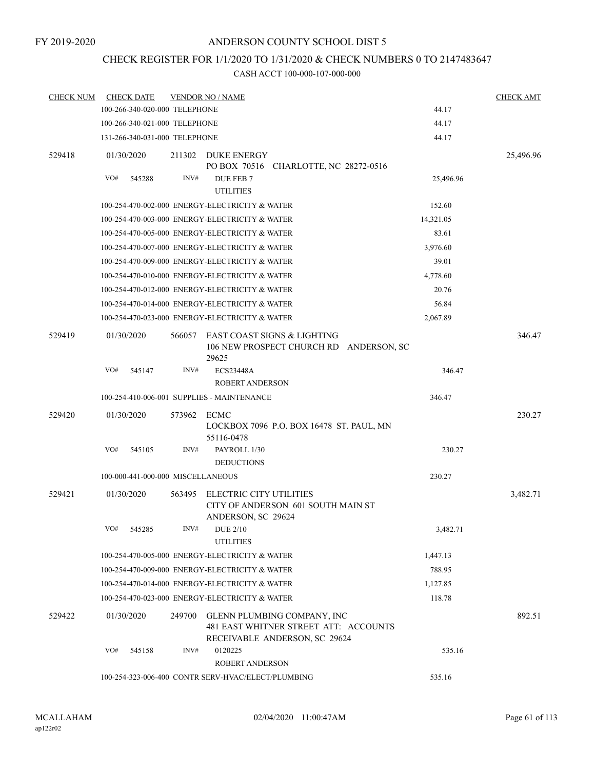FY 2019-2020

ANDERSON COUNTY SCHOOL DIST 5

CHECK REGISTER FOR 1/1/2020 TO 1/31/2020 & CHECK NUMBERS 0 TO 2147483647

CASH ACCT 100-000-107-000-000

| CHECK NUM | CHECK DATE | VENDOR NO / NAME | | CHECK AMT |
|---|---|---|---|---|
| | 100-266-340-020-000 TELEPHONE | | 44.17 | |
| | 100-266-340-021-000 TELEPHONE | | 44.17 | |
| | 131-266-340-031-000 TELEPHONE | | 44.17 | |
| 529418 | 01/30/2020 | 211302 DUKE ENERGY<br>PO BOX 70516 CHARLOTTE, NC 28272-0516 | | 25,496.96 |
| | VO# 545288 | INV# DUE FEB 7<br>UTILITIES | 25,496.96 | |
| | 100-254-470-002-000 ENERGY-ELECTRICITY & WATER | | 152.60 | |
| | 100-254-470-003-000 ENERGY-ELECTRICITY & WATER | | 14,321.05 | |
| | 100-254-470-005-000 ENERGY-ELECTRICITY & WATER | | 83.61 | |
| | 100-254-470-007-000 ENERGY-ELECTRICITY & WATER | | 3,976.60 | |
| | 100-254-470-009-000 ENERGY-ELECTRICITY & WATER | | 39.01 | |
| | 100-254-470-010-000 ENERGY-ELECTRICITY & WATER | | 4,778.60 | |
| | 100-254-470-012-000 ENERGY-ELECTRICITY & WATER | | 20.76 | |
| | 100-254-470-014-000 ENERGY-ELECTRICITY & WATER | | 56.84 | |
| | 100-254-470-023-000 ENERGY-ELECTRICITY & WATER | | 2,067.89 | |
| 529419 | 01/30/2020 | 566057 EAST COAST SIGNS & LIGHTING<br>106 NEW PROSPECT CHURCH RD ANDERSON, SC 29625 | | 346.47 |
| | VO# 545147 | INV# ECS23448A<br>ROBERT ANDERSON | 346.47 | |
| | 100-254-410-006-001 SUPPLIES - MAINTENANCE | | 346.47 | |
| 529420 | 01/30/2020 | 573962 ECMC<br>LOCKBOX 7096 P.O. BOX 16478 ST. PAUL, MN 55116-0478 | | 230.27 |
| | VO# 545105 | INV# PAYROLL 1/30<br>DEDUCTIONS | 230.27 | |
| | 100-000-441-000-000 MISCELLANEOUS | | 230.27 | |
| 529421 | 01/30/2020 | 563495 ELECTRIC CITY UTILITIES<br>CITY OF ANDERSON 601 SOUTH MAIN ST ANDERSON, SC 29624 | | 3,482.71 |
| | VO# 545285 | INV# DUE 2/10<br>UTILITIES | 3,482.71 | |
| | 100-254-470-005-000 ENERGY-ELECTRICITY & WATER | | 1,447.13 | |
| | 100-254-470-009-000 ENERGY-ELECTRICITY & WATER | | 788.95 | |
| | 100-254-470-014-000 ENERGY-ELECTRICITY & WATER | | 1,127.85 | |
| | 100-254-470-023-000 ENERGY-ELECTRICITY & WATER | | 118.78 | |
| 529422 | 01/30/2020 | 249700 GLENN PLUMBING COMPANY, INC<br>481 EAST WHITNER STREET ATT: ACCOUNTS RECEIVABLE ANDERSON, SC 29624 | | 892.51 |
| | VO# 545158 | INV# 0120225<br>ROBERT ANDERSON | 535.16 | |
| | 100-254-323-006-400 CONTR SERV-HVAC/ELECT/PLUMBING | | 535.16 | |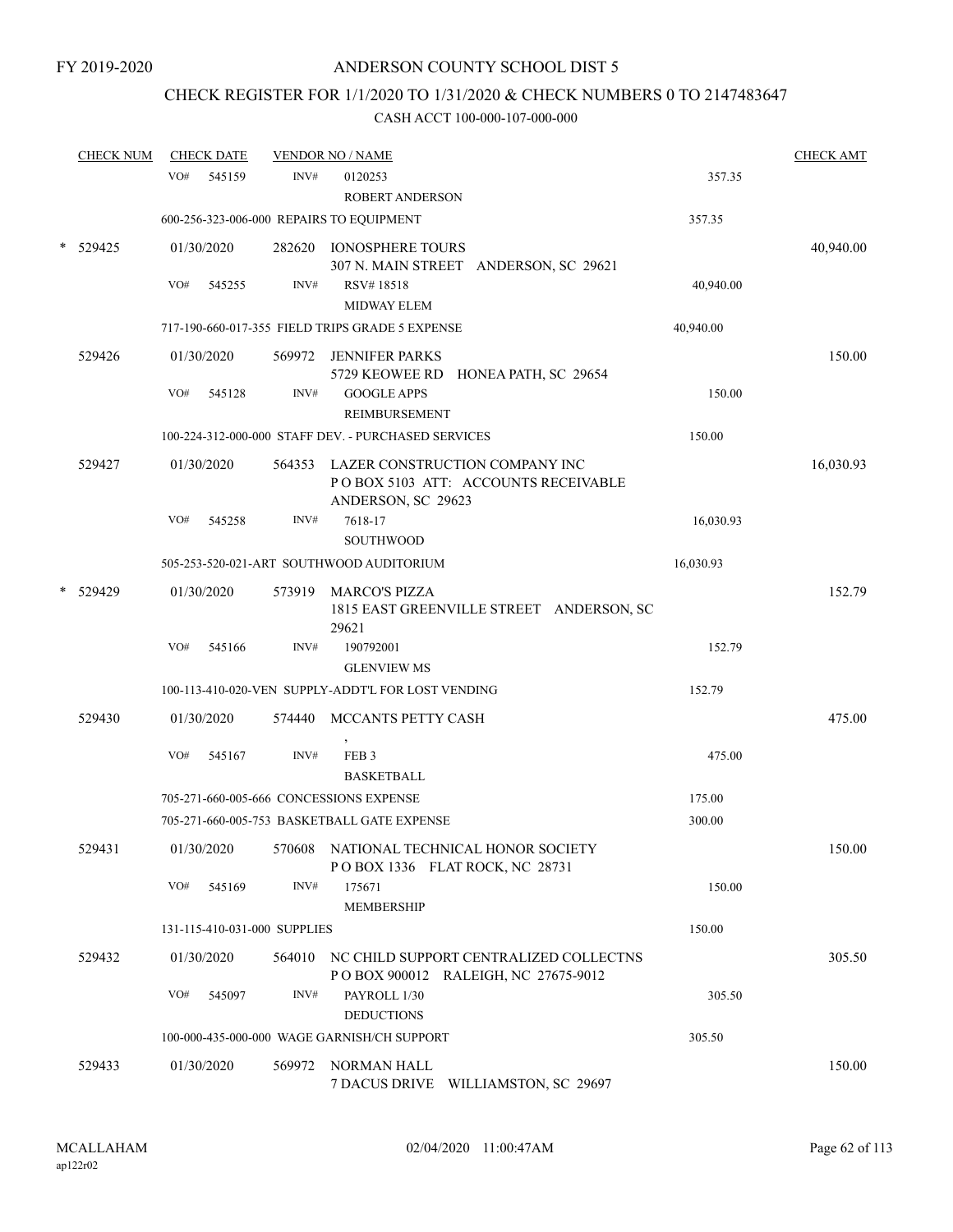FY 2019-2020

# ANDERSON COUNTY SCHOOL DIST 5

## CHECK REGISTER FOR 1/1/2020 TO 1/31/2020 & CHECK NUMBERS 0 TO 2147483647

### CASH ACCT 100-000-107-000-000

| CHECK NUM | CHECK DATE | VENDOR NO / NAME | | CHECK AMT |
|---|---|---|---|---|
| | VO# 545159 | INV# 0120253 ROBERT ANDERSON | 357.35 | |
| | 600-256-323-006-000 REPAIRS TO EQUIPMENT | | 357.35 | |
| * 529425 | 01/30/2020 | 282620 IONOSPHERE TOURS 307 N. MAIN STREET ANDERSON, SC 29621 | | 40,940.00 |
| | VO# 545255 | INV# RSV# 18518 MIDWAY ELEM | 40,940.00 | |
| | 717-190-660-017-355 FIELD TRIPS GRADE 5 EXPENSE | | 40,940.00 | |
| 529426 | 01/30/2020 | 569972 JENNIFER PARKS 5729 KEOWEE RD HONEA PATH, SC 29654 | | 150.00 |
| | VO# 545128 | INV# GOOGLE APPS REIMBURSEMENT | 150.00 | |
| | 100-224-312-000-000 STAFF DEV. - PURCHASED SERVICES | | 150.00 | |
| 529427 | 01/30/2020 | 564353 LAZER CONSTRUCTION COMPANY INC P O BOX 5103 ATT: ACCOUNTS RECEIVABLE ANDERSON, SC 29623 | | 16,030.93 |
| | VO# 545258 | INV# 7618-17 SOUTHWOOD | 16,030.93 | |
| | 505-253-520-021-ART SOUTHWOOD AUDITORIUM | | 16,030.93 | |
| * 529429 | 01/30/2020 | 573919 MARCO'S PIZZA 1815 EAST GREENVILLE STREET ANDERSON, SC 29621 | | 152.79 |
| | VO# 545166 | INV# 190792001 GLENVIEW MS | 152.79 | |
| | 100-113-410-020-VEN SUPPLY-ADDT'L FOR LOST VENDING | | 152.79 | |
| 529430 | 01/30/2020 | 574440 MCCANTS PETTY CASH , | | 475.00 |
| | VO# 545167 | INV# FEB 3 BASKETBALL | 475.00 | |
| | 705-271-660-005-666 CONCESSIONS EXPENSE | | 175.00 | |
| | 705-271-660-005-753 BASKETBALL GATE EXPENSE | | 300.00 | |
| 529431 | 01/30/2020 | 570608 NATIONAL TECHNICAL HONOR SOCIETY P O BOX 1336 FLAT ROCK, NC 28731 | | 150.00 |
| | VO# 545169 | INV# 175671 MEMBERSHIP | 150.00 | |
| | 131-115-410-031-000 SUPPLIES | | 150.00 | |
| 529432 | 01/30/2020 | 564010 NC CHILD SUPPORT CENTRALIZED COLLECTNS P O BOX 900012 RALEIGH, NC 27675-9012 | | 305.50 |
| | VO# 545097 | INV# PAYROLL 1/30 DEDUCTIONS | 305.50 | |
| | 100-000-435-000-000 WAGE GARNISH/CH SUPPORT | | 305.50 | |
| 529433 | 01/30/2020 | 569972 NORMAN HALL 7 DACUS DRIVE WILLIAMSTON, SC 29697 | | 150.00 |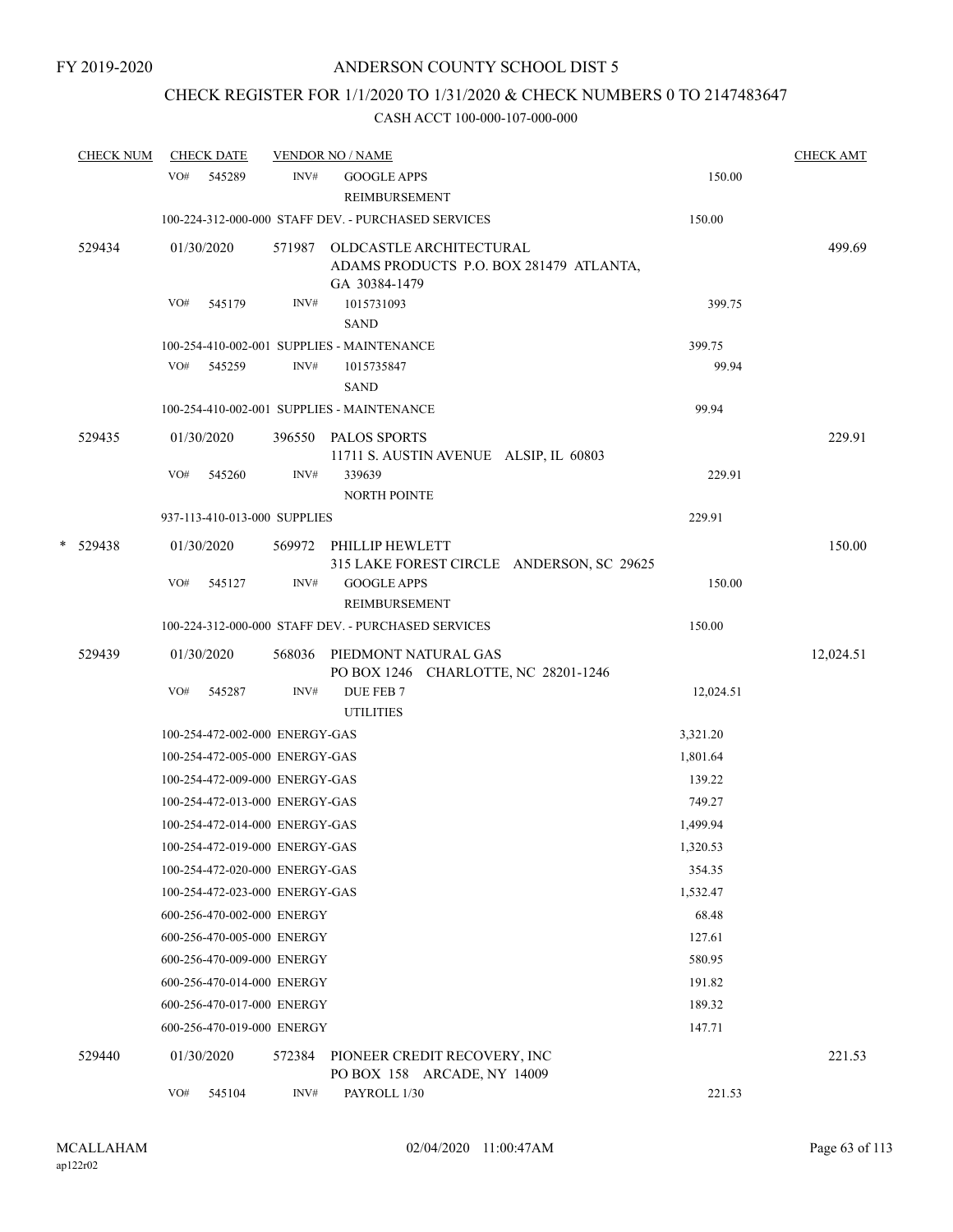FY 2019-2020

# ANDERSON COUNTY SCHOOL DIST 5

## CHECK REGISTER FOR 1/1/2020 TO 1/31/2020 & CHECK NUMBERS 0 TO 2147483647

### CASH ACCT 100-000-107-000-000

| CHECK NUM | CHECK DATE | VENDOR NO / NAME | | CHECK AMT |
|---|---|---|---|---|
| | VO# 545289 | INV# GOOGLE APPS REIMBURSEMENT | 150.00 | |
| | 100-224-312-000-000 STAFF DEV. - PURCHASED SERVICES | | 150.00 | |
| 529434 | 01/30/2020 | 571987 OLDCASTLE ARCHITECTURAL ADAMS PRODUCTS P.O. BOX 281479 ATLANTA, GA 30384-1479 | | 499.69 |
| | VO# 545179 | INV# 1015731093 SAND | 399.75 | |
| | 100-254-410-002-001 SUPPLIES - MAINTENANCE | | 399.75 | |
| | VO# 545259 | INV# 1015735847 SAND | 99.94 | |
| | 100-254-410-002-001 SUPPLIES - MAINTENANCE | | 99.94 | |
| 529435 | 01/30/2020 | 396550 PALOS SPORTS 11711 S. AUSTIN AVENUE ALSIP, IL 60803 | | 229.91 |
| | VO# 545260 | INV# 339639 NORTH POINTE | 229.91 | |
| | 937-113-410-013-000 SUPPLIES | | 229.91 | |
| * 529438 | 01/30/2020 | 569972 PHILLIP HEWLETT 315 LAKE FOREST CIRCLE ANDERSON, SC 29625 | | 150.00 |
| | VO# 545127 | INV# GOOGLE APPS REIMBURSEMENT | 150.00 | |
| | 100-224-312-000-000 STAFF DEV. - PURCHASED SERVICES | | 150.00 | |
| 529439 | 01/30/2020 | 568036 PIEDMONT NATURAL GAS PO BOX 1246 CHARLOTTE, NC 28201-1246 | | 12,024.51 |
| | VO# 545287 | INV# DUE FEB 7 UTILITIES | 12,024.51 | |
| | 100-254-472-002-000 ENERGY-GAS | | 3,321.20 | |
| | 100-254-472-005-000 ENERGY-GAS | | 1,801.64 | |
| | 100-254-472-009-000 ENERGY-GAS | | 139.22 | |
| | 100-254-472-013-000 ENERGY-GAS | | 749.27 | |
| | 100-254-472-014-000 ENERGY-GAS | | 1,499.94 | |
| | 100-254-472-019-000 ENERGY-GAS | | 1,320.53 | |
| | 100-254-472-020-000 ENERGY-GAS | | 354.35 | |
| | 100-254-472-023-000 ENERGY-GAS | | 1,532.47 | |
| | 600-256-470-002-000 ENERGY | | 68.48 | |
| | 600-256-470-005-000 ENERGY | | 127.61 | |
| | 600-256-470-009-000 ENERGY | | 580.95 | |
| | 600-256-470-014-000 ENERGY | | 191.82 | |
| | 600-256-470-017-000 ENERGY | | 189.32 | |
| | 600-256-470-019-000 ENERGY | | 147.71 | |
| 529440 | 01/30/2020 | 572384 PIONEER CREDIT RECOVERY, INC PO BOX 158 ARCADE, NY 14009 | | 221.53 |
| | VO# 545104 | INV# PAYROLL 1/30 | 221.53 | |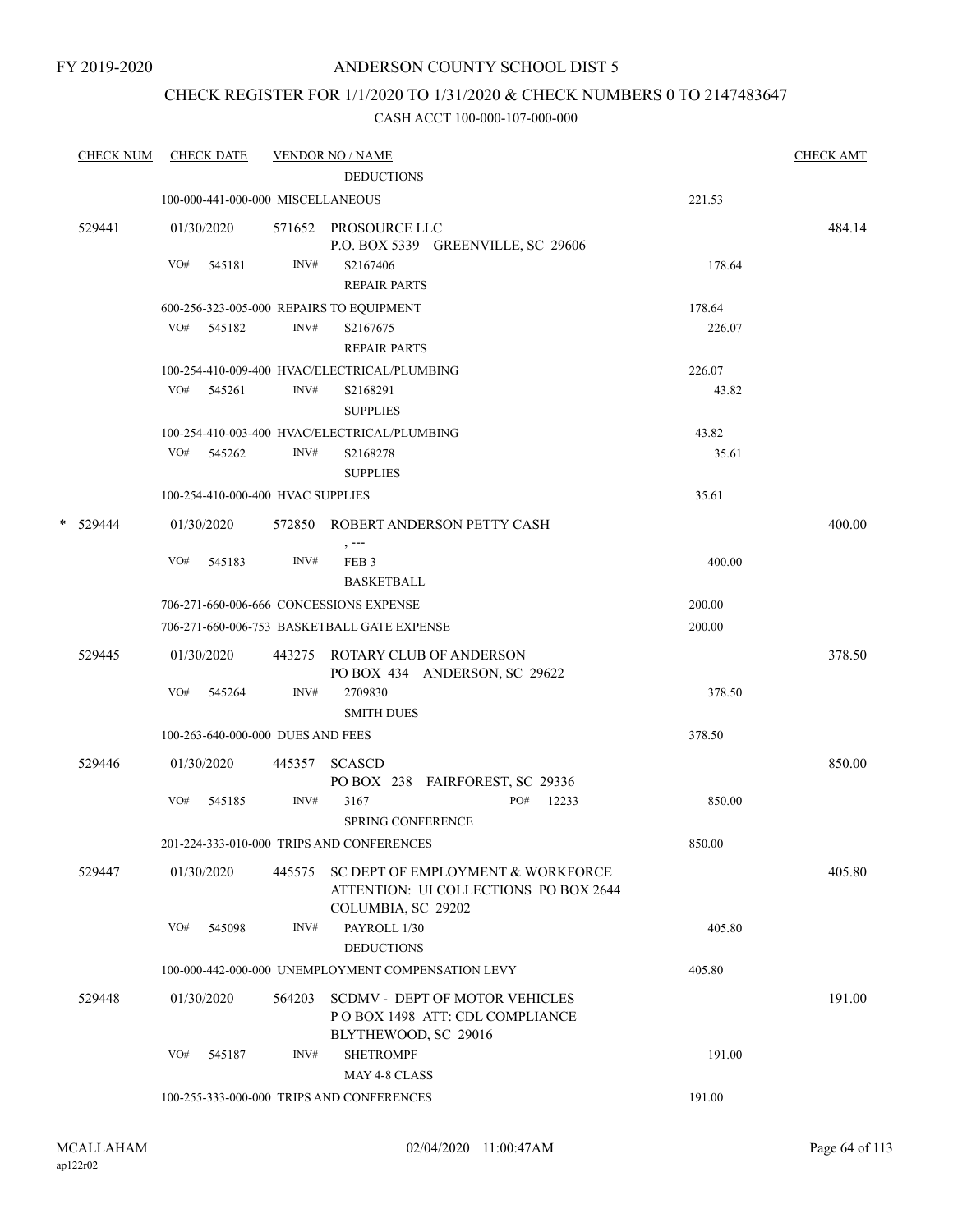FY 2019-2020

ANDERSON COUNTY SCHOOL DIST 5

CHECK REGISTER FOR 1/1/2020 TO 1/31/2020 & CHECK NUMBERS 0 TO 2147483647

CASH ACCT 100-000-107-000-000

| CHECK NUM | CHECK DATE | VENDOR NO / NAME | | CHECK AMT |
|---|---|---|---|---|
| | | DEDUCTIONS | | |
| | 100-000-441-000-000 MISCELLANEOUS | | 221.53 | |
| 529441 | 01/30/2020 | 571652 PROSOURCE LLC<br>P.O. BOX 5339 GREENVILLE, SC 29606 | | 484.14 |
| | VO# 545181 | INV# S2167406<br>REPAIR PARTS | 178.64 | |
| | 600-256-323-005-000 REPAIRS TO EQUIPMENT | | 178.64 | |
| | VO# 545182 | INV# S2167675<br>REPAIR PARTS | 226.07 | |
| | 100-254-410-009-400 HVAC/ELECTRICAL/PLUMBING | | 226.07 | |
| | VO# 545261 | INV# S2168291<br>SUPPLIES | 43.82 | |
| | 100-254-410-003-400 HVAC/ELECTRICAL/PLUMBING | | 43.82 | |
| | VO# 545262 | INV# S2168278<br>SUPPLIES | 35.61 | |
| | 100-254-410-000-400 HVAC SUPPLIES | | 35.61 | |
| * 529444 | 01/30/2020 | 572850 ROBERT ANDERSON PETTY CASH<br>, --- | | 400.00 |
| | VO# 545183 | INV# FEB 3<br>BASKETBALL | 400.00 | |
| | 706-271-660-006-666 CONCESSIONS EXPENSE | | 200.00 | |
| | 706-271-660-006-753 BASKETBALL GATE EXPENSE | | 200.00 | |
| 529445 | 01/30/2020 | 443275 ROTARY CLUB OF ANDERSON<br>PO BOX 434 ANDERSON, SC 29622 | | 378.50 |
| | VO# 545264 | INV# 2709830<br>SMITH DUES | 378.50 | |
| | 100-263-640-000-000 DUES AND FEES | | 378.50 | |
| 529446 | 01/30/2020 | 445357 SCASCD<br>PO BOX 238 FAIRFOREST, SC 29336 | | 850.00 |
| | VO# 545185 | INV# 3167 PO# 12233<br>SPRING CONFERENCE | 850.00 | |
| | 201-224-333-010-000 TRIPS AND CONFERENCES | | 850.00 | |
| 529447 | 01/30/2020 | 445575 SC DEPT OF EMPLOYMENT & WORKFORCE<br>ATTENTION: UI COLLECTIONS PO BOX 2644<br>COLUMBIA, SC 29202 | | 405.80 |
| | VO# 545098 | INV# PAYROLL 1/30<br>DEDUCTIONS | 405.80 | |
| | 100-000-442-000-000 UNEMPLOYMENT COMPENSATION LEVY | | 405.80 | |
| 529448 | 01/30/2020 | 564203 SCDMV - DEPT OF MOTOR VEHICLES<br>P O BOX 1498 ATT: CDL COMPLIANCE<br>BLYTHEWOOD, SC 29016 | | 191.00 |
| | VO# 545187 | INV# SHETROMPF<br>MAY 4-8 CLASS | 191.00 | |
| | 100-255-333-000-000 TRIPS AND CONFERENCES | | 191.00 | |

MCALLAHAM
ap122r02

02/04/2020 11:00:47AM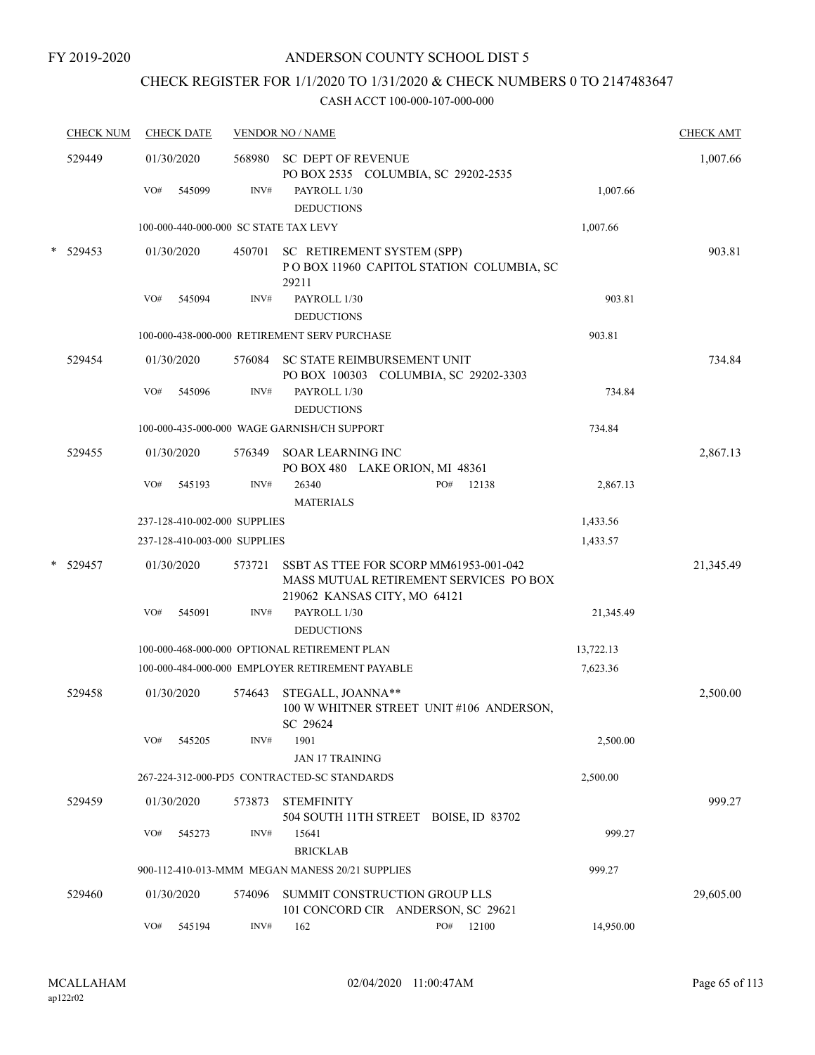FY 2019-2020

# ANDERSON COUNTY SCHOOL DIST 5

## CHECK REGISTER FOR 1/1/2020 TO 1/31/2020 & CHECK NUMBERS 0 TO 2147483647

### CASH ACCT 100-000-107-000-000

| CHECK NUM | CHECK DATE | VENDOR NO / NAME | | CHECK AMT |
|---|---|---|---|---|
| 529449 | 01/30/2020 | 568980 SC DEPT OF REVENUE<br>PO BOX 2535 COLUMBIA, SC 29202-2535 | | 1,007.66 |
| | VO# 545099 | INV# PAYROLL 1/30<br>DEDUCTIONS | 1,007.66 | |
| | 100-000-440-000-000 SC STATE TAX LEVY | | 1,007.66 | |
| * 529453 | 01/30/2020 | 450701 SC RETIREMENT SYSTEM (SPP)<br>P O BOX 11960 CAPITOL STATION COLUMBIA, SC 29211 | | 903.81 |
| | VO# 545094 | INV# PAYROLL 1/30<br>DEDUCTIONS | 903.81 | |
| | 100-000-438-000-000 RETIREMENT SERV PURCHASE | | 903.81 | |
| 529454 | 01/30/2020 | 576084 SC STATE REIMBURSEMENT UNIT<br>PO BOX 100303 COLUMBIA, SC 29202-3303 | | 734.84 |
| | VO# 545096 | INV# PAYROLL 1/30<br>DEDUCTIONS | 734.84 | |
| | 100-000-435-000-000 WAGE GARNISH/CH SUPPORT | | 734.84 | |
| 529455 | 01/30/2020 | 576349 SOAR LEARNING INC<br>PO BOX 480 LAKE ORION, MI 48361 | | 2,867.13 |
| | VO# 545193 | INV# 26340 PO# 12138<br>MATERIALS | 2,867.13 | |
| | 237-128-410-002-000 SUPPLIES | | 1,433.56 | |
| | 237-128-410-003-000 SUPPLIES | | 1,433.57 | |
| * 529457 | 01/30/2020 | 573721 SSBT AS TTEE FOR SCORP MM61953-001-042<br>MASS MUTUAL RETIREMENT SERVICES PO BOX 219062 KANSAS CITY, MO 64121 | | 21,345.49 |
| | VO# 545091 | INV# PAYROLL 1/30<br>DEDUCTIONS | 21,345.49 | |
| | 100-000-468-000-000 OPTIONAL RETIREMENT PLAN | | 13,722.13 | |
| | 100-000-484-000-000 EMPLOYER RETIREMENT PAYABLE | | 7,623.36 | |
| 529458 | 01/30/2020 | 574643 STEGALL, JOANNA**<br>100 W WHITNER STREET UNIT #106 ANDERSON, SC 29624 | | 2,500.00 |
| | VO# 545205 | INV# 1901<br>JAN 17 TRAINING | 2,500.00 | |
| | 267-224-312-000-PD5 CONTRACTED-SC STANDARDS | | 2,500.00 | |
| 529459 | 01/30/2020 | 573873 STEMFINITY<br>504 SOUTH 11TH STREET BOISE, ID 83702 | | 999.27 |
| | VO# 545273 | INV# 15641<br>BRICKLAB | 999.27 | |
| | 900-112-410-013-MMM MEGAN MANESS 20/21 SUPPLIES | | 999.27 | |
| 529460 | 01/30/2020 | 574096 SUMMIT CONSTRUCTION GROUP LLS<br>101 CONCORD CIR ANDERSON, SC 29621 | | 29,605.00 |
| | VO# 545194 | INV# 162 PO# 12100 | 14,950.00 | |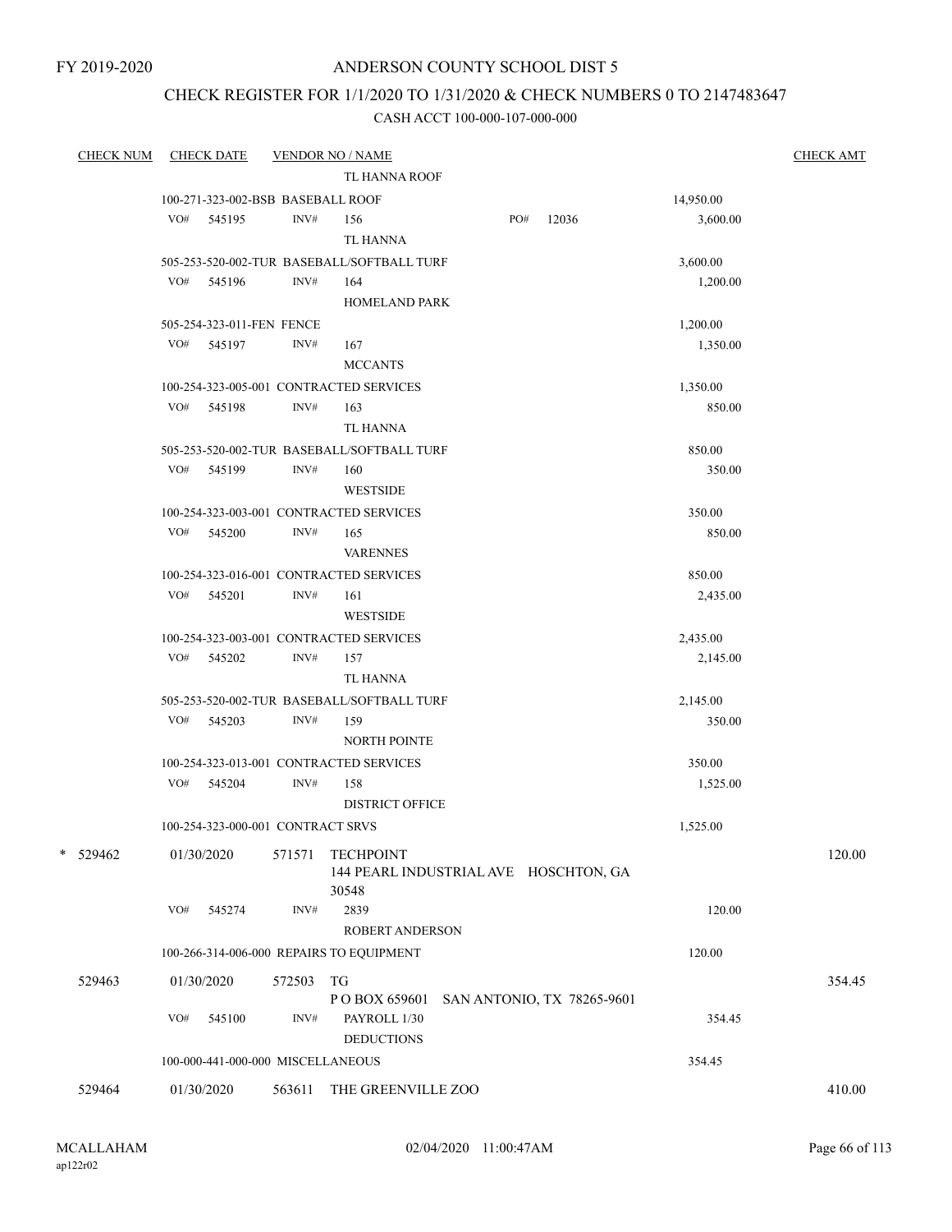FY 2019-2020

# ANDERSON COUNTY SCHOOL DIST 5

## CHECK REGISTER FOR 1/1/2020 TO 1/31/2020 & CHECK NUMBERS 0 TO 2147483647

### CASH ACCT 100-000-107-000-000

| CHECK NUM | CHECK DATE | VENDOR NO / NAME | | CHECK AMT |
|---|---|---|---|---|
| | | TL HANNA ROOF | | |
| | 100-271-323-002-BSB BASEBALL ROOF | | 14,950.00 | |
| | VO# 545195 INV# 156 PO# 12036 | TL HANNA | 3,600.00 | |
| | 505-253-520-002-TUR BASEBALL/SOFTBALL TURF | | 3,600.00 | |
| | VO# 545196 INV# 164 | HOMELAND PARK | 1,200.00 | |
| | 505-254-323-011-FEN FENCE | | 1,200.00 | |
| | VO# 545197 INV# 167 | MCCANTS | 1,350.00 | |
| | 100-254-323-005-001 CONTRACTED SERVICES | | 1,350.00 | |
| | VO# 545198 INV# 163 | TL HANNA | 850.00 | |
| | 505-253-520-002-TUR BASEBALL/SOFTBALL TURF | | 850.00 | |
| | VO# 545199 INV# 160 | WESTSIDE | 350.00 | |
| | 100-254-323-003-001 CONTRACTED SERVICES | | 350.00 | |
| | VO# 545200 INV# 165 | VARENNES | 850.00 | |
| | 100-254-323-016-001 CONTRACTED SERVICES | | 850.00 | |
| | VO# 545201 INV# 161 | WESTSIDE | 2,435.00 | |
| | 100-254-323-003-001 CONTRACTED SERVICES | | 2,435.00 | |
| | VO# 545202 INV# 157 | TL HANNA | 2,145.00 | |
| | 505-253-520-002-TUR BASEBALL/SOFTBALL TURF | | 2,145.00 | |
| | VO# 545203 INV# 159 | NORTH POINTE | 350.00 | |
| | 100-254-323-013-001 CONTRACTED SERVICES | | 350.00 | |
| | VO# 545204 INV# 158 | DISTRICT OFFICE | 1,525.00 | |
| | 100-254-323-000-001 CONTRACT SRVS | | 1,525.00 | |
| * 529462 | 01/30/2020 | 571571 TECHPOINT 144 PEARL INDUSTRIAL AVE HOSCHTON, GA 30548 | | 120.00 |
| | VO# 545274 INV# 2839 | ROBERT ANDERSON | 120.00 | |
| | 100-266-314-006-000 REPAIRS TO EQUIPMENT | | 120.00 | |
| 529463 | 01/30/2020 | 572503 TG P O BOX 659601 SAN ANTONIO, TX 78265-9601 | | 354.45 |
| | VO# 545100 INV# PAYROLL 1/30 | DEDUCTIONS | 354.45 | |
| | 100-000-441-000-000 MISCELLANEOUS | | 354.45 | |
| 529464 | 01/30/2020 | 563611 THE GREENVILLE ZOO | | 410.00 |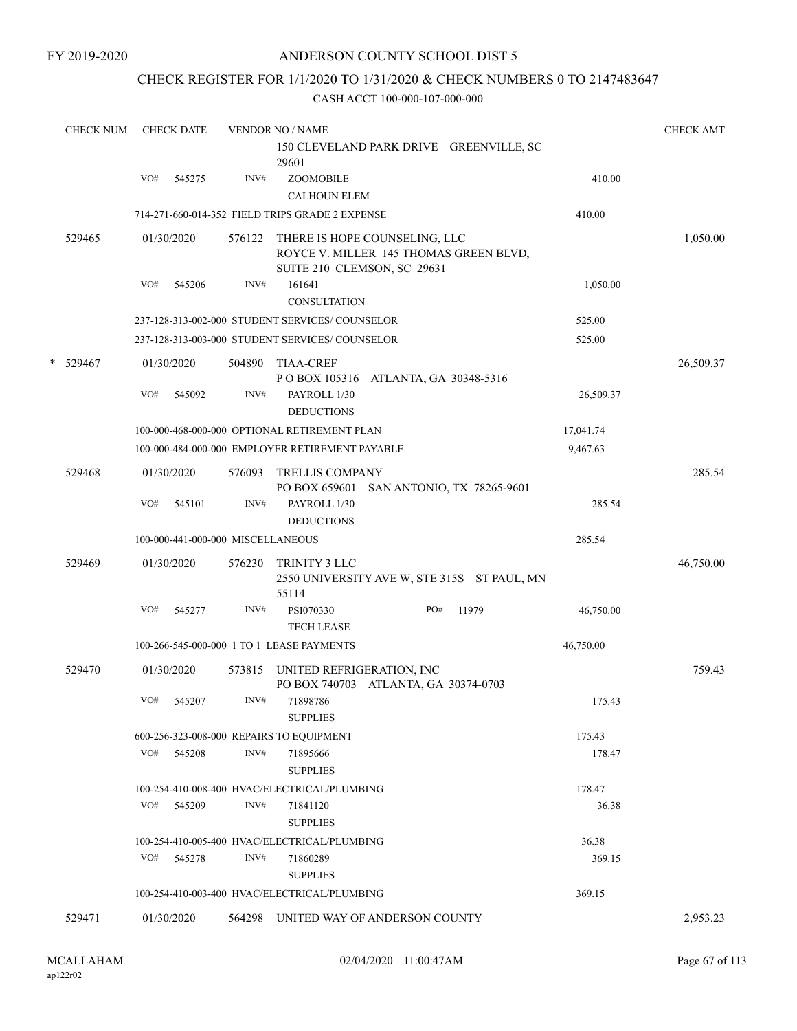FY 2019-2020

# ANDERSON COUNTY SCHOOL DIST 5

## CHECK REGISTER FOR 1/1/2020 TO 1/31/2020 & CHECK NUMBERS 0 TO 2147483647

CASH ACCT 100-000-107-000-000

| CHECK NUM | CHECK DATE | VENDOR NO / NAME | | CHECK AMT |
|---|---|---|---|---|
| | | 150 CLEVELAND PARK DRIVE GREENVILLE, SC 29601 | | |
| | VO# 545275 | INV# ZOOMOBILE<br>CALHOUN ELEM | 410.00 | |
| | | 714-271-660-014-352 FIELD TRIPS GRADE 2 EXPENSE | 410.00 | |
| 529465 | 01/30/2020 | 576122 THERE IS HOPE COUNSELING, LLC<br>ROYCE V. MILLER 145 THOMAS GREEN BLVD, SUITE 210 CLEMSON, SC 29631 | | 1,050.00 |
| | VO# 545206 | INV# 161641<br>CONSULTATION | 1,050.00 | |
| | | 237-128-313-002-000 STUDENT SERVICES/ COUNSELOR | 525.00 | |
| | | 237-128-313-003-000 STUDENT SERVICES/ COUNSELOR | 525.00 | |
| * 529467 | 01/30/2020 | 504890 TIAA-CREF<br>P O BOX 105316 ATLANTA, GA 30348-5316 | | 26,509.37 |
| | VO# 545092 | INV# PAYROLL 1/30<br>DEDUCTIONS | 26,509.37 | |
| | | 100-000-468-000-000 OPTIONAL RETIREMENT PLAN | 17,041.74 | |
| | | 100-000-484-000-000 EMPLOYER RETIREMENT PAYABLE | 9,467.63 | |
| 529468 | 01/30/2020 | 576093 TRELLIS COMPANY<br>PO BOX 659601 SAN ANTONIO, TX 78265-9601 | | 285.54 |
| | VO# 545101 | INV# PAYROLL 1/30<br>DEDUCTIONS | 285.54 | |
| | | 100-000-441-000-000 MISCELLANEOUS | 285.54 | |
| 529469 | 01/30/2020 | 576230 TRINITY 3 LLC<br>2550 UNIVERSITY AVE W, STE 315S ST PAUL, MN 55114 | | 46,750.00 |
| | VO# 545277 | INV# PSI070330 PO# 11979<br>TECH LEASE | 46,750.00 | |
| | | 100-266-545-000-000 1 TO 1 LEASE PAYMENTS | 46,750.00 | |
| 529470 | 01/30/2020 | 573815 UNITED REFRIGERATION, INC<br>PO BOX 740703 ATLANTA, GA 30374-0703 | | 759.43 |
| | VO# 545207 | INV# 71898786<br>SUPPLIES | 175.43 | |
| | | 600-256-323-008-000 REPAIRS TO EQUIPMENT | 175.43 | |
| | VO# 545208 | INV# 71895666<br>SUPPLIES | 178.47 | |
| | | 100-254-410-008-400 HVAC/ELECTRICAL/PLUMBING | 178.47 | |
| | VO# 545209 | INV# 71841120<br>SUPPLIES | 36.38 | |
| | | 100-254-410-005-400 HVAC/ELECTRICAL/PLUMBING | 36.38 | |
| | VO# 545278 | INV# 71860289<br>SUPPLIES | 369.15 | |
| | | 100-254-410-003-400 HVAC/ELECTRICAL/PLUMBING | 369.15 | |
| 529471 | 01/30/2020 | 564298 UNITED WAY OF ANDERSON COUNTY | | 2,953.23 |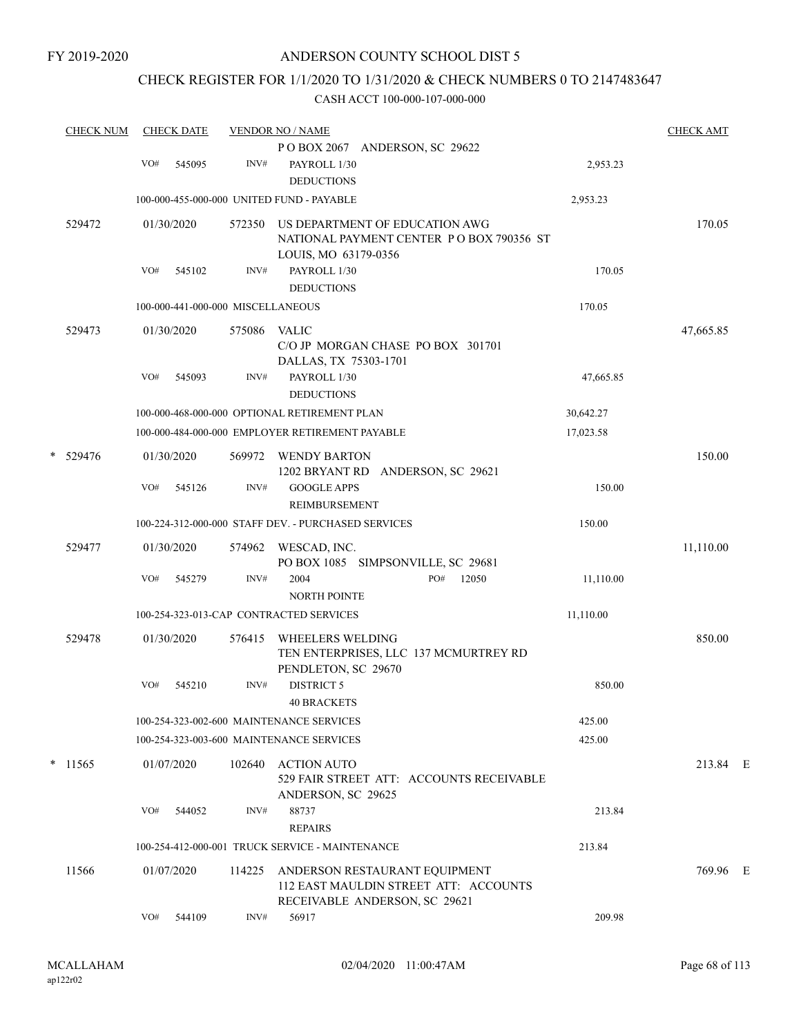FY 2019-2020

# ANDERSON COUNTY SCHOOL DIST 5

## CHECK REGISTER FOR 1/1/2020 TO 1/31/2020 & CHECK NUMBERS 0 TO 2147483647

### CASH ACCT 100-000-107-000-000

| CHECK NUM | CHECK DATE | VENDOR NO / NAME | | CHECK AMT |
|---|---|---|---|---|
| | | P O BOX 2067 ANDERSON, SC 29622 | | |
| | VO# 545095 | INV# PAYROLL 1/30 DEDUCTIONS | 2,953.23 | |
| | | 100-000-455-000-000 UNITED FUND - PAYABLE | 2,953.23 | |
| 529472 | 01/30/2020 | 572350 US DEPARTMENT OF EDUCATION AWG NATIONAL PAYMENT CENTER P O BOX 790356 ST LOUIS, MO 63179-0356 | | 170.05 |
| | VO# 545102 | INV# PAYROLL 1/30 DEDUCTIONS | 170.05 | |
| | | 100-000-441-000-000 MISCELLANEOUS | 170.05 | |
| 529473 | 01/30/2020 | 575086 VALIC C/O JP MORGAN CHASE PO BOX 301701 DALLAS, TX 75303-1701 | | 47,665.85 |
| | VO# 545093 | INV# PAYROLL 1/30 DEDUCTIONS | 47,665.85 | |
| | | 100-000-468-000-000 OPTIONAL RETIREMENT PLAN | 30,642.27 | |
| | | 100-000-484-000-000 EMPLOYER RETIREMENT PAYABLE | 17,023.58 | |
| * 529476 | 01/30/2020 | 569972 WENDY BARTON 1202 BRYANT RD ANDERSON, SC 29621 | | 150.00 |
| | VO# 545126 | INV# GOOGLE APPS REIMBURSEMENT | 150.00 | |
| | | 100-224-312-000-000 STAFF DEV. - PURCHASED SERVICES | 150.00 | |
| 529477 | 01/30/2020 | 574962 WESCAD, INC. PO BOX 1085 SIMPSONVILLE, SC 29681 | | 11,110.00 |
| | VO# 545279 | INV# 2004 PO# 12050 NORTH POINTE | 11,110.00 | |
| | | 100-254-323-013-CAP CONTRACTED SERVICES | 11,110.00 | |
| 529478 | 01/30/2020 | 576415 WHEELERS WELDING TEN ENTERPRISES, LLC 137 MCMURTREY RD PENDLETON, SC 29670 | | 850.00 |
| | VO# 545210 | INV# DISTRICT 5 40 BRACKETS | 850.00 | |
| | | 100-254-323-002-600 MAINTENANCE SERVICES | 425.00 | |
| | | 100-254-323-003-600 MAINTENANCE SERVICES | 425.00 | |
| * 11565 | 01/07/2020 | 102640 ACTION AUTO 529 FAIR STREET ATT: ACCOUNTS RECEIVABLE ANDERSON, SC 29625 | | 213.84 E |
| | VO# 544052 | INV# 88737 REPAIRS | 213.84 | |
| | | 100-254-412-000-001 TRUCK SERVICE - MAINTENANCE | 213.84 | |
| 11566 | 01/07/2020 | 114225 ANDERSON RESTAURANT EQUIPMENT 112 EAST MAULDIN STREET ATT: ACCOUNTS RECEIVABLE ANDERSON, SC 29621 | | 769.96 E |
| | VO# 544109 | INV# 56917 | 209.98 | |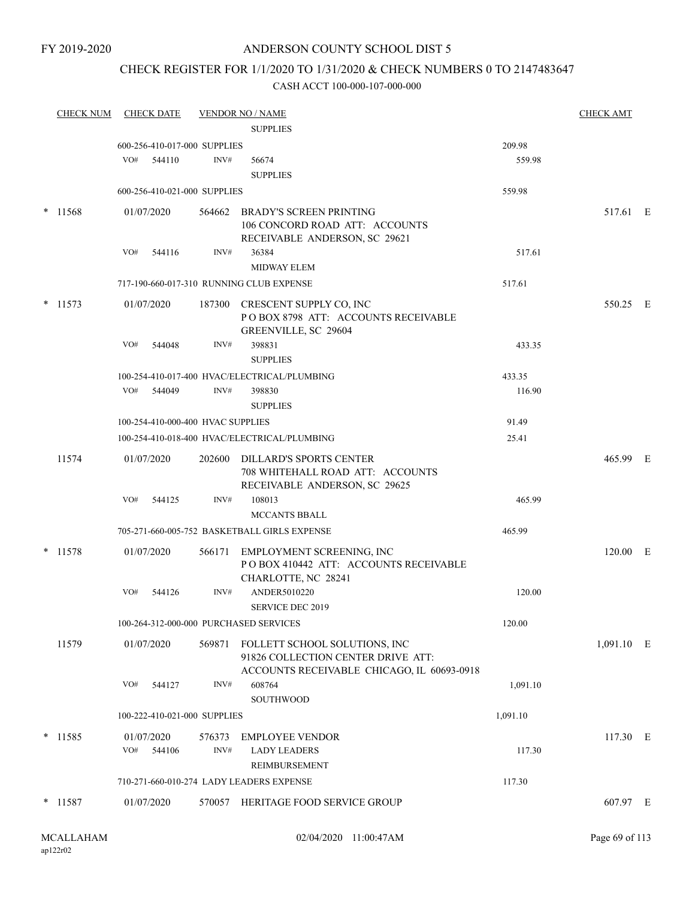# ANDERSON COUNTY SCHOOL DIST 5

## CHECK REGISTER FOR 1/1/2020 TO 1/31/2020 & CHECK NUMBERS 0 TO 2147483647

CASH ACCT 100-000-107-000-000

| CHECK NUM | CHECK DATE | VENDOR NO / NAME | | CHECK AMT | |
|---|---|---|---|---|---|
| | | SUPPLIES | | | |
| | 600-256-410-017-000 SUPPLIES | | 209.98 | | |
| | VO# 544110 | INV# 56674 SUPPLIES | 559.98 | | |
| | 600-256-410-021-000 SUPPLIES | | 559.98 | | |
| * 11568 | 01/07/2020 | 564662 BRADY'S SCREEN PRINTING 106 CONCORD ROAD ATT: ACCOUNTS RECEIVABLE ANDERSON, SC 29621 | | 517.61 | E |
| | VO# 544116 | INV# 36384 MIDWAY ELEM | 517.61 | | |
| | 717-190-660-017-310 RUNNING CLUB EXPENSE | | 517.61 | | |
| * 11573 | 01/07/2020 | 187300 CRESCENT SUPPLY CO, INC P O BOX 8798 ATT: ACCOUNTS RECEIVABLE GREENVILLE, SC 29604 | | 550.25 | E |
| | VO# 544048 | INV# 398831 SUPPLIES | 433.35 | | |
| | 100-254-410-017-400 HVAC/ELECTRICAL/PLUMBING | | 433.35 | | |
| | VO# 544049 | INV# 398830 SUPPLIES | 116.90 | | |
| | 100-254-410-000-400 HVAC SUPPLIES | | 91.49 | | |
| | 100-254-410-018-400 HVAC/ELECTRICAL/PLUMBING | | 25.41 | | |
| 11574 | 01/07/2020 | 202600 DILLARD'S SPORTS CENTER 708 WHITEHALL ROAD ATT: ACCOUNTS RECEIVABLE ANDERSON, SC 29625 | | 465.99 | E |
| | VO# 544125 | INV# 108013 MCCANTS BBALL | 465.99 | | |
| | 705-271-660-005-752 BASKETBALL GIRLS EXPENSE | | 465.99 | | |
| * 11578 | 01/07/2020 | 566171 EMPLOYMENT SCREENING, INC P O BOX 410442 ATT: ACCOUNTS RECEIVABLE CHARLOTTE, NC 28241 | | 120.00 | E |
| | VO# 544126 | INV# ANDER5010220 SERVICE DEC 2019 | 120.00 | | |
| | 100-264-312-000-000 PURCHASED SERVICES | | 120.00 | | |
| 11579 | 01/07/2020 | 569871 FOLLETT SCHOOL SOLUTIONS, INC 91826 COLLECTION CENTER DRIVE ATT: ACCOUNTS RECEIVABLE CHICAGO, IL 60693-0918 | | 1,091.10 | E |
| | VO# 544127 | INV# 608764 SOUTHWOOD | 1,091.10 | | |
| | 100-222-410-021-000 SUPPLIES | | 1,091.10 | | |
| * 11585 | 01/07/2020 | 576373 EMPLOYEE VENDOR | | 117.30 | E |
| | VO# 544106 | INV# LADY LEADERS REIMBURSEMENT | 117.30 | | |
| | 710-271-660-010-274 LADY LEADERS EXPENSE | | 117.30 | | |
| * 11587 | 01/07/2020 | 570057 HERITAGE FOOD SERVICE GROUP | | 607.97 | E |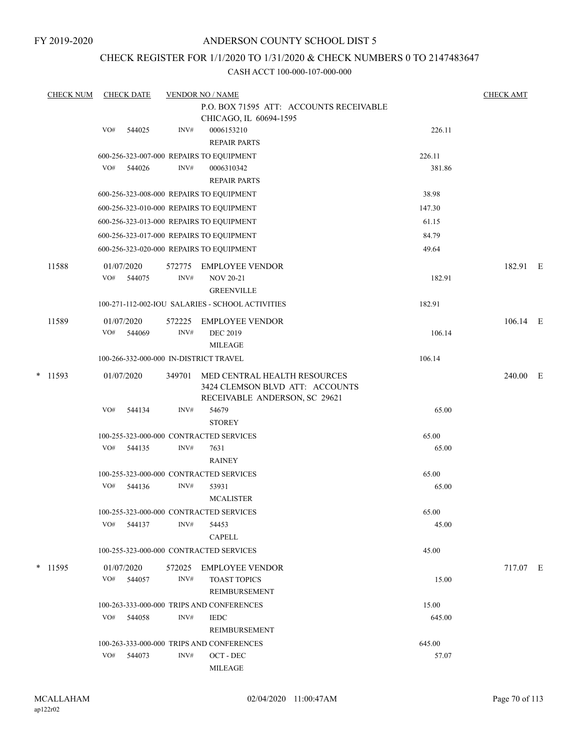FY 2019-2020

# ANDERSON COUNTY SCHOOL DIST 5

## CHECK REGISTER FOR 1/1/2020 TO 1/31/2020 & CHECK NUMBERS 0 TO 2147483647

CASH ACCT 100-000-107-000-000

| CHECK NUM | CHECK DATE | VENDOR NO / NAME | | CHECK AMT |
|---|---|---|---|---|
| | | P.O. BOX 71595 ATT: ACCOUNTS RECEIVABLE CHICAGO, IL 60694-1595 | | |
| | VO# 544025 | INV# 0006153210 REPAIR PARTS | 226.11 | |
| | | 600-256-323-007-000 REPAIRS TO EQUIPMENT | 226.11 | |
| | VO# 544026 | INV# 0006310342 REPAIR PARTS | 381.86 | |
| | | 600-256-323-008-000 REPAIRS TO EQUIPMENT | 38.98 | |
| | | 600-256-323-010-000 REPAIRS TO EQUIPMENT | 147.30 | |
| | | 600-256-323-013-000 REPAIRS TO EQUIPMENT | 61.15 | |
| | | 600-256-323-017-000 REPAIRS TO EQUIPMENT | 84.79 | |
| | | 600-256-323-020-000 REPAIRS TO EQUIPMENT | 49.64 | |
| 11588 | 01/07/2020 | 572775 EMPLOYEE VENDOR | | 182.91 E |
| | VO# 544075 | INV# NOV 20-21 GREENVILLE | 182.91 | |
| | | 100-271-112-002-IOU SALARIES - SCHOOL ACTIVITIES | 182.91 | |
| 11589 | 01/07/2020 | 572225 EMPLOYEE VENDOR | | 106.14 E |
| | VO# 544069 | INV# DEC 2019 MILEAGE | 106.14 | |
| | | 100-266-332-000-000 IN-DISTRICT TRAVEL | 106.14 | |
| * 11593 | 01/07/2020 | 349701 MED CENTRAL HEALTH RESOURCES 3424 CLEMSON BLVD ATT: ACCOUNTS RECEIVABLE ANDERSON, SC 29621 | | 240.00 E |
| | VO# 544134 | INV# 54679 STOREY | 65.00 | |
| | | 100-255-323-000-000 CONTRACTED SERVICES | 65.00 | |
| | VO# 544135 | INV# 7631 RAINEY | 65.00 | |
| | | 100-255-323-000-000 CONTRACTED SERVICES | 65.00 | |
| | VO# 544136 | INV# 53931 MCALISTER | 65.00 | |
| | | 100-255-323-000-000 CONTRACTED SERVICES | 65.00 | |
| | VO# 544137 | INV# 54453 CAPELL | 45.00 | |
| | | 100-255-323-000-000 CONTRACTED SERVICES | 45.00 | |
| * 11595 | 01/07/2020 | 572025 EMPLOYEE VENDOR | | 717.07 E |
| | VO# 544057 | INV# TOAST TOPICS REIMBURSEMENT | 15.00 | |
| | | 100-263-333-000-000 TRIPS AND CONFERENCES | 15.00 | |
| | VO# 544058 | INV# IEDC REIMBURSEMENT | 645.00 | |
| | | 100-263-333-000-000 TRIPS AND CONFERENCES | 645.00 | |
| | VO# 544073 | INV# OCT - DEC MILEAGE | 57.07 | |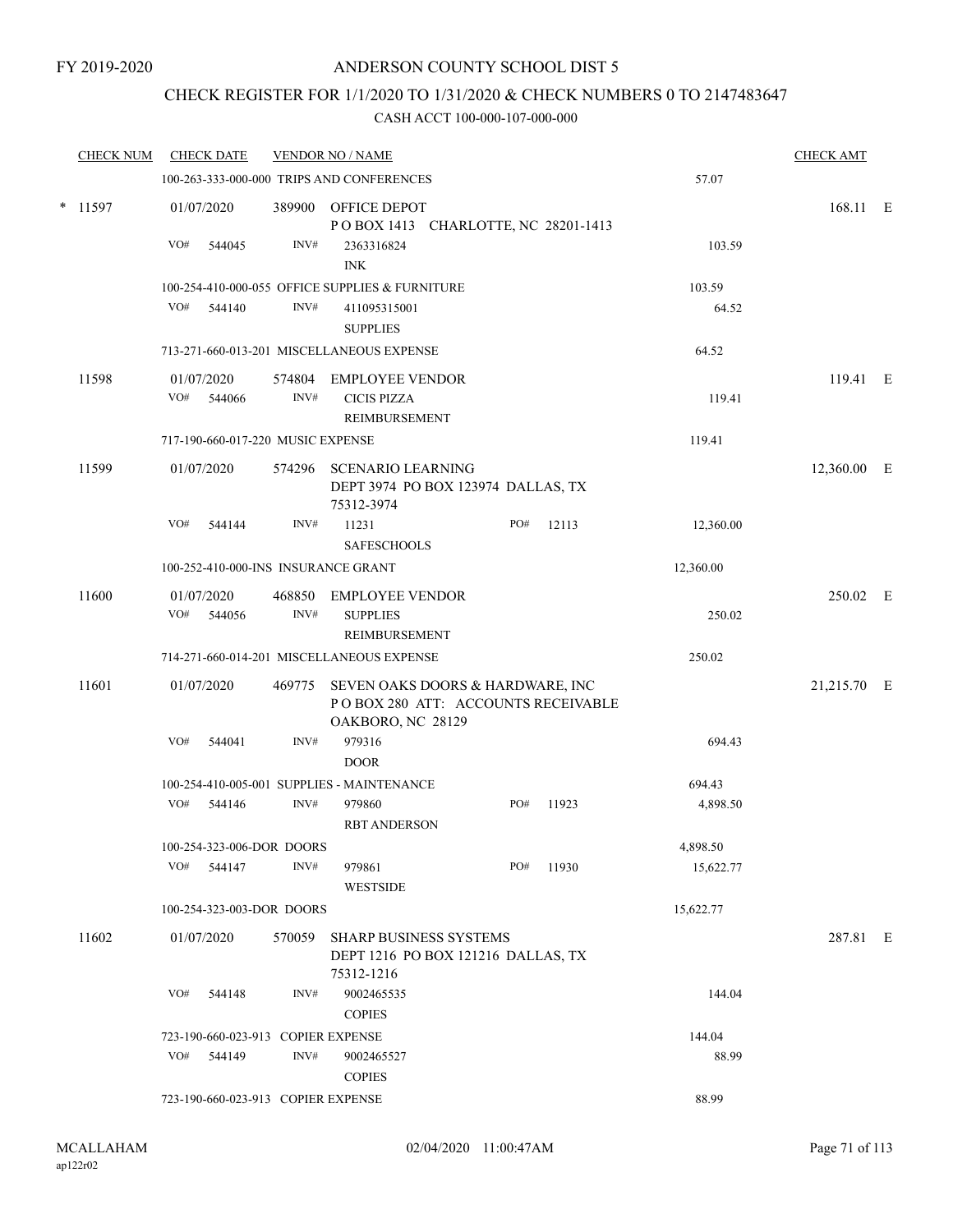FY 2019-2020

# ANDERSON COUNTY SCHOOL DIST 5

## CHECK REGISTER FOR 1/1/2020 TO 1/31/2020 & CHECK NUMBERS 0 TO 2147483647

### CASH ACCT 100-000-107-000-000

| CHECK NUM | CHECK DATE | VENDOR NO / NAME | | CHECK AMT |
|---|---|---|---|---|
| | 100-263-333-000-000 TRIPS AND CONFERENCES | | 57.07 | |
| * 11597 | 01/07/2020 | 389900 OFFICE DEPOT<br>P O BOX 1413 CHARLOTTE, NC 28201-1413 | | 168.11 E |
| | VO# 544045 | INV# 2363316824<br>INK | 103.59 | |
| | 100-254-410-000-055 OFFICE SUPPLIES & FURNITURE | | 103.59 | |
| | VO# 544140 | INV# 411095315001<br>SUPPLIES | 64.52 | |
| | 713-271-660-013-201 MISCELLANEOUS EXPENSE | | 64.52 | |
| 11598 | 01/07/2020<br>VO# 544066 | 574804 EMPLOYEE VENDOR<br>INV# CICIS PIZZA<br>REIMBURSEMENT | 119.41 | 119.41 E |
| | 717-190-660-017-220 MUSIC EXPENSE | | 119.41 | |
| 11599 | 01/07/2020 | 574296 SCENARIO LEARNING<br>DEPT 3974 PO BOX 123974 DALLAS, TX 75312-3974 | | 12,360.00 E |
| | VO# 544144 | INV# 11231 PO# 12113<br>SAFESCHOOLS | 12,360.00 | |
| | 100-252-410-000-INS INSURANCE GRANT | | 12,360.00 | |
| 11600 | 01/07/2020<br>VO# 544056 | 468850 EMPLOYEE VENDOR<br>INV# SUPPLIES<br>REIMBURSEMENT | 250.02 | 250.02 E |
| | 714-271-660-014-201 MISCELLANEOUS EXPENSE | | 250.02 | |
| 11601 | 01/07/2020 | 469775 SEVEN OAKS DOORS & HARDWARE, INC<br>P O BOX 280 ATT: ACCOUNTS RECEIVABLE<br>OAKBORO, NC 28129 | | 21,215.70 E |
| | VO# 544041 | INV# 979316<br>DOOR | 694.43 | |
| | 100-254-410-005-001 SUPPLIES - MAINTENANCE | | 694.43 | |
| | VO# 544146 | INV# 979860 PO# 11923<br>RBT ANDERSON | 4,898.50 | |
| | 100-254-323-006-DOR DOORS | | 4,898.50 | |
| | VO# 544147 | INV# 979861 PO# 11930<br>WESTSIDE | 15,622.77 | |
| | 100-254-323-003-DOR DOORS | | 15,622.77 | |
| 11602 | 01/07/2020 | 570059 SHARP BUSINESS SYSTEMS<br>DEPT 1216 PO BOX 121216 DALLAS, TX 75312-1216 | | 287.81 E |
| | VO# 544148 | INV# 9002465535<br>COPIES | 144.04 | |
| | 723-190-660-023-913 COPIER EXPENSE | | 144.04 | |
| | VO# 544149 | INV# 9002465527<br>COPIES | 88.99 | |
| | 723-190-660-023-913 COPIER EXPENSE | | 88.99 | |

MCALLAHAM
ap122r02

02/04/2020 11:00:47AM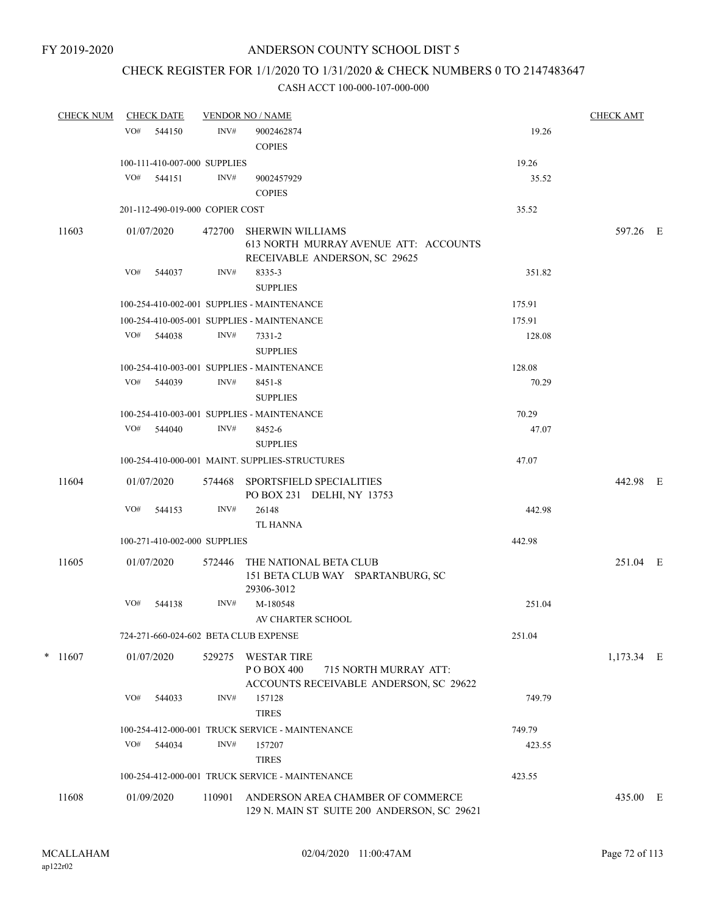FY 2019-2020

# ANDERSON COUNTY SCHOOL DIST 5

## CHECK REGISTER FOR 1/1/2020 TO 1/31/2020 & CHECK NUMBERS 0 TO 2147483647

### CASH ACCT 100-000-107-000-000

| CHECK NUM | CHECK DATE | VENDOR NO / NAME | | CHECK AMT |
|---|---|---|---|---|
| | VO# 544150 | INV# 9002462874<br>COPIES | 19.26 | |
| | 100-111-410-007-000 SUPPLIES | | 19.26 | |
| | VO# 544151 | INV# 9002457929<br>COPIES | 35.52 | |
| | 201-112-490-019-000 COPIER COST | | 35.52 | |
| 11603 | 01/07/2020 | 472700 SHERWIN WILLIAMS<br>613 NORTH MURRAY AVENUE ATT: ACCOUNTS RECEIVABLE ANDERSON, SC 29625 | | 597.26 E |
| | VO# 544037 | INV# 8335-3<br>SUPPLIES | 351.82 | |
| | 100-254-410-002-001 SUPPLIES - MAINTENANCE | | 175.91 | |
| | 100-254-410-005-001 SUPPLIES - MAINTENANCE | | 175.91 | |
| | VO# 544038 | INV# 7331-2<br>SUPPLIES | 128.08 | |
| | 100-254-410-003-001 SUPPLIES - MAINTENANCE | | 128.08 | |
| | VO# 544039 | INV# 8451-8<br>SUPPLIES | 70.29 | |
| | 100-254-410-003-001 SUPPLIES - MAINTENANCE | | 70.29 | |
| | VO# 544040 | INV# 8452-6<br>SUPPLIES | 47.07 | |
| | 100-254-410-000-001 MAINT. SUPPLIES-STRUCTURES | | 47.07 | |
| 11604 | 01/07/2020 | 574468 SPORTSFIELD SPECIALITIES<br>PO BOX 231 DELHI, NY 13753 | | 442.98 E |
| | VO# 544153 | INV# 26148<br>TL HANNA | 442.98 | |
| | 100-271-410-002-000 SUPPLIES | | 442.98 | |
| 11605 | 01/07/2020 | 572446 THE NATIONAL BETA CLUB<br>151 BETA CLUB WAY SPARTANBURG, SC 29306-3012 | | 251.04 E |
| | VO# 544138 | INV# M-180548<br>AV CHARTER SCHOOL | 251.04 | |
| | 724-271-660-024-602 BETA CLUB EXPENSE | | 251.04 | |
| * 11607 | 01/07/2020 | 529275 WESTAR TIRE<br>P O BOX 400 715 NORTH MURRAY ATT: ACCOUNTS RECEIVABLE ANDERSON, SC 29622 | | 1,173.34 E |
| | VO# 544033 | INV# 157128<br>TIRES | 749.79 | |
| | 100-254-412-000-001 TRUCK SERVICE - MAINTENANCE | | 749.79 | |
| | VO# 544034 | INV# 157207<br>TIRES | 423.55 | |
| | 100-254-412-000-001 TRUCK SERVICE - MAINTENANCE | | 423.55 | |
| 11608 | 01/09/2020 | 110901 ANDERSON AREA CHAMBER OF COMMERCE<br>129 N. MAIN ST SUITE 200 ANDERSON, SC 29621 | | 435.00 E |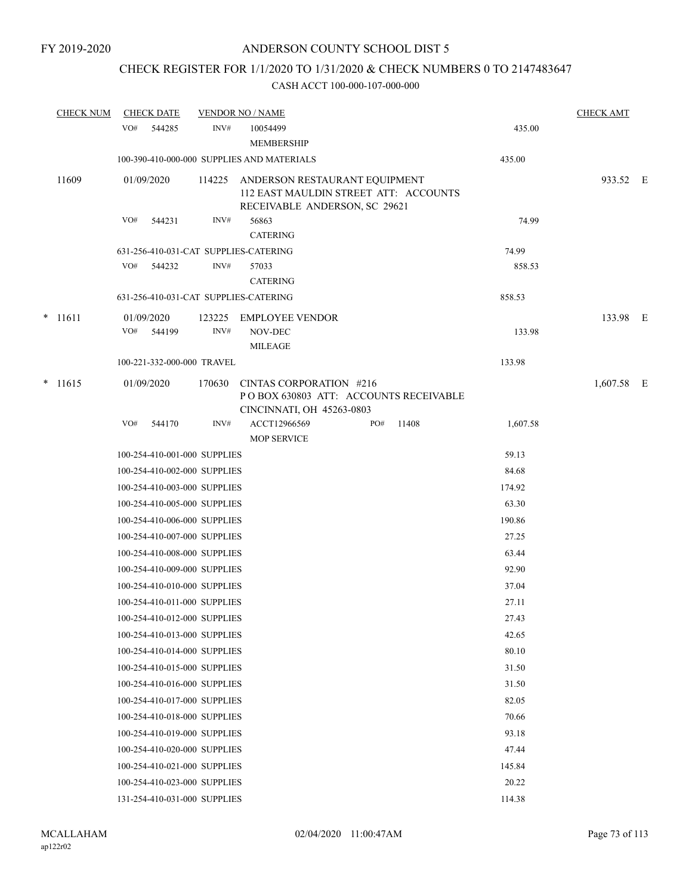FY 2019-2020

# ANDERSON COUNTY SCHOOL DIST 5

## CHECK REGISTER FOR 1/1/2020 TO 1/31/2020 & CHECK NUMBERS 0 TO 2147483647

### CASH ACCT 100-000-107-000-000

| CHECK NUM | CHECK DATE | VENDOR NO / NAME | | CHECK AMT |
|---|---|---|---|---|
| | VO# 544285 | INV# 10054499 MEMBERSHIP | 435.00 | |
| | 100-390-410-000-000 SUPPLIES AND MATERIALS | | 435.00 | |
| 11609 | 01/09/2020 | 114225 ANDERSON RESTAURANT EQUIPMENT 112 EAST MAULDIN STREET ATT: ACCOUNTS RECEIVABLE ANDERSON, SC 29621 | | 933.52 E |
| | VO# 544231 | INV# 56863 CATERING | 74.99 | |
| | 631-256-410-031-CAT SUPPLIES-CATERING | | 74.99 | |
| | VO# 544232 | INV# 57033 CATERING | 858.53 | |
| | 631-256-410-031-CAT SUPPLIES-CATERING | | 858.53 | |
| * 11611 | 01/09/2020 | 123225 EMPLOYEE VENDOR | | 133.98 E |
| | VO# 544199 | INV# NOV-DEC MILEAGE | 133.98 | |
| | 100-221-332-000-000 TRAVEL | | 133.98 | |
| * 11615 | 01/09/2020 | 170630 CINTAS CORPORATION #216 P O BOX 630803 ATT: ACCOUNTS RECEIVABLE CINCINNATI, OH 45263-0803 | | 1,607.58 E |
| | VO# 544170 | INV# ACCT12966569 PO# 11408 MOP SERVICE | 1,607.58 | |
| | 100-254-410-001-000 SUPPLIES | | 59.13 | |
| | 100-254-410-002-000 SUPPLIES | | 84.68 | |
| | 100-254-410-003-000 SUPPLIES | | 174.92 | |
| | 100-254-410-005-000 SUPPLIES | | 63.30 | |
| | 100-254-410-006-000 SUPPLIES | | 190.86 | |
| | 100-254-410-007-000 SUPPLIES | | 27.25 | |
| | 100-254-410-008-000 SUPPLIES | | 63.44 | |
| | 100-254-410-009-000 SUPPLIES | | 92.90 | |
| | 100-254-410-010-000 SUPPLIES | | 37.04 | |
| | 100-254-410-011-000 SUPPLIES | | 27.11 | |
| | 100-254-410-012-000 SUPPLIES | | 27.43 | |
| | 100-254-410-013-000 SUPPLIES | | 42.65 | |
| | 100-254-410-014-000 SUPPLIES | | 80.10 | |
| | 100-254-410-015-000 SUPPLIES | | 31.50 | |
| | 100-254-410-016-000 SUPPLIES | | 31.50 | |
| | 100-254-410-017-000 SUPPLIES | | 82.05 | |
| | 100-254-410-018-000 SUPPLIES | | 70.66 | |
| | 100-254-410-019-000 SUPPLIES | | 93.18 | |
| | 100-254-410-020-000 SUPPLIES | | 47.44 | |
| | 100-254-410-021-000 SUPPLIES | | 145.84 | |
| | 100-254-410-023-000 SUPPLIES | | 20.22 | |
| | 131-254-410-031-000 SUPPLIES | | 114.38 | |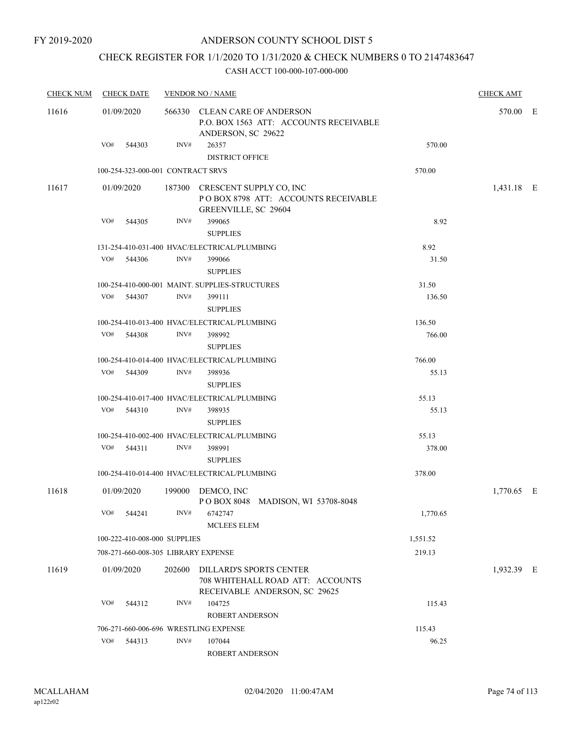FY 2019-2020

# ANDERSON COUNTY SCHOOL DIST 5

## CHECK REGISTER FOR 1/1/2020 TO 1/31/2020 & CHECK NUMBERS 0 TO 2147483647

### CASH ACCT 100-000-107-000-000

| CHECK NUM | CHECK DATE | VENDOR NO / NAME | | CHECK AMT |
|---|---|---|---|---|
| 11616 | 01/09/2020 | 566330 CLEAN CARE OF ANDERSON<br>P.O. BOX 1563 ATT: ACCOUNTS RECEIVABLE<br>ANDERSON, SC 29622 | | 570.00 E |
| | VO# 544303 | INV# 26357<br>DISTRICT OFFICE | 570.00 | |
| | 100-254-323-000-001 CONTRACT SRVS | | 570.00 | |
| 11617 | 01/09/2020 | 187300 CRESCENT SUPPLY CO, INC<br>P O BOX 8798 ATT: ACCOUNTS RECEIVABLE<br>GREENVILLE, SC 29604 | | 1,431.18 E |
| | VO# 544305 | INV# 399065<br>SUPPLIES | 8.92 | |
| | 131-254-410-031-400 HVAC/ELECTRICAL/PLUMBING | | 8.92 | |
| | VO# 544306 | INV# 399066<br>SUPPLIES | 31.50 | |
| | 100-254-410-000-001 MAINT. SUPPLIES-STRUCTURES | | 31.50 | |
| | VO# 544307 | INV# 399111<br>SUPPLIES | 136.50 | |
| | 100-254-410-013-400 HVAC/ELECTRICAL/PLUMBING | | 136.50 | |
| | VO# 544308 | INV# 398992<br>SUPPLIES | 766.00 | |
| | 100-254-410-014-400 HVAC/ELECTRICAL/PLUMBING | | 766.00 | |
| | VO# 544309 | INV# 398936<br>SUPPLIES | 55.13 | |
| | 100-254-410-017-400 HVAC/ELECTRICAL/PLUMBING | | 55.13 | |
| | VO# 544310 | INV# 398935<br>SUPPLIES | 55.13 | |
| | 100-254-410-002-400 HVAC/ELECTRICAL/PLUMBING | | 55.13 | |
| | VO# 544311 | INV# 398991<br>SUPPLIES | 378.00 | |
| | 100-254-410-014-400 HVAC/ELECTRICAL/PLUMBING | | 378.00 | |
| 11618 | 01/09/2020 | 199000 DEMCO, INC<br>P O BOX 8048 MADISON, WI 53708-8048 | | 1,770.65 E |
| | VO# 544241 | INV# 6742747<br>MCLEES ELEM | 1,770.65 | |
| | 100-222-410-008-000 SUPPLIES | | 1,551.52 | |
| | 708-271-660-008-305 LIBRARY EXPENSE | | 219.13 | |
| 11619 | 01/09/2020 | 202600 DILLARD'S SPORTS CENTER<br>708 WHITEHALL ROAD ATT: ACCOUNTS<br>RECEIVABLE ANDERSON, SC 29625 | | 1,932.39 E |
| | VO# 544312 | INV# 104725<br>ROBERT ANDERSON | 115.43 | |
| | 706-271-660-006-696 WRESTLING EXPENSE | | 115.43 | |
| | VO# 544313 | INV# 107044<br>ROBERT ANDERSON | 96.25 | |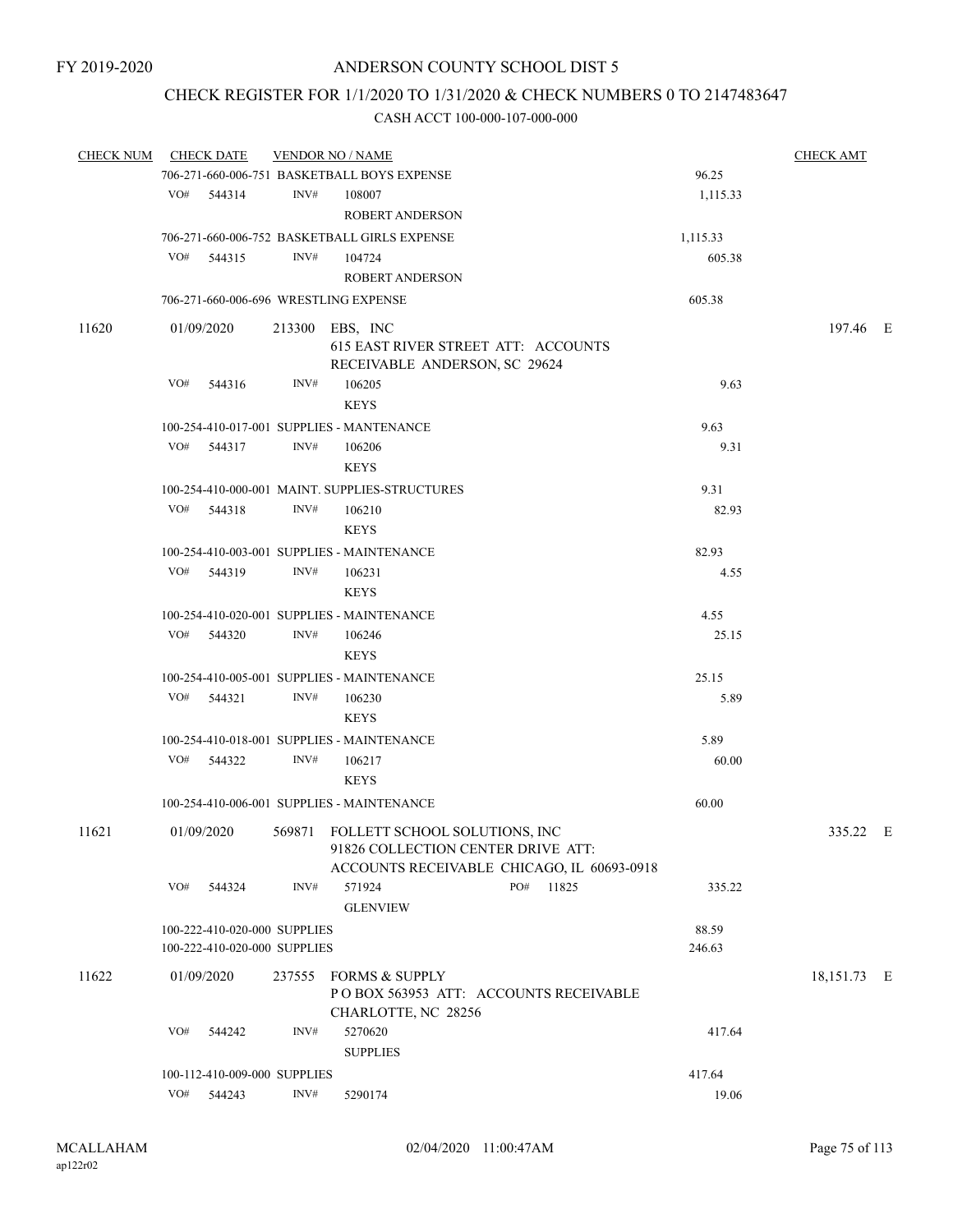FY 2019-2020

ANDERSON COUNTY SCHOOL DIST 5

CHECK REGISTER FOR 1/1/2020 TO 1/31/2020 & CHECK NUMBERS 0 TO 2147483647

CASH ACCT 100-000-107-000-000

| CHECK NUM | CHECK DATE | VENDOR NO / NAME | | CHECK AMT |
|---|---|---|---|---|
| | 706-271-660-006-751 BASKETBALL BOYS EXPENSE | | 96.25 | |
| | VO# 544314 | INV# 108007<br>ROBERT ANDERSON | 1,115.33 | |
| | 706-271-660-006-752 BASKETBALL GIRLS EXPENSE | | 1,115.33 | |
| | VO# 544315 | INV# 104724<br>ROBERT ANDERSON | 605.38 | |
| | 706-271-660-006-696 WRESTLING EXPENSE | | 605.38 | |
| 11620 | 01/09/2020 | 213300 EBS, INC<br>615 EAST RIVER STREET ATT: ACCOUNTS RECEIVABLE ANDERSON, SC 29624 | | 197.46 E |
| | VO# 544316 | INV# 106205<br>KEYS | 9.63 | |
| | 100-254-410-017-001 SUPPLIES - MANTENANCE | | 9.63 | |
| | VO# 544317 | INV# 106206<br>KEYS | 9.31 | |
| | 100-254-410-000-001 MAINT. SUPPLIES-STRUCTURES | | 9.31 | |
| | VO# 544318 | INV# 106210<br>KEYS | 82.93 | |
| | 100-254-410-003-001 SUPPLIES - MAINTENANCE | | 82.93 | |
| | VO# 544319 | INV# 106231<br>KEYS | 4.55 | |
| | 100-254-410-020-001 SUPPLIES - MAINTENANCE | | 4.55 | |
| | VO# 544320 | INV# 106246<br>KEYS | 25.15 | |
| | 100-254-410-005-001 SUPPLIES - MAINTENANCE | | 25.15 | |
| | VO# 544321 | INV# 106230<br>KEYS | 5.89 | |
| | 100-254-410-018-001 SUPPLIES - MAINTENANCE | | 5.89 | |
| | VO# 544322 | INV# 106217<br>KEYS | 60.00 | |
| | 100-254-410-006-001 SUPPLIES - MAINTENANCE | | 60.00 | |
| 11621 | 01/09/2020 | 569871 FOLLETT SCHOOL SOLUTIONS, INC<br>91826 COLLECTION CENTER DRIVE ATT: ACCOUNTS RECEIVABLE CHICAGO, IL 60693-0918 | | 335.22 E |
| | VO# 544324 | INV# 571924 PO# 11825<br>GLENVIEW | 335.22 | |
| | 100-222-410-020-000 SUPPLIES | | 88.59 | |
| | 100-222-410-020-000 SUPPLIES | | 246.63 | |
| 11622 | 01/09/2020 | 237555 FORMS & SUPPLY<br>P O BOX 563953 ATT: ACCOUNTS RECEIVABLE CHARLOTTE, NC 28256 | | 18,151.73 E |
| | VO# 544242 | INV# 5270620<br>SUPPLIES | 417.64 | |
| | 100-112-410-009-000 SUPPLIES | | 417.64 | |
| | VO# 544243 | INV# 5290174 | 19.06 | |

MCALLAHAM
ap122r02

02/04/2020 11:00:47AM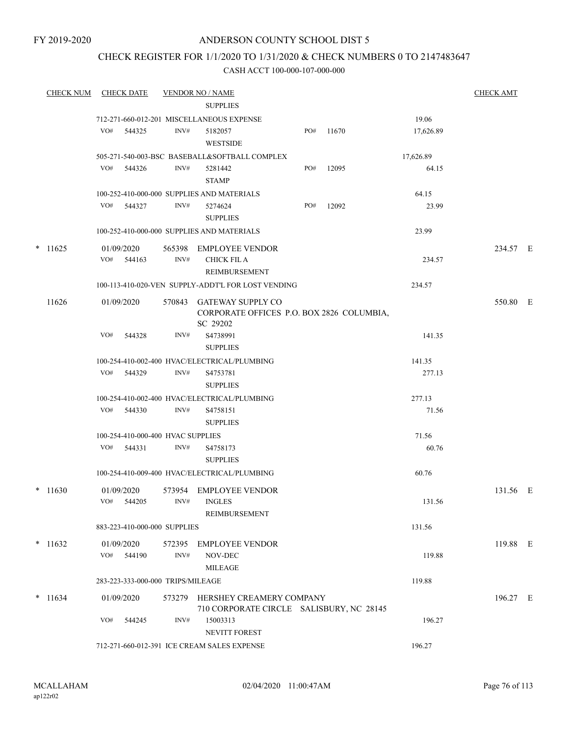FY 2019-2020

# ANDERSON COUNTY SCHOOL DIST 5

## CHECK REGISTER FOR 1/1/2020 TO 1/31/2020 & CHECK NUMBERS 0 TO 2147483647

### CASH ACCT 100-000-107-000-000

| CHECK NUM | CHECK DATE | VENDOR NO / NAME | | | CHECK AMT | |
|---|---|---|---|---|---|---|
| | | SUPPLIES | | | | |
| | 712-271-660-012-201 MISCELLANEOUS EXPENSE | | | 19.06 | | |
| | VO# 544325 | INV# 5182057 WESTSIDE | PO# 11670 | 17,626.89 | | |
| | 505-271-540-003-BSC BASEBALL&SOFTBALL COMPLEX | | | 17,626.89 | | |
| | VO# 544326 | INV# 5281442 STAMP | PO# 12095 | 64.15 | | |
| | 100-252-410-000-000 SUPPLIES AND MATERIALS | | | 64.15 | | |
| | VO# 544327 | INV# 5274624 SUPPLIES | PO# 12092 | 23.99 | | |
| | 100-252-410-000-000 SUPPLIES AND MATERIALS | | | 23.99 | | |
| * 11625 | 01/09/2020 | 565398 EMPLOYEE VENDOR | | | 234.57 | E |
| | VO# 544163 | INV# CHICK FIL A REIMBURSEMENT | | 234.57 | | |
| | 100-113-410-020-VEN SUPPLY-ADDT'L FOR LOST VENDING | | | 234.57 | | |
| 11626 | 01/09/2020 | 570843 GATEWAY SUPPLY CO CORPORATE OFFICES P.O. BOX 2826 COLUMBIA, SC 29202 | | | 550.80 | E |
| | VO# 544328 | INV# S4738991 SUPPLIES | | 141.35 | | |
| | 100-254-410-002-400 HVAC/ELECTRICAL/PLUMBING | | | 141.35 | | |
| | VO# 544329 | INV# S4753781 SUPPLIES | | 277.13 | | |
| | 100-254-410-002-400 HVAC/ELECTRICAL/PLUMBING | | | 277.13 | | |
| | VO# 544330 | INV# S4758151 SUPPLIES | | 71.56 | | |
| | 100-254-410-000-400 HVAC SUPPLIES | | | 71.56 | | |
| | VO# 544331 | INV# S4758173 SUPPLIES | | 60.76 | | |
| | 100-254-410-009-400 HVAC/ELECTRICAL/PLUMBING | | | 60.76 | | |
| * 11630 | 01/09/2020 | 573954 EMPLOYEE VENDOR | | | 131.56 | E |
| | VO# 544205 | INV# INGLES REIMBURSEMENT | | 131.56 | | |
| | 883-223-410-000-000 SUPPLIES | | | 131.56 | | |
| * 11632 | 01/09/2020 | 572395 EMPLOYEE VENDOR | | | 119.88 | E |
| | VO# 544190 | INV# NOV-DEC MILEAGE | | 119.88 | | |
| | 283-223-333-000-000 TRIPS/MILEAGE | | | 119.88 | | |
| * 11634 | 01/09/2020 | 573279 HERSHEY CREAMERY COMPANY 710 CORPORATE CIRCLE SALISBURY, NC 28145 | | | 196.27 | E |
| | VO# 544245 | INV# 15003313 NEVITT FOREST | | 196.27 | | |
| | 712-271-660-012-391 ICE CREAM SALES EXPENSE | | | 196.27 | | |

MCALLAHAM
ap122r02

02/04/2020 11:00:47AM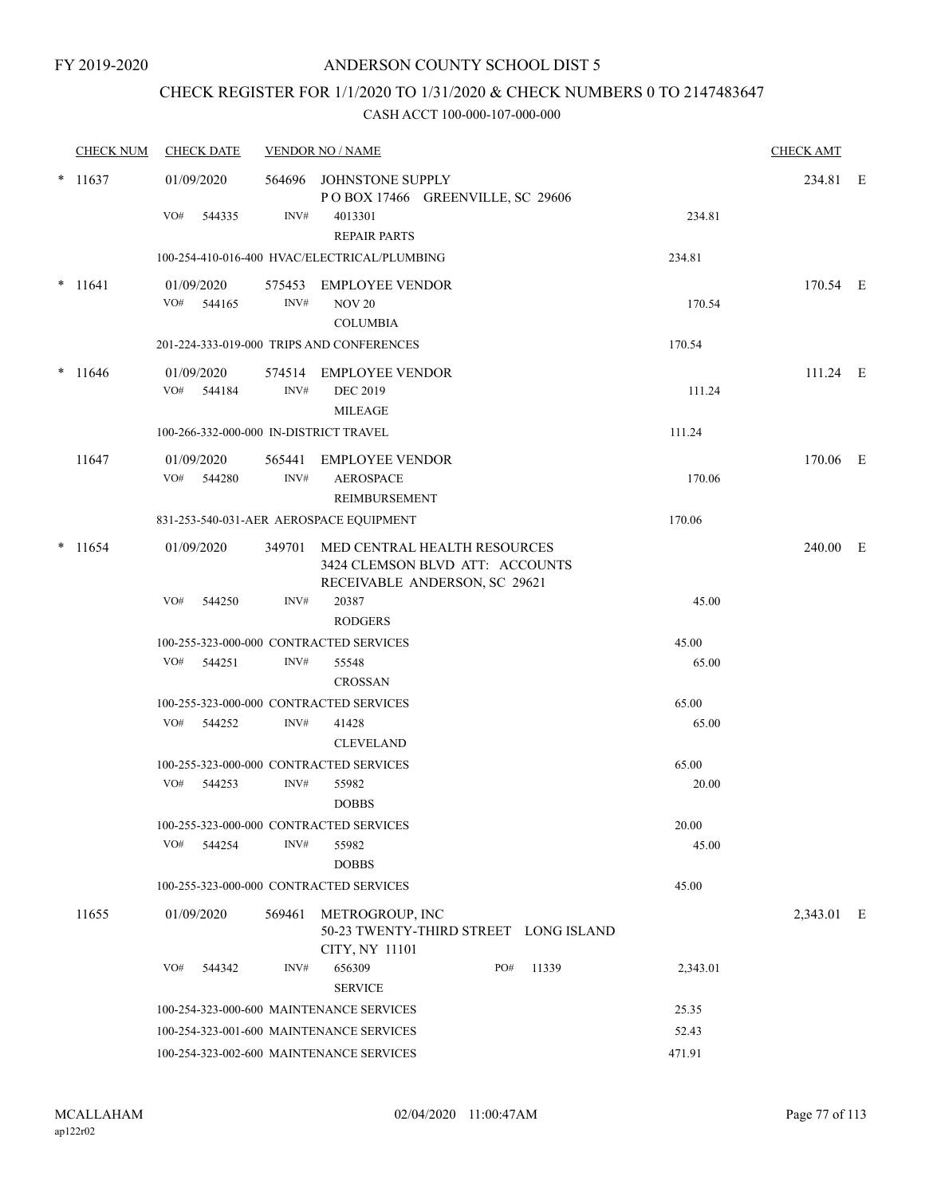FY 2019-2020

ANDERSON COUNTY SCHOOL DIST 5

CHECK REGISTER FOR 1/1/2020 TO 1/31/2020 & CHECK NUMBERS 0 TO 2147483647

CASH ACCT 100-000-107-000-000

| CHECK NUM | CHECK DATE | VENDOR NO / NAME | | CHECK AMT | |
|---|---|---|---|---|---|
| * 11637 | 01/09/2020 | 564696 JOHNSTONE SUPPLY<br>P O BOX 17466 GREENVILLE, SC 29606 | | 234.81 | E |
| | VO# 544335 | INV# 4013301<br>REPAIR PARTS | 234.81 | | |
| | 100-254-410-016-400 HVAC/ELECTRICAL/PLUMBING | | 234.81 | | |
| * 11641 | 01/09/2020 | 575453 EMPLOYEE VENDOR | | 170.54 | E |
| | VO# 544165 | INV# NOV 20<br>COLUMBIA | 170.54 | | |
| | 201-224-333-019-000 TRIPS AND CONFERENCES | | 170.54 | | |
| * 11646 | 01/09/2020 | 574514 EMPLOYEE VENDOR | | 111.24 | E |
| | VO# 544184 | INV# DEC 2019<br>MILEAGE | 111.24 | | |
| | 100-266-332-000-000 IN-DISTRICT TRAVEL | | 111.24 | | |
| 11647 | 01/09/2020 | 565441 EMPLOYEE VENDOR | | 170.06 | E |
| | VO# 544280 | INV# AEROSPACE<br>REIMBURSEMENT | 170.06 | | |
| | 831-253-540-031-AER AEROSPACE EQUIPMENT | | 170.06 | | |
| * 11654 | 01/09/2020 | 349701 MED CENTRAL HEALTH RESOURCES<br>3424 CLEMSON BLVD ATT: ACCOUNTS<br>RECEIVABLE ANDERSON, SC 29621 | | 240.00 | E |
| | VO# 544250 | INV# 20387<br>RODGERS | 45.00 | | |
| | 100-255-323-000-000 CONTRACTED SERVICES | | 45.00 | | |
| | VO# 544251 | INV# 55548<br>CROSSAN | 65.00 | | |
| | 100-255-323-000-000 CONTRACTED SERVICES | | 65.00 | | |
| | VO# 544252 | INV# 41428<br>CLEVELAND | 65.00 | | |
| | 100-255-323-000-000 CONTRACTED SERVICES | | 65.00 | | |
| | VO# 544253 | INV# 55982<br>DOBBS | 20.00 | | |
| | 100-255-323-000-000 CONTRACTED SERVICES | | 20.00 | | |
| | VO# 544254 | INV# 55982<br>DOBBS | 45.00 | | |
| | 100-255-323-000-000 CONTRACTED SERVICES | | 45.00 | | |
| 11655 | 01/09/2020 | 569461 METROGROUP, INC<br>50-23 TWENTY-THIRD STREET LONG ISLAND<br>CITY, NY 11101 | | 2,343.01 | E |
| | VO# 544342 | INV# 656309 PO# 11339<br>SERVICE | 2,343.01 | | |
| | 100-254-323-000-600 MAINTENANCE SERVICES | | 25.35 | | |
| | 100-254-323-001-600 MAINTENANCE SERVICES | | 52.43 | | |
| | 100-254-323-002-600 MAINTENANCE SERVICES | | 471.91 | | |

MCALLAHAM
ap122r02

02/04/2020 11:00:47AM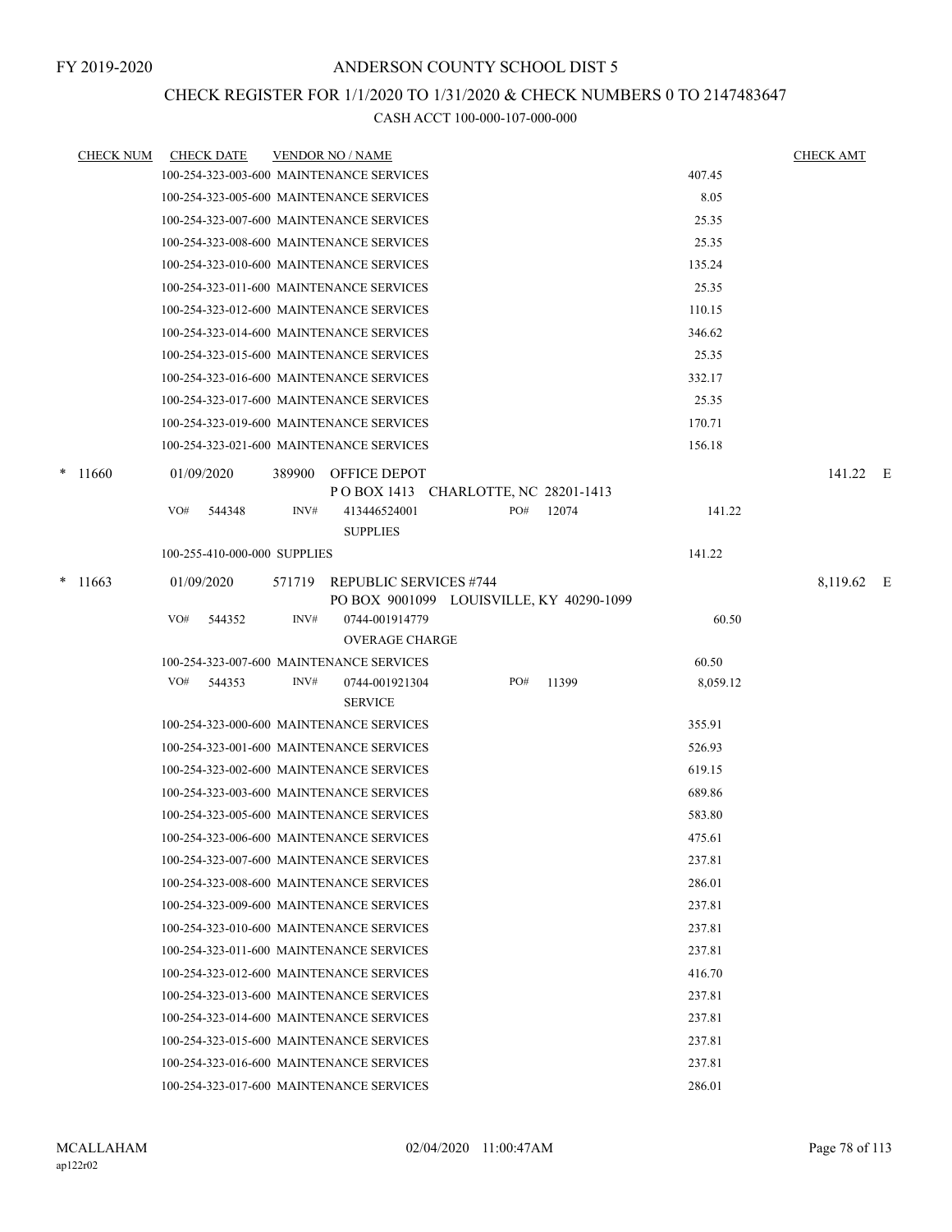FY 2019-2020

# ANDERSON COUNTY SCHOOL DIST 5

## CHECK REGISTER FOR 1/1/2020 TO 1/31/2020 & CHECK NUMBERS 0 TO 2147483647

### CASH ACCT 100-000-107-000-000

| CHECK NUM | CHECK DATE | VENDOR NO / NAME | | CHECK AMT |
|---|---|---|---|---|
| | | 100-254-323-003-600 MAINTENANCE SERVICES | 407.45 | |
| | | 100-254-323-005-600 MAINTENANCE SERVICES | 8.05 | |
| | | 100-254-323-007-600 MAINTENANCE SERVICES | 25.35 | |
| | | 100-254-323-008-600 MAINTENANCE SERVICES | 25.35 | |
| | | 100-254-323-010-600 MAINTENANCE SERVICES | 135.24 | |
| | | 100-254-323-011-600 MAINTENANCE SERVICES | 25.35 | |
| | | 100-254-323-012-600 MAINTENANCE SERVICES | 110.15 | |
| | | 100-254-323-014-600 MAINTENANCE SERVICES | 346.62 | |
| | | 100-254-323-015-600 MAINTENANCE SERVICES | 25.35 | |
| | | 100-254-323-016-600 MAINTENANCE SERVICES | 332.17 | |
| | | 100-254-323-017-600 MAINTENANCE SERVICES | 25.35 | |
| | | 100-254-323-019-600 MAINTENANCE SERVICES | 170.71 | |
| | | 100-254-323-021-600 MAINTENANCE SERVICES | 156.18 | |
| * 11660 | 01/09/2020 | 389900 OFFICE DEPOT<br>P O BOX 1413 CHARLOTTE, NC 28201-1413 | | 141.22 E |
| | VO# 544348 | INV# 413446524001 PO# 12074<br>SUPPLIES | 141.22 | |
| | | 100-255-410-000-000 SUPPLIES | 141.22 | |
| * 11663 | 01/09/2020 | 571719 REPUBLIC SERVICES #744<br>PO BOX 9001099 LOUISVILLE, KY 40290-1099 | | 8,119.62 E |
| | VO# 544352 | INV# 0744-001914779<br>OVERAGE CHARGE | 60.50 | |
| | | 100-254-323-007-600 MAINTENANCE SERVICES | 60.50 | |
| | VO# 544353 | INV# 0744-001921304 PO# 11399<br>SERVICE | 8,059.12 | |
| | | 100-254-323-000-600 MAINTENANCE SERVICES | 355.91 | |
| | | 100-254-323-001-600 MAINTENANCE SERVICES | 526.93 | |
| | | 100-254-323-002-600 MAINTENANCE SERVICES | 619.15 | |
| | | 100-254-323-003-600 MAINTENANCE SERVICES | 689.86 | |
| | | 100-254-323-005-600 MAINTENANCE SERVICES | 583.80 | |
| | | 100-254-323-006-600 MAINTENANCE SERVICES | 475.61 | |
| | | 100-254-323-007-600 MAINTENANCE SERVICES | 237.81 | |
| | | 100-254-323-008-600 MAINTENANCE SERVICES | 286.01 | |
| | | 100-254-323-009-600 MAINTENANCE SERVICES | 237.81 | |
| | | 100-254-323-010-600 MAINTENANCE SERVICES | 237.81 | |
| | | 100-254-323-011-600 MAINTENANCE SERVICES | 237.81 | |
| | | 100-254-323-012-600 MAINTENANCE SERVICES | 416.70 | |
| | | 100-254-323-013-600 MAINTENANCE SERVICES | 237.81 | |
| | | 100-254-323-014-600 MAINTENANCE SERVICES | 237.81 | |
| | | 100-254-323-015-600 MAINTENANCE SERVICES | 237.81 | |
| | | 100-254-323-016-600 MAINTENANCE SERVICES | 237.81 | |
| | | 100-254-323-017-600 MAINTENANCE SERVICES | 286.01 | |

MCALLAHAM
ap122r02

02/04/2020 11:00:47AM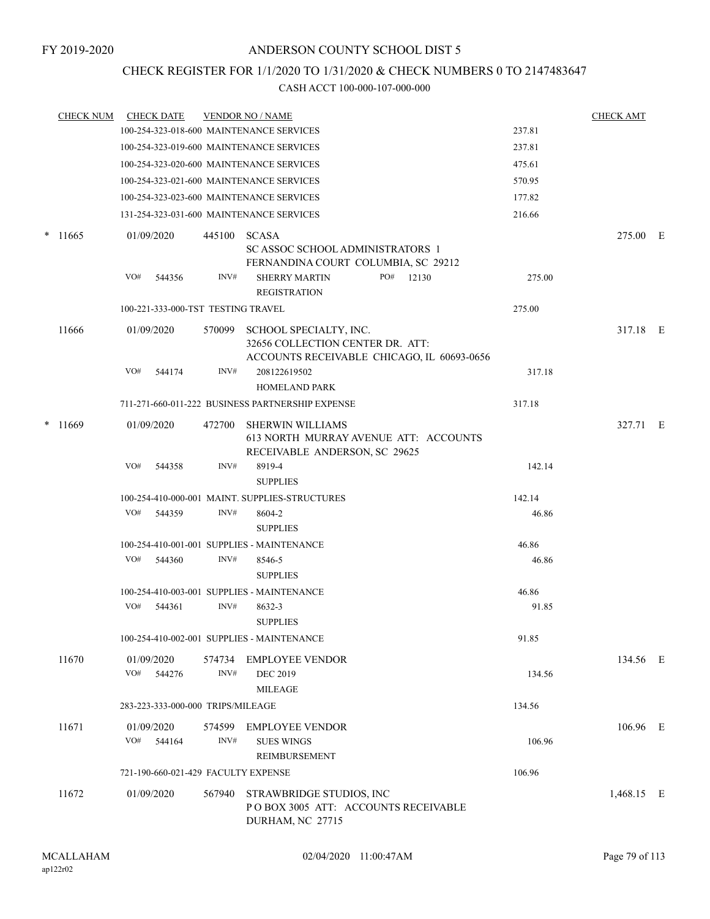FY 2019-2020

# ANDERSON COUNTY SCHOOL DIST 5

## CHECK REGISTER FOR 1/1/2020 TO 1/31/2020 & CHECK NUMBERS 0 TO 2147483647

CASH ACCT 100-000-107-000-000

| CHECK NUM | CHECK DATE | VENDOR NO / NAME | | CHECK AMT |
|---|---|---|---|---|
| | | 100-254-323-018-600 MAINTENANCE SERVICES | 237.81 | |
| | | 100-254-323-019-600 MAINTENANCE SERVICES | 237.81 | |
| | | 100-254-323-020-600 MAINTENANCE SERVICES | 475.61 | |
| | | 100-254-323-021-600 MAINTENANCE SERVICES | 570.95 | |
| | | 100-254-323-023-600 MAINTENANCE SERVICES | 177.82 | |
| | | 131-254-323-031-600 MAINTENANCE SERVICES | 216.66 | |
| * 11665 | 01/09/2020 | 445100 SCASA<br>SC ASSOC SCHOOL ADMINISTRATORS 1 FERNANDINA COURT COLUMBIA, SC 29212 | | 275.00 E |
| | VO# 544356 | INV# SHERRY MARTIN PO# 12130<br>REGISTRATION | 275.00 | |
| | | 100-221-333-000-TST TESTING TRAVEL | 275.00 | |
| 11666 | 01/09/2020 | 570099 SCHOOL SPECIALTY, INC.<br>32656 COLLECTION CENTER DR. ATT: ACCOUNTS RECEIVABLE CHICAGO, IL 60693-0656 | | 317.18 E |
| | VO# 544174 | INV# 208122619502<br>HOMELAND PARK | 317.18 | |
| | | 711-271-660-011-222 BUSINESS PARTNERSHIP EXPENSE | 317.18 | |
| * 11669 | 01/09/2020 | 472700 SHERWIN WILLIAMS<br>613 NORTH MURRAY AVENUE ATT: ACCOUNTS RECEIVABLE ANDERSON, SC 29625 | | 327.71 E |
| | VO# 544358 | INV# 8919-4<br>SUPPLIES | 142.14 | |
| | | 100-254-410-000-001 MAINT. SUPPLIES-STRUCTURES | 142.14 | |
| | VO# 544359 | INV# 8604-2<br>SUPPLIES | 46.86 | |
| | | 100-254-410-001-001 SUPPLIES - MAINTENANCE | 46.86 | |
| | VO# 544360 | INV# 8546-5<br>SUPPLIES | 46.86 | |
| | | 100-254-410-003-001 SUPPLIES - MAINTENANCE | 46.86 | |
| | VO# 544361 | INV# 8632-3<br>SUPPLIES | 91.85 | |
| | | 100-254-410-002-001 SUPPLIES - MAINTENANCE | 91.85 | |
| 11670 | 01/09/2020 | 574734 EMPLOYEE VENDOR | | 134.56 E |
| | VO# 544276 | INV# DEC 2019<br>MILEAGE | 134.56 | |
| | | 283-223-333-000-000 TRIPS/MILEAGE | 134.56 | |
| 11671 | 01/09/2020 | 574599 EMPLOYEE VENDOR | | 106.96 E |
| | VO# 544164 | INV# SUES WINGS<br>REIMBURSEMENT | 106.96 | |
| | | 721-190-660-021-429 FACULTY EXPENSE | 106.96 | |
| 11672 | 01/09/2020 | 567940 STRAWBRIDGE STUDIOS, INC<br>P O BOX 3005 ATT: ACCOUNTS RECEIVABLE DURHAM, NC 27715 | | 1,468.15 E |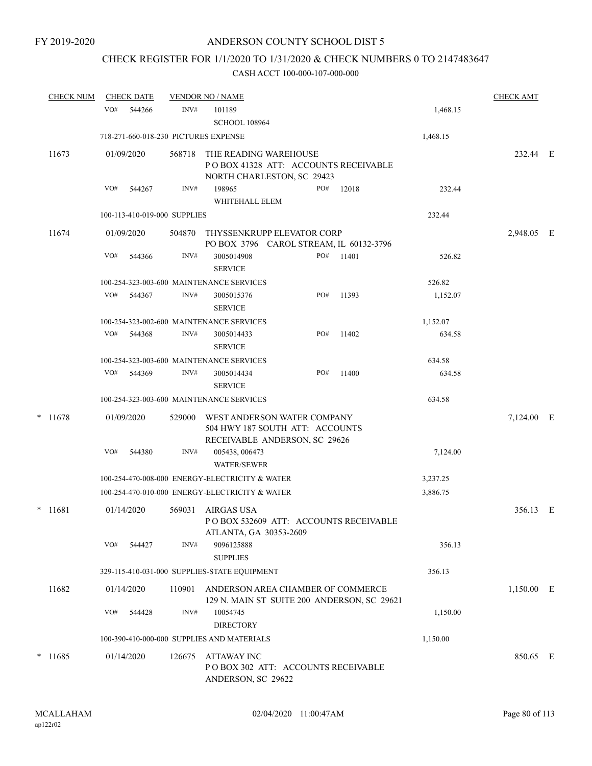FY 2019-2020

# ANDERSON COUNTY SCHOOL DIST 5

## CHECK REGISTER FOR 1/1/2020 TO 1/31/2020 & CHECK NUMBERS 0 TO 2147483647

### CASH ACCT 100-000-107-000-000

| CHECK NUM | CHECK DATE | VENDOR NO / NAME | | | CHECK AMT | |
|---|---|---|---|---|---|---|
| | VO# 544266 | INV# 101189<br>SCHOOL 108964 | | 1,468.15 | | |
| | 718-271-660-018-230 PICTURES EXPENSE | | | 1,468.15 | | |
| 11673 | 01/09/2020 | 568718 THE READING WAREHOUSE<br>P O BOX 41328 ATT: ACCOUNTS RECEIVABLE<br>NORTH CHARLESTON, SC 29423 | | | 232.44 | E |
| | VO# 544267 | INV# 198965<br>WHITEHALL ELEM | PO# 12018 | 232.44 | | |
| | 100-113-410-019-000 SUPPLIES | | | 232.44 | | |
| 11674 | 01/09/2020 | 504870 THYSSENKRUPP ELEVATOR CORP<br>PO BOX 3796 CAROL STREAM, IL 60132-3796 | | | 2,948.05 | E |
| | VO# 544366 | INV# 3005014908<br>SERVICE | PO# 11401 | 526.82 | | |
| | 100-254-323-003-600 MAINTENANCE SERVICES | | | 526.82 | | |
| | VO# 544367 | INV# 3005015376<br>SERVICE | PO# 11393 | 1,152.07 | | |
| | 100-254-323-002-600 MAINTENANCE SERVICES | | | 1,152.07 | | |
| | VO# 544368 | INV# 3005014433<br>SERVICE | PO# 11402 | 634.58 | | |
| | 100-254-323-003-600 MAINTENANCE SERVICES | | | 634.58 | | |
| | VO# 544369 | INV# 3005014434<br>SERVICE | PO# 11400 | 634.58 | | |
| | 100-254-323-003-600 MAINTENANCE SERVICES | | | 634.58 | | |
| * 11678 | 01/09/2020 | 529000 WEST ANDERSON WATER COMPANY<br>504 HWY 187 SOUTH ATT: ACCOUNTS<br>RECEIVABLE ANDERSON, SC 29626 | | | 7,124.00 | E |
| | VO# 544380 | INV# 005438, 006473<br>WATER/SEWER | | 7,124.00 | | |
| | 100-254-470-008-000 ENERGY-ELECTRICITY & WATER | | | 3,237.25 | | |
| | 100-254-470-010-000 ENERGY-ELECTRICITY & WATER | | | 3,886.75 | | |
| * 11681 | 01/14/2020 | 569031 AIRGAS USA<br>P O BOX 532609 ATT: ACCOUNTS RECEIVABLE<br>ATLANTA, GA 30353-2609 | | | 356.13 | E |
| | VO# 544427 | INV# 9096125888<br>SUPPLIES | | 356.13 | | |
| | 329-115-410-031-000 SUPPLIES-STATE EQUIPMENT | | | 356.13 | | |
| 11682 | 01/14/2020 | 110901 ANDERSON AREA CHAMBER OF COMMERCE<br>129 N. MAIN ST SUITE 200 ANDERSON, SC 29621 | | | 1,150.00 | E |
| | VO# 544428 | INV# 10054745<br>DIRECTORY | | 1,150.00 | | |
| | 100-390-410-000-000 SUPPLIES AND MATERIALS | | | 1,150.00 | | |
| * 11685 | 01/14/2020 | 126675 ATTAWAY INC<br>P O BOX 302 ATT: ACCOUNTS RECEIVABLE<br>ANDERSON, SC 29622 | | | 850.65 | E |

MCALLAHAM
ap122r02

02/04/2020 11:00:47AM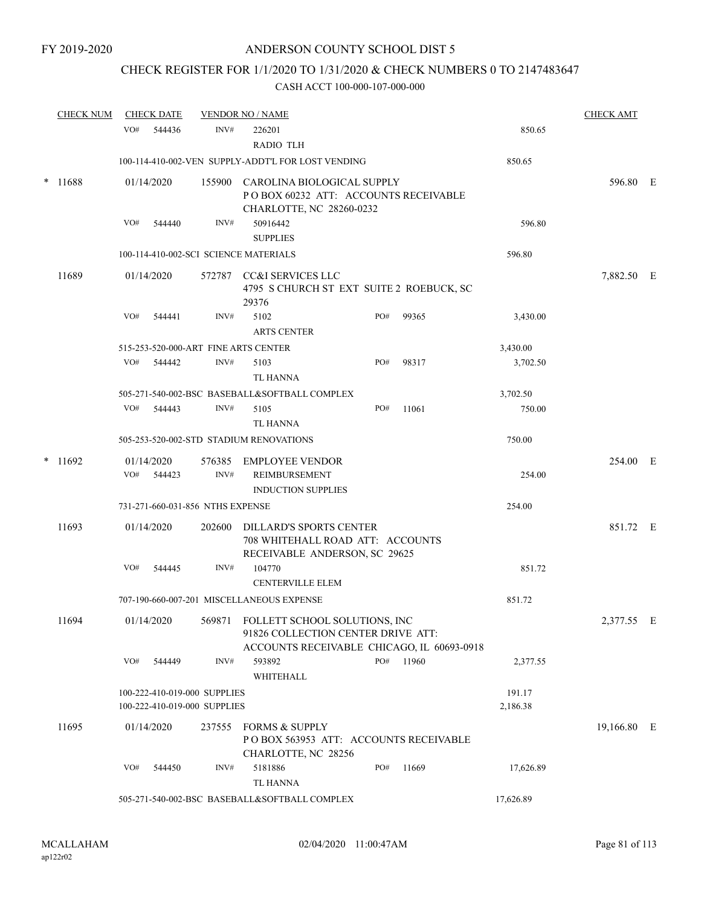FY 2019-2020

# ANDERSON COUNTY SCHOOL DIST 5

## CHECK REGISTER FOR 1/1/2020 TO 1/31/2020 & CHECK NUMBERS 0 TO 2147483647

### CASH ACCT 100-000-107-000-000

| CHECK NUM | CHECK DATE | VENDOR NO / NAME | | | CHECK AMT | |
|---|---|---|---|---|---|---|
| | VO# 544436 | INV# 226201<br>RADIO TLH | | 850.65 | | |
| | 100-114-410-002-VEN SUPPLY-ADDT'L FOR LOST VENDING | | | 850.65 | | |
| * 11688 | 01/14/2020 | 155900 CAROLINA BIOLOGICAL SUPPLY<br>P O BOX 60232 ATT: ACCOUNTS RECEIVABLE<br>CHARLOTTE, NC 28260-0232 | | | 596.80 | E |
| | VO# 544440 | INV# 50916442<br>SUPPLIES | | 596.80 | | |
| | 100-114-410-002-SCI SCIENCE MATERIALS | | | 596.80 | | |
| 11689 | 01/14/2020 | 572787 CC&I SERVICES LLC<br>4795 S CHURCH ST EXT SUITE 2 ROEBUCK, SC 29376 | | | 7,882.50 | E |
| | VO# 544441 | INV# 5102<br>ARTS CENTER | PO# 99365 | 3,430.00 | | |
| | 515-253-520-000-ART FINE ARTS CENTER | | | 3,430.00 | | |
| | VO# 544442 | INV# 5103<br>TL HANNA | PO# 98317 | 3,702.50 | | |
| | 505-271-540-002-BSC BASEBALL&SOFTBALL COMPLEX | | | 3,702.50 | | |
| | VO# 544443 | INV# 5105<br>TL HANNA | PO# 11061 | 750.00 | | |
| | 505-253-520-002-STD STADIUM RENOVATIONS | | | 750.00 | | |
| * 11692 | 01/14/2020<br>VO# 544423 | 576385 EMPLOYEE VENDOR<br>INV# REIMBURSEMENT<br>INDUCTION SUPPLIES | | 254.00 | 254.00 | E |
| | 731-271-660-031-856 NTHS EXPENSE | | | 254.00 | | |
| 11693 | 01/14/2020 | 202600 DILLARD'S SPORTS CENTER<br>708 WHITEHALL ROAD ATT: ACCOUNTS RECEIVABLE ANDERSON, SC 29625 | | | 851.72 | E |
| | VO# 544445 | INV# 104770<br>CENTERVILLE ELEM | | 851.72 | | |
| | 707-190-660-007-201 MISCELLANEOUS EXPENSE | | | 851.72 | | |
| 11694 | 01/14/2020 | 569871 FOLLETT SCHOOL SOLUTIONS, INC<br>91826 COLLECTION CENTER DRIVE ATT: ACCOUNTS RECEIVABLE CHICAGO, IL 60693-0918 | | | 2,377.55 | E |
| | VO# 544449 | INV# 593892<br>WHITEHALL | PO# 11960 | 2,377.55 | | |
| | 100-222-410-019-000 SUPPLIES | | | 191.17 | | |
| | 100-222-410-019-000 SUPPLIES | | | 2,186.38 | | |
| 11695 | 01/14/2020 | 237555 FORMS & SUPPLY<br>P O BOX 563953 ATT: ACCOUNTS RECEIVABLE<br>CHARLOTTE, NC 28256 | | | 19,166.80 | E |
| | VO# 544450 | INV# 5181886<br>TL HANNA | PO# 11669 | 17,626.89 | | |
| | 505-271-540-002-BSC BASEBALL&SOFTBALL COMPLEX | | | 17,626.89 | | |

MCALLAHAM
ap122r02

02/04/2020 11:00:47AM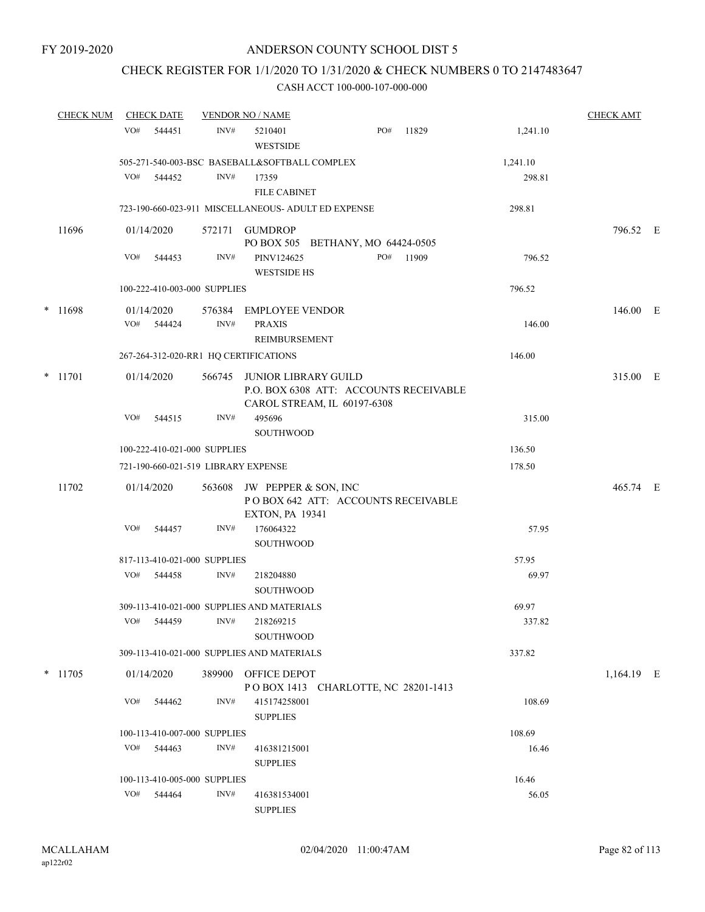FY 2019-2020

# ANDERSON COUNTY SCHOOL DIST 5

## CHECK REGISTER FOR 1/1/2020 TO 1/31/2020 & CHECK NUMBERS 0 TO 2147483647

### CASH ACCT 100-000-107-000-000

| CHECK NUM | CHECK DATE | VENDOR NO / NAME | | CHECK AMT |
|---|---|---|---|---|
| | VO# 544451 | INV# 5210401 WESTSIDE PO# 11829 | 1,241.10 | |
| | 505-271-540-003-BSC BASEBALL&SOFTBALL COMPLEX | | 1,241.10 | |
| | VO# 544452 | INV# 17359 FILE CABINET | 298.81 | |
| | 723-190-660-023-911 MISCELLANEOUS- ADULT ED EXPENSE | | 298.81 | |
| 11696 | 01/14/2020 | 572171 GUMDROP PO BOX 505 BETHANY, MO 64424-0505 | | 796.52 E |
| | VO# 544453 | INV# PINV124625 WESTSIDE HS PO# 11909 | 796.52 | |
| | 100-222-410-003-000 SUPPLIES | | 796.52 | |
| * 11698 | 01/14/2020 | 576384 EMPLOYEE VENDOR | | 146.00 E |
| | VO# 544424 | INV# PRAXIS REIMBURSEMENT | 146.00 | |
| | 267-264-312-020-RR1 HQ CERTIFICATIONS | | 146.00 | |
| * 11701 | 01/14/2020 | 566745 JUNIOR LIBRARY GUILD P.O. BOX 6308 ATT: ACCOUNTS RECEIVABLE CAROL STREAM, IL 60197-6308 | | 315.00 E |
| | VO# 544515 | INV# 495696 SOUTHWOOD | 315.00 | |
| | 100-222-410-021-000 SUPPLIES | | 136.50 | |
| | 721-190-660-021-519 LIBRARY EXPENSE | | 178.50 | |
| 11702 | 01/14/2020 | 563608 JW PEPPER & SON, INC P O BOX 642 ATT: ACCOUNTS RECEIVABLE EXTON, PA 19341 | | 465.74 E |
| | VO# 544457 | INV# 176064322 SOUTHWOOD | 57.95 | |
| | 817-113-410-021-000 SUPPLIES | | 57.95 | |
| | VO# 544458 | INV# 218204880 SOUTHWOOD | 69.97 | |
| | 309-113-410-021-000 SUPPLIES AND MATERIALS | | 69.97 | |
| | VO# 544459 | INV# 218269215 SOUTHWOOD | 337.82 | |
| | 309-113-410-021-000 SUPPLIES AND MATERIALS | | 337.82 | |
| * 11705 | 01/14/2020 | 389900 OFFICE DEPOT P O BOX 1413 CHARLOTTE, NC 28201-1413 | | 1,164.19 E |
| | VO# 544462 | INV# 415174258001 SUPPLIES | 108.69 | |
| | 100-113-410-007-000 SUPPLIES | | 108.69 | |
| | VO# 544463 | INV# 416381215001 SUPPLIES | 16.46 | |
| | 100-113-410-005-000 SUPPLIES | | 16.46 | |
| | VO# 544464 | INV# 416381534001 SUPPLIES | 56.05 | |

MCALLAHAM ap122r02 02/04/2020 11:00:47AM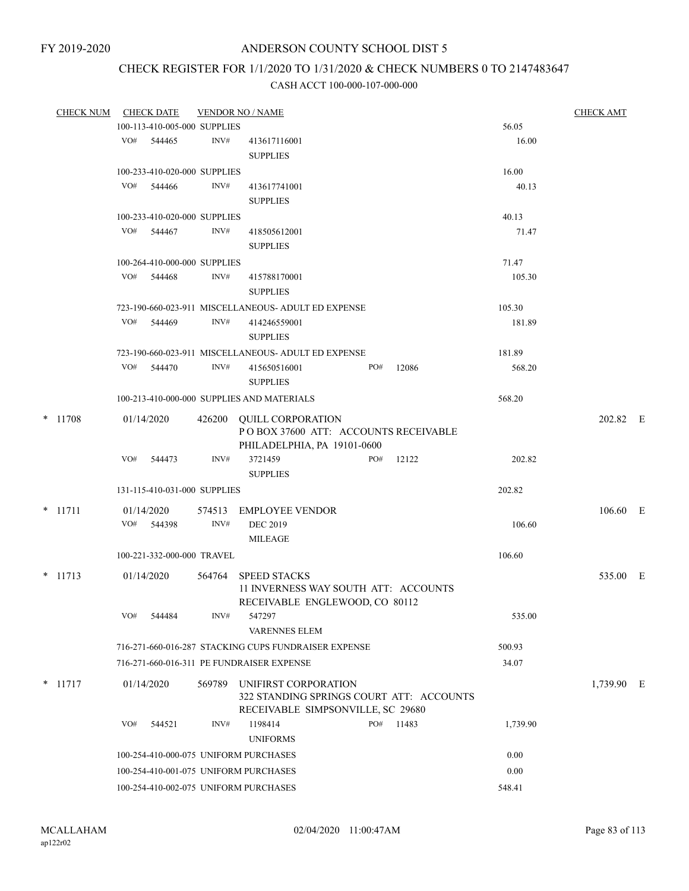FY 2019-2020

# ANDERSON COUNTY SCHOOL DIST 5

## CHECK REGISTER FOR 1/1/2020 TO 1/31/2020 & CHECK NUMBERS 0 TO 2147483647

### CASH ACCT 100-000-107-000-000

| CHECK NUM | CHECK DATE | VENDOR NO / NAME | | CHECK AMT |
|---|---|---|---|---|
| | 100-113-410-005-000 SUPPLIES | | 56.05 | |
| | VO# 544465 | INV# 413617116001 SUPPLIES | 16.00 | |
| | 100-233-410-020-000 SUPPLIES | | 16.00 | |
| | VO# 544466 | INV# 413617741001 SUPPLIES | 40.13 | |
| | 100-233-410-020-000 SUPPLIES | | 40.13 | |
| | VO# 544467 | INV# 418505612001 SUPPLIES | 71.47 | |
| | 100-264-410-000-000 SUPPLIES | | 71.47 | |
| | VO# 544468 | INV# 415788170001 SUPPLIES | 105.30 | |
| | 723-190-660-023-911 MISCELLANEOUS- ADULT ED EXPENSE | | 105.30 | |
| | VO# 544469 | INV# 414246559001 SUPPLIES | 181.89 | |
| | 723-190-660-023-911 MISCELLANEOUS- ADULT ED EXPENSE | | 181.89 | |
| | VO# 544470 | INV# 415650516001 PO# 12086 SUPPLIES | 568.20 | |
| | 100-213-410-000-000 SUPPLIES AND MATERIALS | | 568.20 | |
| * 11708 | 01/14/2020 | 426200 QUILL CORPORATION P O BOX 37600 ATT: ACCOUNTS RECEIVABLE PHILADELPHIA, PA 19101-0600 | | 202.82 E |
| | VO# 544473 | INV# 3721459 PO# 12122 SUPPLIES | 202.82 | |
| | 131-115-410-031-000 SUPPLIES | | 202.82 | |
| * 11711 | 01/14/2020 | 574513 EMPLOYEE VENDOR | | 106.60 E |
| | VO# 544398 | INV# DEC 2019 MILEAGE | 106.60 | |
| | 100-221-332-000-000 TRAVEL | | 106.60 | |
| * 11713 | 01/14/2020 | 564764 SPEED STACKS 11 INVERNESS WAY SOUTH ATT: ACCOUNTS RECEIVABLE ENGLEWOOD, CO 80112 | | 535.00 E |
| | VO# 544484 | INV# 547297 VARENNES ELEM | 535.00 | |
| | 716-271-660-016-287 STACKING CUPS FUNDRAISER EXPENSE | | 500.93 | |
| | 716-271-660-016-311 PE FUNDRAISER EXPENSE | | 34.07 | |
| * 11717 | 01/14/2020 | 569789 UNIFIRST CORPORATION 322 STANDING SPRINGS COURT ATT: ACCOUNTS RECEIVABLE SIMPSONVILLE, SC 29680 | | 1,739.90 E |
| | VO# 544521 | INV# 1198414 PO# 11483 UNIFORMS | 1,739.90 | |
| | 100-254-410-000-075 UNIFORM PURCHASES | | 0.00 | |
| | 100-254-410-001-075 UNIFORM PURCHASES | | 0.00 | |
| | 100-254-410-002-075 UNIFORM PURCHASES | | 548.41 | |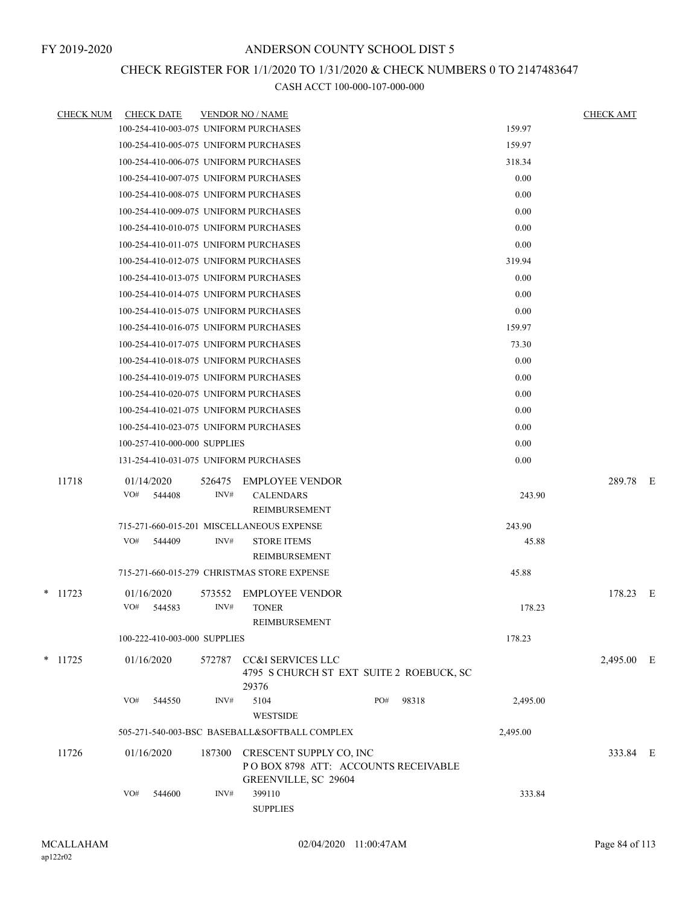# ANDERSON COUNTY SCHOOL DIST 5

FY 2019-2020

## CHECK REGISTER FOR 1/1/2020 TO 1/31/2020 & CHECK NUMBERS 0 TO 2147483647

CASH ACCT 100-000-107-000-000

| CHECK NUM | CHECK DATE | VENDOR NO / NAME | | CHECK AMT |
|---|---|---|---|---|
| | 100-254-410-003-075 UNIFORM PURCHASES | | 159.97 | |
| | 100-254-410-005-075 UNIFORM PURCHASES | | 159.97 | |
| | 100-254-410-006-075 UNIFORM PURCHASES | | 318.34 | |
| | 100-254-410-007-075 UNIFORM PURCHASES | | 0.00 | |
| | 100-254-410-008-075 UNIFORM PURCHASES | | 0.00 | |
| | 100-254-410-009-075 UNIFORM PURCHASES | | 0.00 | |
| | 100-254-410-010-075 UNIFORM PURCHASES | | 0.00 | |
| | 100-254-410-011-075 UNIFORM PURCHASES | | 0.00 | |
| | 100-254-410-012-075 UNIFORM PURCHASES | | 319.94 | |
| | 100-254-410-013-075 UNIFORM PURCHASES | | 0.00 | |
| | 100-254-410-014-075 UNIFORM PURCHASES | | 0.00 | |
| | 100-254-410-015-075 UNIFORM PURCHASES | | 0.00 | |
| | 100-254-410-016-075 UNIFORM PURCHASES | | 159.97 | |
| | 100-254-410-017-075 UNIFORM PURCHASES | | 73.30 | |
| | 100-254-410-018-075 UNIFORM PURCHASES | | 0.00 | |
| | 100-254-410-019-075 UNIFORM PURCHASES | | 0.00 | |
| | 100-254-410-020-075 UNIFORM PURCHASES | | 0.00 | |
| | 100-254-410-021-075 UNIFORM PURCHASES | | 0.00 | |
| | 100-254-410-023-075 UNIFORM PURCHASES | | 0.00 | |
| | 100-257-410-000-000 SUPPLIES | | 0.00 | |
| | 131-254-410-031-075 UNIFORM PURCHASES | | 0.00 | |
| 11718 | 01/14/2020 | 526475 EMPLOYEE VENDOR | | 289.78 E |
| | VO# 544408 | INV# CALENDARS REIMBURSEMENT | 243.90 | |
| | 715-271-660-015-201 MISCELLANEOUS EXPENSE | | 243.90 | |
| | VO# 544409 | INV# STORE ITEMS REIMBURSEMENT | 45.88 | |
| | 715-271-660-015-279 CHRISTMAS STORE EXPENSE | | 45.88 | |
| * 11723 | 01/16/2020 | 573552 EMPLOYEE VENDOR | | 178.23 E |
| | VO# 544583 | INV# TONER REIMBURSEMENT | 178.23 | |
| | 100-222-410-003-000 SUPPLIES | | 178.23 | |
| * 11725 | 01/16/2020 | 572787 CC&I SERVICES LLC<br>4795 S CHURCH ST EXT SUITE 2 ROEBUCK, SC 29376 | | 2,495.00 E |
| | VO# 544550 | INV# 5104 WESTSIDE PO# 98318 | 2,495.00 | |
| | 505-271-540-003-BSC BASEBALL&SOFTBALL COMPLEX | | 2,495.00 | |
| 11726 | 01/16/2020 | 187300 CRESCENT SUPPLY CO, INC<br>P O BOX 8798 ATT: ACCOUNTS RECEIVABLE<br>GREENVILLE, SC 29604 | | 333.84 E |
| | VO# 544600 | INV# 399110 SUPPLIES | 333.84 | |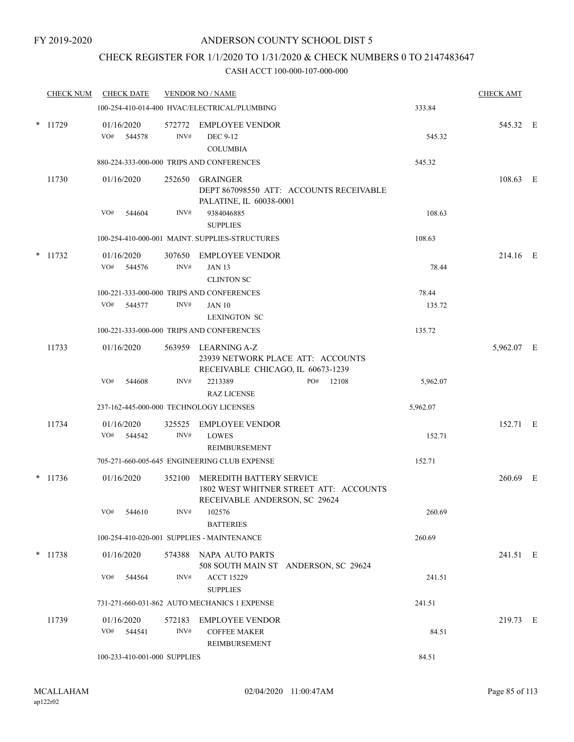FY 2019-2020

# ANDERSON COUNTY SCHOOL DIST 5

## CHECK REGISTER FOR 1/1/2020 TO 1/31/2020 & CHECK NUMBERS 0 TO 2147483647

CASH ACCT 100-000-107-000-000

| CHECK NUM | CHECK DATE | VENDOR NO / NAME | | CHECK AMT | |
|---|---|---|---|---|---|
| | 100-254-410-014-400 HVAC/ELECTRICAL/PLUMBING | | 333.84 | | |
| * 11729 | 01/16/2020 | 572772 EMPLOYEE VENDOR | | 545.32 | E |
| | VO# 544578 INV# | DEC 9-12<br>COLUMBIA | 545.32 | | |
| | 880-224-333-000-000 TRIPS AND CONFERENCES | | 545.32 | | |
| 11730 | 01/16/2020 | 252650 GRAINGER<br>DEPT 867098550 ATT: ACCOUNTS RECEIVABLE<br>PALATINE, IL 60038-0001 | | 108.63 | E |
| | VO# 544604 INV# | 9384046885<br>SUPPLIES | 108.63 | | |
| | 100-254-410-000-001 MAINT. SUPPLIES-STRUCTURES | | 108.63 | | |
| * 11732 | 01/16/2020 | 307650 EMPLOYEE VENDOR | | 214.16 | E |
| | VO# 544576 INV# | JAN 13<br>CLINTON SC | 78.44 | | |
| | 100-221-333-000-000 TRIPS AND CONFERENCES | | 78.44 | | |
| | VO# 544577 INV# | JAN 10<br>LEXINGTON SC | 135.72 | | |
| | 100-221-333-000-000 TRIPS AND CONFERENCES | | 135.72 | | |
| 11733 | 01/16/2020 | 563959 LEARNING A-Z<br>23939 NETWORK PLACE ATT: ACCOUNTS<br>RECEIVABLE CHICAGO, IL 60673-1239 | | 5,962.07 | E |
| | VO# 544608 INV# | 2213389 PO# 12108<br>RAZ LICENSE | 5,962.07 | | |
| | 237-162-445-000-000 TECHNOLOGY LICENSES | | 5,962.07 | | |
| 11734 | 01/16/2020 | 325525 EMPLOYEE VENDOR | | 152.71 | E |
| | VO# 544542 INV# | LOWES<br>REIMBURSEMENT | 152.71 | | |
| | 705-271-660-005-645 ENGINEERING CLUB EXPENSE | | 152.71 | | |
| * 11736 | 01/16/2020 | 352100 MEREDITH BATTERY SERVICE<br>1802 WEST WHITNER STREET ATT: ACCOUNTS<br>RECEIVABLE ANDERSON, SC 29624 | | 260.69 | E |
| | VO# 544610 INV# | 102576<br>BATTERIES | 260.69 | | |
| | 100-254-410-020-001 SUPPLIES - MAINTENANCE | | 260.69 | | |
| * 11738 | 01/16/2020 | 574388 NAPA AUTO PARTS<br>508 SOUTH MAIN ST ANDERSON, SC 29624 | | 241.51 | E |
| | VO# 544564 INV# | ACCT 15229<br>SUPPLIES | 241.51 | | |
| | 731-271-660-031-862 AUTO MECHANICS 1 EXPENSE | | 241.51 | | |
| 11739 | 01/16/2020 | 572183 EMPLOYEE VENDOR | | 219.73 | E |
| | VO# 544541 INV# | COFFEE MAKER<br>REIMBURSEMENT | 84.51 | | |
| | 100-233-410-001-000 SUPPLIES | | 84.51 | | |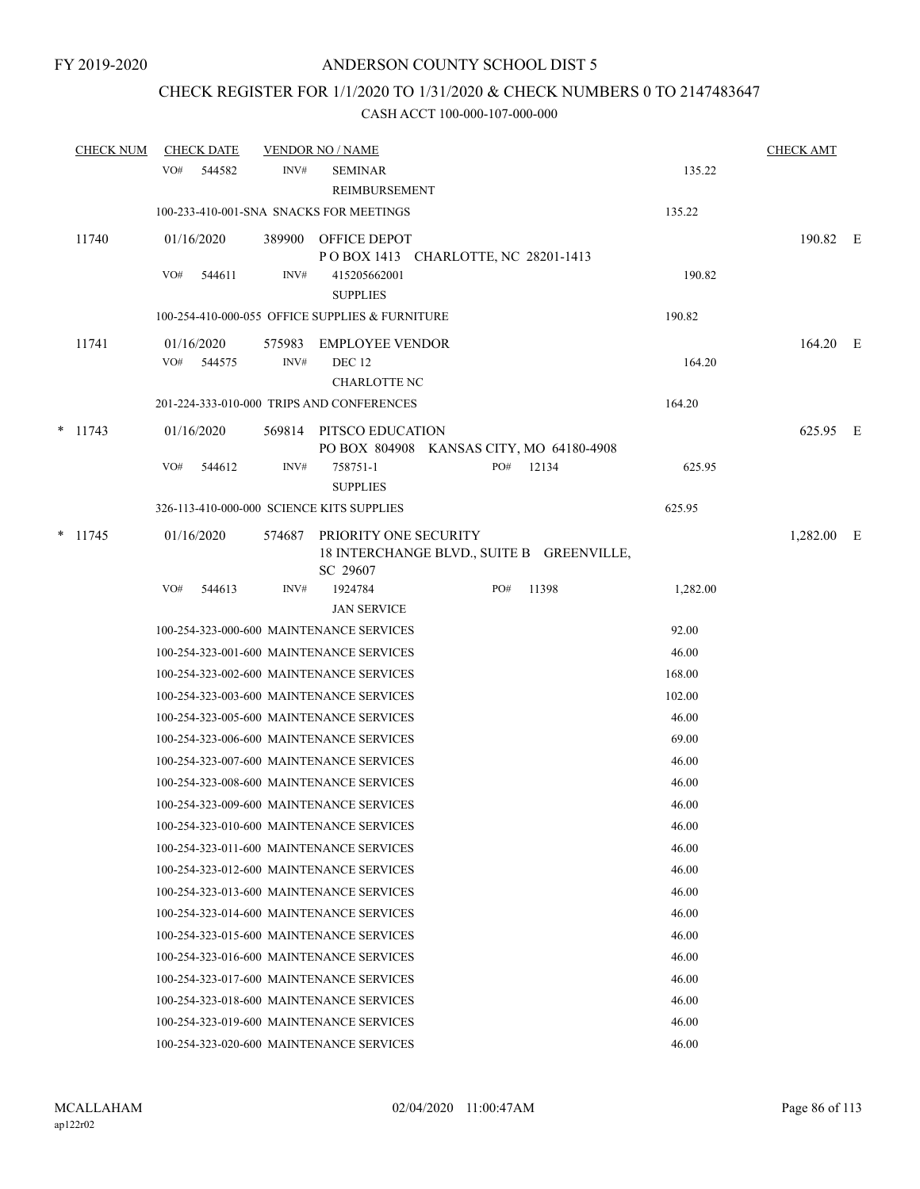FY 2019-2020

# ANDERSON COUNTY SCHOOL DIST 5

## CHECK REGISTER FOR 1/1/2020 TO 1/31/2020 & CHECK NUMBERS 0 TO 2147483647

### CASH ACCT 100-000-107-000-000

| CHECK NUM | CHECK DATE | VENDOR NO / NAME | | | CHECK AMT | |
|---|---|---|---|---|---|---|
| | VO# 544582 | INV# | SEMINAR REIMBURSEMENT | 135.22 | | |
| | 100-233-410-001-SNA SNACKS FOR MEETINGS | | | 135.22 | | |
| 11740 | 01/16/2020 | 389900 | OFFICE DEPOT<br>P O BOX 1413 CHARLOTTE, NC 28201-1413 | | 190.82 | E |
| | VO# 544611 | INV# | 415205662001<br>SUPPLIES | 190.82 | | |
| | 100-254-410-000-055 OFFICE SUPPLIES & FURNITURE | | | 190.82 | | |
| 11741 | 01/16/2020 | 575983 | EMPLOYEE VENDOR | | 164.20 | E |
| | VO# 544575 | INV# | DEC 12<br>CHARLOTTE NC | 164.20 | | |
| | 201-224-333-010-000 TRIPS AND CONFERENCES | | | 164.20 | | |
| * 11743 | 01/16/2020 | 569814 | PITSCO EDUCATION<br>PO BOX 804908 KANSAS CITY, MO 64180-4908 | | 625.95 | E |
| | VO# 544612 | INV# | 758751-1 PO# 12134<br>SUPPLIES | 625.95 | | |
| | 326-113-410-000-000 SCIENCE KITS SUPPLIES | | | 625.95 | | |
| * 11745 | 01/16/2020 | 574687 | PRIORITY ONE SECURITY<br>18 INTERCHANGE BLVD., SUITE B GREENVILLE, SC 29607 | | 1,282.00 | E |
| | VO# 544613 | INV# | 1924784 PO# 11398<br>JAN SERVICE | 1,282.00 | | |
| | 100-254-323-000-600 MAINTENANCE SERVICES | | | 92.00 | | |
| | 100-254-323-001-600 MAINTENANCE SERVICES | | | 46.00 | | |
| | 100-254-323-002-600 MAINTENANCE SERVICES | | | 168.00 | | |
| | 100-254-323-003-600 MAINTENANCE SERVICES | | | 102.00 | | |
| | 100-254-323-005-600 MAINTENANCE SERVICES | | | 46.00 | | |
| | 100-254-323-006-600 MAINTENANCE SERVICES | | | 69.00 | | |
| | 100-254-323-007-600 MAINTENANCE SERVICES | | | 46.00 | | |
| | 100-254-323-008-600 MAINTENANCE SERVICES | | | 46.00 | | |
| | 100-254-323-009-600 MAINTENANCE SERVICES | | | 46.00 | | |
| | 100-254-323-010-600 MAINTENANCE SERVICES | | | 46.00 | | |
| | 100-254-323-011-600 MAINTENANCE SERVICES | | | 46.00 | | |
| | 100-254-323-012-600 MAINTENANCE SERVICES | | | 46.00 | | |
| | 100-254-323-013-600 MAINTENANCE SERVICES | | | 46.00 | | |
| | 100-254-323-014-600 MAINTENANCE SERVICES | | | 46.00 | | |
| | 100-254-323-015-600 MAINTENANCE SERVICES | | | 46.00 | | |
| | 100-254-323-016-600 MAINTENANCE SERVICES | | | 46.00 | | |
| | 100-254-323-017-600 MAINTENANCE SERVICES | | | 46.00 | | |
| | 100-254-323-018-600 MAINTENANCE SERVICES | | | 46.00 | | |
| | 100-254-323-019-600 MAINTENANCE SERVICES | | | 46.00 | | |
| | 100-254-323-020-600 MAINTENANCE SERVICES | | | 46.00 | | |

MCALLAHAM
ap122r02

02/04/2020 11:00:47AM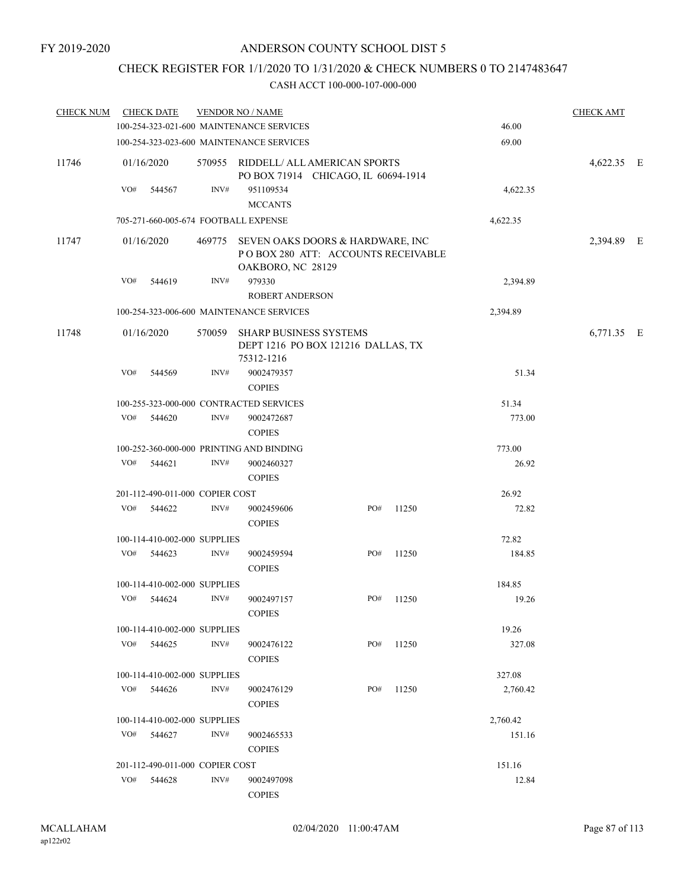FY 2019-2020

# ANDERSON COUNTY SCHOOL DIST 5

## CHECK REGISTER FOR 1/1/2020 TO 1/31/2020 & CHECK NUMBERS 0 TO 2147483647

### CASH ACCT 100-000-107-000-000

| CHECK NUM | CHECK DATE | VENDOR NO / NAME | | | CHECK AMT | |
|---|---|---|---|---|---|---|
| | 100-254-323-021-600 MAINTENANCE SERVICES | | | 46.00 | | |
| | 100-254-323-023-600 MAINTENANCE SERVICES | | | 69.00 | | |
| 11746 | 01/16/2020 | 570955 RIDDELL/ ALL AMERICAN SPORTS<br>PO BOX 71914 CHICAGO, IL 60694-1914 | | | 4,622.35 | E |
| | VO# 544567 | INV# 951109534<br>MCCANTS | | 4,622.35 | | |
| | 705-271-660-005-674 FOOTBALL EXPENSE | | | 4,622.35 | | |
| 11747 | 01/16/2020 | 469775 SEVEN OAKS DOORS & HARDWARE, INC<br>P O BOX 280 ATT: ACCOUNTS RECEIVABLE<br>OAKBORO, NC 28129 | | | 2,394.89 | E |
| | VO# 544619 | INV# 979330<br>ROBERT ANDERSON | | 2,394.89 | | |
| | 100-254-323-006-600 MAINTENANCE SERVICES | | | 2,394.89 | | |
| 11748 | 01/16/2020 | 570059 SHARP BUSINESS SYSTEMS<br>DEPT 1216 PO BOX 121216 DALLAS, TX<br>75312-1216 | | | 6,771.35 | E |
| | VO# 544569 | INV# 9002479357<br>COPIES | | 51.34 | | |
| | 100-255-323-000-000 CONTRACTED SERVICES | | | 51.34 | | |
| | VO# 544620 | INV# 9002472687<br>COPIES | | 773.00 | | |
| | 100-252-360-000-000 PRINTING AND BINDING | | | 773.00 | | |
| | VO# 544621 | INV# 9002460327<br>COPIES | | 26.92 | | |
| | 201-112-490-011-000 COPIER COST | | | 26.92 | | |
| | VO# 544622 | INV# 9002459606<br>COPIES | PO# 11250 | 72.82 | | |
| | 100-114-410-002-000 SUPPLIES | | | 72.82 | | |
| | VO# 544623 | INV# 9002459594<br>COPIES | PO# 11250 | 184.85 | | |
| | 100-114-410-002-000 SUPPLIES | | | 184.85 | | |
| | VO# 544624 | INV# 9002497157<br>COPIES | PO# 11250 | 19.26 | | |
| | 100-114-410-002-000 SUPPLIES | | | 19.26 | | |
| | VO# 544625 | INV# 9002476122<br>COPIES | PO# 11250 | 327.08 | | |
| | 100-114-410-002-000 SUPPLIES | | | 327.08 | | |
| | VO# 544626 | INV# 9002476129<br>COPIES | PO# 11250 | 2,760.42 | | |
| | 100-114-410-002-000 SUPPLIES | | | 2,760.42 | | |
| | VO# 544627 | INV# 9002465533<br>COPIES | | 151.16 | | |
| | 201-112-490-011-000 COPIER COST | | | 151.16 | | |
| | VO# 544628 | INV# 9002497098<br>COPIES | | 12.84 | | |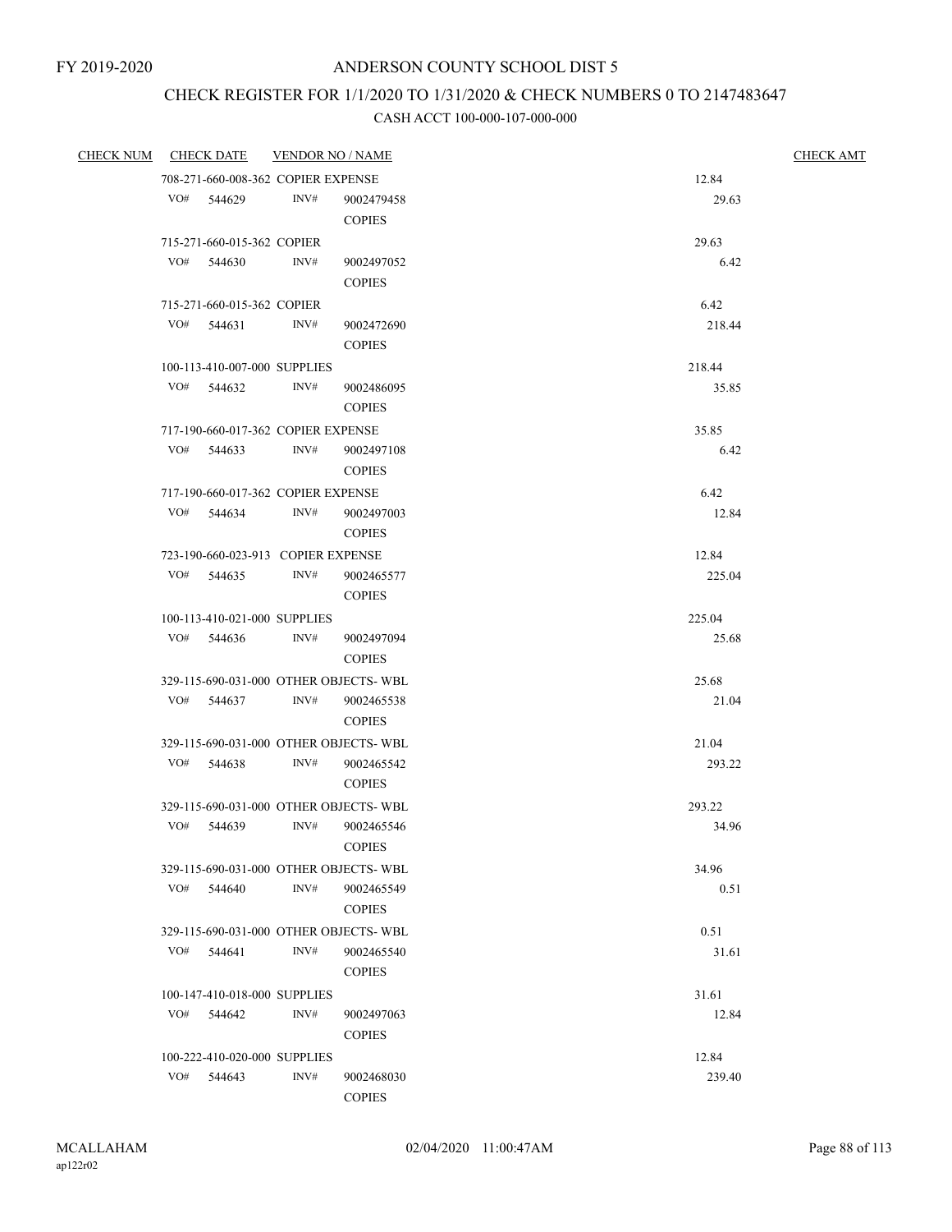FY 2019-2020

# ANDERSON COUNTY SCHOOL DIST 5

## CHECK REGISTER FOR 1/1/2020 TO 1/31/2020 & CHECK NUMBERS 0 TO 2147483647

### CASH ACCT 100-000-107-000-000

| CHECK NUM | CHECK DATE | VENDOR NO / NAME | | CHECK AMT |
|---|---|---|---|---|
| | 708-271-660-008-362 COPIER EXPENSE | | 12.84 | |
| | VO# 544629 | INV# 9002479458 COPIES | 29.63 | |
| | 715-271-660-015-362 COPIER | | 29.63 | |
| | VO# 544630 | INV# 9002497052 COPIES | 6.42 | |
| | 715-271-660-015-362 COPIER | | 6.42 | |
| | VO# 544631 | INV# 9002472690 COPIES | 218.44 | |
| | 100-113-410-007-000 SUPPLIES | | 218.44 | |
| | VO# 544632 | INV# 9002486095 COPIES | 35.85 | |
| | 717-190-660-017-362 COPIER EXPENSE | | 35.85 | |
| | VO# 544633 | INV# 9002497108 COPIES | 6.42 | |
| | 717-190-660-017-362 COPIER EXPENSE | | 6.42 | |
| | VO# 544634 | INV# 9002497003 COPIES | 12.84 | |
| | 723-190-660-023-913 COPIER EXPENSE | | 12.84 | |
| | VO# 544635 | INV# 9002465577 COPIES | 225.04 | |
| | 100-113-410-021-000 SUPPLIES | | 225.04 | |
| | VO# 544636 | INV# 9002497094 COPIES | 25.68 | |
| | 329-115-690-031-000 OTHER OBJECTS- WBL | | 25.68 | |
| | VO# 544637 | INV# 9002465538 COPIES | 21.04 | |
| | 329-115-690-031-000 OTHER OBJECTS- WBL | | 21.04 | |
| | VO# 544638 | INV# 9002465542 COPIES | 293.22 | |
| | 329-115-690-031-000 OTHER OBJECTS- WBL | | 293.22 | |
| | VO# 544639 | INV# 9002465546 COPIES | 34.96 | |
| | 329-115-690-031-000 OTHER OBJECTS- WBL | | 34.96 | |
| | VO# 544640 | INV# 9002465549 COPIES | 0.51 | |
| | 329-115-690-031-000 OTHER OBJECTS- WBL | | 0.51 | |
| | VO# 544641 | INV# 9002465540 COPIES | 31.61 | |
| | 100-147-410-018-000 SUPPLIES | | 31.61 | |
| | VO# 544642 | INV# 9002497063 COPIES | 12.84 | |
| | 100-222-410-020-000 SUPPLIES | | 12.84 | |
| | VO# 544643 | INV# 9002468030 COPIES | 239.40 | |

MCALLAHAM
ap122r02

02/04/2020 11:00:47AM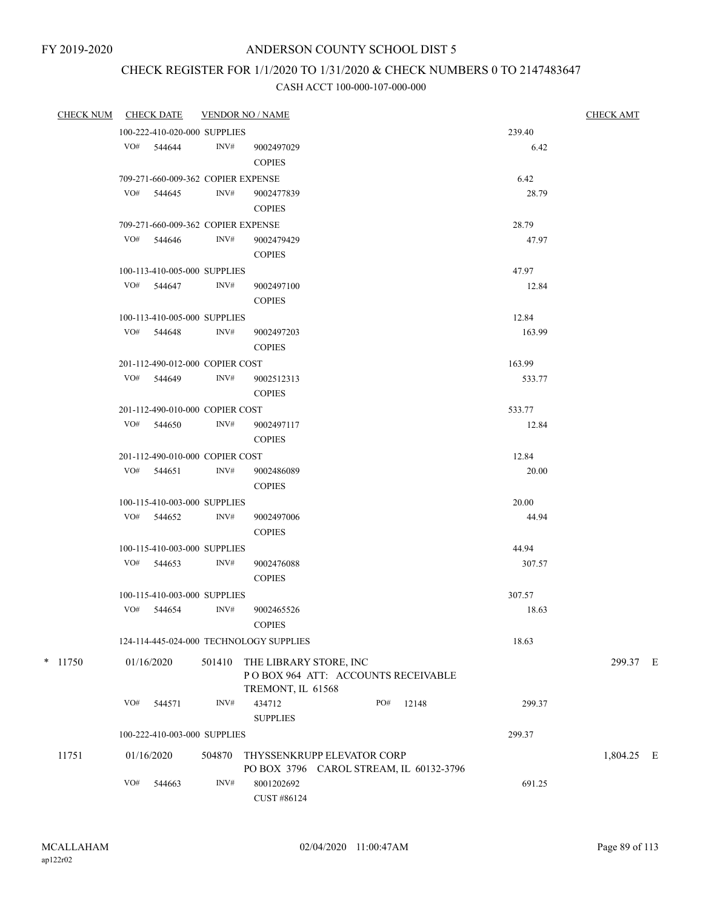FY 2019-2020

ANDERSON COUNTY SCHOOL DIST 5

CHECK REGISTER FOR 1/1/2020 TO 1/31/2020 & CHECK NUMBERS 0 TO 2147483647

CASH ACCT 100-000-107-000-000

| CHECK NUM | CHECK DATE | VENDOR NO / NAME | | CHECK AMT |
|---|---|---|---|---|
| | 100-222-410-020-000 SUPPLIES | | 239.40 | |
| | VO# 544644 | INV# 9002497029 COPIES | 6.42 | |
| | 709-271-660-009-362 COPIER EXPENSE | | 6.42 | |
| | VO# 544645 | INV# 9002477839 COPIES | 28.79 | |
| | 709-271-660-009-362 COPIER EXPENSE | | 28.79 | |
| | VO# 544646 | INV# 9002479429 COPIES | 47.97 | |
| | 100-113-410-005-000 SUPPLIES | | 47.97 | |
| | VO# 544647 | INV# 9002497100 COPIES | 12.84 | |
| | 100-113-410-005-000 SUPPLIES | | 12.84 | |
| | VO# 544648 | INV# 9002497203 COPIES | 163.99 | |
| | 201-112-490-012-000 COPIER COST | | 163.99 | |
| | VO# 544649 | INV# 9002512313 COPIES | 533.77 | |
| | 201-112-490-010-000 COPIER COST | | 533.77 | |
| | VO# 544650 | INV# 9002497117 COPIES | 12.84 | |
| | 201-112-490-010-000 COPIER COST | | 12.84 | |
| | VO# 544651 | INV# 9002486089 COPIES | 20.00 | |
| | 100-115-410-003-000 SUPPLIES | | 20.00 | |
| | VO# 544652 | INV# 9002497006 COPIES | 44.94 | |
| | 100-115-410-003-000 SUPPLIES | | 44.94 | |
| | VO# 544653 | INV# 9002476088 COPIES | 307.57 | |
| | 100-115-410-003-000 SUPPLIES | | 307.57 | |
| | VO# 544654 | INV# 9002465526 COPIES | 18.63 | |
| | 124-114-445-024-000 TECHNOLOGY SUPPLIES | | 18.63 | |
| * 11750 | 01/16/2020 | 501410 THE LIBRARY STORE, INC P O BOX 964 ATT: ACCOUNTS RECEIVABLE TREMONT, IL 61568 | | 299.37 E |
| | VO# 544571 | INV# 434712 SUPPLIES PO# 12148 | 299.37 | |
| | 100-222-410-003-000 SUPPLIES | | 299.37 | |
| 11751 | 01/16/2020 | 504870 THYSSENKRUPP ELEVATOR CORP PO BOX 3796 CAROL STREAM, IL 60132-3796 | | 1,804.25 E |
| | VO# 544663 | INV# 8001202692 CUST #86124 | 691.25 | |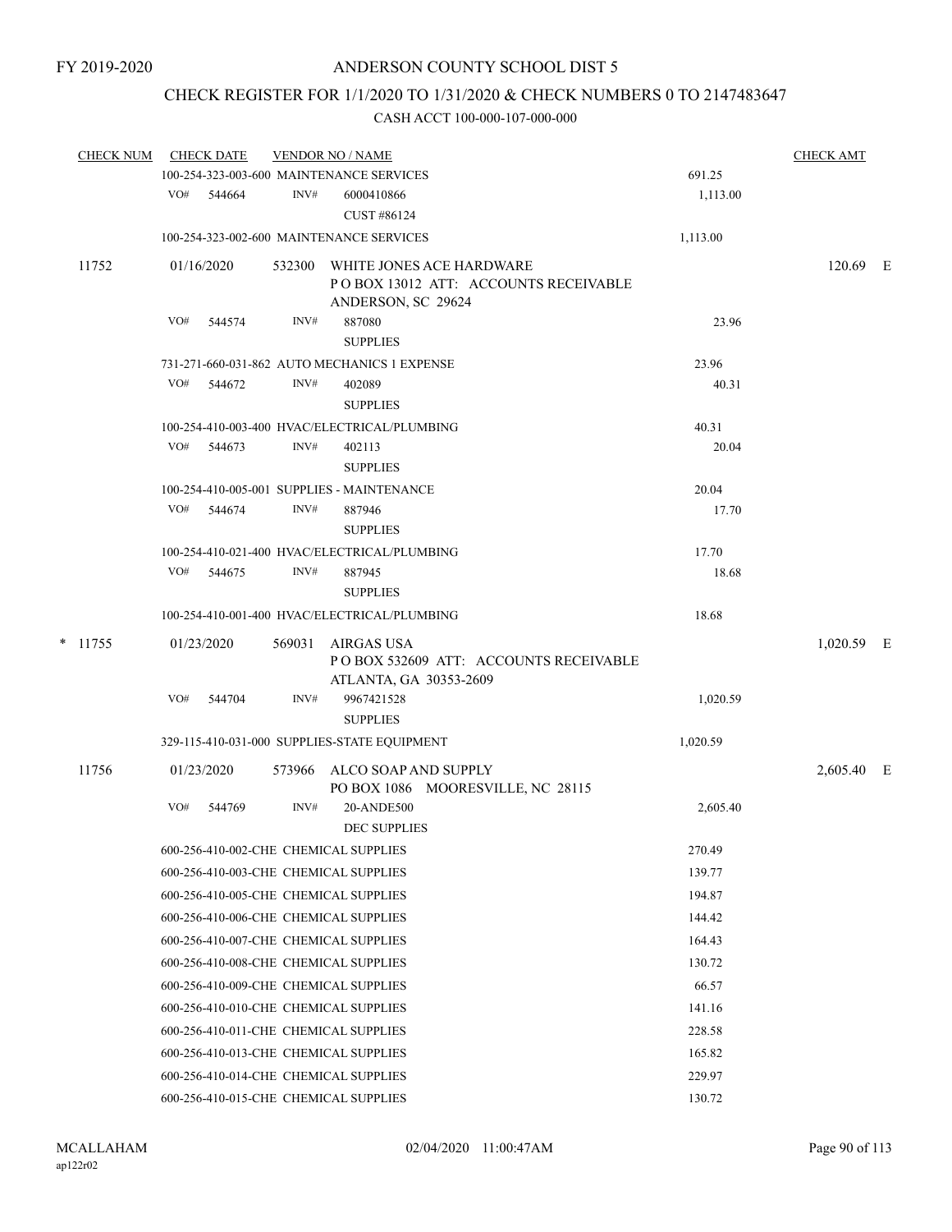FY 2019-2020

# ANDERSON COUNTY SCHOOL DIST 5

## CHECK REGISTER FOR 1/1/2020 TO 1/31/2020 & CHECK NUMBERS 0 TO 2147483647

### CASH ACCT 100-000-107-000-000

| CHECK NUM | CHECK DATE | VENDOR NO / NAME | | CHECK AMT |
|---|---|---|---|---|
| | | 100-254-323-003-600 MAINTENANCE SERVICES | 691.25 | |
| | VO# 544664 | INV# 6000410866 CUST #86124 | 1,113.00 | |
| | | 100-254-323-002-600 MAINTENANCE SERVICES | 1,113.00 | |
| 11752 | 01/16/2020 | 532300 WHITE JONES ACE HARDWARE P O BOX 13012 ATT: ACCOUNTS RECEIVABLE ANDERSON, SC 29624 | | 120.69 E |
| | VO# 544574 | INV# 887080 SUPPLIES | 23.96 | |
| | | 731-271-660-031-862 AUTO MECHANICS 1 EXPENSE | 23.96 | |
| | VO# 544672 | INV# 402089 SUPPLIES | 40.31 | |
| | | 100-254-410-003-400 HVAC/ELECTRICAL/PLUMBING | 40.31 | |
| | VO# 544673 | INV# 402113 SUPPLIES | 20.04 | |
| | | 100-254-410-005-001 SUPPLIES - MAINTENANCE | 20.04 | |
| | VO# 544674 | INV# 887946 SUPPLIES | 17.70 | |
| | | 100-254-410-021-400 HVAC/ELECTRICAL/PLUMBING | 17.70 | |
| | VO# 544675 | INV# 887945 SUPPLIES | 18.68 | |
| | | 100-254-410-001-400 HVAC/ELECTRICAL/PLUMBING | 18.68 | |
| * 11755 | 01/23/2020 | 569031 AIRGAS USA P O BOX 532609 ATT: ACCOUNTS RECEIVABLE ATLANTA, GA 30353-2609 | | 1,020.59 E |
| | VO# 544704 | INV# 9967421528 SUPPLIES | 1,020.59 | |
| | | 329-115-410-031-000 SUPPLIES-STATE EQUIPMENT | 1,020.59 | |
| 11756 | 01/23/2020 | 573966 ALCO SOAP AND SUPPLY PO BOX 1086 MOORESVILLE, NC 28115 | | 2,605.40 E |
| | VO# 544769 | INV# 20-ANDE500 DEC SUPPLIES | 2,605.40 | |
| | | 600-256-410-002-CHE CHEMICAL SUPPLIES | 270.49 | |
| | | 600-256-410-003-CHE CHEMICAL SUPPLIES | 139.77 | |
| | | 600-256-410-005-CHE CHEMICAL SUPPLIES | 194.87 | |
| | | 600-256-410-006-CHE CHEMICAL SUPPLIES | 144.42 | |
| | | 600-256-410-007-CHE CHEMICAL SUPPLIES | 164.43 | |
| | | 600-256-410-008-CHE CHEMICAL SUPPLIES | 130.72 | |
| | | 600-256-410-009-CHE CHEMICAL SUPPLIES | 66.57 | |
| | | 600-256-410-010-CHE CHEMICAL SUPPLIES | 141.16 | |
| | | 600-256-410-011-CHE CHEMICAL SUPPLIES | 228.58 | |
| | | 600-256-410-013-CHE CHEMICAL SUPPLIES | 165.82 | |
| | | 600-256-410-014-CHE CHEMICAL SUPPLIES | 229.97 | |
| | | 600-256-410-015-CHE CHEMICAL SUPPLIES | 130.72 | |

MCALLAHAM
ap122r02

02/04/2020 11:00:47AM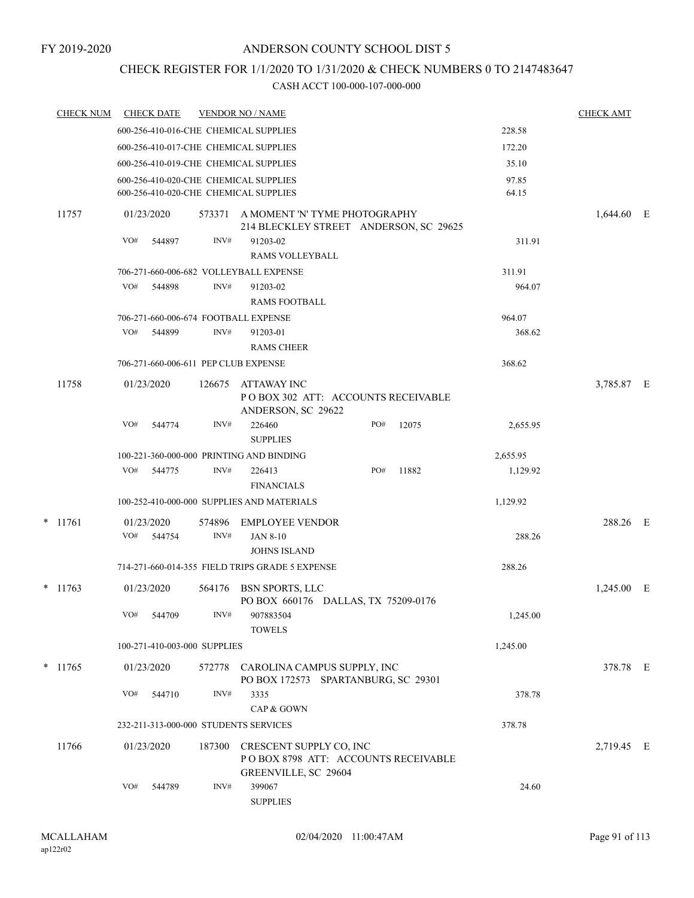FY 2019-2020

# ANDERSON COUNTY SCHOOL DIST 5

## CHECK REGISTER FOR 1/1/2020 TO 1/31/2020 & CHECK NUMBERS 0 TO 2147483647

### CASH ACCT 100-000-107-000-000

| CHECK NUM | CHECK DATE | VENDOR NO / NAME | | CHECK AMT |
|---|---|---|---|---|
| | 600-256-410-016-CHE CHEMICAL SUPPLIES | | 228.58 | |
| | 600-256-410-017-CHE CHEMICAL SUPPLIES | | 172.20 | |
| | 600-256-410-019-CHE CHEMICAL SUPPLIES | | 35.10 | |
| | 600-256-410-020-CHE CHEMICAL SUPPLIES | | 97.85 | |
| | 600-256-410-020-CHE CHEMICAL SUPPLIES | | 64.15 | |
| 11757 | 01/23/2020 | 573371 A MOMENT 'N' TYME PHOTOGRAPHY<br>214 BLECKLEY STREET ANDERSON, SC 29625 | | 1,644.60 E |
| | VO# 544897 | INV# 91203-02<br>RAMS VOLLEYBALL | 311.91 | |
| | 706-271-660-006-682 VOLLEYBALL EXPENSE | | 311.91 | |
| | VO# 544898 | INV# 91203-02<br>RAMS FOOTBALL | 964.07 | |
| | 706-271-660-006-674 FOOTBALL EXPENSE | | 964.07 | |
| | VO# 544899 | INV# 91203-01<br>RAMS CHEER | 368.62 | |
| | 706-271-660-006-611 PEP CLUB EXPENSE | | 368.62 | |
| 11758 | 01/23/2020 | 126675 ATTAWAY INC<br>P O BOX 302 ATT: ACCOUNTS RECEIVABLE<br>ANDERSON, SC 29622 | | 3,785.87 E |
| | VO# 544774 | INV# 226460 PO# 12075<br>SUPPLIES | 2,655.95 | |
| | 100-221-360-000-000 PRINTING AND BINDING | | 2,655.95 | |
| | VO# 544775 | INV# 226413 PO# 11882<br>FINANCIALS | 1,129.92 | |
| | 100-252-410-000-000 SUPPLIES AND MATERIALS | | 1,129.92 | |
| * 11761 | 01/23/2020 | 574896 EMPLOYEE VENDOR | | 288.26 E |
| | VO# 544754 | INV# JAN 8-10<br>JOHNS ISLAND | 288.26 | |
| | 714-271-660-014-355 FIELD TRIPS GRADE 5 EXPENSE | | 288.26 | |
| * 11763 | 01/23/2020 | 564176 BSN SPORTS, LLC<br>PO BOX 660176 DALLAS, TX 75209-0176 | | 1,245.00 E |
| | VO# 544709 | INV# 907883504<br>TOWELS | 1,245.00 | |
| | 100-271-410-003-000 SUPPLIES | | 1,245.00 | |
| * 11765 | 01/23/2020 | 572778 CAROLINA CAMPUS SUPPLY, INC<br>PO BOX 172573 SPARTANBURG, SC 29301 | | 378.78 E |
| | VO# 544710 | INV# 3335<br>CAP & GOWN | 378.78 | |
| | 232-211-313-000-000 STUDENTS SERVICES | | 378.78 | |
| 11766 | 01/23/2020 | 187300 CRESCENT SUPPLY CO, INC<br>P O BOX 8798 ATT: ACCOUNTS RECEIVABLE<br>GREENVILLE, SC 29604 | | 2,719.45 E |
| | VO# 544789 | INV# 399067<br>SUPPLIES | 24.60 | |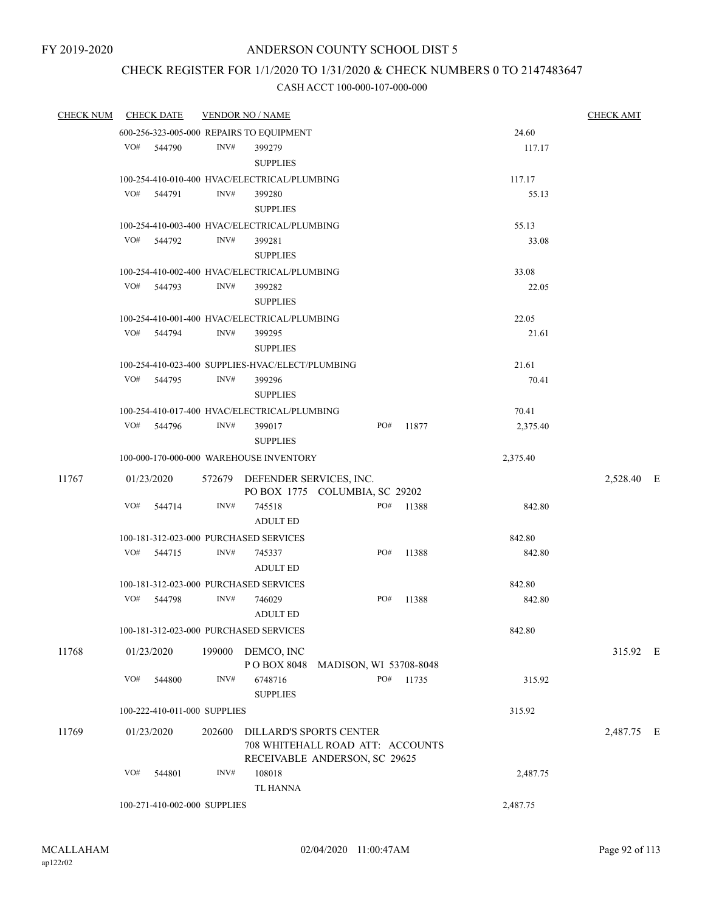FY 2019-2020

# ANDERSON COUNTY SCHOOL DIST 5

## CHECK REGISTER FOR 1/1/2020 TO 1/31/2020 & CHECK NUMBERS 0 TO 2147483647

### CASH ACCT 100-000-107-000-000

| CHECK NUM | CHECK DATE | VENDOR NO / NAME | | CHECK AMT |
|---|---|---|---|---|
| | 600-256-323-005-000 REPAIRS TO EQUIPMENT | | 24.60 | |
| | VO# 544790 | INV# 399279 SUPPLIES | 117.17 | |
| | 100-254-410-010-400 HVAC/ELECTRICAL/PLUMBING | | 117.17 | |
| | VO# 544791 | INV# 399280 SUPPLIES | 55.13 | |
| | 100-254-410-003-400 HVAC/ELECTRICAL/PLUMBING | | 55.13 | |
| | VO# 544792 | INV# 399281 SUPPLIES | 33.08 | |
| | 100-254-410-002-400 HVAC/ELECTRICAL/PLUMBING | | 33.08 | |
| | VO# 544793 | INV# 399282 SUPPLIES | 22.05 | |
| | 100-254-410-001-400 HVAC/ELECTRICAL/PLUMBING | | 22.05 | |
| | VO# 544794 | INV# 399295 SUPPLIES | 21.61 | |
| | 100-254-410-023-400 SUPPLIES-HVAC/ELECT/PLUMBING | | 21.61 | |
| | VO# 544795 | INV# 399296 SUPPLIES | 70.41 | |
| | 100-254-410-017-400 HVAC/ELECTRICAL/PLUMBING | | 70.41 | |
| | VO# 544796 | INV# 399017 SUPPLIES PO# 11877 | 2,375.40 | |
| | 100-000-170-000-000 WAREHOUSE INVENTORY | | 2,375.40 | |
| 11767 | 01/23/2020 | 572679 DEFENDER SERVICES, INC. PO BOX 1775 COLUMBIA, SC 29202 | | 2,528.40 E |
| | VO# 544714 | INV# 745518 ADULT ED PO# 11388 | 842.80 | |
| | 100-181-312-023-000 PURCHASED SERVICES | | 842.80 | |
| | VO# 544715 | INV# 745337 ADULT ED PO# 11388 | 842.80 | |
| | 100-181-312-023-000 PURCHASED SERVICES | | 842.80 | |
| | VO# 544798 | INV# 746029 ADULT ED PO# 11388 | 842.80 | |
| | 100-181-312-023-000 PURCHASED SERVICES | | 842.80 | |
| 11768 | 01/23/2020 | 199000 DEMCO, INC P O BOX 8048 MADISON, WI 53708-8048 | | 315.92 E |
| | VO# 544800 | INV# 6748716 SUPPLIES PO# 11735 | 315.92 | |
| | 100-222-410-011-000 SUPPLIES | | 315.92 | |
| 11769 | 01/23/2020 | 202600 DILLARD'S SPORTS CENTER 708 WHITEHALL ROAD ATT: ACCOUNTS RECEIVABLE ANDERSON, SC 29625 | | 2,487.75 E |
| | VO# 544801 | INV# 108018 TL HANNA | 2,487.75 | |
| | 100-271-410-002-000 SUPPLIES | | 2,487.75 | |

MCALLAHAM
ap122r02

02/04/2020 11:00:47AM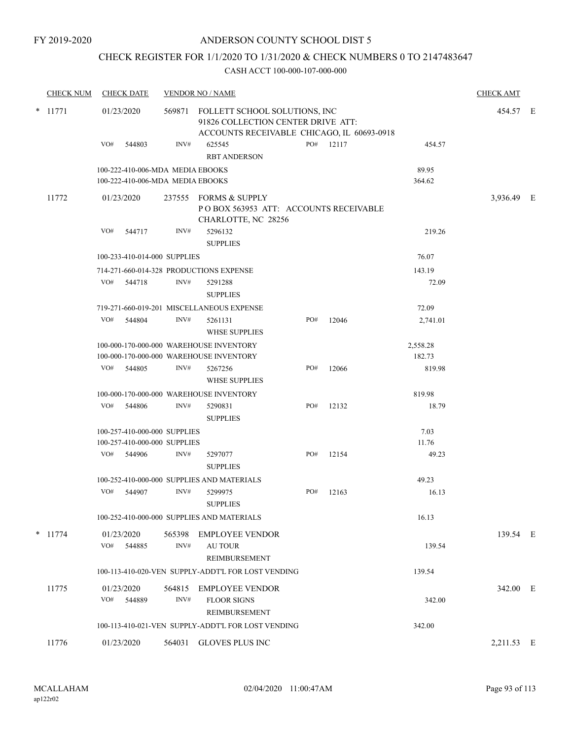FY 2019-2020

# ANDERSON COUNTY SCHOOL DIST 5

## CHECK REGISTER FOR 1/1/2020 TO 1/31/2020 & CHECK NUMBERS 0 TO 2147483647

### CASH ACCT 100-000-107-000-000

| CHECK NUM | CHECK DATE | VENDOR NO / NAME | | | | CHECK AMT | |
|---|---|---|---|---|---|---|---|
| * 11771 | 01/23/2020 | 569871 FOLLETT SCHOOL SOLUTIONS, INC<br>91826 COLLECTION CENTER DRIVE ATT:<br>ACCOUNTS RECEIVABLE CHICAGO, IL 60693-0918 | | | | 454.57 | E |
| | VO# 544803 | INV# 625545<br>RBT ANDERSON | PO# 12117 | | 454.57 | | |
| | 100-222-410-006-MDA MEDIA EBOOKS | | | | 89.95 | | |
| | 100-222-410-006-MDA MEDIA EBOOKS | | | | 364.62 | | |
| 11772 | 01/23/2020 | 237555 FORMS & SUPPLY<br>P O BOX 563953 ATT: ACCOUNTS RECEIVABLE<br>CHARLOTTE, NC 28256 | | | | 3,936.49 | E |
| | VO# 544717 | INV# 5296132<br>SUPPLIES | | | 219.26 | | |
| | 100-233-410-014-000 SUPPLIES | | | | 76.07 | | |
| | 714-271-660-014-328 PRODUCTIONS EXPENSE | | | | 143.19 | | |
| | VO# 544718 | INV# 5291288<br>SUPPLIES | | | 72.09 | | |
| | 719-271-660-019-201 MISCELLANEOUS EXPENSE | | | | 72.09 | | |
| | VO# 544804 | INV# 5261131<br>WHSE SUPPLIES | PO# 12046 | | 2,741.01 | | |
| | 100-000-170-000-000 WAREHOUSE INVENTORY | | | | 2,558.28 | | |
| | 100-000-170-000-000 WAREHOUSE INVENTORY | | | | 182.73 | | |
| | VO# 544805 | INV# 5267256<br>WHSE SUPPLIES | PO# 12066 | | 819.98 | | |
| | 100-000-170-000-000 WAREHOUSE INVENTORY | | | | 819.98 | | |
| | VO# 544806 | INV# 5290831<br>SUPPLIES | PO# 12132 | | 18.79 | | |
| | 100-257-410-000-000 SUPPLIES | | | | 7.03 | | |
| | 100-257-410-000-000 SUPPLIES | | | | 11.76 | | |
| | VO# 544906 | INV# 5297077<br>SUPPLIES | PO# 12154 | | 49.23 | | |
| | 100-252-410-000-000 SUPPLIES AND MATERIALS | | | | 49.23 | | |
| | VO# 544907 | INV# 5299975<br>SUPPLIES | PO# 12163 | | 16.13 | | |
| | 100-252-410-000-000 SUPPLIES AND MATERIALS | | | | 16.13 | | |
| * 11774 | 01/23/2020 | 565398 EMPLOYEE VENDOR | | | | 139.54 | E |
| | VO# 544885 | INV# AU TOUR<br>REIMBURSEMENT | | | 139.54 | | |
| | 100-113-410-020-VEN SUPPLY-ADDT'L FOR LOST VENDING | | | | 139.54 | | |
| 11775 | 01/23/2020 | 564815 EMPLOYEE VENDOR | | | | 342.00 | E |
| | VO# 544889 | INV# FLOOR SIGNS<br>REIMBURSEMENT | | | 342.00 | | |
| | 100-113-410-021-VEN SUPPLY-ADDT'L FOR LOST VENDING | | | | 342.00 | | |
| 11776 | 01/23/2020 | 564031 GLOVES PLUS INC | | | | 2,211.53 | E |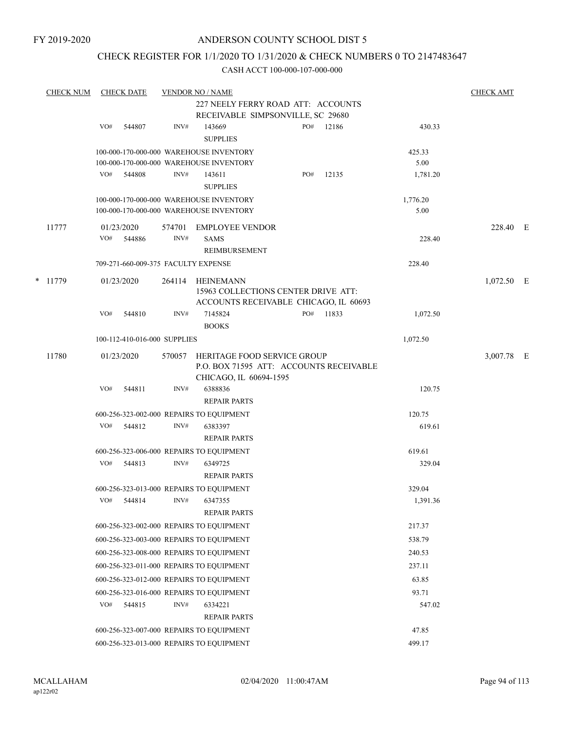FY 2019-2020

# ANDERSON COUNTY SCHOOL DIST 5

## CHECK REGISTER FOR 1/1/2020 TO 1/31/2020 & CHECK NUMBERS 0 TO 2147483647

CASH ACCT 100-000-107-000-000

| CHECK NUM | CHECK DATE | VENDOR NO / NAME | | | | CHECK AMT |
|---|---|---|---|---|---|---|
| | | | 227 NEELY FERRY ROAD ATT: ACCOUNTS RECEIVABLE SIMPSONVILLE, SC 29680 | | | |
| | VO# 544807 | INV# | 143669 SUPPLIES | PO# 12186 | 430.33 | |
| | 100-000-170-000-000 WAREHOUSE INVENTORY | | | | 425.33 | |
| | 100-000-170-000-000 WAREHOUSE INVENTORY | | | | 5.00 | |
| | VO# 544808 | INV# | 143611 SUPPLIES | PO# 12135 | 1,781.20 | |
| | 100-000-170-000-000 WAREHOUSE INVENTORY | | | | 1,776.20 | |
| | 100-000-170-000-000 WAREHOUSE INVENTORY | | | | 5.00 | |
| 11777 | 01/23/2020 | 574701 | EMPLOYEE VENDOR | | | 228.40 E |
| | VO# 544886 | INV# | SAMS REIMBURSEMENT | | 228.40 | |
| | 709-271-660-009-375 FACULTY EXPENSE | | | | 228.40 | |
| * 11779 | 01/23/2020 | 264114 | HEINEMANN 15963 COLLECTIONS CENTER DRIVE ATT: ACCOUNTS RECEIVABLE CHICAGO, IL 60693 | | | 1,072.50 E |
| | VO# 544810 | INV# | 7145824 BOOKS | PO# 11833 | 1,072.50 | |
| | 100-112-410-016-000 SUPPLIES | | | | 1,072.50 | |
| 11780 | 01/23/2020 | 570057 | HERITAGE FOOD SERVICE GROUP P.O. BOX 71595 ATT: ACCOUNTS RECEIVABLE CHICAGO, IL 60694-1595 | | | 3,007.78 E |
| | VO# 544811 | INV# | 6388836 REPAIR PARTS | | 120.75 | |
| | 600-256-323-002-000 REPAIRS TO EQUIPMENT | | | | 120.75 | |
| | VO# 544812 | INV# | 6383397 REPAIR PARTS | | 619.61 | |
| | 600-256-323-006-000 REPAIRS TO EQUIPMENT | | | | 619.61 | |
| | VO# 544813 | INV# | 6349725 REPAIR PARTS | | 329.04 | |
| | 600-256-323-013-000 REPAIRS TO EQUIPMENT | | | | 329.04 | |
| | VO# 544814 | INV# | 6347355 REPAIR PARTS | | 1,391.36 | |
| | 600-256-323-002-000 REPAIRS TO EQUIPMENT | | | | 217.37 | |
| | 600-256-323-003-000 REPAIRS TO EQUIPMENT | | | | 538.79 | |
| | 600-256-323-008-000 REPAIRS TO EQUIPMENT | | | | 240.53 | |
| | 600-256-323-011-000 REPAIRS TO EQUIPMENT | | | | 237.11 | |
| | 600-256-323-012-000 REPAIRS TO EQUIPMENT | | | | 63.85 | |
| | 600-256-323-016-000 REPAIRS TO EQUIPMENT | | | | 93.71 | |
| | VO# 544815 | INV# | 6334221 REPAIR PARTS | | 547.02 | |
| | 600-256-323-007-000 REPAIRS TO EQUIPMENT | | | | 47.85 | |
| | 600-256-323-013-000 REPAIRS TO EQUIPMENT | | | | 499.17 | |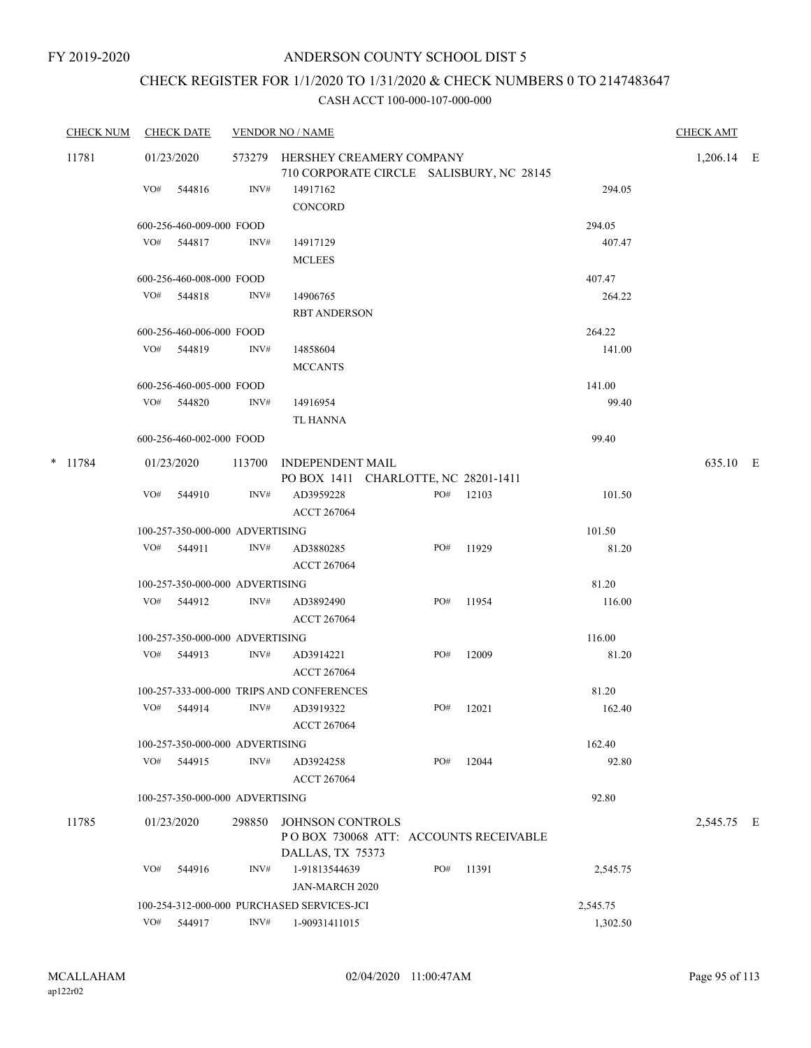FY 2019-2020

# ANDERSON COUNTY SCHOOL DIST 5

## CHECK REGISTER FOR 1/1/2020 TO 1/31/2020 & CHECK NUMBERS 0 TO 2147483647

### CASH ACCT 100-000-107-000-000

| CHECK NUM | CHECK DATE | VENDOR NO / NAME | | | | CHECK AMT |
|---|---|---|---|---|---|---|
| 11781 | 01/23/2020 | 573279 HERSHEY CREAMERY COMPANY<br>710 CORPORATE CIRCLE SALISBURY, NC 28145 | | | | 1,206.14 E |
| | VO# 544816 | INV# 14917162<br>CONCORD | | | 294.05 | |
| | 600-256-460-009-000 FOOD | | | | 294.05 | |
| | VO# 544817 | INV# 14917129<br>MCLEES | | | 407.47 | |
| | 600-256-460-008-000 FOOD | | | | 407.47 | |
| | VO# 544818 | INV# 14906765<br>RBT ANDERSON | | | 264.22 | |
| | 600-256-460-006-000 FOOD | | | | 264.22 | |
| | VO# 544819 | INV# 14858604<br>MCCANTS | | | 141.00 | |
| | 600-256-460-005-000 FOOD | | | | 141.00 | |
| | VO# 544820 | INV# 14916954<br>TL HANNA | | | 99.40 | |
| | 600-256-460-002-000 FOOD | | | | 99.40 | |
| * 11784 | 01/23/2020 | 113700 INDEPENDENT MAIL<br>PO BOX 1411 CHARLOTTE, NC 28201-1411 | | | | 635.10 E |
| | VO# 544910 | INV# AD3959228<br>ACCT 267064 | PO# | 12103 | 101.50 | |
| | 100-257-350-000-000 ADVERTISING | | | | 101.50 | |
| | VO# 544911 | INV# AD3880285<br>ACCT 267064 | PO# | 11929 | 81.20 | |
| | 100-257-350-000-000 ADVERTISING | | | | 81.20 | |
| | VO# 544912 | INV# AD3892490<br>ACCT 267064 | PO# | 11954 | 116.00 | |
| | 100-257-350-000-000 ADVERTISING | | | | 116.00 | |
| | VO# 544913 | INV# AD3914221<br>ACCT 267064 | PO# | 12009 | 81.20 | |
| | 100-257-333-000-000 TRIPS AND CONFERENCES | | | | 81.20 | |
| | VO# 544914 | INV# AD3919322<br>ACCT 267064 | PO# | 12021 | 162.40 | |
| | 100-257-350-000-000 ADVERTISING | | | | 162.40 | |
| | VO# 544915 | INV# AD3924258<br>ACCT 267064 | PO# | 12044 | 92.80 | |
| | 100-257-350-000-000 ADVERTISING | | | | 92.80 | |
| 11785 | 01/23/2020 | 298850 JOHNSON CONTROLS<br>P O BOX 730068 ATT: ACCOUNTS RECEIVABLE<br>DALLAS, TX 75373 | | | | 2,545.75 E |
| | VO# 544916 | INV# 1-91813544639<br>JAN-MARCH 2020 | PO# | 11391 | 2,545.75 | |
| | 100-254-312-000-000 PURCHASED SERVICES-JCI | | | | 2,545.75 | |
| | VO# 544917 | INV# 1-90931411015 | | | 1,302.50 | |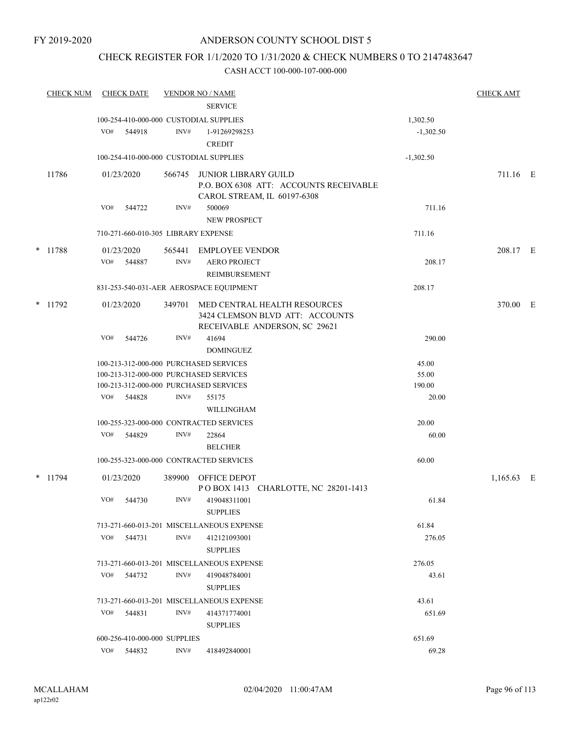FY 2019-2020

# ANDERSON COUNTY SCHOOL DIST 5

## CHECK REGISTER FOR 1/1/2020 TO 1/31/2020 & CHECK NUMBERS 0 TO 2147483647

CASH ACCT 100-000-107-000-000

| CHECK NUM | CHECK DATE | VENDOR NO / NAME | | CHECK AMT |
|---|---|---|---|---|
| | | SERVICE | | |
| | 100-254-410-000-000 CUSTODIAL SUPPLIES | | 1,302.50 | |
| | VO# 544918 | INV# 1-91269298253 CREDIT | -1,302.50 | |
| | 100-254-410-000-000 CUSTODIAL SUPPLIES | | -1,302.50 | |
| 11786 | 01/23/2020 | 566745 JUNIOR LIBRARY GUILD P.O. BOX 6308 ATT: ACCOUNTS RECEIVABLE CAROL STREAM, IL 60197-6308 | | 711.16 E |
| | VO# 544722 | INV# 500069 NEW PROSPECT | 711.16 | |
| | 710-271-660-010-305 LIBRARY EXPENSE | | 711.16 | |
| * 11788 | 01/23/2020 | 565441 EMPLOYEE VENDOR | | 208.17 E |
| | VO# 544887 | INV# AERO PROJECT REIMBURSEMENT | 208.17 | |
| | 831-253-540-031-AER AEROSPACE EQUIPMENT | | 208.17 | |
| * 11792 | 01/23/2020 | 349701 MED CENTRAL HEALTH RESOURCES 3424 CLEMSON BLVD ATT: ACCOUNTS RECEIVABLE ANDERSON, SC 29621 | | 370.00 E |
| | VO# 544726 | INV# 41694 DOMINGUEZ | 290.00 | |
| | 100-213-312-000-000 PURCHASED SERVICES | | 45.00 | |
| | 100-213-312-000-000 PURCHASED SERVICES | | 55.00 | |
| | 100-213-312-000-000 PURCHASED SERVICES | | 190.00 | |
| | VO# 544828 | INV# 55175 WILLINGHAM | 20.00 | |
| | 100-255-323-000-000 CONTRACTED SERVICES | | 20.00 | |
| | VO# 544829 | INV# 22864 BELCHER | 60.00 | |
| | 100-255-323-000-000 CONTRACTED SERVICES | | 60.00 | |
| * 11794 | 01/23/2020 | 389900 OFFICE DEPOT P O BOX 1413 CHARLOTTE, NC 28201-1413 | | 1,165.63 E |
| | VO# 544730 | INV# 419048311001 SUPPLIES | 61.84 | |
| | 713-271-660-013-201 MISCELLANEOUS EXPENSE | | 61.84 | |
| | VO# 544731 | INV# 412121093001 SUPPLIES | 276.05 | |
| | 713-271-660-013-201 MISCELLANEOUS EXPENSE | | 276.05 | |
| | VO# 544732 | INV# 419048784001 SUPPLIES | 43.61 | |
| | 713-271-660-013-201 MISCELLANEOUS EXPENSE | | 43.61 | |
| | VO# 544831 | INV# 414371774001 SUPPLIES | 651.69 | |
| | 600-256-410-000-000 SUPPLIES | | 651.69 | |
| | VO# 544832 | INV# 418492840001 | 69.28 | |

MCALLAHAM
ap122r02

02/04/2020 11:00:47AM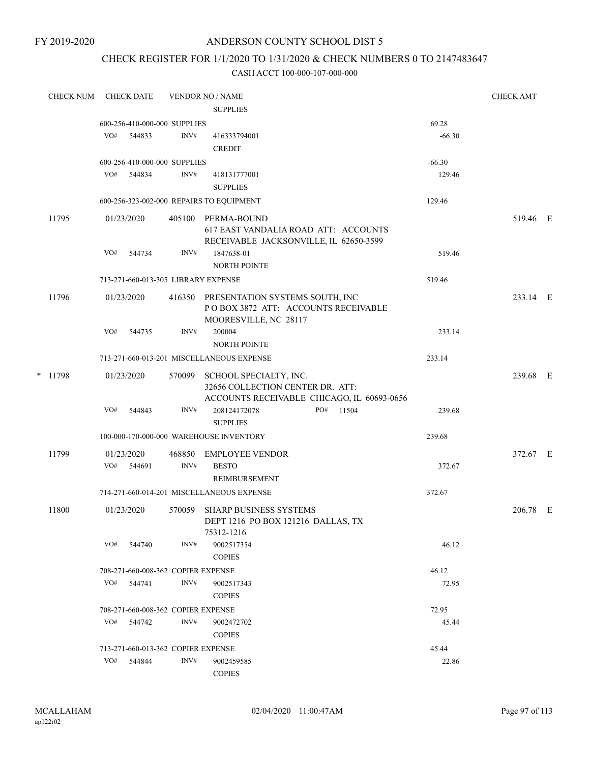FY 2019-2020

ANDERSON COUNTY SCHOOL DIST 5

CHECK REGISTER FOR 1/1/2020 TO 1/31/2020 & CHECK NUMBERS 0 TO 2147483647

CASH ACCT 100-000-107-000-000

| CHECK NUM | CHECK DATE | VENDOR NO / NAME | | CHECK AMT |
|---|---|---|---|---|
| | | SUPPLIES | | |
| | 600-256-410-000-000 SUPPLIES | | 69.28 | |
| | VO# 544833 | INV# 416333794001 CREDIT | -66.30 | |
| | 600-256-410-000-000 SUPPLIES | | -66.30 | |
| | VO# 544834 | INV# 418131777001 SUPPLIES | 129.46 | |
| | 600-256-323-002-000 REPAIRS TO EQUIPMENT | | 129.46 | |
| 11795 | 01/23/2020 | 405100 PERMA-BOUND 617 EAST VANDALIA ROAD ATT: ACCOUNTS RECEIVABLE JACKSONVILLE, IL 62650-3599 | | 519.46 E |
| | VO# 544734 | INV# 1847638-01 NORTH POINTE | 519.46 | |
| | 713-271-660-013-305 LIBRARY EXPENSE | | 519.46 | |
| 11796 | 01/23/2020 | 416350 PRESENTATION SYSTEMS SOUTH, INC P O BOX 3872 ATT: ACCOUNTS RECEIVABLE MOORESVILLE, NC 28117 | | 233.14 E |
| | VO# 544735 | INV# 200004 NORTH POINTE | 233.14 | |
| | 713-271-660-013-201 MISCELLANEOUS EXPENSE | | 233.14 | |
| * 11798 | 01/23/2020 | 570099 SCHOOL SPECIALTY, INC. 32656 COLLECTION CENTER DR. ATT: ACCOUNTS RECEIVABLE CHICAGO, IL 60693-0656 | | 239.68 E |
| | VO# 544843 | INV# 208124172078 PO# 11504 SUPPLIES | 239.68 | |
| | 100-000-170-000-000 WAREHOUSE INVENTORY | | 239.68 | |
| 11799 | 01/23/2020 | 468850 EMPLOYEE VENDOR | | 372.67 E |
| | VO# 544691 | INV# BESTO REIMBURSEMENT | 372.67 | |
| | 714-271-660-014-201 MISCELLANEOUS EXPENSE | | 372.67 | |
| 11800 | 01/23/2020 | 570059 SHARP BUSINESS SYSTEMS DEPT 1216 PO BOX 121216 DALLAS, TX 75312-1216 | | 206.78 E |
| | VO# 544740 | INV# 9002517354 COPIES | 46.12 | |
| | 708-271-660-008-362 COPIER EXPENSE | | 46.12 | |
| | VO# 544741 | INV# 9002517343 COPIES | 72.95 | |
| | 708-271-660-008-362 COPIER EXPENSE | | 72.95 | |
| | VO# 544742 | INV# 9002472702 COPIES | 45.44 | |
| | 713-271-660-013-362 COPIER EXPENSE | | 45.44 | |
| | VO# 544844 | INV# 9002459585 COPIES | 22.86 | |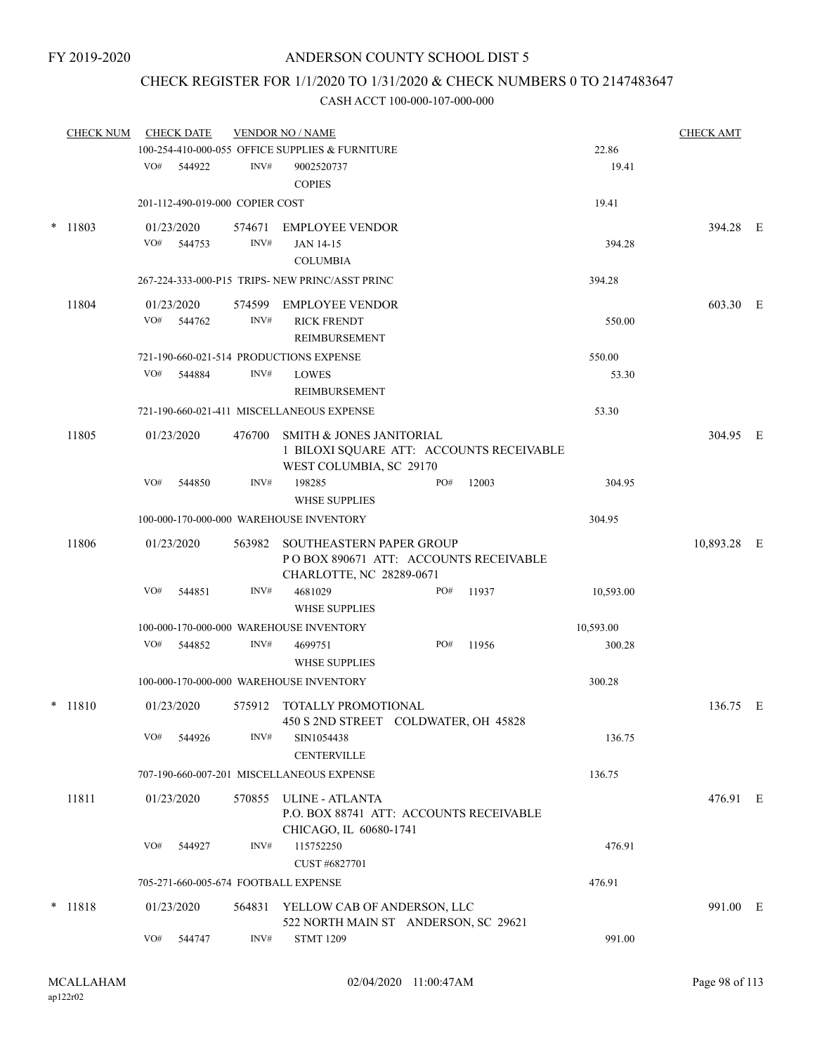FY 2019-2020

# ANDERSON COUNTY SCHOOL DIST 5

## CHECK REGISTER FOR 1/1/2020 TO 1/31/2020 & CHECK NUMBERS 0 TO 2147483647

### CASH ACCT 100-000-107-000-000

| CHECK NUM | CHECK DATE | VENDOR NO / NAME | | | CHECK AMT | |
|---|---|---|---|---|---|---|
| | 100-254-410-000-055 OFFICE SUPPLIES & FURNITURE | | | 22.86 | | |
| | VO# 544922 | INV# 9002520737 COPIES | | 19.41 | | |
| | 201-112-490-019-000 COPIER COST | | | 19.41 | | |
| * 11803 | 01/23/2020 | 574671 EMPLOYEE VENDOR | | | 394.28 | E |
| | VO# 544753 | INV# JAN 14-15 COLUMBIA | | 394.28 | | |
| | 267-224-333-000-P15 TRIPS- NEW PRINC/ASST PRINC | | | 394.28 | | |
| 11804 | 01/23/2020 | 574599 EMPLOYEE VENDOR | | | 603.30 | E |
| | VO# 544762 | INV# RICK FRENDT REIMBURSEMENT | | 550.00 | | |
| | 721-190-660-021-514 PRODUCTIONS EXPENSE | | | 550.00 | | |
| | VO# 544884 | INV# LOWES REIMBURSEMENT | | 53.30 | | |
| | 721-190-660-021-411 MISCELLANEOUS EXPENSE | | | 53.30 | | |
| 11805 | 01/23/2020 | 476700 SMITH & JONES JANITORIAL 1 BILOXI SQUARE ATT: ACCOUNTS RECEIVABLE WEST COLUMBIA, SC 29170 | | | 304.95 | E |
| | VO# 544850 | INV# 198285 WHSE SUPPLIES | PO# 12003 | 304.95 | | |
| | 100-000-170-000-000 WAREHOUSE INVENTORY | | | 304.95 | | |
| 11806 | 01/23/2020 | 563982 SOUTHEASTERN PAPER GROUP P O BOX 890671 ATT: ACCOUNTS RECEIVABLE CHARLOTTE, NC 28289-0671 | | | 10,893.28 | E |
| | VO# 544851 | INV# 4681029 WHSE SUPPLIES | PO# 11937 | 10,593.00 | | |
| | 100-000-170-000-000 WAREHOUSE INVENTORY | | | 10,593.00 | | |
| | VO# 544852 | INV# 4699751 WHSE SUPPLIES | PO# 11956 | 300.28 | | |
| | 100-000-170-000-000 WAREHOUSE INVENTORY | | | 300.28 | | |
| * 11810 | 01/23/2020 | 575912 TOTALLY PROMOTIONAL 450 S 2ND STREET COLDWATER, OH 45828 | | | 136.75 | E |
| | VO# 544926 | INV# SIN1054438 CENTERVILLE | | 136.75 | | |
| | 707-190-660-007-201 MISCELLANEOUS EXPENSE | | | 136.75 | | |
| 11811 | 01/23/2020 | 570855 ULINE - ATLANTA P.O. BOX 88741 ATT: ACCOUNTS RECEIVABLE CHICAGO, IL 60680-1741 | | | 476.91 | E |
| | VO# 544927 | INV# 115752250 CUST #6827701 | | 476.91 | | |
| | 705-271-660-005-674 FOOTBALL EXPENSE | | | 476.91 | | |
| * 11818 | 01/23/2020 | 564831 YELLOW CAB OF ANDERSON, LLC 522 NORTH MAIN ST ANDERSON, SC 29621 | | | 991.00 | E |
| | VO# 544747 | INV# STMT 1209 | | 991.00 | | |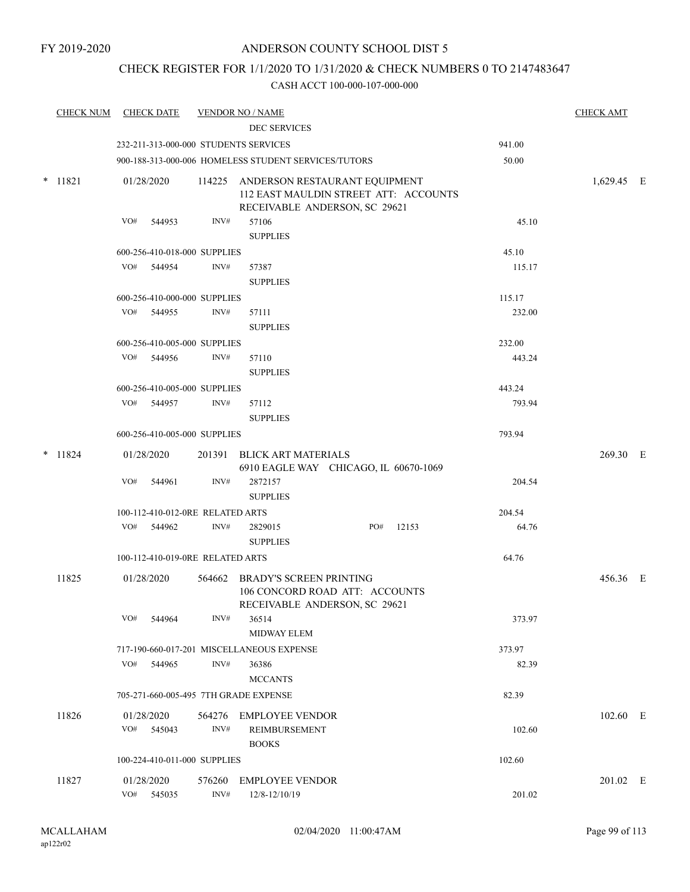FY 2019-2020

# ANDERSON COUNTY SCHOOL DIST 5

## CHECK REGISTER FOR 1/1/2020 TO 1/31/2020 & CHECK NUMBERS 0 TO 2147483647

### CASH ACCT 100-000-107-000-000

| CHECK NUM | CHECK DATE | VENDOR NO / NAME | | CHECK AMT |
|---|---|---|---|---|
| | | DEC SERVICES | | |
| | 232-211-313-000-000 STUDENTS SERVICES | | 941.00 | |
| | 900-188-313-000-006 HOMELESS STUDENT SERVICES/TUTORS | | 50.00 | |
| * 11821 | 01/28/2020 | 114225 ANDERSON RESTAURANT EQUIPMENT 112 EAST MAULDIN STREET ATT: ACCOUNTS RECEIVABLE ANDERSON, SC 29621 | | 1,629.45 E |
| | VO# 544953 | INV# 57106 SUPPLIES | 45.10 | |
| | 600-256-410-018-000 SUPPLIES | | 45.10 | |
| | VO# 544954 | INV# 57387 SUPPLIES | 115.17 | |
| | 600-256-410-000-000 SUPPLIES | | 115.17 | |
| | VO# 544955 | INV# 57111 SUPPLIES | 232.00 | |
| | 600-256-410-005-000 SUPPLIES | | 232.00 | |
| | VO# 544956 | INV# 57110 SUPPLIES | 443.24 | |
| | 600-256-410-005-000 SUPPLIES | | 443.24 | |
| | VO# 544957 | INV# 57112 SUPPLIES | 793.94 | |
| | 600-256-410-005-000 SUPPLIES | | 793.94 | |
| * 11824 | 01/28/2020 | 201391 BLICK ART MATERIALS 6910 EAGLE WAY CHICAGO, IL 60670-1069 | | 269.30 E |
| | VO# 544961 | INV# 2872157 SUPPLIES | 204.54 | |
| | 100-112-410-012-0RE RELATED ARTS | | 204.54 | |
| | VO# 544962 | INV# 2829015 PO# 12153 SUPPLIES | 64.76 | |
| | 100-112-410-019-0RE RELATED ARTS | | 64.76 | |
| 11825 | 01/28/2020 | 564662 BRADY'S SCREEN PRINTING 106 CONCORD ROAD ATT: ACCOUNTS RECEIVABLE ANDERSON, SC 29621 | | 456.36 E |
| | VO# 544964 | INV# 36514 MIDWAY ELEM | 373.97 | |
| | 717-190-660-017-201 MISCELLANEOUS EXPENSE | | 373.97 | |
| | VO# 544965 | INV# 36386 MCCANTS | 82.39 | |
| | 705-271-660-005-495 7TH GRADE EXPENSE | | 82.39 | |
| 11826 | 01/28/2020 | 564276 EMPLOYEE VENDOR | | 102.60 E |
| | VO# 545043 | INV# REIMBURSEMENT BOOKS | 102.60 | |
| | 100-224-410-011-000 SUPPLIES | | 102.60 | |
| 11827 | 01/28/2020 | 576260 EMPLOYEE VENDOR | | 201.02 E |
| | VO# 545035 | INV# 12/8-12/10/19 | 201.02 | |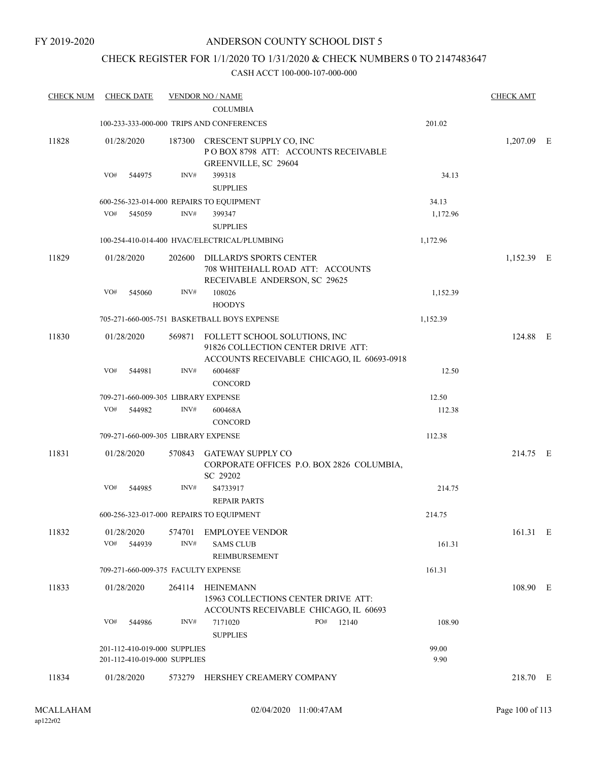FY 2019-2020

# ANDERSON COUNTY SCHOOL DIST 5

## CHECK REGISTER FOR 1/1/2020 TO 1/31/2020 & CHECK NUMBERS 0 TO 2147483647

### CASH ACCT 100-000-107-000-000

| CHECK NUM | CHECK DATE | VENDOR NO / NAME | | CHECK AMT | |
|---|---|---|---|---|---|
| | | COLUMBIA | | | |
| | | 100-233-333-000-000 TRIPS AND CONFERENCES | 201.02 | | |
| 11828 | 01/28/2020 | 187300 CRESCENT SUPPLY CO, INC<br>P O BOX 8798 ATT: ACCOUNTS RECEIVABLE<br>GREENVILLE, SC 29604 | | 1,207.09 | E |
| | VO# 544975 | INV# 399318<br>SUPPLIES | 34.13 | | |
| | | 600-256-323-014-000 REPAIRS TO EQUIPMENT | 34.13 | | |
| | VO# 545059 | INV# 399347<br>SUPPLIES | 1,172.96 | | |
| | | 100-254-410-014-400 HVAC/ELECTRICAL/PLUMBING | 1,172.96 | | |
| 11829 | 01/28/2020 | 202600 DILLARD'S SPORTS CENTER<br>708 WHITEHALL ROAD ATT: ACCOUNTS<br>RECEIVABLE ANDERSON, SC 29625 | | 1,152.39 | E |
| | VO# 545060 | INV# 108026<br>HOODYS | 1,152.39 | | |
| | | 705-271-660-005-751 BASKETBALL BOYS EXPENSE | 1,152.39 | | |
| 11830 | 01/28/2020 | 569871 FOLLETT SCHOOL SOLUTIONS, INC<br>91826 COLLECTION CENTER DRIVE ATT:<br>ACCOUNTS RECEIVABLE CHICAGO, IL 60693-0918 | | 124.88 | E |
| | VO# 544981 | INV# 600468F<br>CONCORD | 12.50 | | |
| | | 709-271-660-009-305 LIBRARY EXPENSE | 12.50 | | |
| | VO# 544982 | INV# 600468A<br>CONCORD | 112.38 | | |
| | | 709-271-660-009-305 LIBRARY EXPENSE | 112.38 | | |
| 11831 | 01/28/2020 | 570843 GATEWAY SUPPLY CO<br>CORPORATE OFFICES P.O. BOX 2826 COLUMBIA,<br>SC 29202 | | 214.75 | E |
| | VO# 544985 | INV# S4733917<br>REPAIR PARTS | 214.75 | | |
| | | 600-256-323-017-000 REPAIRS TO EQUIPMENT | 214.75 | | |
| 11832 | 01/28/2020 | 574701 EMPLOYEE VENDOR | | 161.31 | E |
| | VO# 544939 | INV# SAMS CLUB<br>REIMBURSEMENT | 161.31 | | |
| | | 709-271-660-009-375 FACULTY EXPENSE | 161.31 | | |
| 11833 | 01/28/2020 | 264114 HEINEMANN<br>15963 COLLECTIONS CENTER DRIVE ATT:<br>ACCOUNTS RECEIVABLE CHICAGO, IL 60693 | | 108.90 | E |
| | VO# 544986 | INV# 7171020 PO# 12140<br>SUPPLIES | 108.90 | | |
| | | 201-112-410-019-000 SUPPLIES | 99.00 | | |
| | | 201-112-410-019-000 SUPPLIES | 9.90 | | |
| 11834 | 01/28/2020 | 573279 HERSHEY CREAMERY COMPANY | | 218.70 | E |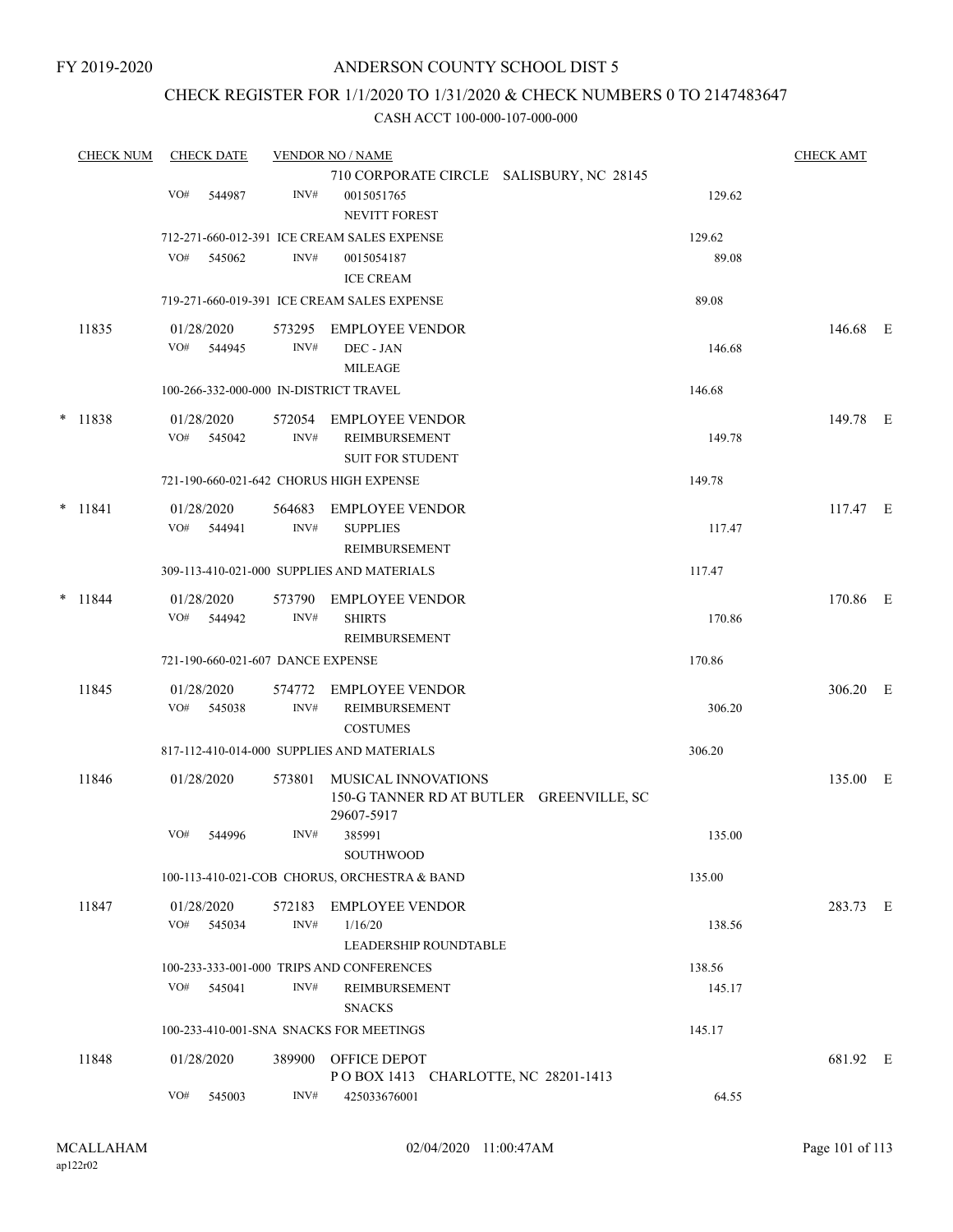FY 2019-2020

# ANDERSON COUNTY SCHOOL DIST 5

## CHECK REGISTER FOR 1/1/2020 TO 1/31/2020 & CHECK NUMBERS 0 TO 2147483647

### CASH ACCT 100-000-107-000-000

| CHECK NUM | CHECK DATE | VENDOR NO / NAME | | CHECK AMT |
|---|---|---|---|---|
| | | 710 CORPORATE CIRCLE SALISBURY, NC 28145 | | |
| | VO# 544987 | INV# 0015051765<br>NEVITT FOREST | 129.62 | |
| | 712-271-660-012-391 ICE CREAM SALES EXPENSE | | 129.62 | |
| | VO# 545062 | INV# 0015054187<br>ICE CREAM | 89.08 | |
| | 719-271-660-019-391 ICE CREAM SALES EXPENSE | | 89.08 | |
| 11835 | 01/28/2020 | 573295 EMPLOYEE VENDOR | | 146.68 E |
| | VO# 544945 | INV# DEC - JAN<br>MILEAGE | 146.68 | |
| | 100-266-332-000-000 IN-DISTRICT TRAVEL | | 146.68 | |
| * 11838 | 01/28/2020 | 572054 EMPLOYEE VENDOR | | 149.78 E |
| | VO# 545042 | INV# REIMBURSEMENT<br>SUIT FOR STUDENT | 149.78 | |
| | 721-190-660-021-642 CHORUS HIGH EXPENSE | | 149.78 | |
| * 11841 | 01/28/2020 | 564683 EMPLOYEE VENDOR | | 117.47 E |
| | VO# 544941 | INV# SUPPLIES<br>REIMBURSEMENT | 117.47 | |
| | 309-113-410-021-000 SUPPLIES AND MATERIALS | | 117.47 | |
| * 11844 | 01/28/2020 | 573790 EMPLOYEE VENDOR | | 170.86 E |
| | VO# 544942 | INV# SHIRTS<br>REIMBURSEMENT | 170.86 | |
| | 721-190-660-021-607 DANCE EXPENSE | | 170.86 | |
| 11845 | 01/28/2020 | 574772 EMPLOYEE VENDOR | | 306.20 E |
| | VO# 545038 | INV# REIMBURSEMENT<br>COSTUMES | 306.20 | |
| | 817-112-410-014-000 SUPPLIES AND MATERIALS | | 306.20 | |
| 11846 | 01/28/2020 | 573801 MUSICAL INNOVATIONS<br>150-G TANNER RD AT BUTLER GREENVILLE, SC 29607-5917 | | 135.00 E |
| | VO# 544996 | INV# 385991<br>SOUTHWOOD | 135.00 | |
| | 100-113-410-021-COB CHORUS, ORCHESTRA & BAND | | 135.00 | |
| 11847 | 01/28/2020 | 572183 EMPLOYEE VENDOR | | 283.73 E |
| | VO# 545034 | INV# 1/16/20<br>LEADERSHIP ROUNDTABLE | 138.56 | |
| | 100-233-333-001-000 TRIPS AND CONFERENCES | | 138.56 | |
| | VO# 545041 | INV# REIMBURSEMENT<br>SNACKS | 145.17 | |
| | 100-233-410-001-SNA SNACKS FOR MEETINGS | | 145.17 | |
| 11848 | 01/28/2020 | 389900 OFFICE DEPOT<br>P O BOX 1413 CHARLOTTE, NC 28201-1413 | | 681.92 E |
| | VO# 545003 | INV# 425033676001 | 64.55 | |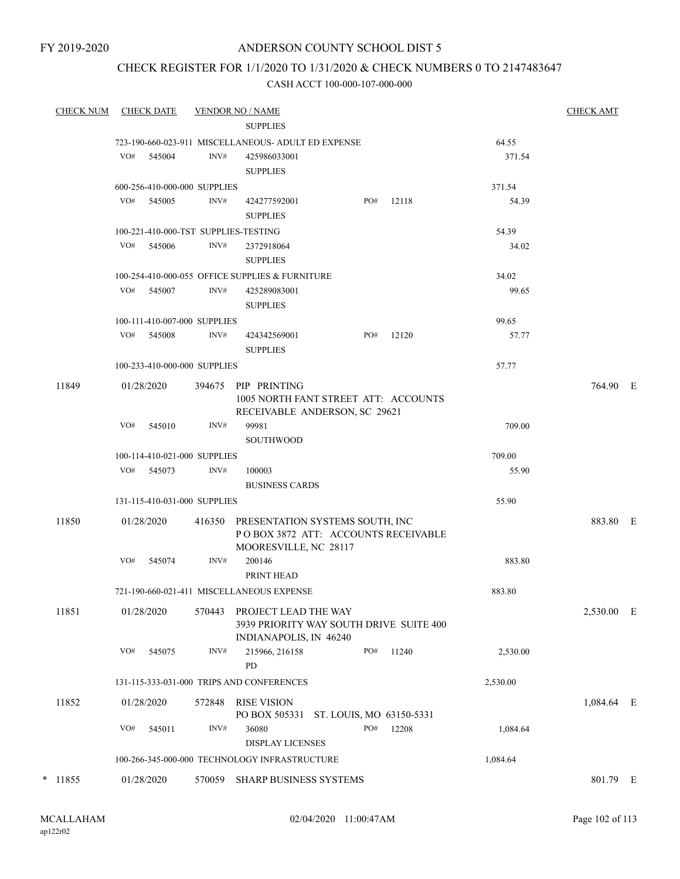FY 2019-2020

# ANDERSON COUNTY SCHOOL DIST 5

## CHECK REGISTER FOR 1/1/2020 TO 1/31/2020 & CHECK NUMBERS 0 TO 2147483647

### CASH ACCT 100-000-107-000-000

| CHECK NUM | CHECK DATE | VENDOR NO / NAME | | | CHECK AMT |
|---|---|---|---|---|---|
| | | SUPPLIES | | | |
| | 723-190-660-023-911 MISCELLANEOUS- ADULT ED EXPENSE | | | 64.55 | |
| | VO# 545004 | INV# 425986033001 SUPPLIES | | 371.54 | |
| | 600-256-410-000-000 SUPPLIES | | | 371.54 | |
| | VO# 545005 | INV# 424277592001 SUPPLIES | PO# 12118 | 54.39 | |
| | 100-221-410-000-TST SUPPLIES-TESTING | | | 54.39 | |
| | VO# 545006 | INV# 2372918064 SUPPLIES | | 34.02 | |
| | 100-254-410-000-055 OFFICE SUPPLIES & FURNITURE | | | 34.02 | |
| | VO# 545007 | INV# 425289083001 SUPPLIES | | 99.65 | |
| | 100-111-410-007-000 SUPPLIES | | | 99.65 | |
| | VO# 545008 | INV# 424342569001 SUPPLIES | PO# 12120 | 57.77 | |
| | 100-233-410-000-000 SUPPLIES | | | 57.77 | |
| 11849 | 01/28/2020 | 394675 PIP PRINTING 1005 NORTH FANT STREET ATT: ACCOUNTS RECEIVABLE ANDERSON, SC 29621 | | | 764.90 E |
| | VO# 545010 | INV# 99981 SOUTHWOOD | | 709.00 | |
| | 100-114-410-021-000 SUPPLIES | | | 709.00 | |
| | VO# 545073 | INV# 100003 BUSINESS CARDS | | 55.90 | |
| | 131-115-410-031-000 SUPPLIES | | | 55.90 | |
| 11850 | 01/28/2020 | 416350 PRESENTATION SYSTEMS SOUTH, INC P O BOX 3872 ATT: ACCOUNTS RECEIVABLE MOORESVILLE, NC 28117 | | | 883.80 E |
| | VO# 545074 | INV# 200146 PRINT HEAD | | 883.80 | |
| | 721-190-660-021-411 MISCELLANEOUS EXPENSE | | | 883.80 | |
| 11851 | 01/28/2020 | 570443 PROJECT LEAD THE WAY 3939 PRIORITY WAY SOUTH DRIVE SUITE 400 INDIANAPOLIS, IN 46240 | | | 2,530.00 E |
| | VO# 545075 | INV# 215966, 216158 PD | PO# 11240 | 2,530.00 | |
| | 131-115-333-031-000 TRIPS AND CONFERENCES | | | 2,530.00 | |
| 11852 | 01/28/2020 | 572848 RISE VISION PO BOX 505331 ST. LOUIS, MO 63150-5331 | | | 1,084.64 E |
| | VO# 545011 | INV# 36080 DISPLAY LICENSES | PO# 12208 | 1,084.64 | |
| | 100-266-345-000-000 TECHNOLOGY INFRASTRUCTURE | | | 1,084.64 | |
| * 11855 | 01/28/2020 | 570059 SHARP BUSINESS SYSTEMS | | | 801.79 E |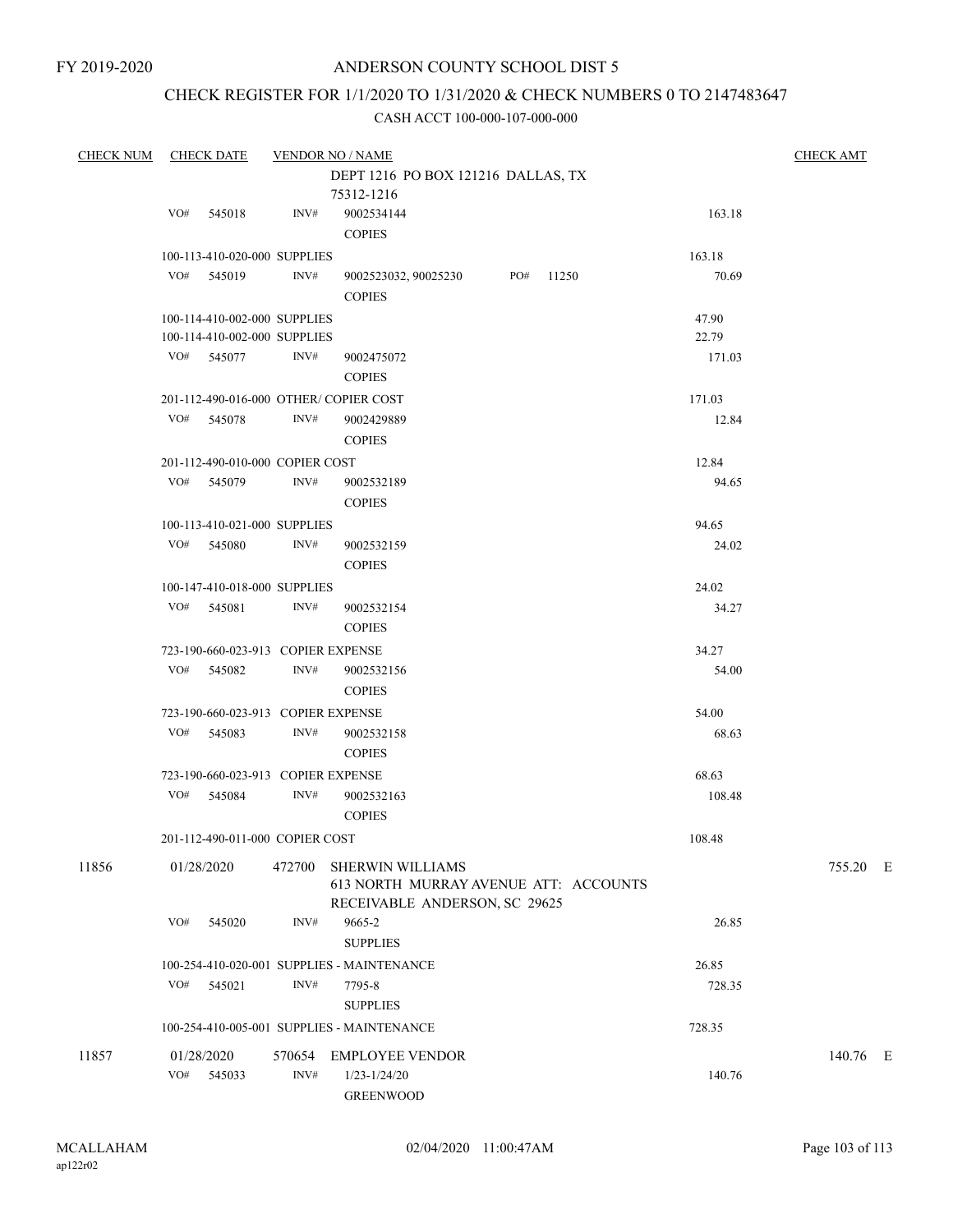FY 2019-2020

# ANDERSON COUNTY SCHOOL DIST 5

## CHECK REGISTER FOR 1/1/2020 TO 1/31/2020 & CHECK NUMBERS 0 TO 2147483647

### CASH ACCT 100-000-107-000-000

| CHECK NUM | CHECK DATE | VENDOR NO / NAME | | | CHECK AMT |
|---|---|---|---|---|---|
| | | | DEPT 1216 PO BOX 121216 DALLAS, TX 75312-1216 | | |
| | VO# 545018 | INV# | 9002534144<br>COPIES | 163.18 | |
| | 100-113-410-020-000 SUPPLIES | | | 163.18 | |
| | VO# 545019 | INV# | 9002523032, 90025230 PO# 11250<br>COPIES | 70.69 | |
| | 100-114-410-002-000 SUPPLIES | | | 47.90 | |
| | 100-114-410-002-000 SUPPLIES | | | 22.79 | |
| | VO# 545077 | INV# | 9002475072<br>COPIES | 171.03 | |
| | 201-112-490-016-000 OTHER/ COPIER COST | | | 171.03 | |
| | VO# 545078 | INV# | 9002429889<br>COPIES | 12.84 | |
| | 201-112-490-010-000 COPIER COST | | | 12.84 | |
| | VO# 545079 | INV# | 9002532189<br>COPIES | 94.65 | |
| | 100-113-410-021-000 SUPPLIES | | | 94.65 | |
| | VO# 545080 | INV# | 9002532159<br>COPIES | 24.02 | |
| | 100-147-410-018-000 SUPPLIES | | | 24.02 | |
| | VO# 545081 | INV# | 9002532154<br>COPIES | 34.27 | |
| | 723-190-660-023-913 COPIER EXPENSE | | | 34.27 | |
| | VO# 545082 | INV# | 9002532156<br>COPIES | 54.00 | |
| | 723-190-660-023-913 COPIER EXPENSE | | | 54.00 | |
| | VO# 545083 | INV# | 9002532158<br>COPIES | 68.63 | |
| | 723-190-660-023-913 COPIER EXPENSE | | | 68.63 | |
| | VO# 545084 | INV# | 9002532163<br>COPIES | 108.48 | |
| | 201-112-490-011-000 COPIER COST | | | 108.48 | |
| 11856 | 01/28/2020 | 472700 | SHERWIN WILLIAMS<br>613 NORTH MURRAY AVENUE ATT: ACCOUNTS RECEIVABLE ANDERSON, SC 29625 | | 755.20 E |
| | VO# 545020 | INV# | 9665-2<br>SUPPLIES | 26.85 | |
| | 100-254-410-020-001 SUPPLIES - MAINTENANCE | | | 26.85 | |
| | VO# 545021 | INV# | 7795-8<br>SUPPLIES | 728.35 | |
| | 100-254-410-005-001 SUPPLIES - MAINTENANCE | | | 728.35 | |
| 11857 | 01/28/2020 | 570654 | EMPLOYEE VENDOR | | 140.76 E |
| | VO# 545033 | INV# | 1/23-1/24/20<br>GREENWOOD | 140.76 | |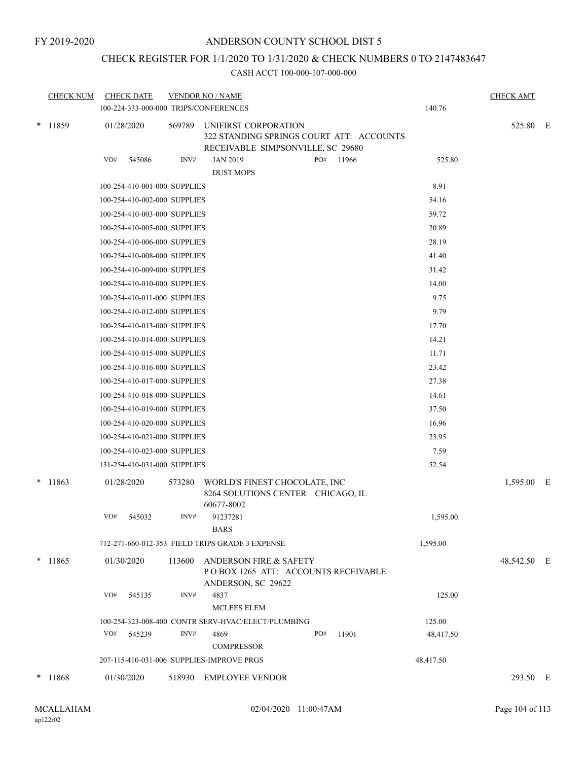FY 2019-2020

# ANDERSON COUNTY SCHOOL DIST 5

## CHECK REGISTER FOR 1/1/2020 TO 1/31/2020 & CHECK NUMBERS 0 TO 2147483647

CASH ACCT 100-000-107-000-000

| CHECK NUM | CHECK DATE | VENDOR NO / NAME | | | CHECK AMT | |
|---|---|---|---|---|---|---|
| | 100-224-333-000-000 TRIPS/CONFERENCES | | | 140.76 | | |
| * 11859 | 01/28/2020 | 569789 | UNIFIRST CORPORATION<br>322 STANDING SPRINGS COURT ATT: ACCOUNTS RECEIVABLE SIMPSONVILLE, SC 29680 | | 525.80 | E |
| | VO# 545086 | INV# | JAN 2019<br>DUST MOPS | PO# 11966 | 525.80 | |
| | 100-254-410-001-000 SUPPLIES | | | 8.91 | | |
| | 100-254-410-002-000 SUPPLIES | | | 54.16 | | |
| | 100-254-410-003-000 SUPPLIES | | | 59.72 | | |
| | 100-254-410-005-000 SUPPLIES | | | 20.89 | | |
| | 100-254-410-006-000 SUPPLIES | | | 28.19 | | |
| | 100-254-410-008-000 SUPPLIES | | | 41.40 | | |
| | 100-254-410-009-000 SUPPLIES | | | 31.42 | | |
| | 100-254-410-010-000 SUPPLIES | | | 14.00 | | |
| | 100-254-410-011-000 SUPPLIES | | | 9.75 | | |
| | 100-254-410-012-000 SUPPLIES | | | 9.79 | | |
| | 100-254-410-013-000 SUPPLIES | | | 17.70 | | |
| | 100-254-410-014-000 SUPPLIES | | | 14.21 | | |
| | 100-254-410-015-000 SUPPLIES | | | 11.71 | | |
| | 100-254-410-016-000 SUPPLIES | | | 23.42 | | |
| | 100-254-410-017-000 SUPPLIES | | | 27.38 | | |
| | 100-254-410-018-000 SUPPLIES | | | 14.61 | | |
| | 100-254-410-019-000 SUPPLIES | | | 37.50 | | |
| | 100-254-410-020-000 SUPPLIES | | | 16.96 | | |
| | 100-254-410-021-000 SUPPLIES | | | 23.95 | | |
| | 100-254-410-023-000 SUPPLIES | | | 7.59 | | |
| | 131-254-410-031-000 SUPPLIES | | | 52.54 | | |
| * 11863 | 01/28/2020 | 573280 | WORLD'S FINEST CHOCOLATE, INC<br>8264 SOLUTIONS CENTER CHICAGO, IL 60677-8002 | | 1,595.00 | E |
| | VO# 545032 | INV# | 91237281<br>BARS | | 1,595.00 | |
| | 712-271-660-012-353 FIELD TRIPS GRADE 3 EXPENSE | | | 1,595.00 | | |
| * 11865 | 01/30/2020 | 113600 | ANDERSON FIRE & SAFETY<br>P O BOX 1265 ATT: ACCOUNTS RECEIVABLE ANDERSON, SC 29622 | | 48,542.50 | E |
| | VO# 545135 | INV# | 4837<br>MCLEES ELEM | | 125.00 | |
| | 100-254-323-008-400 CONTR SERV-HVAC/ELECT/PLUMBING | | | 125.00 | | |
| | VO# 545239 | INV# | 4869<br>COMPRESSOR | PO# 11901 | 48,417.50 | |
| | 207-115-410-031-006 SUPPLIES-IMPROVE PRGS | | | 48,417.50 | | |
| * 11868 | 01/30/2020 | 518930 | EMPLOYEE VENDOR | | 293.50 | E |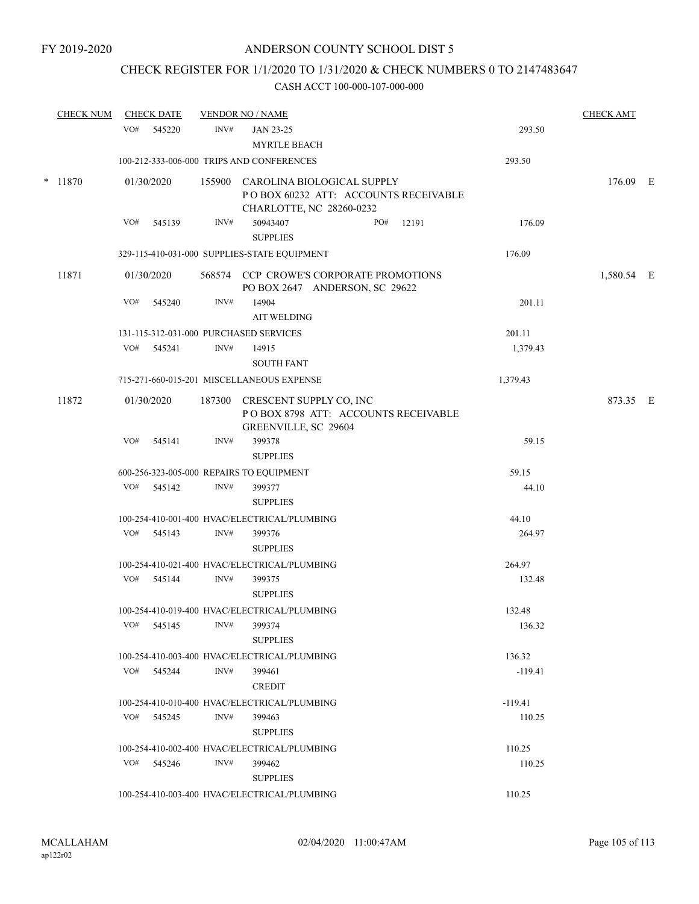FY 2019-2020

# ANDERSON COUNTY SCHOOL DIST 5

## CHECK REGISTER FOR 1/1/2020 TO 1/31/2020 & CHECK NUMBERS 0 TO 2147483647

### CASH ACCT 100-000-107-000-000

| CHECK NUM | CHECK DATE | VENDOR NO / NAME | | CHECK AMT | |
|---|---|---|---|---|---|
| | VO# 545220 | INV# JAN 23-25 MYRTLE BEACH | 293.50 | | |
| | 100-212-333-006-000 TRIPS AND CONFERENCES | | 293.50 | | |
| * 11870 | 01/30/2020 | 155900 CAROLINA BIOLOGICAL SUPPLY P O BOX 60232 ATT: ACCOUNTS RECEIVABLE CHARLOTTE, NC 28260-0232 | | 176.09 | E |
| | VO# 545139 | INV# 50943407 SUPPLIES PO# 12191 | 176.09 | | |
| | 329-115-410-031-000 SUPPLIES-STATE EQUIPMENT | | 176.09 | | |
| 11871 | 01/30/2020 | 568574 CCP CROWE'S CORPORATE PROMOTIONS PO BOX 2647 ANDERSON, SC 29622 | | 1,580.54 | E |
| | VO# 545240 | INV# 14904 AIT WELDING | 201.11 | | |
| | 131-115-312-031-000 PURCHASED SERVICES | | 201.11 | | |
| | VO# 545241 | INV# 14915 SOUTH FANT | 1,379.43 | | |
| | 715-271-660-015-201 MISCELLANEOUS EXPENSE | | 1,379.43 | | |
| 11872 | 01/30/2020 | 187300 CRESCENT SUPPLY CO, INC P O BOX 8798 ATT: ACCOUNTS RECEIVABLE GREENVILLE, SC 29604 | | 873.35 | E |
| | VO# 545141 | INV# 399378 SUPPLIES | 59.15 | | |
| | 600-256-323-005-000 REPAIRS TO EQUIPMENT | | 59.15 | | |
| | VO# 545142 | INV# 399377 SUPPLIES | 44.10 | | |
| | 100-254-410-001-400 HVAC/ELECTRICAL/PLUMBING | | 44.10 | | |
| | VO# 545143 | INV# 399376 SUPPLIES | 264.97 | | |
| | 100-254-410-021-400 HVAC/ELECTRICAL/PLUMBING | | 264.97 | | |
| | VO# 545144 | INV# 399375 SUPPLIES | 132.48 | | |
| | 100-254-410-019-400 HVAC/ELECTRICAL/PLUMBING | | 132.48 | | |
| | VO# 545145 | INV# 399374 SUPPLIES | 136.32 | | |
| | 100-254-410-003-400 HVAC/ELECTRICAL/PLUMBING | | 136.32 | | |
| | VO# 545244 | INV# 399461 CREDIT | -119.41 | | |
| | 100-254-410-010-400 HVAC/ELECTRICAL/PLUMBING | | -119.41 | | |
| | VO# 545245 | INV# 399463 SUPPLIES | 110.25 | | |
| | 100-254-410-002-400 HVAC/ELECTRICAL/PLUMBING | | 110.25 | | |
| | VO# 545246 | INV# 399462 SUPPLIES | 110.25 | | |
| | 100-254-410-003-400 HVAC/ELECTRICAL/PLUMBING | | 110.25 | | |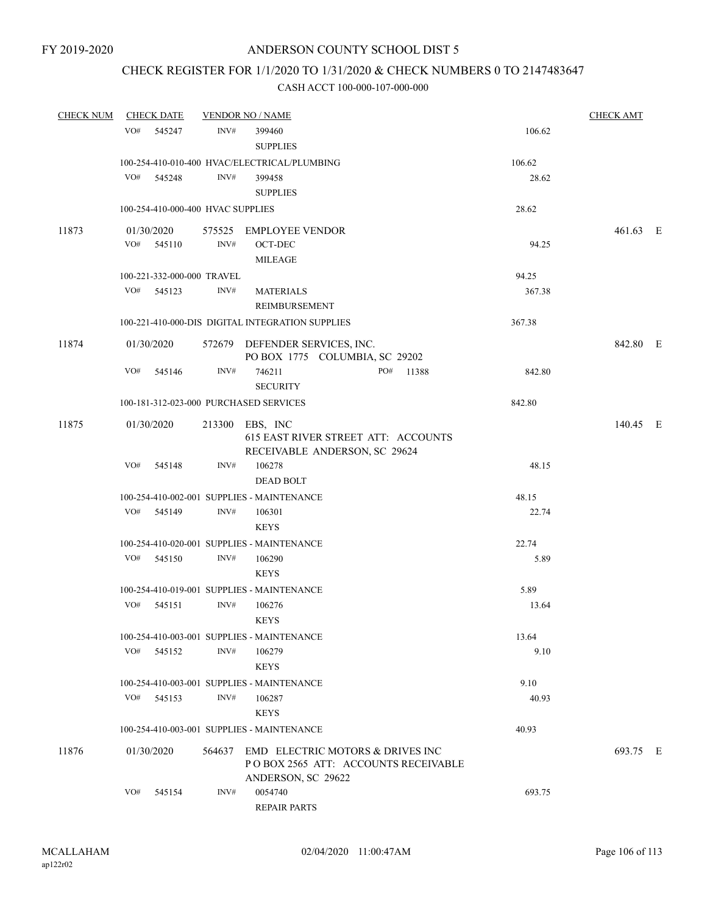FY 2019-2020

# ANDERSON COUNTY SCHOOL DIST 5

## CHECK REGISTER FOR 1/1/2020 TO 1/31/2020 & CHECK NUMBERS 0 TO 2147483647

### CASH ACCT 100-000-107-000-000

| CHECK NUM | CHECK DATE | VENDOR NO / NAME | | CHECK AMT | |
|---|---|---|---|---|---|
| | VO# 545247 | INV# 399460 SUPPLIES | 106.62 | | |
| | 100-254-410-010-400 HVAC/ELECTRICAL/PLUMBING | | 106.62 | | |
| | VO# 545248 | INV# 399458 SUPPLIES | 28.62 | | |
| | 100-254-410-000-400 HVAC SUPPLIES | | 28.62 | | |
| 11873 | 01/30/2020 | 575525 EMPLOYEE VENDOR | | 461.63 | E |
| | VO# 545110 | INV# OCT-DEC MILEAGE | 94.25 | | |
| | 100-221-332-000-000 TRAVEL | | 94.25 | | |
| | VO# 545123 | INV# MATERIALS REIMBURSEMENT | 367.38 | | |
| | 100-221-410-000-DIS DIGITAL INTEGRATION SUPPLIES | | 367.38 | | |
| 11874 | 01/30/2020 | 572679 DEFENDER SERVICES, INC. PO BOX 1775 COLUMBIA, SC 29202 | | 842.80 | E |
| | VO# 545146 | INV# 746211 SECURITY PO# 11388 | 842.80 | | |
| | 100-181-312-023-000 PURCHASED SERVICES | | 842.80 | | |
| 11875 | 01/30/2020 | 213300 EBS, INC 615 EAST RIVER STREET ATT: ACCOUNTS RECEIVABLE ANDERSON, SC 29624 | | 140.45 | E |
| | VO# 545148 | INV# 106278 DEAD BOLT | 48.15 | | |
| | 100-254-410-002-001 SUPPLIES - MAINTENANCE | | 48.15 | | |
| | VO# 545149 | INV# 106301 KEYS | 22.74 | | |
| | 100-254-410-020-001 SUPPLIES - MAINTENANCE | | 22.74 | | |
| | VO# 545150 | INV# 106290 KEYS | 5.89 | | |
| | 100-254-410-019-001 SUPPLIES - MAINTENANCE | | 5.89 | | |
| | VO# 545151 | INV# 106276 KEYS | 13.64 | | |
| | 100-254-410-003-001 SUPPLIES - MAINTENANCE | | 13.64 | | |
| | VO# 545152 | INV# 106279 KEYS | 9.10 | | |
| | 100-254-410-003-001 SUPPLIES - MAINTENANCE | | 9.10 | | |
| | VO# 545153 | INV# 106287 KEYS | 40.93 | | |
| | 100-254-410-003-001 SUPPLIES - MAINTENANCE | | 40.93 | | |
| 11876 | 01/30/2020 | 564637 EMD ELECTRIC MOTORS & DRIVES INC P O BOX 2565 ATT: ACCOUNTS RECEIVABLE ANDERSON, SC 29622 | | 693.75 | E |
| | VO# 545154 | INV# 0054740 REPAIR PARTS | 693.75 | | |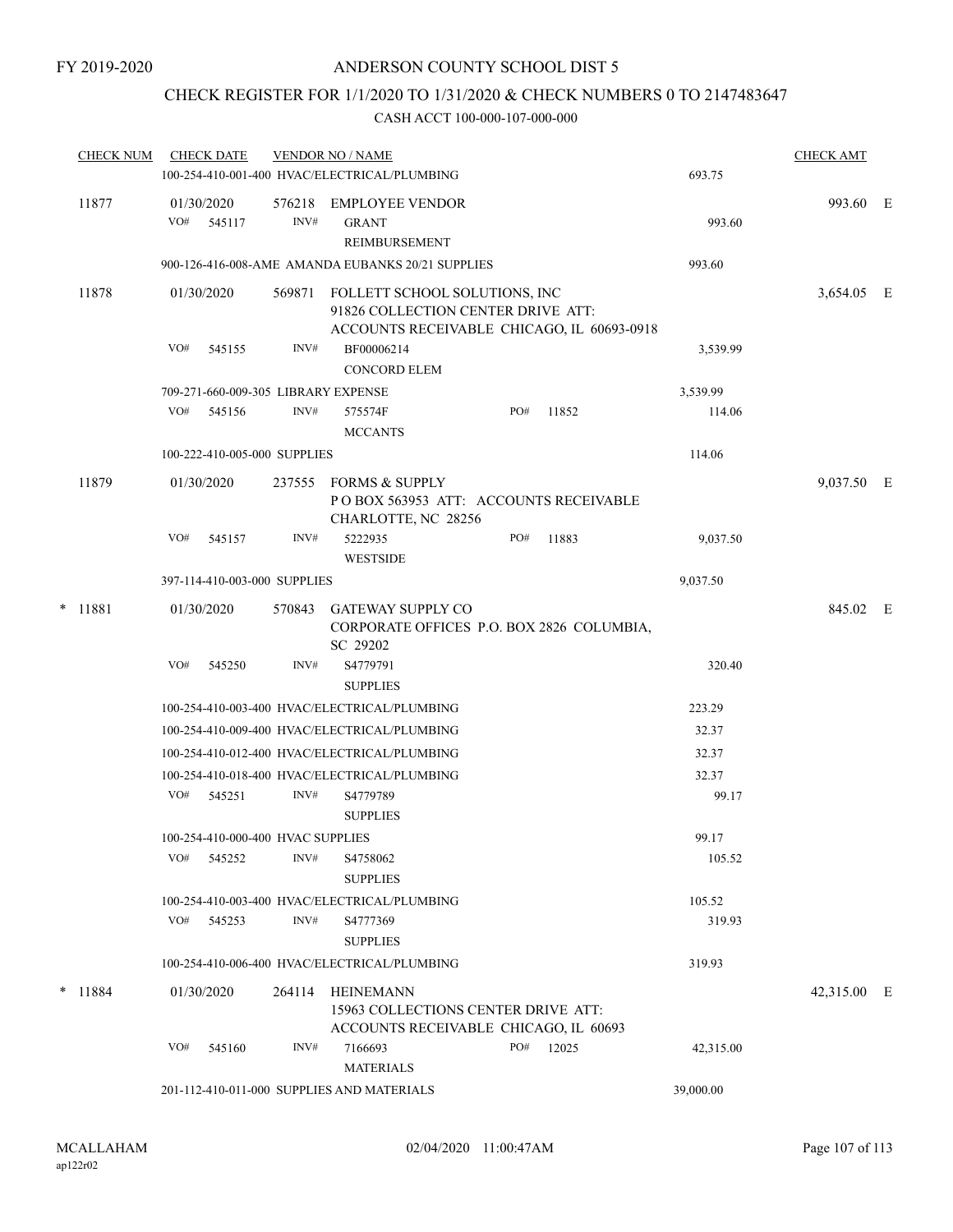FY 2019-2020

# ANDERSON COUNTY SCHOOL DIST 5

## CHECK REGISTER FOR 1/1/2020 TO 1/31/2020 & CHECK NUMBERS 0 TO 2147483647

### CASH ACCT 100-000-107-000-000

| CHECK NUM | CHECK DATE | VENDOR NO / NAME | | CHECK AMT | |
|---|---|---|---|---|---|
| | 100-254-410-001-400 HVAC/ELECTRICAL/PLUMBING | | 693.75 | | |
| 11877 | 01/30/2020 | 576218 EMPLOYEE VENDOR | | 993.60 | E |
| | VO# 545117 | INV# GRANT REIMBURSEMENT | 993.60 | | |
| | 900-126-416-008-AME AMANDA EUBANKS 20/21 SUPPLIES | | 993.60 | | |
| 11878 | 01/30/2020 | 569871 FOLLETT SCHOOL SOLUTIONS, INC 91826 COLLECTION CENTER DRIVE ATT: ACCOUNTS RECEIVABLE CHICAGO, IL 60693-0918 | | 3,654.05 | E |
| | VO# 545155 | INV# BF00006214 CONCORD ELEM | 3,539.99 | | |
| | 709-271-660-009-305 LIBRARY EXPENSE | | 3,539.99 | | |
| | VO# 545156 | INV# 575574F MCCANTS PO# 11852 | 114.06 | | |
| | 100-222-410-005-000 SUPPLIES | | 114.06 | | |
| 11879 | 01/30/2020 | 237555 FORMS & SUPPLY P O BOX 563953 ATT: ACCOUNTS RECEIVABLE CHARLOTTE, NC 28256 | | 9,037.50 | E |
| | VO# 545157 | INV# 5222935 WESTSIDE PO# 11883 | 9,037.50 | | |
| | 397-114-410-003-000 SUPPLIES | | 9,037.50 | | |
| * 11881 | 01/30/2020 | 570843 GATEWAY SUPPLY CO CORPORATE OFFICES P.O. BOX 2826 COLUMBIA, SC 29202 | | 845.02 | E |
| | VO# 545250 | INV# S4779791 SUPPLIES | 320.40 | | |
| | 100-254-410-003-400 HVAC/ELECTRICAL/PLUMBING | | 223.29 | | |
| | 100-254-410-009-400 HVAC/ELECTRICAL/PLUMBING | | 32.37 | | |
| | 100-254-410-012-400 HVAC/ELECTRICAL/PLUMBING | | 32.37 | | |
| | 100-254-410-018-400 HVAC/ELECTRICAL/PLUMBING | | 32.37 | | |
| | VO# 545251 | INV# S4779789 SUPPLIES | 99.17 | | |
| | 100-254-410-000-400 HVAC SUPPLIES | | 99.17 | | |
| | VO# 545252 | INV# S4758062 SUPPLIES | 105.52 | | |
| | 100-254-410-003-400 HVAC/ELECTRICAL/PLUMBING | | 105.52 | | |
| | VO# 545253 | INV# S4777369 SUPPLIES | 319.93 | | |
| | 100-254-410-006-400 HVAC/ELECTRICAL/PLUMBING | | 319.93 | | |
| * 11884 | 01/30/2020 | 264114 HEINEMANN 15963 COLLECTIONS CENTER DRIVE ATT: ACCOUNTS RECEIVABLE CHICAGO, IL 60693 | | 42,315.00 | E |
| | VO# 545160 | INV# 7166693 MATERIALS PO# 12025 | 42,315.00 | | |
| | 201-112-410-011-000 SUPPLIES AND MATERIALS | | 39,000.00 | | |

MCALLAHAM
ap122r02

02/04/2020 11:00:47AM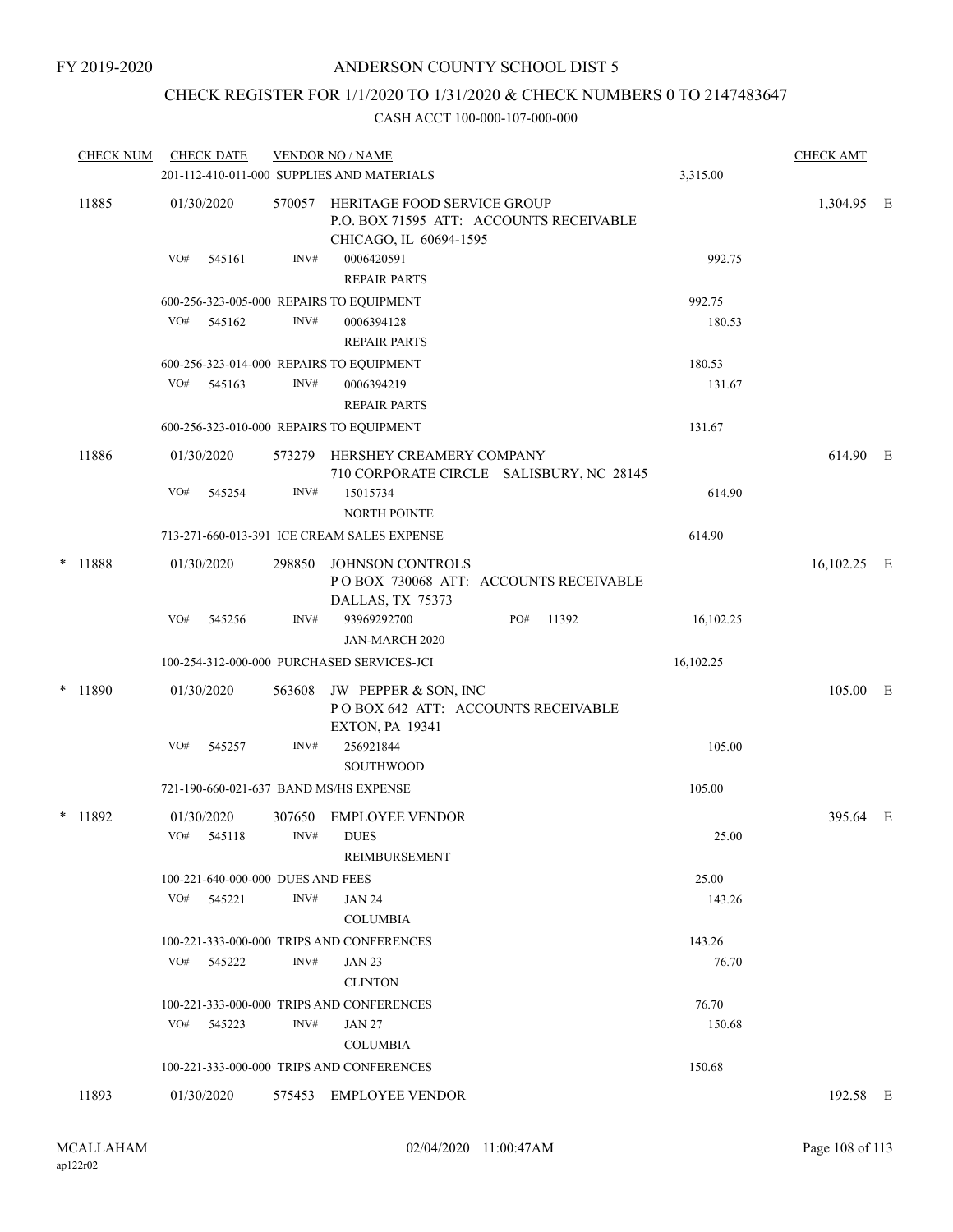FY 2019-2020

ANDERSON COUNTY SCHOOL DIST 5

CHECK REGISTER FOR 1/1/2020 TO 1/31/2020 & CHECK NUMBERS 0 TO 2147483647

CASH ACCT 100-000-107-000-000

| CHECK NUM | CHECK DATE | VENDOR NO / NAME | | CHECK AMT | |
|---|---|---|---|---|---|
| | 201-112-410-011-000 SUPPLIES AND MATERIALS | | 3,315.00 | | |
| 11885 | 01/30/2020 | 570057 HERITAGE FOOD SERVICE GROUP<br>P.O. BOX 71595 ATT: ACCOUNTS RECEIVABLE<br>CHICAGO, IL 60694-1595 | | 1,304.95 | E |
| | VO# 545161 | INV# 0006420591<br>REPAIR PARTS | 992.75 | | |
| | 600-256-323-005-000 REPAIRS TO EQUIPMENT | | 992.75 | | |
| | VO# 545162 | INV# 0006394128<br>REPAIR PARTS | 180.53 | | |
| | 600-256-323-014-000 REPAIRS TO EQUIPMENT | | 180.53 | | |
| | VO# 545163 | INV# 0006394219<br>REPAIR PARTS | 131.67 | | |
| | 600-256-323-010-000 REPAIRS TO EQUIPMENT | | 131.67 | | |
| 11886 | 01/30/2020 | 573279 HERSHEY CREAMERY COMPANY<br>710 CORPORATE CIRCLE SALISBURY, NC 28145 | | 614.90 | E |
| | VO# 545254 | INV# 15015734<br>NORTH POINTE | 614.90 | | |
| | 713-271-660-013-391 ICE CREAM SALES EXPENSE | | 614.90 | | |
| * 11888 | 01/30/2020 | 298850 JOHNSON CONTROLS<br>P O BOX 730068 ATT: ACCOUNTS RECEIVABLE<br>DALLAS, TX 75373 | | 16,102.25 | E |
| | VO# 545256 | INV# 93969292700 PO# 11392<br>JAN-MARCH 2020 | 16,102.25 | | |
| | 100-254-312-000-000 PURCHASED SERVICES-JCI | | 16,102.25 | | |
| * 11890 | 01/30/2020 | 563608 JW PEPPER & SON, INC<br>P O BOX 642 ATT: ACCOUNTS RECEIVABLE<br>EXTON, PA 19341 | | 105.00 | E |
| | VO# 545257 | INV# 256921844<br>SOUTHWOOD | 105.00 | | |
| | 721-190-660-021-637 BAND MS/HS EXPENSE | | 105.00 | | |
| * 11892 | 01/30/2020 | 307650 EMPLOYEE VENDOR | | 395.64 | E |
| | VO# 545118 | INV# DUES<br>REIMBURSEMENT | 25.00 | | |
| | 100-221-640-000-000 DUES AND FEES | | 25.00 | | |
| | VO# 545221 | INV# JAN 24<br>COLUMBIA | 143.26 | | |
| | 100-221-333-000-000 TRIPS AND CONFERENCES | | 143.26 | | |
| | VO# 545222 | INV# JAN 23<br>CLINTON | 76.70 | | |
| | 100-221-333-000-000 TRIPS AND CONFERENCES | | 76.70 | | |
| | VO# 545223 | INV# JAN 27<br>COLUMBIA | 150.68 | | |
| | 100-221-333-000-000 TRIPS AND CONFERENCES | | 150.68 | | |
| 11893 | 01/30/2020 | 575453 EMPLOYEE VENDOR | | 192.58 | E |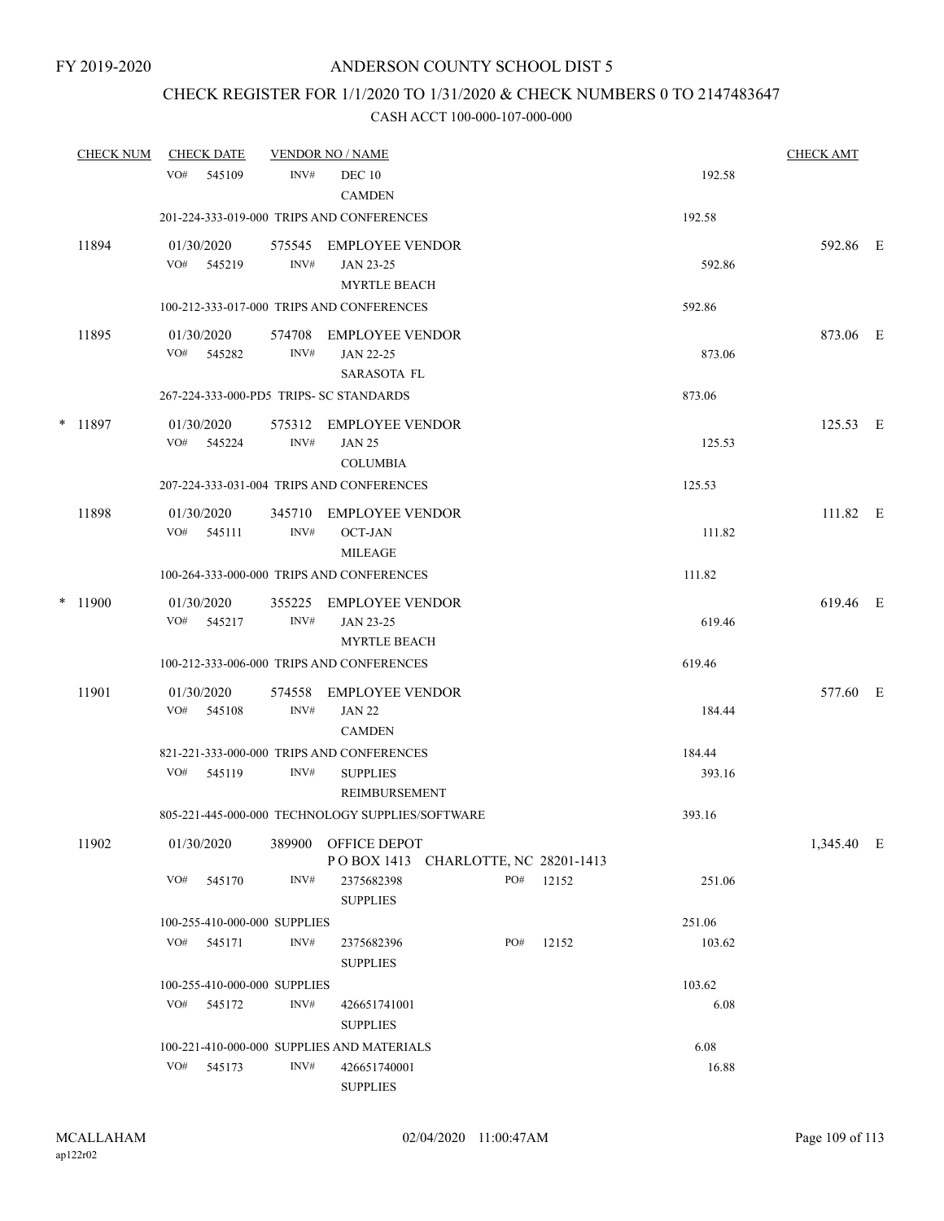FY 2019-2020

# ANDERSON COUNTY SCHOOL DIST 5

## CHECK REGISTER FOR 1/1/2020 TO 1/31/2020 & CHECK NUMBERS 0 TO 2147483647

### CASH ACCT 100-000-107-000-000

| CHECK NUM | CHECK DATE | VENDOR NO / NAME | | | CHECK AMT | |
|---|---|---|---|---|---|---|
| | VO# 545109 | INV# | DEC 10 CAMDEN | 192.58 | | |
| | 201-224-333-019-000 TRIPS AND CONFERENCES | | | 192.58 | | |
| 11894 | 01/30/2020 | 575545 | EMPLOYEE VENDOR | | 592.86 | E |
| | VO# 545219 | INV# | JAN 23-25 MYRTLE BEACH | 592.86 | | |
| | 100-212-333-017-000 TRIPS AND CONFERENCES | | | 592.86 | | |
| 11895 | 01/30/2020 | 574708 | EMPLOYEE VENDOR | | 873.06 | E |
| | VO# 545282 | INV# | JAN 22-25 SARASOTA FL | 873.06 | | |
| | 267-224-333-000-PD5 TRIPS- SC STANDARDS | | | 873.06 | | |
| * 11897 | 01/30/2020 | 575312 | EMPLOYEE VENDOR | | 125.53 | E |
| | VO# 545224 | INV# | JAN 25 COLUMBIA | 125.53 | | |
| | 207-224-333-031-004 TRIPS AND CONFERENCES | | | 125.53 | | |
| 11898 | 01/30/2020 | 345710 | EMPLOYEE VENDOR | | 111.82 | E |
| | VO# 545111 | INV# | OCT-JAN MILEAGE | 111.82 | | |
| | 100-264-333-000-000 TRIPS AND CONFERENCES | | | 111.82 | | |
| * 11900 | 01/30/2020 | 355225 | EMPLOYEE VENDOR | | 619.46 | E |
| | VO# 545217 | INV# | JAN 23-25 MYRTLE BEACH | 619.46 | | |
| | 100-212-333-006-000 TRIPS AND CONFERENCES | | | 619.46 | | |
| 11901 | 01/30/2020 | 574558 | EMPLOYEE VENDOR | | 577.60 | E |
| | VO# 545108 | INV# | JAN 22 CAMDEN | 184.44 | | |
| | 821-221-333-000-000 TRIPS AND CONFERENCES | | | 184.44 | | |
| | VO# 545119 | INV# | SUPPLIES REIMBURSEMENT | 393.16 | | |
| | 805-221-445-000-000 TECHNOLOGY SUPPLIES/SOFTWARE | | | 393.16 | | |
| 11902 | 01/30/2020 | 389900 | OFFICE DEPOT P O BOX 1413 CHARLOTTE, NC 28201-1413 | | 1,345.40 | E |
| | VO# 545170 | INV# | 2375682398 SUPPLIES PO# 12152 | 251.06 | | |
| | 100-255-410-000-000 SUPPLIES | | | 251.06 | | |
| | VO# 545171 | INV# | 2375682396 SUPPLIES PO# 12152 | 103.62 | | |
| | 100-255-410-000-000 SUPPLIES | | | 103.62 | | |
| | VO# 545172 | INV# | 426651741001 SUPPLIES | 6.08 | | |
| | 100-221-410-000-000 SUPPLIES AND MATERIALS | | | 6.08 | | |
| | VO# 545173 | INV# | 426651740001 SUPPLIES | 16.88 | | |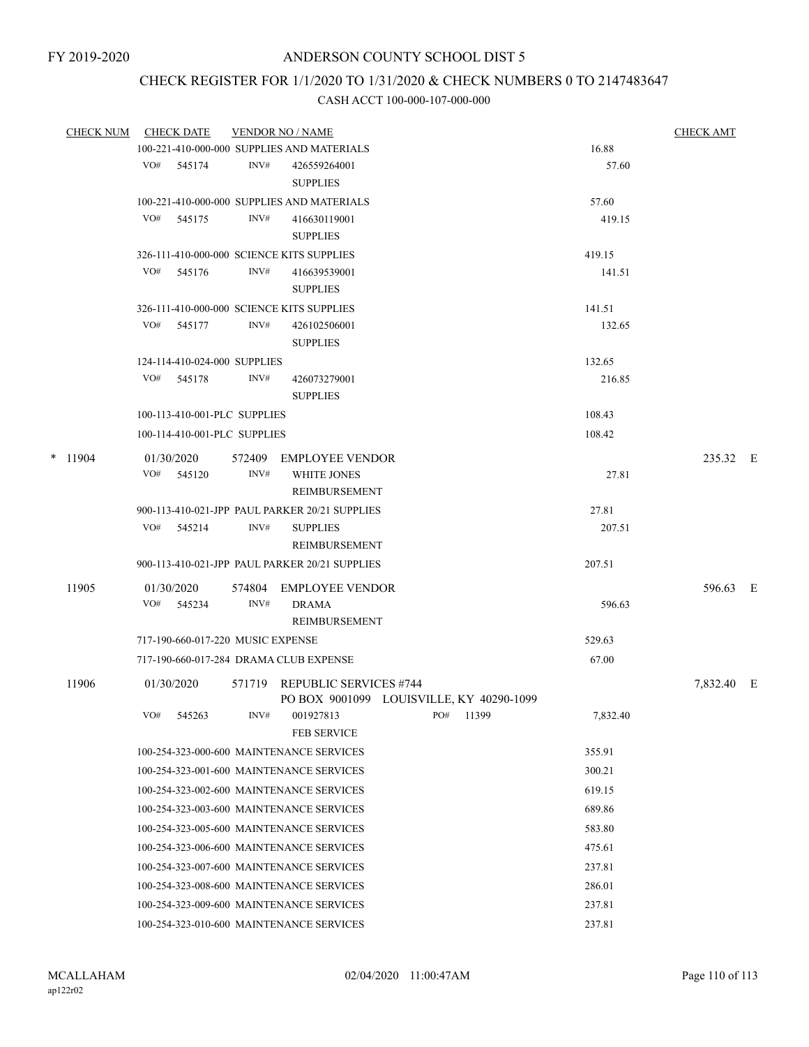FY 2019-2020

# ANDERSON COUNTY SCHOOL DIST 5

## CHECK REGISTER FOR 1/1/2020 TO 1/31/2020 & CHECK NUMBERS 0 TO 2147483647

### CASH ACCT 100-000-107-000-000

| CHECK NUM | CHECK DATE | VENDOR NO / NAME | | CHECK AMT |
|---|---|---|---|---|
| | 100-221-410-000-000 SUPPLIES AND MATERIALS | | 16.88 | |
| | VO# 545174 | INV# 426559264001 SUPPLIES | 57.60 | |
| | 100-221-410-000-000 SUPPLIES AND MATERIALS | | 57.60 | |
| | VO# 545175 | INV# 416630119001 SUPPLIES | 419.15 | |
| | 326-111-410-000-000 SCIENCE KITS SUPPLIES | | 419.15 | |
| | VO# 545176 | INV# 416639539001 SUPPLIES | 141.51 | |
| | 326-111-410-000-000 SCIENCE KITS SUPPLIES | | 141.51 | |
| | VO# 545177 | INV# 426102506001 SUPPLIES | 132.65 | |
| | 124-114-410-024-000 SUPPLIES | | 132.65 | |
| | VO# 545178 | INV# 426073279001 SUPPLIES | 216.85 | |
| | 100-113-410-001-PLC SUPPLIES | | 108.43 | |
| | 100-114-410-001-PLC SUPPLIES | | 108.42 | |
| * 11904 | 01/30/2020 | 572409 EMPLOYEE VENDOR | | 235.32 E |
| | VO# 545120 | INV# WHITE JONES REIMBURSEMENT | 27.81 | |
| | 900-113-410-021-JPP PAUL PARKER 20/21 SUPPLIES | | 27.81 | |
| | VO# 545214 | INV# SUPPLIES REIMBURSEMENT | 207.51 | |
| | 900-113-410-021-JPP PAUL PARKER 20/21 SUPPLIES | | 207.51 | |
| 11905 | 01/30/2020 | 574804 EMPLOYEE VENDOR | | 596.63 E |
| | VO# 545234 | INV# DRAMA REIMBURSEMENT | 596.63 | |
| | 717-190-660-017-220 MUSIC EXPENSE | | 529.63 | |
| | 717-190-660-017-284 DRAMA CLUB EXPENSE | | 67.00 | |
| 11906 | 01/30/2020 | 571719 REPUBLIC SERVICES #744 PO BOX 9001099 LOUISVILLE, KY 40290-1099 | | 7,832.40 E |
| | VO# 545263 | INV# 001927813 PO# 11399 FEB SERVICE | 7,832.40 | |
| | 100-254-323-000-600 MAINTENANCE SERVICES | | 355.91 | |
| | 100-254-323-001-600 MAINTENANCE SERVICES | | 300.21 | |
| | 100-254-323-002-600 MAINTENANCE SERVICES | | 619.15 | |
| | 100-254-323-003-600 MAINTENANCE SERVICES | | 689.86 | |
| | 100-254-323-005-600 MAINTENANCE SERVICES | | 583.80 | |
| | 100-254-323-006-600 MAINTENANCE SERVICES | | 475.61 | |
| | 100-254-323-007-600 MAINTENANCE SERVICES | | 237.81 | |
| | 100-254-323-008-600 MAINTENANCE SERVICES | | 286.01 | |
| | 100-254-323-009-600 MAINTENANCE SERVICES | | 237.81 | |
| | 100-254-323-010-600 MAINTENANCE SERVICES | | 237.81 | |

MCALLAHAM
ap122r02

02/04/2020 11:00:47AM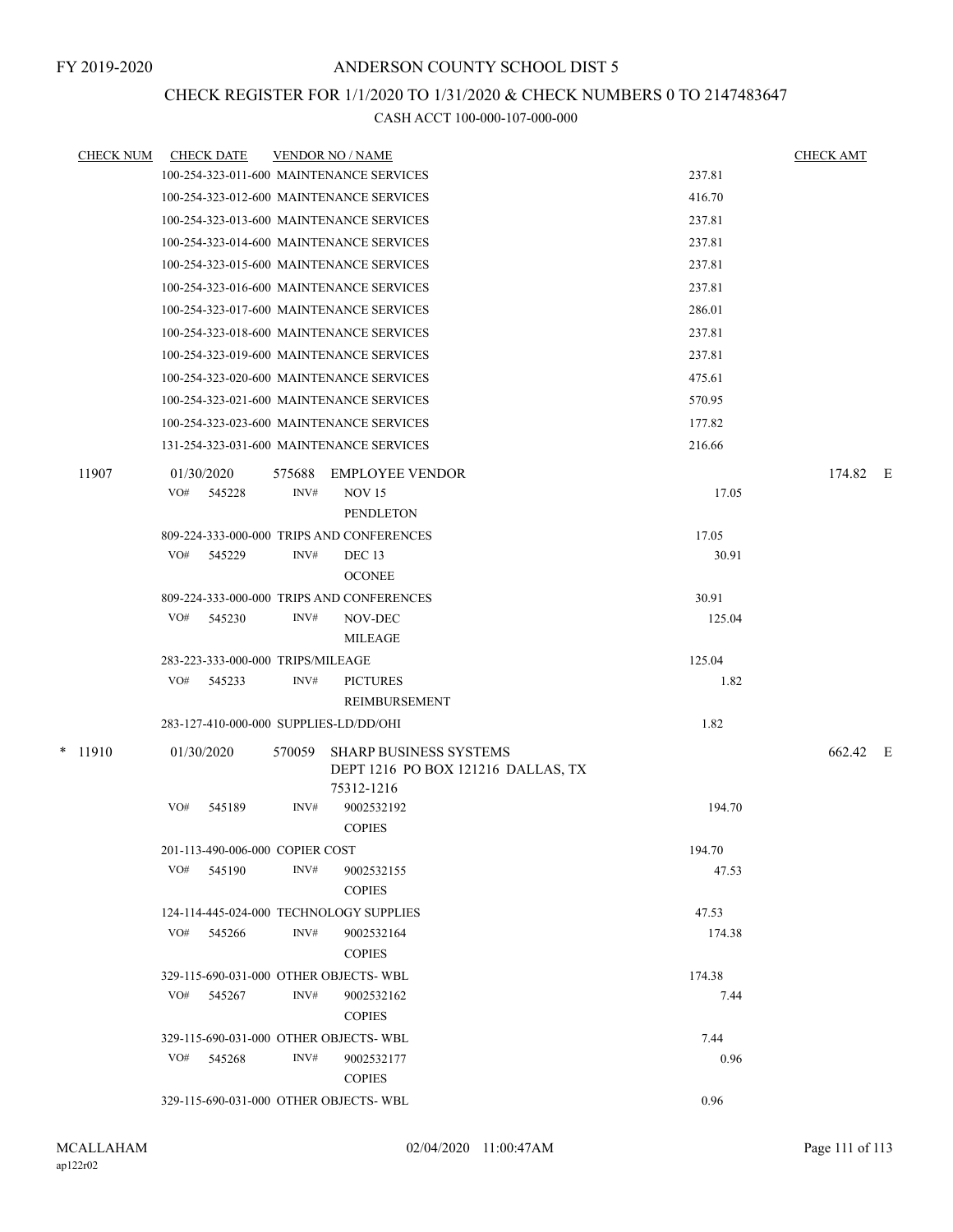FY 2019-2020

# ANDERSON COUNTY SCHOOL DIST 5

## CHECK REGISTER FOR 1/1/2020 TO 1/31/2020 & CHECK NUMBERS 0 TO 2147483647

### CASH ACCT 100-000-107-000-000

| CHECK NUM | CHECK DATE | VENDOR NO / NAME | | CHECK AMT | |
|---|---|---|---|---|---|
| | 100-254-323-011-600 MAINTENANCE SERVICES | | 237.81 | | |
| | 100-254-323-012-600 MAINTENANCE SERVICES | | 416.70 | | |
| | 100-254-323-013-600 MAINTENANCE SERVICES | | 237.81 | | |
| | 100-254-323-014-600 MAINTENANCE SERVICES | | 237.81 | | |
| | 100-254-323-015-600 MAINTENANCE SERVICES | | 237.81 | | |
| | 100-254-323-016-600 MAINTENANCE SERVICES | | 237.81 | | |
| | 100-254-323-017-600 MAINTENANCE SERVICES | | 286.01 | | |
| | 100-254-323-018-600 MAINTENANCE SERVICES | | 237.81 | | |
| | 100-254-323-019-600 MAINTENANCE SERVICES | | 237.81 | | |
| | 100-254-323-020-600 MAINTENANCE SERVICES | | 475.61 | | |
| | 100-254-323-021-600 MAINTENANCE SERVICES | | 570.95 | | |
| | 100-254-323-023-600 MAINTENANCE SERVICES | | 177.82 | | |
| | 131-254-323-031-600 MAINTENANCE SERVICES | | 216.66 | | |
| 11907 | 01/30/2020 | 575688 EMPLOYEE VENDOR | | 174.82 | E |
| | VO# 545228 | INV# NOV 15 PENDLETON | 17.05 | | |
| | 809-224-333-000-000 TRIPS AND CONFERENCES | | 17.05 | | |
| | VO# 545229 | INV# DEC 13 OCONEE | 30.91 | | |
| | 809-224-333-000-000 TRIPS AND CONFERENCES | | 30.91 | | |
| | VO# 545230 | INV# NOV-DEC MILEAGE | 125.04 | | |
| | 283-223-333-000-000 TRIPS/MILEAGE | | 125.04 | | |
| | VO# 545233 | INV# PICTURES REIMBURSEMENT | 1.82 | | |
| | 283-127-410-000-000 SUPPLIES-LD/DD/OHI | | 1.82 | | |
| * 11910 | 01/30/2020 | 570059 SHARP BUSINESS SYSTEMS DEPT 1216 PO BOX 121216 DALLAS, TX 75312-1216 | | 662.42 | E |
| | VO# 545189 | INV# 9002532192 COPIES | 194.70 | | |
| | 201-113-490-006-000 COPIER COST | | 194.70 | | |
| | VO# 545190 | INV# 9002532155 COPIES | 47.53 | | |
| | 124-114-445-024-000 TECHNOLOGY SUPPLIES | | 47.53 | | |
| | VO# 545266 | INV# 9002532164 COPIES | 174.38 | | |
| | 329-115-690-031-000 OTHER OBJECTS- WBL | | 174.38 | | |
| | VO# 545267 | INV# 9002532162 COPIES | 7.44 | | |
| | 329-115-690-031-000 OTHER OBJECTS- WBL | | 7.44 | | |
| | VO# 545268 | INV# 9002532177 COPIES | 0.96 | | |
| | 329-115-690-031-000 OTHER OBJECTS- WBL | | 0.96 | | |

MCALLAHAM
ap122r02

02/04/2020 11:00:47AM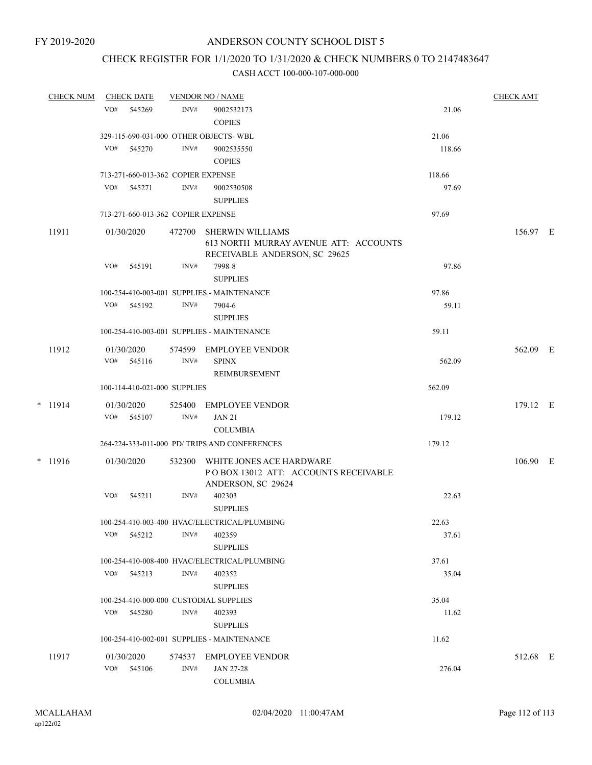FY 2019-2020

# ANDERSON COUNTY SCHOOL DIST 5

## CHECK REGISTER FOR 1/1/2020 TO 1/31/2020 & CHECK NUMBERS 0 TO 2147483647

### CASH ACCT 100-000-107-000-000

| CHECK NUM | CHECK DATE | VENDOR NO / NAME | | | CHECK AMT | |
|---|---|---|---|---|---|---|
| | VO# 545269 | INV# | 9002532173 COPIES | 21.06 | | |
| | 329-115-690-031-000 OTHER OBJECTS- WBL | | | 21.06 | | |
| | VO# 545270 | INV# | 9002535550 COPIES | 118.66 | | |
| | 713-271-660-013-362 COPIER EXPENSE | | | 118.66 | | |
| | VO# 545271 | INV# | 9002530508 SUPPLIES | 97.69 | | |
| | 713-271-660-013-362 COPIER EXPENSE | | | 97.69 | | |
| 11911 | 01/30/2020 | 472700 | SHERWIN WILLIAMS 613 NORTH MURRAY AVENUE ATT: ACCOUNTS RECEIVABLE ANDERSON, SC 29625 | | 156.97 | E |
| | VO# 545191 | INV# | 7998-8 SUPPLIES | 97.86 | | |
| | 100-254-410-003-001 SUPPLIES - MAINTENANCE | | | 97.86 | | |
| | VO# 545192 | INV# | 7904-6 SUPPLIES | 59.11 | | |
| | 100-254-410-003-001 SUPPLIES - MAINTENANCE | | | 59.11 | | |
| 11912 | 01/30/2020 | 574599 | EMPLOYEE VENDOR | | 562.09 | E |
| | VO# 545116 | INV# | SPINX REIMBURSEMENT | 562.09 | | |
| | 100-114-410-021-000 SUPPLIES | | | 562.09 | | |
| * 11914 | 01/30/2020 | 525400 | EMPLOYEE VENDOR | | 179.12 | E |
| | VO# 545107 | INV# | JAN 21 COLUMBIA | 179.12 | | |
| | 264-224-333-011-000 PD/ TRIPS AND CONFERENCES | | | 179.12 | | |
| * 11916 | 01/30/2020 | 532300 | WHITE JONES ACE HARDWARE P O BOX 13012 ATT: ACCOUNTS RECEIVABLE ANDERSON, SC 29624 | | 106.90 | E |
| | VO# 545211 | INV# | 402303 SUPPLIES | 22.63 | | |
| | 100-254-410-003-400 HVAC/ELECTRICAL/PLUMBING | | | 22.63 | | |
| | VO# 545212 | INV# | 402359 SUPPLIES | 37.61 | | |
| | 100-254-410-008-400 HVAC/ELECTRICAL/PLUMBING | | | 37.61 | | |
| | VO# 545213 | INV# | 402352 SUPPLIES | 35.04 | | |
| | 100-254-410-000-000 CUSTODIAL SUPPLIES | | | 35.04 | | |
| | VO# 545280 | INV# | 402393 SUPPLIES | 11.62 | | |
| | 100-254-410-002-001 SUPPLIES - MAINTENANCE | | | 11.62 | | |
| 11917 | 01/30/2020 | 574537 | EMPLOYEE VENDOR | | 512.68 | E |
| | VO# 545106 | INV# | JAN 27-28 COLUMBIA | 276.04 | | |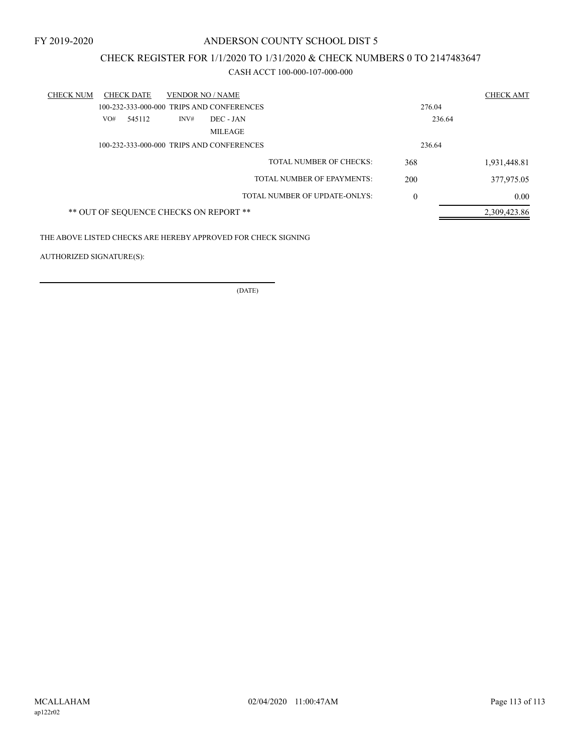FY 2019-2020

ANDERSON COUNTY SCHOOL DIST 5

CHECK REGISTER FOR 1/1/2020 TO 1/31/2020 & CHECK NUMBERS 0 TO 2147483647

CASH ACCT 100-000-107-000-000

| CHECK NUM | CHECK DATE | VENDOR NO / NAME | | | CHECK AMT |
|---|---|---|---|---|---|
| | 100-232-333-000-000 TRIPS AND CONFERENCES | | | 276.04 | |
| | VO# 545112 | INV# | DEC - JAN MILEAGE | 236.64 | |
| | 100-232-333-000-000 TRIPS AND CONFERENCES | | | 236.64 | |
| | | | TOTAL NUMBER OF CHECKS: | 368 | 1,931,448.81 |
| | | | TOTAL NUMBER OF EPAYMENTS: | 200 | 377,975.05 |
| | | | TOTAL NUMBER OF UPDATE-ONLYS: | 0 | 0.00 |
| | ** OUT OF SEQUENCE CHECKS ON REPORT ** | | | | 2,309,423.86 |

THE ABOVE LISTED CHECKS ARE HEREBY APPROVED FOR CHECK SIGNING

AUTHORIZED SIGNATURE(S):

(DATE)

MCALLAHAM
ap122r02

02/04/2020 11:00:47AM